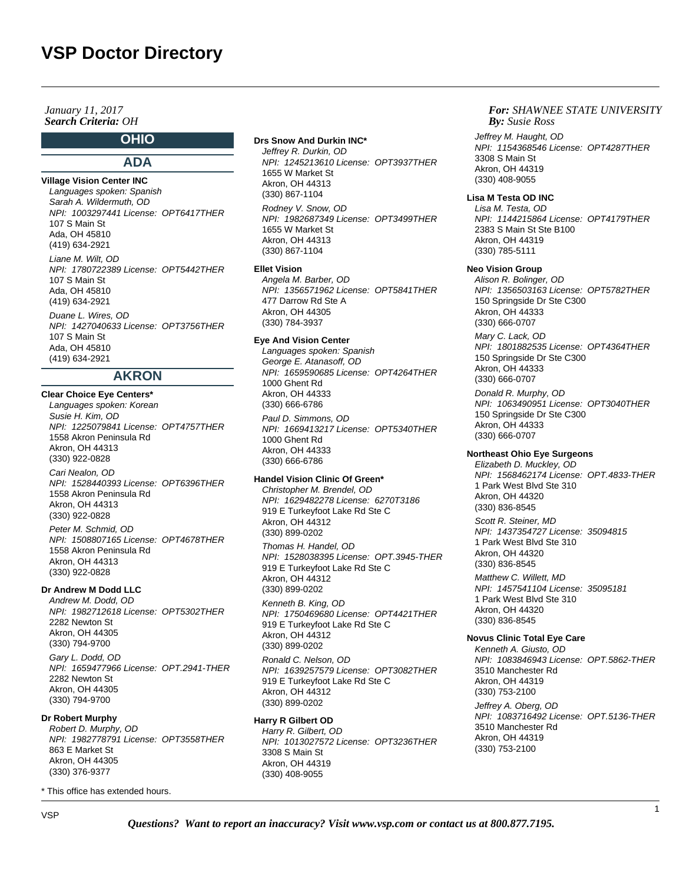# VSP Doctor Directory

*January 11, 2017*
***Search Criteria:*** *OH*

***For:*** *SHAWNEE STATE UNIVERSITY*
***By:*** *Susie Ross*

## OHIO

### ADA

**Village Vision Center INC**
*Languages spoken: Spanish*
*Sarah A. Wildermuth, OD*
*NPI: 1003297441 License: OPT6417THER*
107 S Main St
Ada, OH 45810
(419) 634-2921

*Liane M. Wilt, OD*
*NPI: 1780722389 License: OPT5442THER*
107 S Main St
Ada, OH 45810
(419) 634-2921

*Duane L. Wires, OD*
*NPI: 1427040633 License: OPT3756THER*
107 S Main St
Ada, OH 45810
(419) 634-2921

### AKRON

**Clear Choice Eye Centers***
*Languages spoken: Korean*
*Susie H. Kim, OD*
*NPI: 1225079841 License: OPT4757THER*
1558 Akron Peninsula Rd
Akron, OH 44313
(330) 922-0828

*Cari Nealon, OD*
*NPI: 1528440393 License: OPT6396THER*
1558 Akron Peninsula Rd
Akron, OH 44313
(330) 922-0828

*Peter M. Schmid, OD*
*NPI: 1508807165 License: OPT4678THER*
1558 Akron Peninsula Rd
Akron, OH 44313
(330) 922-0828

**Dr Andrew M Dodd LLC**
*Andrew M. Dodd, OD*
*NPI: 1982712618 License: OPT5302THER*
2282 Newton St
Akron, OH 44305
(330) 794-9700

*Gary L. Dodd, OD*
*NPI: 1659477966 License: OPT.2941-THER*
2282 Newton St
Akron, OH 44305
(330) 794-9700

**Dr Robert Murphy**
*Robert D. Murphy, OD*
*NPI: 1982778791 License: OPT3558THER*
863 E Market St
Akron, OH 44305
(330) 376-9377

**Drs Snow And Durkin INC***
*Jeffrey R. Durkin, OD*
*NPI: 1245213610 License: OPT3937THER*
1655 W Market St
Akron, OH 44313
(330) 867-1104

*Rodney V. Snow, OD*
*NPI: 1982687349 License: OPT3499THER*
1655 W Market St
Akron, OH 44313
(330) 867-1104

**Ellet Vision**
*Angela M. Barber, OD*
*NPI: 1356571962 License: OPT5841THER*
477 Darrow Rd Ste A
Akron, OH 44305
(330) 784-3937

**Eye And Vision Center**
*Languages spoken: Spanish*
*George E. Atanasoff, OD*
*NPI: 1659590685 License: OPT4264THER*
1000 Ghent Rd
Akron, OH 44333
(330) 666-6786

*Paul D. Simmons, OD*
*NPI: 1669413217 License: OPT5340THER*
1000 Ghent Rd
Akron, OH 44333
(330) 666-6786

**Handel Vision Clinic Of Green***
*Christopher M. Brendel, OD*
*NPI: 1629482278 License: 6270T3186*
919 E Turkeyfoot Lake Rd Ste C
Akron, OH 44312
(330) 899-0202

*Thomas H. Handel, OD*
*NPI: 1528038395 License: OPT.3945-THER*
919 E Turkeyfoot Lake Rd Ste C
Akron, OH 44312
(330) 899-0202

*Kenneth B. King, OD*
*NPI: 1750469680 License: OPT4421THER*
919 E Turkeyfoot Lake Rd Ste C
Akron, OH 44312
(330) 899-0202

*Ronald C. Nelson, OD*
*NPI: 1639257579 License: OPT3082THER*
919 E Turkeyfoot Lake Rd Ste C
Akron, OH 44312
(330) 899-0202

**Harry R Gilbert OD**
*Harry R. Gilbert, OD*
*NPI: 1013027572 License: OPT3236THER*
3308 S Main St
Akron, OH 44319
(330) 408-9055

*Jeffrey M. Haught, OD*
*NPI: 1154368546 License: OPT4287THER*
3308 S Main St
Akron, OH 44319
(330) 408-9055

**Lisa M Testa OD INC**
*Lisa M. Testa, OD*
*NPI: 1144215864 License: OPT4179THER*
2383 S Main St Ste B100
Akron, OH 44319
(330) 785-5111

**Neo Vision Group**
*Alison R. Bolinger, OD*
*NPI: 1356503163 License: OPT5782THER*
150 Springside Dr Ste C300
Akron, OH 44333
(330) 666-0707

*Mary C. Lack, OD*
*NPI: 1801882535 License: OPT4364THER*
150 Springside Dr Ste C300
Akron, OH 44333
(330) 666-0707

*Donald R. Murphy, OD*
*NPI: 1063490951 License: OPT3040THER*
150 Springside Dr Ste C300
Akron, OH 44333
(330) 666-0707

**Northeast Ohio Eye Surgeons**
*Elizabeth D. Muckley, OD*
*NPI: 1568462174 License: OPT.4833-THER*
1 Park West Blvd Ste 310
Akron, OH 44320
(330) 836-8545

*Scott R. Steiner, MD*
*NPI: 1437354727 License: 35094815*
1 Park West Blvd Ste 310
Akron, OH 44320
(330) 836-8545

*Matthew C. Willett, MD*
*NPI: 1457541104 License: 35095181*
1 Park West Blvd Ste 310
Akron, OH 44320
(330) 836-8545

**Novus Clinic Total Eye Care**
*Kenneth A. Giusto, OD*
*NPI: 1083846943 License: OPT.5862-THER*
3510 Manchester Rd
Akron, OH 44319
(330) 753-2100

*Jeffrey A. Oberg, OD*
*NPI: 1083716492 License: OPT.5136-THER*
3510 Manchester Rd
Akron, OH 44319
(330) 753-2100

* This office has extended hours.

***Questions? Want to report an inaccuracy? Visit www.vsp.com or contact us at 800.877.7195.***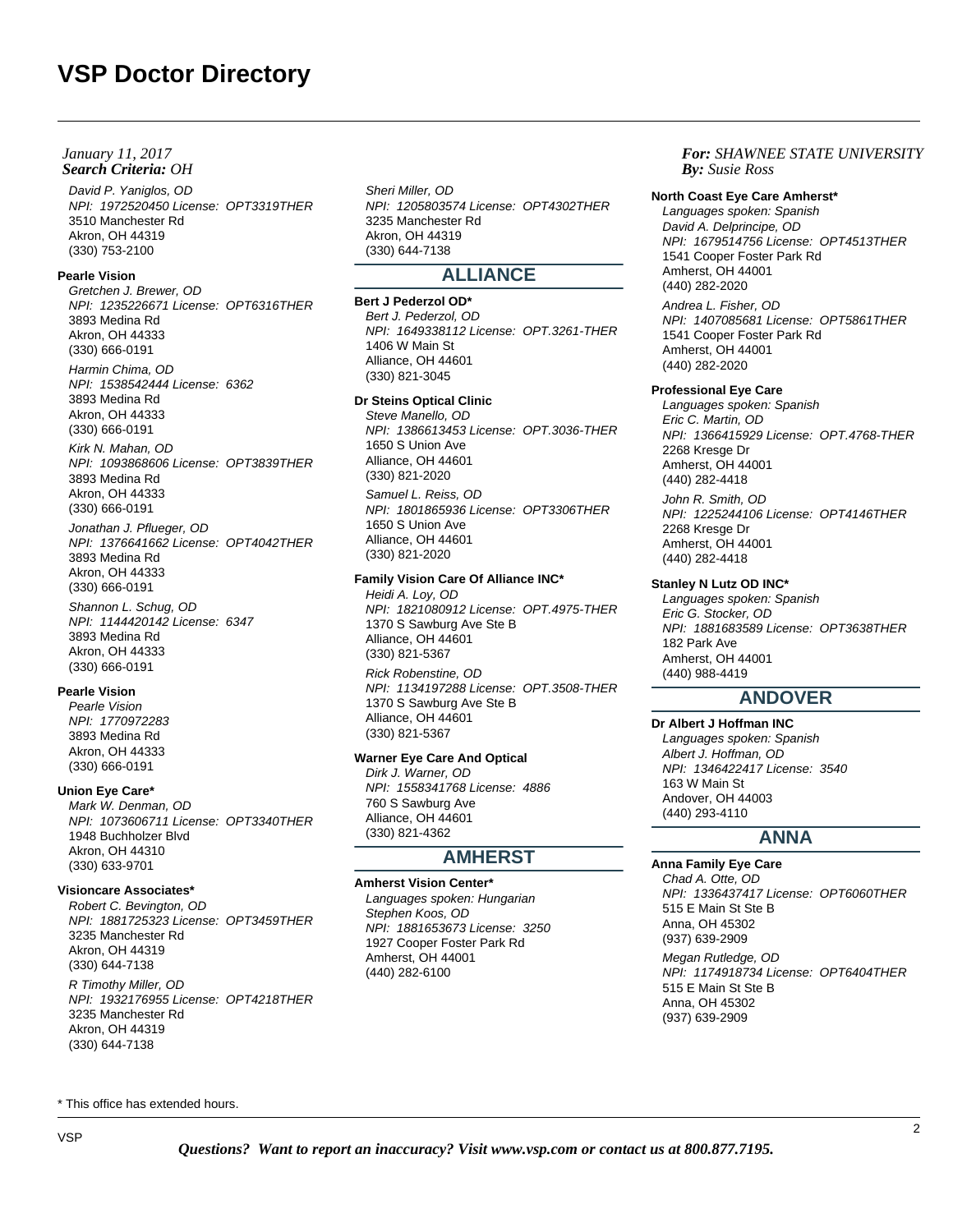# VSP Doctor Directory

*January 11, 2017*
***Search Criteria:** OH*

***For:** SHAWNEE STATE UNIVERSITY*
***By:** Susie Ross*

*David P. Yaniglos, OD*
*NPI: 1972520450 License: OPT3319THER*
3510 Manchester Rd
Akron, OH 44319
(330) 753-2100

**Pearle Vision**

*Gretchen J. Brewer, OD*
*NPI: 1235226671 License: OPT6316THER*
3893 Medina Rd
Akron, OH 44333
(330) 666-0191

*Harmin Chima, OD*
*NPI: 1538542444 License: 6362*
3893 Medina Rd
Akron, OH 44333
(330) 666-0191

*Kirk N. Mahan, OD*
*NPI: 1093868606 License: OPT3839THER*
3893 Medina Rd
Akron, OH 44333
(330) 666-0191

*Jonathan J. Pflueger, OD*
*NPI: 1376641662 License: OPT4042THER*
3893 Medina Rd
Akron, OH 44333
(330) 666-0191

*Shannon L. Schug, OD*
*NPI: 1144420142 License: 6347*
3893 Medina Rd
Akron, OH 44333
(330) 666-0191

**Pearle Vision**

*Pearle Vision*
*NPI: 1770972283*
3893 Medina Rd
Akron, OH 44333
(330) 666-0191

**Union Eye Care***

*Mark W. Denman, OD*
*NPI: 1073606711 License: OPT3340THER*
1948 Buchholzer Blvd
Akron, OH 44310
(330) 633-9701

**Visioncare Associates***

*Robert C. Bevington, OD*
*NPI: 1881725323 License: OPT3459THER*
3235 Manchester Rd
Akron, OH 44319
(330) 644-7138

*R Timothy Miller, OD*
*NPI: 1932176955 License: OPT4218THER*
3235 Manchester Rd
Akron, OH 44319
(330) 644-7138

*Sheri Miller, OD*
*NPI: 1205803574 License: OPT4302THER*
3235 Manchester Rd
Akron, OH 44319
(330) 644-7138

## ALLIANCE

**Bert J Pederzol OD***

*Bert J. Pederzol, OD*
*NPI: 1649338112 License: OPT.3261-THER*
1406 W Main St
Alliance, OH 44601
(330) 821-3045

**Dr Steins Optical Clinic**

*Steve Manello, OD*
*NPI: 1386613453 License: OPT.3036-THER*
1650 S Union Ave
Alliance, OH 44601
(330) 821-2020

*Samuel L. Reiss, OD*
*NPI: 1801865936 License: OPT3306THER*
1650 S Union Ave
Alliance, OH 44601
(330) 821-2020

**Family Vision Care Of Alliance INC***

*Heidi A. Loy, OD*
*NPI: 1821080912 License: OPT.4975-THER*
1370 S Sawburg Ave Ste B
Alliance, OH 44601
(330) 821-5367

*Rick Robenstine, OD*
*NPI: 1134197288 License: OPT.3508-THER*
1370 S Sawburg Ave Ste B
Alliance, OH 44601
(330) 821-5367

**Warner Eye Care And Optical**

*Dirk J. Warner, OD*
*NPI: 1558341768 License: 4886*
760 S Sawburg Ave
Alliance, OH 44601
(330) 821-4362

## AMHERST

**Amherst Vision Center***

*Languages spoken: Hungarian*
*Stephen Koos, OD*
*NPI: 1881653673 License: 3250*
1927 Cooper Foster Park Rd
Amherst, OH 44001
(440) 282-6100

**North Coast Eye Care Amherst***

*Languages spoken: Spanish*
*David A. Delprincipe, OD*
*NPI: 1679514756 License: OPT4513THER*
1541 Cooper Foster Park Rd
Amherst, OH 44001
(440) 282-2020

*Andrea L. Fisher, OD*
*NPI: 1407085681 License: OPT5861THER*
1541 Cooper Foster Park Rd
Amherst, OH 44001
(440) 282-2020

**Professional Eye Care**

*Languages spoken: Spanish*
*Eric C. Martin, OD*
*NPI: 1366415929 License: OPT.4768-THER*
2268 Kresge Dr
Amherst, OH 44001
(440) 282-4418

*John R. Smith, OD*
*NPI: 1225244106 License: OPT4146THER*
2268 Kresge Dr
Amherst, OH 44001
(440) 282-4418

**Stanley N Lutz OD INC***

*Languages spoken: Spanish*
*Eric G. Stocker, OD*
*NPI: 1881683589 License: OPT3638THER*
182 Park Ave
Amherst, OH 44001
(440) 988-4419

## ANDOVER

**Dr Albert J Hoffman INC**

*Languages spoken: Spanish*
*Albert J. Hoffman, OD*
*NPI: 1346422417 License: 3540*
163 W Main St
Andover, OH 44003
(440) 293-4110

## ANNA

**Anna Family Eye Care**

*Chad A. Otte, OD*
*NPI: 1336437417 License: OPT6060THER*
515 E Main St Ste B
Anna, OH 45302
(937) 639-2909

*Megan Rutledge, OD*
*NPI: 1174918734 License: OPT6404THER*
515 E Main St Ste B
Anna, OH 45302
(937) 639-2909

* This office has extended hours.

***Questions? Want to report an inaccuracy? Visit www.vsp.com or contact us at 800.877.7195.***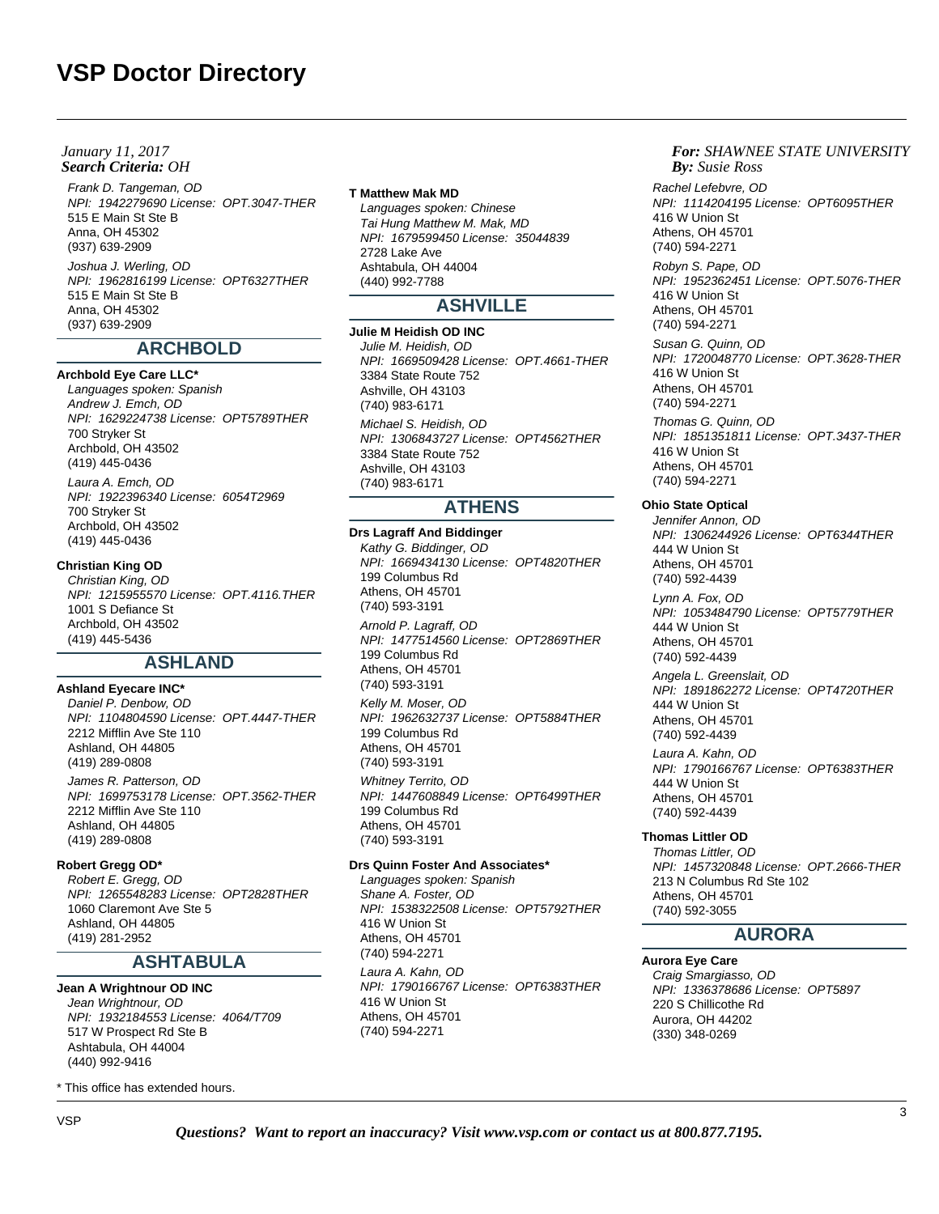# VSP Doctor Directory

*January 11, 2017*
***Search Criteria:*** *OH*

***For:*** *SHAWNEE STATE UNIVERSITY*
***By:*** *Susie Ross*

*Frank D. Tangeman, OD*
*NPI: 1942279690 License: OPT.3047-THER*
515 E Main St Ste B
Anna, OH 45302
(937) 639-2909

*Joshua J. Werling, OD*
*NPI: 1962816199 License: OPT6327THER*
515 E Main St Ste B
Anna, OH 45302
(937) 639-2909

## ARCHBOLD

**Archbold Eye Care LLC***
*Languages spoken: Spanish*
*Andrew J. Emch, OD*
*NPI: 1629224738 License: OPT5789THER*
700 Stryker St
Archbold, OH 43502
(419) 445-0436

*Laura A. Emch, OD*
*NPI: 1922396340 License: 6054T2969*
700 Stryker St
Archbold, OH 43502
(419) 445-0436

**Christian King OD**
*Christian King, OD*
*NPI: 1215955570 License: OPT.4116.THER*
1001 S Defiance St
Archbold, OH 43502
(419) 445-5436

## ASHLAND

**Ashland Eyecare INC***
*Daniel P. Denbow, OD*
*NPI: 1104804590 License: OPT.4447-THER*
2212 Mifflin Ave Ste 110
Ashland, OH 44805
(419) 289-0808

*James R. Patterson, OD*
*NPI: 1699753178 License: OPT.3562-THER*
2212 Mifflin Ave Ste 110
Ashland, OH 44805
(419) 289-0808

**Robert Gregg OD***
*Robert E. Gregg, OD*
*NPI: 1265548283 License: OPT2828THER*
1060 Claremont Ave Ste 5
Ashland, OH 44805
(419) 281-2952

## ASHTABULA

**Jean A Wrightnour OD INC**
*Jean Wrightnour, OD*
*NPI: 1932184553 License: 4064/T709*
517 W Prospect Rd Ste B
Ashtabula, OH 44004
(440) 992-9416

**T Matthew Mak MD**
*Languages spoken: Chinese*
*Tai Hung Matthew M. Mak, MD*
*NPI: 1679599450 License: 35044839*
2728 Lake Ave
Ashtabula, OH 44004
(440) 992-7788

## ASHVILLE

**Julie M Heidish OD INC**
*Julie M. Heidish, OD*
*NPI: 1669509428 License: OPT.4661-THER*
3384 State Route 752
Ashville, OH 43103
(740) 983-6171

*Michael S. Heidish, OD*
*NPI: 1306843727 License: OPT4562THER*
3384 State Route 752
Ashville, OH 43103
(740) 983-6171

## ATHENS

**Drs Lagraff And Biddinger**
*Kathy G. Biddinger, OD*
*NPI: 1669434130 License: OPT4820THER*
199 Columbus Rd
Athens, OH 45701
(740) 593-3191

*Arnold P. Lagraff, OD*
*NPI: 1477514560 License: OPT2869THER*
199 Columbus Rd
Athens, OH 45701
(740) 593-3191

*Kelly M. Moser, OD*
*NPI: 1962632737 License: OPT5884THER*
199 Columbus Rd
Athens, OH 45701
(740) 593-3191

*Whitney Territo, OD*
*NPI: 1447608849 License: OPT6499THER*
199 Columbus Rd
Athens, OH 45701
(740) 593-3191

**Drs Quinn Foster And Associates***
*Languages spoken: Spanish*
*Shane A. Foster, OD*
*NPI: 1538322508 License: OPT5792THER*
416 W Union St
Athens, OH 45701
(740) 594-2271

*Laura A. Kahn, OD*
*NPI: 1790166767 License: OPT6383THER*
416 W Union St
Athens, OH 45701
(740) 594-2271

*Rachel Lefebvre, OD*
*NPI: 1114204195 License: OPT6095THER*
416 W Union St
Athens, OH 45701
(740) 594-2271

*Robyn S. Pape, OD*
*NPI: 1952362451 License: OPT.5076-THER*
416 W Union St
Athens, OH 45701
(740) 594-2271

*Susan G. Quinn, OD*
*NPI: 1720048770 License: OPT.3628-THER*
416 W Union St
Athens, OH 45701
(740) 594-2271

*Thomas G. Quinn, OD*
*NPI: 1851351811 License: OPT.3437-THER*
416 W Union St
Athens, OH 45701
(740) 594-2271

**Ohio State Optical**
*Jennifer Annon, OD*
*NPI: 1306244926 License: OPT6344THER*
444 W Union St
Athens, OH 45701
(740) 592-4439

*Lynn A. Fox, OD*
*NPI: 1053484790 License: OPT5779THER*
444 W Union St
Athens, OH 45701
(740) 592-4439

*Angela L. Greenslait, OD*
*NPI: 1891862272 License: OPT4720THER*
444 W Union St
Athens, OH 45701
(740) 592-4439

*Laura A. Kahn, OD*
*NPI: 1790166767 License: OPT6383THER*
444 W Union St
Athens, OH 45701
(740) 592-4439

**Thomas Littler OD**
*Thomas Littler, OD*
*NPI: 1457320848 License: OPT.2666-THER*
213 N Columbus Rd Ste 102
Athens, OH 45701
(740) 592-3055

## AURORA

**Aurora Eye Care**
*Craig Smargiasso, OD*
*NPI: 1336378686 License: OPT5897*
220 S Chillicothe Rd
Aurora, OH 44202
(330) 348-0269

\* This office has extended hours.

***Questions? Want to report an inaccuracy? Visit www.vsp.com or contact us at 800.877.7195.***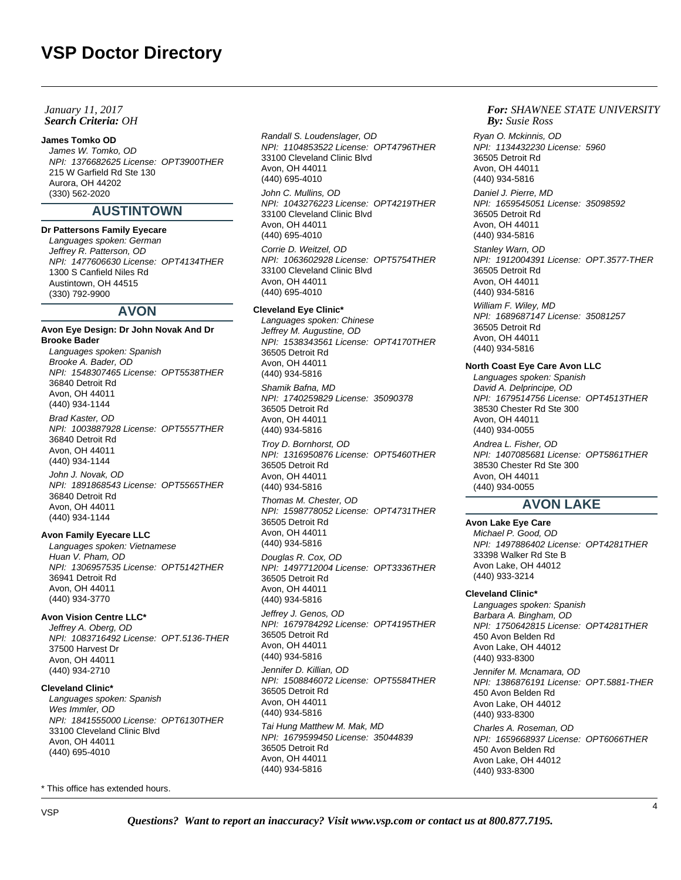# VSP Doctor Directory

*January 11, 2017*
***Search Criteria:** OH*

***For:** SHAWNEE STATE UNIVERSITY*
***By:** Susie Ross*

**James Tomko OD**
*James W. Tomko, OD*
*NPI: 1376682625 License: OPT3900THER*
215 W Garfield Rd Ste 130
Aurora, OH 44202
(330) 562-2020

## AUSTINTOWN

**Dr Pattersons Family Eyecare**
*Languages spoken: German*
*Jeffrey R. Patterson, OD*
*NPI: 1477606630 License: OPT4134THER*
1300 S Canfield Niles Rd
Austintown, OH 44515
(330) 792-9900

## AVON

**Avon Eye Design: Dr John Novak And Dr Brooke Bader**
*Languages spoken: Spanish*
*Brooke A. Bader, OD*
*NPI: 1548307465 License: OPT5538THER*
36840 Detroit Rd
Avon, OH 44011
(440) 934-1144

*Brad Kaster, OD*
*NPI: 1003887928 License: OPT5557THER*
36840 Detroit Rd
Avon, OH 44011
(440) 934-1144

*John J. Novak, OD*
*NPI: 1891868543 License: OPT5565THER*
36840 Detroit Rd
Avon, OH 44011
(440) 934-1144

**Avon Family Eyecare LLC**
*Languages spoken: Vietnamese*
*Huan V. Pham, OD*
*NPI: 1306957535 License: OPT5142THER*
36941 Detroit Rd
Avon, OH 44011
(440) 934-3770

**Avon Vision Centre LLC***
*Jeffrey A. Oberg, OD*
*NPI: 1083716492 License: OPT.5136-THER*
37500 Harvest Dr
Avon, OH 44011
(440) 934-2710

**Cleveland Clinic***
*Languages spoken: Spanish*
*Wes Immler, OD*
*NPI: 1841555000 License: OPT6130THER*
33100 Cleveland Clinic Blvd
Avon, OH 44011
(440) 695-4010

*Randall S. Loudenslager, OD*
*NPI: 1104853522 License: OPT4796THER*
33100 Cleveland Clinic Blvd
Avon, OH 44011
(440) 695-4010

*John C. Mullins, OD*
*NPI: 1043276223 License: OPT4219THER*
33100 Cleveland Clinic Blvd
Avon, OH 44011
(440) 695-4010

*Corrie D. Weitzel, OD*
*NPI: 1063602928 License: OPT5754THER*
33100 Cleveland Clinic Blvd
Avon, OH 44011
(440) 695-4010

**Cleveland Eye Clinic***
*Languages spoken: Chinese*
*Jeffrey M. Augustine, OD*
*NPI: 1538343561 License: OPT4170THER*
36505 Detroit Rd
Avon, OH 44011
(440) 934-5816

*Shamik Bafna, MD*
*NPI: 1740259829 License: 35090378*
36505 Detroit Rd
Avon, OH 44011
(440) 934-5816

*Troy D. Bornhorst, OD*
*NPI: 1316950876 License: OPT5460THER*
36505 Detroit Rd
Avon, OH 44011
(440) 934-5816

*Thomas M. Chester, OD*
*NPI: 1598778052 License: OPT4731THER*
36505 Detroit Rd
Avon, OH 44011
(440) 934-5816

*Douglas R. Cox, OD*
*NPI: 1497712004 License: OPT3336THER*
36505 Detroit Rd
Avon, OH 44011
(440) 934-5816

*Jeffrey J. Genos, OD*
*NPI: 1679784292 License: OPT4195THER*
36505 Detroit Rd
Avon, OH 44011
(440) 934-5816

*Jennifer D. Killian, OD*
*NPI: 1508846072 License: OPT5584THER*
36505 Detroit Rd
Avon, OH 44011
(440) 934-5816

*Tai Hung Matthew M. Mak, MD*
*NPI: 1679599450 License: 35044839*
36505 Detroit Rd
Avon, OH 44011
(440) 934-5816

*Ryan O. Mckinnis, OD*
*NPI: 1134432230 License: 5960*
36505 Detroit Rd
Avon, OH 44011
(440) 934-5816

*Daniel J. Pierre, MD*
*NPI: 1659545051 License: 35098592*
36505 Detroit Rd
Avon, OH 44011
(440) 934-5816

*Stanley Warn, OD*
*NPI: 1912004391 License: OPT.3577-THER*
36505 Detroit Rd
Avon, OH 44011
(440) 934-5816

*William F. Wiley, MD*
*NPI: 1689687147 License: 35081257*
36505 Detroit Rd
Avon, OH 44011
(440) 934-5816

**North Coast Eye Care Avon LLC**
*Languages spoken: Spanish*
*David A. Delprincipe, OD*
*NPI: 1679514756 License: OPT4513THER*
38530 Chester Rd Ste 300
Avon, OH 44011
(440) 934-0055

*Andrea L. Fisher, OD*
*NPI: 1407085681 License: OPT5861THER*
38530 Chester Rd Ste 300
Avon, OH 44011
(440) 934-0055

## AVON LAKE

**Avon Lake Eye Care**
*Michael P. Good, OD*
*NPI: 1497886402 License: OPT4281THER*
33398 Walker Rd Ste B
Avon Lake, OH 44012
(440) 933-3214

**Cleveland Clinic***
*Languages spoken: Spanish*
*Barbara A. Bingham, OD*
*NPI: 1750642815 License: OPT4281THER*
450 Avon Belden Rd
Avon Lake, OH 44012
(440) 933-8300

*Jennifer M. Mcnamara, OD*
*NPI: 1386876191 License: OPT.5881-THER*
450 Avon Belden Rd
Avon Lake, OH 44012
(440) 933-8300

*Charles A. Roseman, OD*
*NPI: 1659668937 License: OPT6066THER*
450 Avon Belden Rd
Avon Lake, OH 44012
(440) 933-8300

\* This office has extended hours.

***Questions? Want to report an inaccuracy? Visit www.vsp.com or contact us at 800.877.7195.***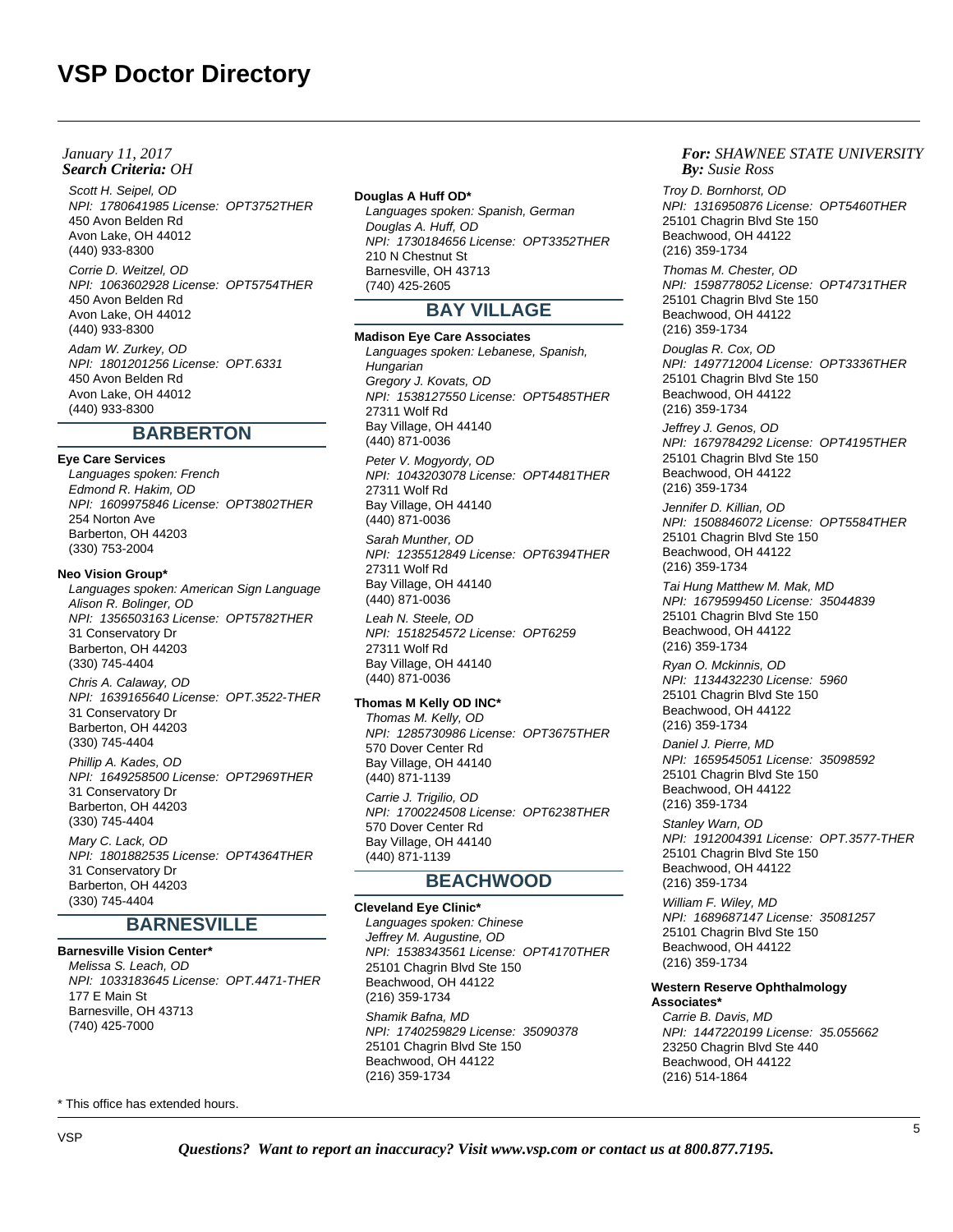# VSP Doctor Directory

*January 11, 2017*
***Search Criteria:** OH*

***For:** SHAWNEE STATE UNIVERSITY*
***By:** Susie Ross*

*Scott H. Seipel, OD*
*NPI: 1780641985 License: OPT3752THER*
450 Avon Belden Rd
Avon Lake, OH 44012
(440) 933-8300

*Corrie D. Weitzel, OD*
*NPI: 1063602928 License: OPT5754THER*
450 Avon Belden Rd
Avon Lake, OH 44012
(440) 933-8300

*Adam W. Zurkey, OD*
*NPI: 1801201256 License: OPT.6331*
450 Avon Belden Rd
Avon Lake, OH 44012
(440) 933-8300

## BARBERTON

**Eye Care Services**
*Languages spoken: French*
*Edmond R. Hakim, OD*
*NPI: 1609975846 License: OPT3802THER*
254 Norton Ave
Barberton, OH 44203
(330) 753-2004

**Neo Vision Group***
*Languages spoken: American Sign Language*
*Alison R. Bolinger, OD*
*NPI: 1356503163 License: OPT5782THER*
31 Conservatory Dr
Barberton, OH 44203
(330) 745-4404

*Chris A. Calaway, OD*
*NPI: 1639165640 License: OPT.3522-THER*
31 Conservatory Dr
Barberton, OH 44203
(330) 745-4404

*Phillip A. Kades, OD*
*NPI: 1649258500 License: OPT2969THER*
31 Conservatory Dr
Barberton, OH 44203
(330) 745-4404

*Mary C. Lack, OD*
*NPI: 1801882535 License: OPT4364THER*
31 Conservatory Dr
Barberton, OH 44203
(330) 745-4404

## BARNESVILLE

**Barnesville Vision Center***
*Melissa S. Leach, OD*
*NPI: 1033183645 License: OPT.4471-THER*
177 E Main St
Barnesville, OH 43713
(740) 425-7000

**Douglas A Huff OD***
*Languages spoken: Spanish, German*
*Douglas A. Huff, OD*
*NPI: 1730184656 License: OPT3352THER*
210 N Chestnut St
Barnesville, OH 43713
(740) 425-2605

## BAY VILLAGE

**Madison Eye Care Associates**
*Languages spoken: Lebanese, Spanish, Hungarian*
*Gregory J. Kovats, OD*
*NPI: 1538127550 License: OPT5485THER*
27311 Wolf Rd
Bay Village, OH 44140
(440) 871-0036

*Peter V. Mogyordy, OD*
*NPI: 1043203078 License: OPT4481THER*
27311 Wolf Rd
Bay Village, OH 44140
(440) 871-0036

*Sarah Munther, OD*
*NPI: 1235512849 License: OPT6394THER*
27311 Wolf Rd
Bay Village, OH 44140
(440) 871-0036

*Leah N. Steele, OD*
*NPI: 1518254572 License: OPT6259*
27311 Wolf Rd
Bay Village, OH 44140
(440) 871-0036

**Thomas M Kelly OD INC***
*Thomas M. Kelly, OD*
*NPI: 1285730986 License: OPT3675THER*
570 Dover Center Rd
Bay Village, OH 44140
(440) 871-1139

*Carrie J. Trigilio, OD*
*NPI: 1700224508 License: OPT6238THER*
570 Dover Center Rd
Bay Village, OH 44140
(440) 871-1139

## BEACHWOOD

**Cleveland Eye Clinic***
*Languages spoken: Chinese*
*Jeffrey M. Augustine, OD*
*NPI: 1538343561 License: OPT4170THER*
25101 Chagrin Blvd Ste 150
Beachwood, OH 44122
(216) 359-1734

*Shamik Bafna, MD*
*NPI: 1740259829 License: 35090378*
25101 Chagrin Blvd Ste 150
Beachwood, OH 44122
(216) 359-1734

*Troy D. Bornhorst, OD*
*NPI: 1316950876 License: OPT5460THER*
25101 Chagrin Blvd Ste 150
Beachwood, OH 44122
(216) 359-1734

*Thomas M. Chester, OD*
*NPI: 1598778052 License: OPT4731THER*
25101 Chagrin Blvd Ste 150
Beachwood, OH 44122
(216) 359-1734

*Douglas R. Cox, OD*
*NPI: 1497712004 License: OPT3336THER*
25101 Chagrin Blvd Ste 150
Beachwood, OH 44122
(216) 359-1734

*Jeffrey J. Genos, OD*
*NPI: 1679784292 License: OPT4195THER*
25101 Chagrin Blvd Ste 150
Beachwood, OH 44122
(216) 359-1734

*Jennifer D. Killian, OD*
*NPI: 1508846072 License: OPT5584THER*
25101 Chagrin Blvd Ste 150
Beachwood, OH 44122
(216) 359-1734

*Tai Hung Matthew M. Mak, MD*
*NPI: 1679599450 License: 35044839*
25101 Chagrin Blvd Ste 150
Beachwood, OH 44122
(216) 359-1734

*Ryan O. Mckinnis, OD*
*NPI: 1134432230 License: 5960*
25101 Chagrin Blvd Ste 150
Beachwood, OH 44122
(216) 359-1734

*Daniel J. Pierre, MD*
*NPI: 1659545051 License: 35098592*
25101 Chagrin Blvd Ste 150
Beachwood, OH 44122
(216) 359-1734

*Stanley Warn, OD*
*NPI: 1912004391 License: OPT.3577-THER*
25101 Chagrin Blvd Ste 150
Beachwood, OH 44122
(216) 359-1734

*William F. Wiley, MD*
*NPI: 1689687147 License: 35081257*
25101 Chagrin Blvd Ste 150
Beachwood, OH 44122
(216) 359-1734

**Western Reserve Ophthalmology Associates***
*Carrie B. Davis, MD*
*NPI: 1447220199 License: 35.055662*
23250 Chagrin Blvd Ste 440
Beachwood, OH 44122
(216) 514-1864

\* This office has extended hours.

***Questions? Want to report an inaccuracy? Visit www.vsp.com or contact us at 800.877.7195.***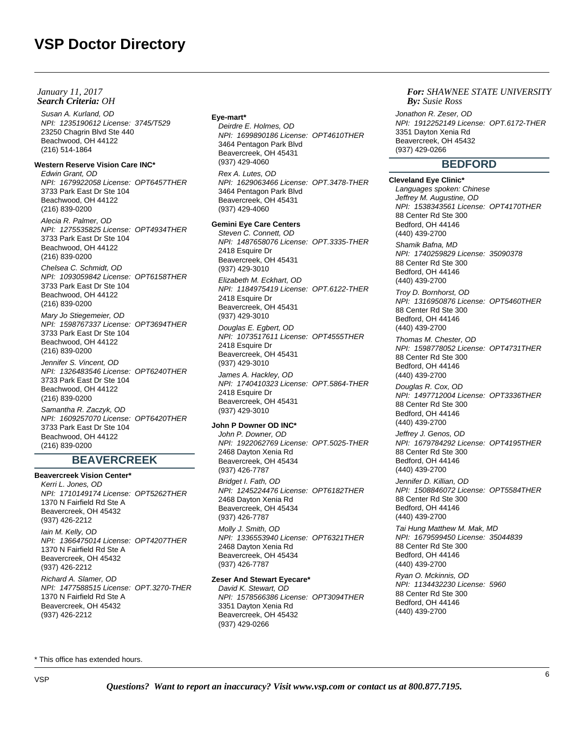# VSP Doctor Directory

*January 11, 2017*
***Search Criteria:*** *OH*

***For:*** *SHAWNEE STATE UNIVERSITY*
***By:*** *Susie Ross*

*Susan A. Kurland, OD*
*NPI: 1235190612 License: 3745/T529*
23250 Chagrin Blvd Ste 440
Beachwood, OH 44122
(216) 514-1864

**Western Reserve Vision Care INC***

*Edwin Grant, OD*
*NPI: 1679922058 License: OPT6457THER*
3733 Park East Dr Ste 104
Beachwood, OH 44122
(216) 839-0200

*Alecia R. Palmer, OD*
*NPI: 1275535825 License: OPT4934THER*
3733 Park East Dr Ste 104
Beachwood, OH 44122
(216) 839-0200

*Chelsea C. Schmidt, OD*
*NPI: 1093059842 License: OPT6158THER*
3733 Park East Dr Ste 104
Beachwood, OH 44122
(216) 839-0200

*Mary Jo Stiegemeier, OD*
*NPI: 1598767337 License: OPT3694THER*
3733 Park East Dr Ste 104
Beachwood, OH 44122
(216) 839-0200

*Jennifer S. Vincent, OD*
*NPI: 1326483546 License: OPT6240THER*
3733 Park East Dr Ste 104
Beachwood, OH 44122
(216) 839-0200

*Samantha R. Zaczyk, OD*
*NPI: 1609257070 License: OPT6420THER*
3733 Park East Dr Ste 104
Beachwood, OH 44122
(216) 839-0200

## BEAVERCREEK

**Beavercreek Vision Center***

*Kerri L. Jones, OD*
*NPI: 1710149174 License: OPT5262THER*
1370 N Fairfield Rd Ste A
Beavercreek, OH 45432
(937) 426-2212

*Iain M. Kelly, OD*
*NPI: 1366475014 License: OPT4207THER*
1370 N Fairfield Rd Ste A
Beavercreek, OH 45432
(937) 426-2212

*Richard A. Slamer, OD*
*NPI: 1477588515 License: OPT.3270-THER*
1370 N Fairfield Rd Ste A
Beavercreek, OH 45432
(937) 426-2212

**Eye-mart***

*Deirdre E. Holmes, OD*
*NPI: 1699890186 License: OPT4610THER*
3464 Pentagon Park Blvd
Beavercreek, OH 45431
(937) 429-4060

*Rex A. Lutes, OD*
*NPI: 1629063466 License: OPT.3478-THER*
3464 Pentagon Park Blvd
Beavercreek, OH 45431
(937) 429-4060

**Gemini Eye Care Centers**

*Steven C. Connett, OD*
*NPI: 1487658076 License: OPT.3335-THER*
2418 Esquire Dr
Beavercreek, OH 45431
(937) 429-3010

*Elizabeth M. Eckhart, OD*
*NPI: 1184975419 License: OPT.6122-THER*
2418 Esquire Dr
Beavercreek, OH 45431
(937) 429-3010

*Douglas E. Egbert, OD*
*NPI: 1073517611 License: OPT4555THER*
2418 Esquire Dr
Beavercreek, OH 45431
(937) 429-3010

*James A. Hackley, OD*
*NPI: 1740410323 License: OPT.5864-THER*
2418 Esquire Dr
Beavercreek, OH 45431
(937) 429-3010

**John P Downer OD INC***

*John P. Downer, OD*
*NPI: 1922062769 License: OPT.5025-THER*
2468 Dayton Xenia Rd
Beavercreek, OH 45434
(937) 426-7787

*Bridget I. Fath, OD*
*NPI: 1245224476 License: OPT6182THER*
2468 Dayton Xenia Rd
Beavercreek, OH 45434
(937) 426-7787

*Molly J. Smith, OD*
*NPI: 1336553940 License: OPT6321THER*
2468 Dayton Xenia Rd
Beavercreek, OH 45434
(937) 426-7787

**Zeser And Stewart Eyecare***

*David K. Stewart, OD*
*NPI: 1578566386 License: OPT3094THER*
3351 Dayton Xenia Rd
Beavercreek, OH 45432
(937) 429-0266

*Jonathon R. Zeser, OD*
*NPI: 1912252149 License: OPT.6172-THER*
3351 Dayton Xenia Rd
Beavercreek, OH 45432
(937) 429-0266

## BEDFORD

**Cleveland Eye Clinic***

*Languages spoken: Chinese*
*Jeffrey M. Augustine, OD*
*NPI: 1538343561 License: OPT4170THER*
88 Center Rd Ste 300
Bedford, OH 44146
(440) 439-2700

*Shamik Bafna, MD*
*NPI: 1740259829 License: 35090378*
88 Center Rd Ste 300
Bedford, OH 44146
(440) 439-2700

*Troy D. Bornhorst, OD*
*NPI: 1316950876 License: OPT5460THER*
88 Center Rd Ste 300
Bedford, OH 44146
(440) 439-2700

*Thomas M. Chester, OD*
*NPI: 1598778052 License: OPT4731THER*
88 Center Rd Ste 300
Bedford, OH 44146
(440) 439-2700

*Douglas R. Cox, OD*
*NPI: 1497712004 License: OPT3336THER*
88 Center Rd Ste 300
Bedford, OH 44146
(440) 439-2700

*Jeffrey J. Genos, OD*
*NPI: 1679784292 License: OPT4195THER*
88 Center Rd Ste 300
Bedford, OH 44146
(440) 439-2700

*Jennifer D. Killian, OD*
*NPI: 1508846072 License: OPT5584THER*
88 Center Rd Ste 300
Bedford, OH 44146
(440) 439-2700

*Tai Hung Matthew M. Mak, MD*
*NPI: 1679599450 License: 35044839*
88 Center Rd Ste 300
Bedford, OH 44146
(440) 439-2700

*Ryan O. Mckinnis, OD*
*NPI: 1134432230 License: 5960*
88 Center Rd Ste 300
Bedford, OH 44146
(440) 439-2700

\* This office has extended hours.

***Questions? Want to report an inaccuracy? Visit www.vsp.com or contact us at 800.877.7195.***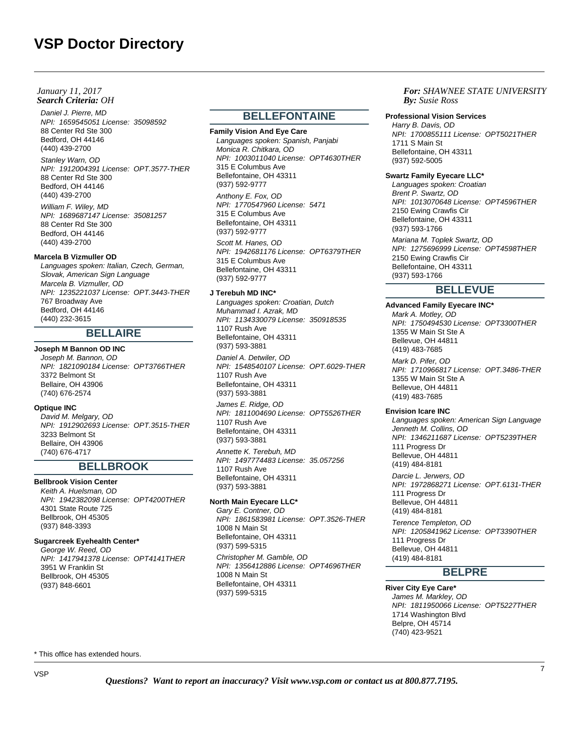# VSP Doctor Directory

*January 11, 2017*
***Search Criteria:*** *OH*

***For:*** *SHAWNEE STATE UNIVERSITY*
***By:*** *Susie Ross*

*Daniel J. Pierre, MD*
*NPI: 1659545051 License: 35098592*
88 Center Rd Ste 300
Bedford, OH 44146
(440) 439-2700

*Stanley Warn, OD*
*NPI: 1912004391 License: OPT.3577-THER*
88 Center Rd Ste 300
Bedford, OH 44146
(440) 439-2700

*William F. Wiley, MD*
*NPI: 1689687147 License: 35081257*
88 Center Rd Ste 300
Bedford, OH 44146
(440) 439-2700

**Marcela B Vizmuller OD**
*Languages spoken: Italian, Czech, German, Slovak, American Sign Language*
*Marcela B. Vizmuller, OD*
*NPI: 1235221037 License: OPT.3443-THER*
767 Broadway Ave
Bedford, OH 44146
(440) 232-3615

## BELLAIRE

**Joseph M Bannon OD INC**
*Joseph M. Bannon, OD*
*NPI: 1821090184 License: OPT3766THER*
3372 Belmont St
Bellaire, OH 43906
(740) 676-2574

**Optique INC**
*David M. Melgary, OD*
*NPI: 1912902693 License: OPT.3515-THER*
3233 Belmont St
Bellaire, OH 43906
(740) 676-4717

## BELLBROOK

**Bellbrook Vision Center**
*Keith A. Huelsman, OD*
*NPI: 1942382098 License: OPT4200THER*
4301 State Route 725
Bellbrook, OH 45305
(937) 848-3393

**Sugarcreek Eyehealth Center***
*George W. Reed, OD*
*NPI: 1417941378 License: OPT4141THER*
3951 W Franklin St
Bellbrook, OH 45305
(937) 848-6601

## BELLEFONTAINE

**Family Vision And Eye Care**
*Languages spoken: Spanish, Panjabi*
*Monica R. Chitkara, OD*
*NPI: 1003011040 License: OPT4630THER*
315 E Columbus Ave
Bellefontaine, OH 43311
(937) 592-9777

*Anthony E. Fox, OD*
*NPI: 1770547960 License: 5471*
315 E Columbus Ave
Bellefontaine, OH 43311
(937) 592-9777

*Scott M. Hanes, OD*
*NPI: 1942681176 License: OPT6379THER*
315 E Columbus Ave
Bellefontaine, OH 43311
(937) 592-9777

**J Terebuh MD INC***
*Languages spoken: Croatian, Dutch*
*Muhammad I. Azrak, MD*
*NPI: 1134330079 License: 350918535*
1107 Rush Ave
Bellefontaine, OH 43311
(937) 593-3881

*Daniel A. Detwiler, OD*
*NPI: 1548540107 License: OPT.6029-THER*
1107 Rush Ave
Bellefontaine, OH 43311
(937) 593-3881

*James E. Ridge, OD*
*NPI: 1811004690 License: OPT5526THER*
1107 Rush Ave
Bellefontaine, OH 43311
(937) 593-3881

*Annette K. Terebuh, MD*
*NPI: 1497774483 License: 35.057256*
1107 Rush Ave
Bellefontaine, OH 43311
(937) 593-3881

**North Main Eyecare LLC***
*Gary E. Contner, OD*
*NPI: 1861583981 License: OPT.3526-THER*
1008 N Main St
Bellefontaine, OH 43311
(937) 599-5315

*Christopher M. Gamble, OD*
*NPI: 1356412886 License: OPT4696THER*
1008 N Main St
Bellefontaine, OH 43311
(937) 599-5315

**Professional Vision Services**
*Harry B. Davis, OD*
*NPI: 1700855111 License: OPT5021THER*
1711 S Main St
Bellefontaine, OH 43311
(937) 592-5005

**Swartz Family Eyecare LLC***
*Languages spoken: Croatian*
*Brent P. Swartz, OD*
*NPI: 1013070648 License: OPT4596THER*
2150 Ewing Crawfis Cir
Bellefontaine, OH 43311
(937) 593-1766

*Mariana M. Toplek Swartz, OD*
*NPI: 1275696999 License: OPT4598THER*
2150 Ewing Crawfis Cir
Bellefontaine, OH 43311
(937) 593-1766

## BELLEVUE

**Advanced Family Eyecare INC***
*Mark A. Motley, OD*
*NPI: 1750494530 License: OPT3300THER*
1355 W Main St Ste A
Bellevue, OH 44811
(419) 483-7685

*Mark D. Pifer, OD*
*NPI: 1710966817 License: OPT.3486-THER*
1355 W Main St Ste A
Bellevue, OH 44811
(419) 483-7685

**Envision Icare INC**
*Languages spoken: American Sign Language*
*Jenneth M. Collins, OD*
*NPI: 1346211687 License: OPT5239THER*
111 Progress Dr
Bellevue, OH 44811
(419) 484-8181

*Darcie L. Jerwers, OD*
*NPI: 1972868271 License: OPT.6131-THER*
111 Progress Dr
Bellevue, OH 44811
(419) 484-8181

*Terence Templeton, OD*
*NPI: 1205841962 License: OPT3390THER*
111 Progress Dr
Bellevue, OH 44811
(419) 484-8181

## BELPRE

**River City Eye Care***
*James M. Markley, OD*
*NPI: 1811950066 License: OPT5227THER*
1714 Washington Blvd
Belpre, OH 45714
(740) 423-9521

\* This office has extended hours.

***Questions? Want to report an inaccuracy? Visit www.vsp.com or contact us at 800.877.7195.***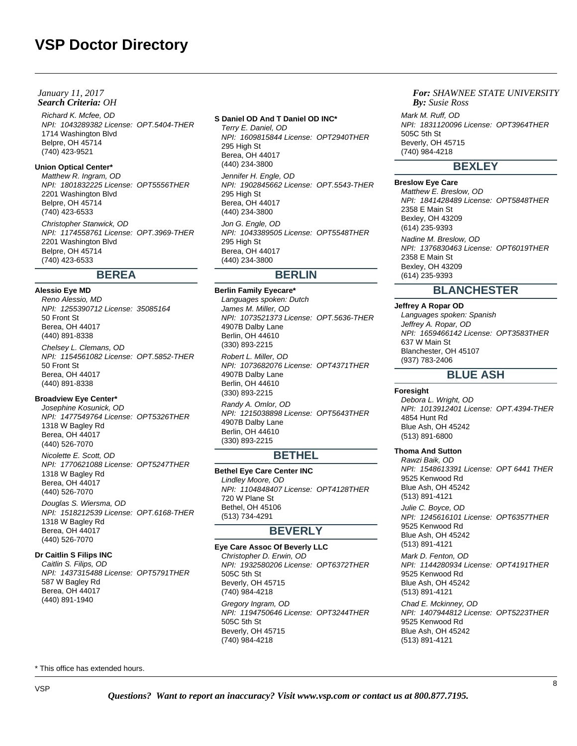# VSP Doctor Directory

*January 11, 2017*
***Search Criteria:*** *OH*

***For:*** *SHAWNEE STATE UNIVERSITY*
***By:*** *Susie Ross*

*Richard K. Mcfee, OD*
*NPI: 1043289382 License: OPT.5404-THER*
1714 Washington Blvd
Belpre, OH 45714
(740) 423-9521

**Union Optical Center***
*Matthew R. Ingram, OD*
*NPI: 1801832225 License: OPT5556THER*
2201 Washington Blvd
Belpre, OH 45714
(740) 423-6533

*Christopher Stanwick, OD*
*NPI: 1174558761 License: OPT.3969-THER*
2201 Washington Blvd
Belpre, OH 45714
(740) 423-6533

## BEREA

**Alessio Eye MD**
*Reno Alessio, MD*
*NPI: 1255390712 License: 35085164*
50 Front St
Berea, OH 44017
(440) 891-8338

*Chelsey L. Clemans, OD*
*NPI: 1154561082 License: OPT.5852-THER*
50 Front St
Berea, OH 44017
(440) 891-8338

**Broadview Eye Center***
*Josephine Kosunick, OD*
*NPI: 1477549764 License: OPT5326THER*
1318 W Bagley Rd
Berea, OH 44017
(440) 526-7070

*Nicolette E. Scott, OD*
*NPI: 1770621088 License: OPT5247THER*
1318 W Bagley Rd
Berea, OH 44017
(440) 526-7070

*Douglas S. Wiersma, OD*
*NPI: 1518212539 License: OPT.6168-THER*
1318 W Bagley Rd
Berea, OH 44017
(440) 526-7070

**Dr Caitlin S Filips INC**
*Caitlin S. Filips, OD*
*NPI: 1437315488 License: OPT5791THER*
587 W Bagley Rd
Berea, OH 44017
(440) 891-1940

**S Daniel OD And T Daniel OD INC***
*Terry E. Daniel, OD*
*NPI: 1609815844 License: OPT2940THER*
295 High St
Berea, OH 44017
(440) 234-3800

*Jennifer H. Engle, OD*
*NPI: 1902845662 License: OPT.5543-THER*
295 High St
Berea, OH 44017
(440) 234-3800

*Jon G. Engle, OD*
*NPI: 1043389505 License: OPT5548THER*
295 High St
Berea, OH 44017
(440) 234-3800

## BERLIN

**Berlin Family Eyecare***
*Languages spoken: Dutch*
*James M. Miller, OD*
*NPI: 1073521373 License: OPT.5636-THER*
4907B Dalby Lane
Berlin, OH 44610
(330) 893-2215

*Robert L. Miller, OD*
*NPI: 1073682076 License: OPT4371THER*
4907B Dalby Lane
Berlin, OH 44610
(330) 893-2215

*Randy A. Omlor, OD*
*NPI: 1215038898 License: OPT5643THER*
4907B Dalby Lane
Berlin, OH 44610
(330) 893-2215

## BETHEL

**Bethel Eye Care Center INC**
*Lindley Moore, OD*
*NPI: 1104848407 License: OPT4128THER*
720 W Plane St
Bethel, OH 45106
(513) 734-4291

## BEVERLY

**Eye Care Assoc Of Beverly LLC**
*Christopher D. Erwin, OD*
*NPI: 1932580206 License: OPT6372THER*
505C 5th St
Beverly, OH 45715
(740) 984-4218

*Gregory Ingram, OD*
*NPI: 1194750646 License: OPT3244THER*
505C 5th St
Beverly, OH 45715
(740) 984-4218

*Mark M. Ruff, OD*
*NPI: 1831120096 License: OPT3964THER*
505C 5th St
Beverly, OH 45715
(740) 984-4218

## BEXLEY

**Breslow Eye Care**
*Matthew E. Breslow, OD*
*NPI: 1841428489 License: OPT5848THER*
2358 E Main St
Bexley, OH 43209
(614) 235-9393

*Nadine M. Breslow, OD*
*NPI: 1376830463 License: OPT6019THER*
2358 E Main St
Bexley, OH 43209
(614) 235-9393

## BLANCHESTER

**Jeffrey A Ropar OD**
*Languages spoken: Spanish*
*Jeffrey A. Ropar, OD*
*NPI: 1659466142 License: OPT3583THER*
637 W Main St
Blanchester, OH 45107
(937) 783-2406

## BLUE ASH

**Foresight**
*Debora L. Wright, OD*
*NPI: 1013912401 License: OPT.4394-THER*
4854 Hunt Rd
Blue Ash, OH 45242
(513) 891-6800

**Thoma And Sutton**
*Rawzi Baik, OD*
*NPI: 1548613391 License: OPT 6441 THER*
9525 Kenwood Rd
Blue Ash, OH 45242
(513) 891-4121

*Julie C. Boyce, OD*
*NPI: 1245616101 License: OPT6357THER*
9525 Kenwood Rd
Blue Ash, OH 45242
(513) 891-4121

*Mark D. Fenton, OD*
*NPI: 1144280934 License: OPT4191THER*
9525 Kenwood Rd
Blue Ash, OH 45242
(513) 891-4121

*Chad E. Mckinney, OD*
*NPI: 1407944812 License: OPT5223THER*
9525 Kenwood Rd
Blue Ash, OH 45242
(513) 891-4121

\* This office has extended hours.

***Questions? Want to report an inaccuracy? Visit www.vsp.com or contact us at 800.877.7195.***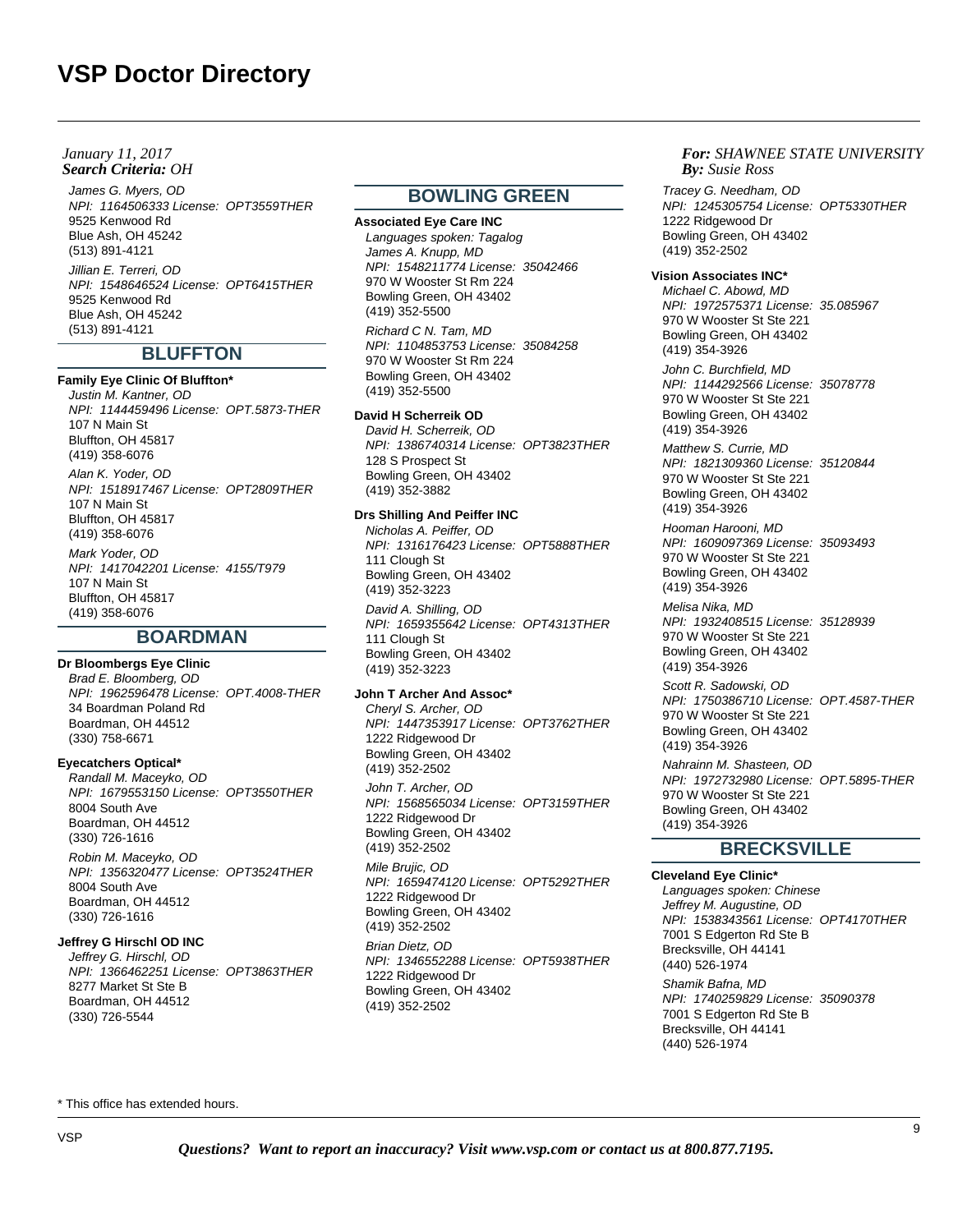January 11, 2017
***Search Criteria:*** *OH*

***For:*** *SHAWNEE STATE UNIVERSITY*
***By:*** *Susie Ross*

*James G. Myers, OD*
*NPI: 1164506333 License: OPT3559THER*
9525 Kenwood Rd
Blue Ash, OH 45242
(513) 891-4121

*Jillian E. Terreri, OD*
*NPI: 1548646524 License: OPT6415THER*
9525 Kenwood Rd
Blue Ash, OH 45242
(513) 891-4121

## BLUFFTON

**Family Eye Clinic Of Bluffton***

*Justin M. Kantner, OD*
*NPI: 1144459496 License: OPT.5873-THER*
107 N Main St
Bluffton, OH 45817
(419) 358-6076

*Alan K. Yoder, OD*
*NPI: 1518917467 License: OPT2809THER*
107 N Main St
Bluffton, OH 45817
(419) 358-6076

*Mark Yoder, OD*
*NPI: 1417042201 License: 4155/T979*
107 N Main St
Bluffton, OH 45817
(419) 358-6076

## BOARDMAN

**Dr Bloombergs Eye Clinic**

*Brad E. Bloomberg, OD*
*NPI: 1962596478 License: OPT.4008-THER*
34 Boardman Poland Rd
Boardman, OH 44512
(330) 758-6671

**Eyecatchers Optical***

*Randall M. Maceyko, OD*
*NPI: 1679553150 License: OPT3550THER*
8004 South Ave
Boardman, OH 44512
(330) 726-1616

*Robin M. Maceyko, OD*
*NPI: 1356320477 License: OPT3524THER*
8004 South Ave
Boardman, OH 44512
(330) 726-1616

**Jeffrey G Hirschl OD INC**

*Jeffrey G. Hirschl, OD*
*NPI: 1366462251 License: OPT3863THER*
8277 Market St Ste B
Boardman, OH 44512
(330) 726-5544

## BOWLING GREEN

**Associated Eye Care INC**

*Languages spoken: Tagalog*
*James A. Knupp, MD*
*NPI: 1548211774 License: 35042466*
970 W Wooster St Rm 224
Bowling Green, OH 43402
(419) 352-5500

*Richard C N. Tam, MD*
*NPI: 1104853753 License: 35084258*
970 W Wooster St Rm 224
Bowling Green, OH 43402
(419) 352-5500

**David H Scherreik OD**

*David H. Scherreik, OD*
*NPI: 1386740314 License: OPT3823THER*
128 S Prospect St
Bowling Green, OH 43402
(419) 352-3882

**Drs Shilling And Peiffer INC**

*Nicholas A. Peiffer, OD*
*NPI: 1316176423 License: OPT5888THER*
111 Clough St
Bowling Green, OH 43402
(419) 352-3223

*David A. Shilling, OD*
*NPI: 1659355642 License: OPT4313THER*
111 Clough St
Bowling Green, OH 43402
(419) 352-3223

**John T Archer And Assoc***

*Cheryl S. Archer, OD*
*NPI: 1447353917 License: OPT3762THER*
1222 Ridgewood Dr
Bowling Green, OH 43402
(419) 352-2502

*John T. Archer, OD*
*NPI: 1568565034 License: OPT3159THER*
1222 Ridgewood Dr
Bowling Green, OH 43402
(419) 352-2502

*Mile Brujic, OD*
*NPI: 1659474120 License: OPT5292THER*
1222 Ridgewood Dr
Bowling Green, OH 43402
(419) 352-2502

*Brian Dietz, OD*
*NPI: 1346552288 License: OPT5938THER*
1222 Ridgewood Dr
Bowling Green, OH 43402
(419) 352-2502

*Tracey G. Needham, OD*
*NPI: 1245305754 License: OPT5330THER*
1222 Ridgewood Dr
Bowling Green, OH 43402
(419) 352-2502

**Vision Associates INC***

*Michael C. Abowd, MD*
*NPI: 1972575371 License: 35.085967*
970 W Wooster St Ste 221
Bowling Green, OH 43402
(419) 354-3926

*John C. Burchfield, MD*
*NPI: 1144292566 License: 35078778*
970 W Wooster St Ste 221
Bowling Green, OH 43402
(419) 354-3926

*Matthew S. Currie, MD*
*NPI: 1821309360 License: 35120844*
970 W Wooster St Ste 221
Bowling Green, OH 43402
(419) 354-3926

*Hooman Harooni, MD*
*NPI: 1609097369 License: 35093493*
970 W Wooster St Ste 221
Bowling Green, OH 43402
(419) 354-3926

*Melisa Nika, MD*
*NPI: 1932408515 License: 35128939*
970 W Wooster St Ste 221
Bowling Green, OH 43402
(419) 354-3926

*Scott R. Sadowski, OD*
*NPI: 1750386710 License: OPT.4587-THER*
970 W Wooster St Ste 221
Bowling Green, OH 43402
(419) 354-3926

*Nahrainn M. Shasteen, OD*
*NPI: 1972732980 License: OPT.5895-THER*
970 W Wooster St Ste 221
Bowling Green, OH 43402
(419) 354-3926

## BRECKSVILLE

**Cleveland Eye Clinic***

*Languages spoken: Chinese*
*Jeffrey M. Augustine, OD*
*NPI: 1538343561 License: OPT4170THER*
7001 S Edgerton Rd Ste B
Brecksville, OH 44141
(440) 526-1974

*Shamik Bafna, MD*
*NPI: 1740259829 License: 35090378*
7001 S Edgerton Rd Ste B
Brecksville, OH 44141
(440) 526-1974

* This office has extended hours.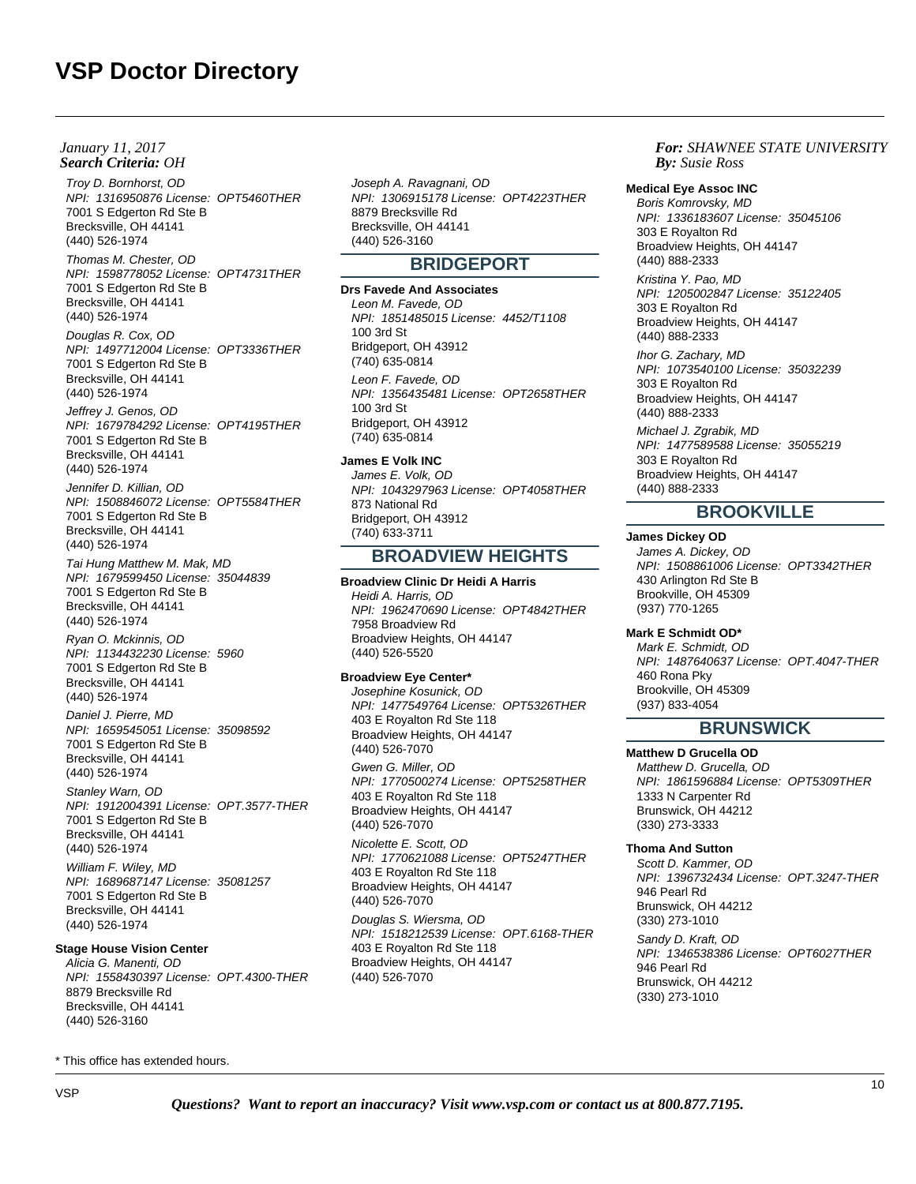# VSP Doctor Directory

*January 11, 2017*
***Search Criteria:*** *OH*

***For:*** *SHAWNEE STATE UNIVERSITY*
***By:*** *Susie Ross*

*Troy D. Bornhorst, OD*
*NPI: 1316950876 License: OPT5460THER*
7001 S Edgerton Rd Ste B
Brecksville, OH 44141
(440) 526-1974

*Thomas M. Chester, OD*
*NPI: 1598778052 License: OPT4731THER*
7001 S Edgerton Rd Ste B
Brecksville, OH 44141
(440) 526-1974

*Douglas R. Cox, OD*
*NPI: 1497712004 License: OPT3336THER*
7001 S Edgerton Rd Ste B
Brecksville, OH 44141
(440) 526-1974

*Jeffrey J. Genos, OD*
*NPI: 1679784292 License: OPT4195THER*
7001 S Edgerton Rd Ste B
Brecksville, OH 44141
(440) 526-1974

*Jennifer D. Killian, OD*
*NPI: 1508846072 License: OPT5584THER*
7001 S Edgerton Rd Ste B
Brecksville, OH 44141
(440) 526-1974

*Tai Hung Matthew M. Mak, MD*
*NPI: 1679599450 License: 35044839*
7001 S Edgerton Rd Ste B
Brecksville, OH 44141
(440) 526-1974

*Ryan O. Mckinnis, OD*
*NPI: 1134432230 License: 5960*
7001 S Edgerton Rd Ste B
Brecksville, OH 44141
(440) 526-1974

*Daniel J. Pierre, MD*
*NPI: 1659545051 License: 35098592*
7001 S Edgerton Rd Ste B
Brecksville, OH 44141
(440) 526-1974

*Stanley Warn, OD*
*NPI: 1912004391 License: OPT.3577-THER*
7001 S Edgerton Rd Ste B
Brecksville, OH 44141
(440) 526-1974

*William F. Wiley, MD*
*NPI: 1689687147 License: 35081257*
7001 S Edgerton Rd Ste B
Brecksville, OH 44141
(440) 526-1974

**Stage House Vision Center**

*Alicia G. Manenti, OD*
*NPI: 1558430397 License: OPT.4300-THER*
8879 Brecksville Rd
Brecksville, OH 44141
(440) 526-3160

*Joseph A. Ravagnani, OD*
*NPI: 1306915178 License: OPT4223THER*
8879 Brecksville Rd
Brecksville, OH 44141
(440) 526-3160

## BRIDGEPORT

**Drs Favede And Associates**

*Leon M. Favede, OD*
*NPI: 1851485015 License: 4452/T1108*
100 3rd St
Bridgeport, OH 43912
(740) 635-0814

*Leon F. Favede, OD*
*NPI: 1356435481 License: OPT2658THER*
100 3rd St
Bridgeport, OH 43912
(740) 635-0814

**James E Volk INC**

*James E. Volk, OD*
*NPI: 1043297963 License: OPT4058THER*
873 National Rd
Bridgeport, OH 43912
(740) 633-3711

## BROADVIEW HEIGHTS

**Broadview Clinic Dr Heidi A Harris**

*Heidi A. Harris, OD*
*NPI: 1962470690 License: OPT4842THER*
7958 Broadview Rd
Broadview Heights, OH 44147
(440) 526-5520

**Broadview Eye Center***

*Josephine Kosunick, OD*
*NPI: 1477549764 License: OPT5326THER*
403 E Royalton Rd Ste 118
Broadview Heights, OH 44147
(440) 526-7070

*Gwen G. Miller, OD*
*NPI: 1770500274 License: OPT5258THER*
403 E Royalton Rd Ste 118
Broadview Heights, OH 44147
(440) 526-7070

*Nicolette E. Scott, OD*
*NPI: 1770621088 License: OPT5247THER*
403 E Royalton Rd Ste 118
Broadview Heights, OH 44147
(440) 526-7070

*Douglas S. Wiersma, OD*
*NPI: 1518212539 License: OPT.6168-THER*
403 E Royalton Rd Ste 118
Broadview Heights, OH 44147
(440) 526-7070

**Medical Eye Assoc INC**

*Boris Komrovsky, MD*
*NPI: 1336183607 License: 35045106*
303 E Royalton Rd
Broadview Heights, OH 44147
(440) 888-2333

*Kristina Y. Pao, MD*
*NPI: 1205002847 License: 35122405*
303 E Royalton Rd
Broadview Heights, OH 44147
(440) 888-2333

*Ihor G. Zachary, MD*
*NPI: 1073540100 License: 35032239*
303 E Royalton Rd
Broadview Heights, OH 44147
(440) 888-2333

*Michael J. Zgrabik, MD*
*NPI: 1477589588 License: 35055219*
303 E Royalton Rd
Broadview Heights, OH 44147
(440) 888-2333

## BROOKVILLE

**James Dickey OD**

*James A. Dickey, OD*
*NPI: 1508861006 License: OPT3342THER*
430 Arlington Rd Ste B
Brookville, OH 45309
(937) 770-1265

**Mark E Schmidt OD***

*Mark E. Schmidt, OD*
*NPI: 1487640637 License: OPT.4047-THER*
460 Rona Pky
Brookville, OH 45309
(937) 833-4054

## BRUNSWICK

**Matthew D Grucella OD**

*Matthew D. Grucella, OD*
*NPI: 1861596884 License: OPT5309THER*
1333 N Carpenter Rd
Brunswick, OH 44212
(330) 273-3333

**Thoma And Sutton**

*Scott D. Kammer, OD*
*NPI: 1396732434 License: OPT.3247-THER*
946 Pearl Rd
Brunswick, OH 44212
(330) 273-1010

*Sandy D. Kraft, OD*
*NPI: 1346538386 License: OPT6027THER*
946 Pearl Rd
Brunswick, OH 44212
(330) 273-1010

\* This office has extended hours.

***Questions? Want to report an inaccuracy? Visit www.vsp.com or contact us at 800.877.7195.***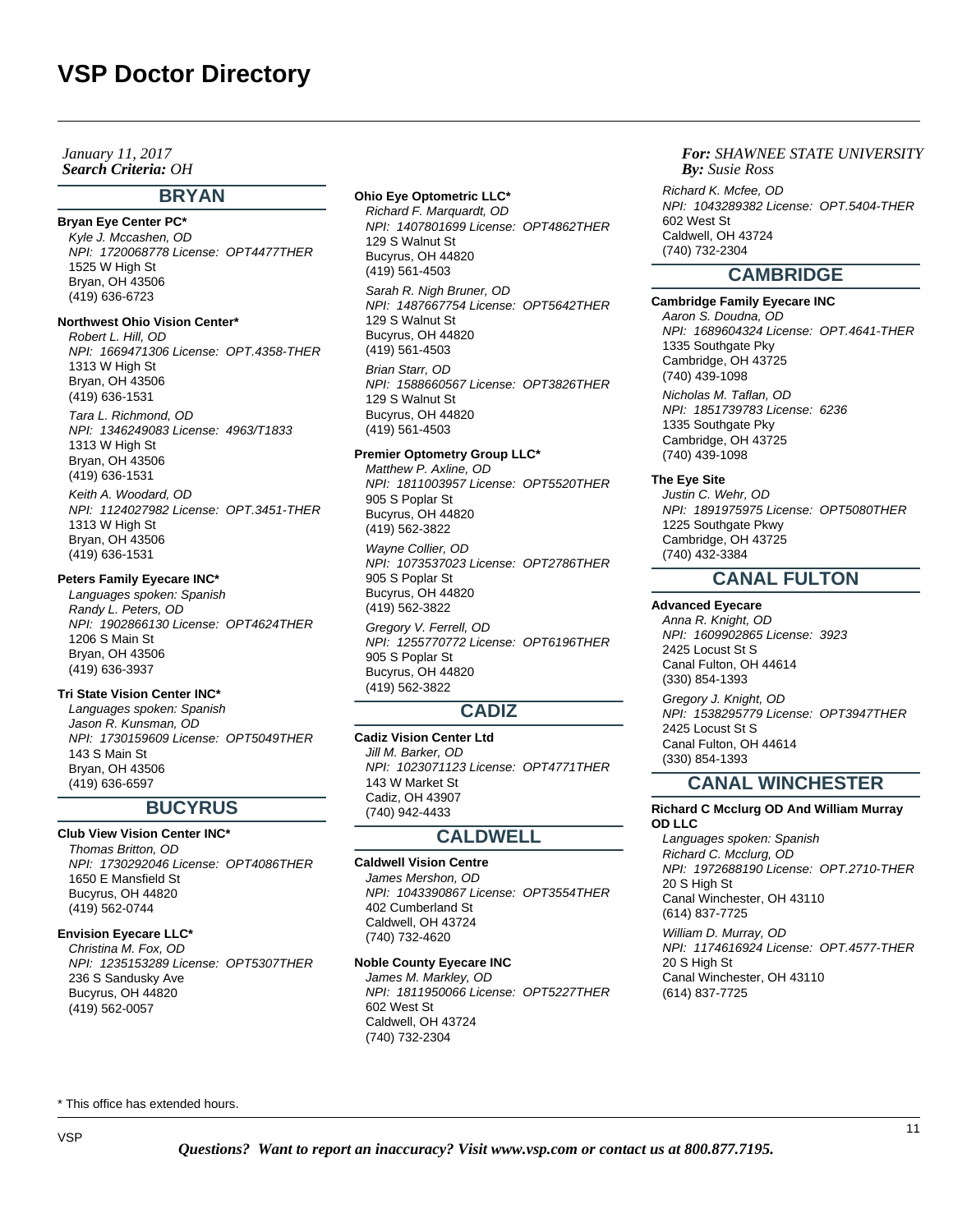# VSP Doctor Directory

*January 11, 2017*
***Search Criteria:*** *OH*

***For:*** *SHAWNEE STATE UNIVERSITY*
***By:*** *Susie Ross*

## BRYAN

**Bryan Eye Center PC***
*Kyle J. Mccashen, OD*
*NPI: 1720068778 License: OPT4477THER*
1525 W High St
Bryan, OH 43506
(419) 636-6723

**Northwest Ohio Vision Center***
*Robert L. Hill, OD*
*NPI: 1669471306 License: OPT.4358-THER*
1313 W High St
Bryan, OH 43506
(419) 636-1531

*Tara L. Richmond, OD*
*NPI: 1346249083 License: 4963/T1833*
1313 W High St
Bryan, OH 43506
(419) 636-1531

*Keith A. Woodard, OD*
*NPI: 1124027982 License: OPT.3451-THER*
1313 W High St
Bryan, OH 43506
(419) 636-1531

**Peters Family Eyecare INC***
*Languages spoken: Spanish*
*Randy L. Peters, OD*
*NPI: 1902866130 License: OPT4624THER*
1206 S Main St
Bryan, OH 43506
(419) 636-3937

**Tri State Vision Center INC***
*Languages spoken: Spanish*
*Jason R. Kunsman, OD*
*NPI: 1730159609 License: OPT5049THER*
143 S Main St
Bryan, OH 43506
(419) 636-6597

## BUCYRUS

**Club View Vision Center INC***
*Thomas Britton, OD*
*NPI: 1730292046 License: OPT4086THER*
1650 E Mansfield St
Bucyrus, OH 44820
(419) 562-0744

**Envision Eyecare LLC***
*Christina M. Fox, OD*
*NPI: 1235153289 License: OPT5307THER*
236 S Sandusky Ave
Bucyrus, OH 44820
(419) 562-0057

**Ohio Eye Optometric LLC***
*Richard F. Marquardt, OD*
*NPI: 1407801699 License: OPT4862THER*
129 S Walnut St
Bucyrus, OH 44820
(419) 561-4503

*Sarah R. Nigh Bruner, OD*
*NPI: 1487667754 License: OPT5642THER*
129 S Walnut St
Bucyrus, OH 44820
(419) 561-4503

*Brian Starr, OD*
*NPI: 1588660567 License: OPT3826THER*
129 S Walnut St
Bucyrus, OH 44820
(419) 561-4503

**Premier Optometry Group LLC***
*Matthew P. Axline, OD*
*NPI: 1811003957 License: OPT5520THER*
905 S Poplar St
Bucyrus, OH 44820
(419) 562-3822

*Wayne Collier, OD*
*NPI: 1073537023 License: OPT2786THER*
905 S Poplar St
Bucyrus, OH 44820
(419) 562-3822

*Gregory V. Ferrell, OD*
*NPI: 1255770772 License: OPT6196THER*
905 S Poplar St
Bucyrus, OH 44820
(419) 562-3822

## CADIZ

**Cadiz Vision Center Ltd**
*Jill M. Barker, OD*
*NPI: 1023071123 License: OPT4771THER*
143 W Market St
Cadiz, OH 43907
(740) 942-4433

## CALDWELL

**Caldwell Vision Centre**
*James Mershon, OD*
*NPI: 1043390867 License: OPT3554THER*
402 Cumberland St
Caldwell, OH 43724
(740) 732-4620

**Noble County Eyecare INC**
*James M. Markley, OD*
*NPI: 1811950066 License: OPT5227THER*
602 West St
Caldwell, OH 43724
(740) 732-2304

*Richard K. Mcfee, OD*
*NPI: 1043289382 License: OPT.5404-THER*
602 West St
Caldwell, OH 43724
(740) 732-2304

## CAMBRIDGE

**Cambridge Family Eyecare INC**
*Aaron S. Doudna, OD*
*NPI: 1689604324 License: OPT.4641-THER*
1335 Southgate Pky
Cambridge, OH 43725
(740) 439-1098

*Nicholas M. Taflan, OD*
*NPI: 1851739783 License: 6236*
1335 Southgate Pky
Cambridge, OH 43725
(740) 439-1098

**The Eye Site**
*Justin C. Wehr, OD*
*NPI: 1891975975 License: OPT5080THER*
1225 Southgate Pkwy
Cambridge, OH 43725
(740) 432-3384

## CANAL FULTON

**Advanced Eyecare**
*Anna R. Knight, OD*
*NPI: 1609902865 License: 3923*
2425 Locust St S
Canal Fulton, OH 44614
(330) 854-1393

*Gregory J. Knight, OD*
*NPI: 1538295779 License: OPT3947THER*
2425 Locust St S
Canal Fulton, OH 44614
(330) 854-1393

## CANAL WINCHESTER

**Richard C Mcclurg OD And William Murray OD LLC**
*Languages spoken: Spanish*
*Richard C. Mcclurg, OD*
*NPI: 1972688190 License: OPT.2710-THER*
20 S High St
Canal Winchester, OH 43110
(614) 837-7725

*William D. Murray, OD*
*NPI: 1174616924 License: OPT.4577-THER*
20 S High St
Canal Winchester, OH 43110
(614) 837-7725

\* This office has extended hours.

***Questions? Want to report an inaccuracy? Visit www.vsp.com or contact us at 800.877.7195.***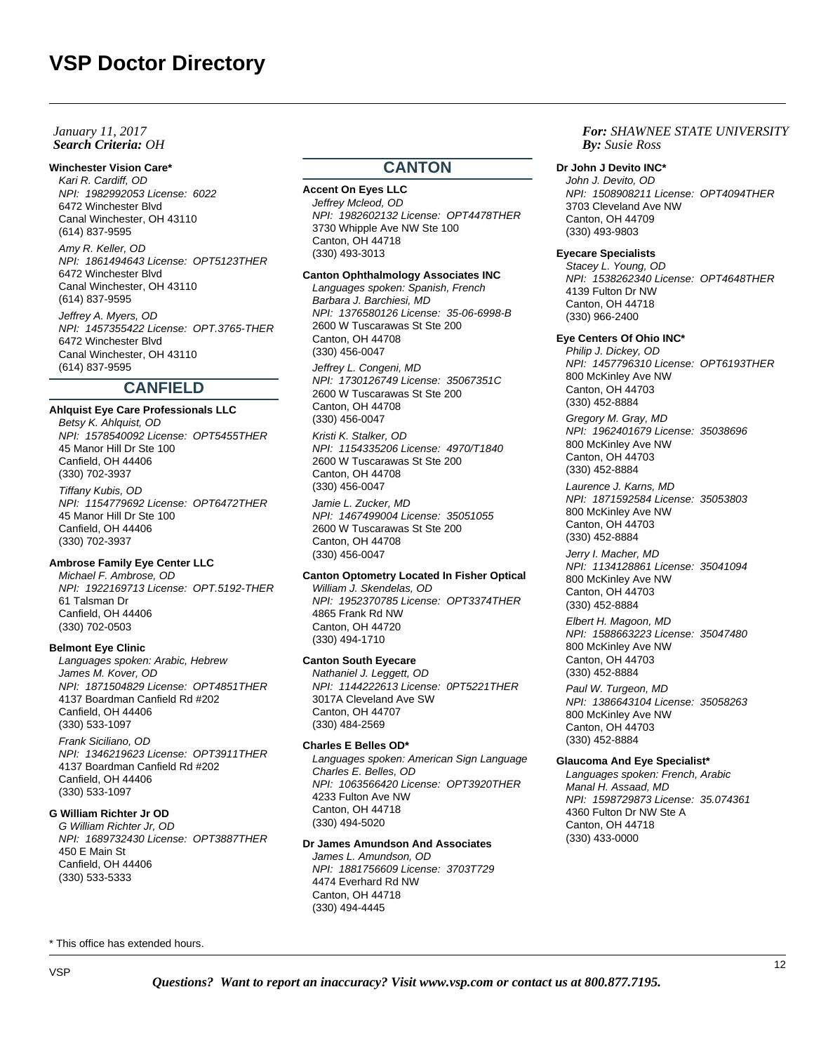# VSP Doctor Directory

*January 11, 2017*
***Search Criteria:** OH*

***For:** SHAWNEE STATE UNIVERSITY*
***By:** Susie Ross*

**Winchester Vision Care***
*Kari R. Cardiff, OD*
*NPI: 1982992053 License: 6022*
6472 Winchester Blvd
Canal Winchester, OH 43110
(614) 837-9595

*Amy R. Keller, OD*
*NPI: 1861494643 License: OPT5123THER*
6472 Winchester Blvd
Canal Winchester, OH 43110
(614) 837-9595

*Jeffrey A. Myers, OD*
*NPI: 1457355422 License: OPT.3765-THER*
6472 Winchester Blvd
Canal Winchester, OH 43110
(614) 837-9595

## CANFIELD

**Ahlquist Eye Care Professionals LLC**
*Betsy K. Ahlquist, OD*
*NPI: 1578540092 License: OPT5455THER*
45 Manor Hill Dr Ste 100
Canfield, OH 44406
(330) 702-3937

*Tiffany Kubis, OD*
*NPI: 1154779692 License: OPT6472THER*
45 Manor Hill Dr Ste 100
Canfield, OH 44406
(330) 702-3937

**Ambrose Family Eye Center LLC**
*Michael F. Ambrose, OD*
*NPI: 1922169713 License: OPT.5192-THER*
61 Talsman Dr
Canfield, OH 44406
(330) 702-0503

**Belmont Eye Clinic**
*Languages spoken: Arabic, Hebrew*
*James M. Kover, OD*
*NPI: 1871504829 License: OPT4851THER*
4137 Boardman Canfield Rd #202
Canfield, OH 44406
(330) 533-1097

*Frank Siciliano, OD*
*NPI: 1346219623 License: OPT3911THER*
4137 Boardman Canfield Rd #202
Canfield, OH 44406
(330) 533-1097

**G William Richter Jr OD**
*G William Richter Jr, OD*
*NPI: 1689732430 License: OPT3887THER*
450 E Main St
Canfield, OH 44406
(330) 533-5333

## CANTON

**Accent On Eyes LLC**
*Jeffrey Mcleod, OD*
*NPI: 1982602132 License: OPT4478THER*
3730 Whipple Ave NW Ste 100
Canton, OH 44718
(330) 493-3013

**Canton Ophthalmology Associates INC**
*Languages spoken: Spanish, French*
*Barbara J. Barchiesi, MD*
*NPI: 1376580126 License: 35-06-6998-B*
2600 W Tuscarawas St Ste 200
Canton, OH 44708
(330) 456-0047

*Jeffrey L. Congeni, MD*
*NPI: 1730126749 License: 35067351C*
2600 W Tuscarawas St Ste 200
Canton, OH 44708
(330) 456-0047

*Kristi K. Stalker, OD*
*NPI: 1154335206 License: 4970/T1840*
2600 W Tuscarawas St Ste 200
Canton, OH 44708
(330) 456-0047

*Jamie L. Zucker, MD*
*NPI: 1467499004 License: 35051055*
2600 W Tuscarawas St Ste 200
Canton, OH 44708
(330) 456-0047

**Canton Optometry Located In Fisher Optical**
*William J. Skendelas, OD*
*NPI: 1952370785 License: OPT3374THER*
4865 Frank Rd NW
Canton, OH 44720
(330) 494-1710

**Canton South Eyecare**
*Nathaniel J. Leggett, OD*
*NPI: 1144222613 License: 0PT5221THER*
3017A Cleveland Ave SW
Canton, OH 44707
(330) 484-2569

**Charles E Belles OD***
*Languages spoken: American Sign Language*
*Charles E. Belles, OD*
*NPI: 1063566420 License: OPT3920THER*
4233 Fulton Ave NW
Canton, OH 44718
(330) 494-5020

**Dr James Amundson And Associates**
*James L. Amundson, OD*
*NPI: 1881756609 License: 3703T729*
4474 Everhard Rd NW
Canton, OH 44718
(330) 494-4445

**Dr John J Devito INC***
*John J. Devito, OD*
*NPI: 1508908211 License: OPT4094THER*
3703 Cleveland Ave NW
Canton, OH 44709
(330) 493-9803

**Eyecare Specialists**
*Stacey L. Young, OD*
*NPI: 1538262340 License: OPT4648THER*
4139 Fulton Dr NW
Canton, OH 44718
(330) 966-2400

**Eye Centers Of Ohio INC***
*Philip J. Dickey, OD*
*NPI: 1457796310 License: OPT6193THER*
800 McKinley Ave NW
Canton, OH 44703
(330) 452-8884

*Gregory M. Gray, MD*
*NPI: 1962401679 License: 35038696*
800 McKinley Ave NW
Canton, OH 44703
(330) 452-8884

*Laurence J. Karns, MD*
*NPI: 1871592584 License: 35053803*
800 McKinley Ave NW
Canton, OH 44703
(330) 452-8884

*Jerry I. Macher, MD*
*NPI: 1134128861 License: 35041094*
800 McKinley Ave NW
Canton, OH 44703
(330) 452-8884

*Elbert H. Magoon, MD*
*NPI: 1588663223 License: 35047480*
800 McKinley Ave NW
Canton, OH 44703
(330) 452-8884

*Paul W. Turgeon, MD*
*NPI: 1386643104 License: 35058263*
800 McKinley Ave NW
Canton, OH 44703
(330) 452-8884

**Glaucoma And Eye Specialist***
*Languages spoken: French, Arabic*
*Manal H. Assaad, MD*
*NPI: 1598729873 License: 35.074361*
4360 Fulton Dr NW Ste A
Canton, OH 44718
(330) 433-0000

\* This office has extended hours.

***Questions? Want to report an inaccuracy? Visit www.vsp.com or contact us at 800.877.7195.***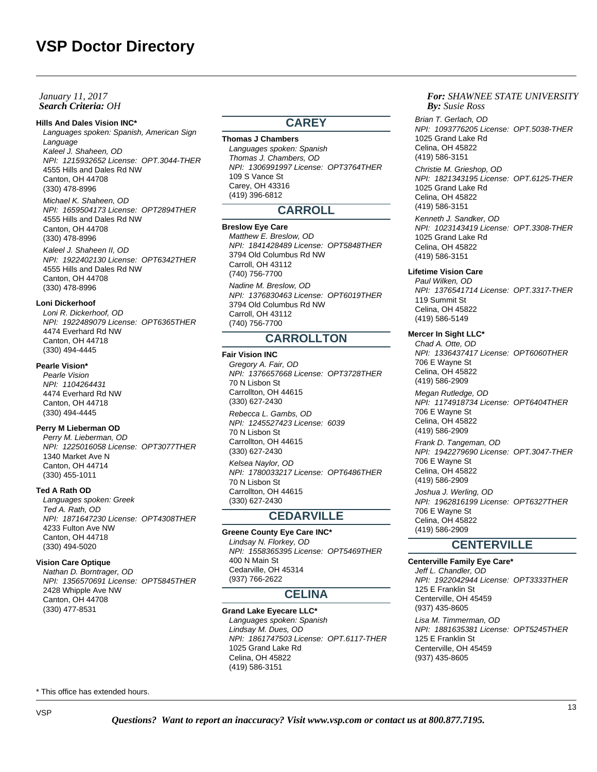# VSP Doctor Directory

*January 11, 2017*
***Search Criteria:*** *OH*

***For:*** *SHAWNEE STATE UNIVERSITY*
***By:*** *Susie Ross*

**Hills And Dales Vision INC***
*Languages spoken: Spanish, American Sign Language*
*Kaleel J. Shaheen, OD*
*NPI: 1215932652 License: OPT.3044-THER*
4555 Hills and Dales Rd NW
Canton, OH 44708
(330) 478-8996

*Michael K. Shaheen, OD*
*NPI: 1659504173 License: OPT2894THER*
4555 Hills and Dales Rd NW
Canton, OH 44708
(330) 478-8996

*Kaleel J. Shaheen II, OD*
*NPI: 1922402130 License: OPT6342THER*
4555 Hills and Dales Rd NW
Canton, OH 44708
(330) 478-8996

**Loni Dickerhoof**
*Loni R. Dickerhoof, OD*
*NPI: 1922489079 License: OPT6365THER*
4474 Everhard Rd NW
Canton, OH 44718
(330) 494-4445

**Pearle Vision***
*Pearle Vision*
*NPI: 1104264431*
4474 Everhard Rd NW
Canton, OH 44718
(330) 494-4445

**Perry M Lieberman OD**
*Perry M. Lieberman, OD*
*NPI: 1225016058 License: OPT3077THER*
1340 Market Ave N
Canton, OH 44714
(330) 455-1011

**Ted A Rath OD**
*Languages spoken: Greek*
*Ted A. Rath, OD*
*NPI: 1871647230 License: OPT4308THER*
4233 Fulton Ave NW
Canton, OH 44718
(330) 494-5020

**Vision Care Optique**
*Nathan D. Borntrager, OD*
*NPI: 1356570691 License: OPT5845THER*
2428 Whipple Ave NW
Canton, OH 44708
(330) 477-8531

## CAREY

**Thomas J Chambers**
*Languages spoken: Spanish*
*Thomas J. Chambers, OD*
*NPI: 1306991997 License: OPT3764THER*
109 S Vance St
Carey, OH 43316
(419) 396-6812

## CARROLL

**Breslow Eye Care**
*Matthew E. Breslow, OD*
*NPI: 1841428489 License: OPT5848THER*
3794 Old Columbus Rd NW
Carroll, OH 43112
(740) 756-7700

*Nadine M. Breslow, OD*
*NPI: 1376830463 License: OPT6019THER*
3794 Old Columbus Rd NW
Carroll, OH 43112
(740) 756-7700

## CARROLLTON

**Fair Vision INC**
*Gregory A. Fair, OD*
*NPI: 1376657668 License: OPT3728THER*
70 N Lisbon St
Carrollton, OH 44615
(330) 627-2430

*Rebecca L. Gambs, OD*
*NPI: 1245527423 License: 6039*
70 N Lisbon St
Carrollton, OH 44615
(330) 627-2430

*Kelsea Naylor, OD*
*NPI: 1780033217 License: OPT6486THER*
70 N Lisbon St
Carrollton, OH 44615
(330) 627-2430

## CEDARVILLE

**Greene County Eye Care INC***
*Lindsay N. Florkey, OD*
*NPI: 1558365395 License: OPT5469THER*
400 N Main St
Cedarville, OH 45314
(937) 766-2622

## CELINA

**Grand Lake Eyecare LLC***
*Languages spoken: Spanish*
*Lindsay M. Dues, OD*
*NPI: 1861747503 License: OPT.6117-THER*
1025 Grand Lake Rd
Celina, OH 45822
(419) 586-3151

*Brian T. Gerlach, OD*
*NPI: 1093776205 License: OPT.5038-THER*
1025 Grand Lake Rd
Celina, OH 45822
(419) 586-3151

*Christie M. Grieshop, OD*
*NPI: 1821343195 License: OPT.6125-THER*
1025 Grand Lake Rd
Celina, OH 45822
(419) 586-3151

*Kenneth J. Sandker, OD*
*NPI: 1023143419 License: OPT.3308-THER*
1025 Grand Lake Rd
Celina, OH 45822
(419) 586-3151

**Lifetime Vision Care**
*Paul Wilken, OD*
*NPI: 1376541714 License: OPT.3317-THER*
119 Summit St
Celina, OH 45822
(419) 586-5149

**Mercer In Sight LLC***
*Chad A. Otte, OD*
*NPI: 1336437417 License: OPT6060THER*
706 E Wayne St
Celina, OH 45822
(419) 586-2909

*Megan Rutledge, OD*
*NPI: 1174918734 License: OPT6404THER*
706 E Wayne St
Celina, OH 45822
(419) 586-2909

*Frank D. Tangeman, OD*
*NPI: 1942279690 License: OPT.3047-THER*
706 E Wayne St
Celina, OH 45822
(419) 586-2909

*Joshua J. Werling, OD*
*NPI: 1962816199 License: OPT6327THER*
706 E Wayne St
Celina, OH 45822
(419) 586-2909

## CENTERVILLE

**Centerville Family Eye Care***
*Jeff L. Chandler, OD*
*NPI: 1922042944 License: OPT3333THER*
125 E Franklin St
Centerville, OH 45459
(937) 435-8605

*Lisa M. Timmerman, OD*
*NPI: 1881635381 License: OPT5245THER*
125 E Franklin St
Centerville, OH 45459
(937) 435-8605

* This office has extended hours.

***Questions? Want to report an inaccuracy? Visit www.vsp.com or contact us at 800.877.7195.***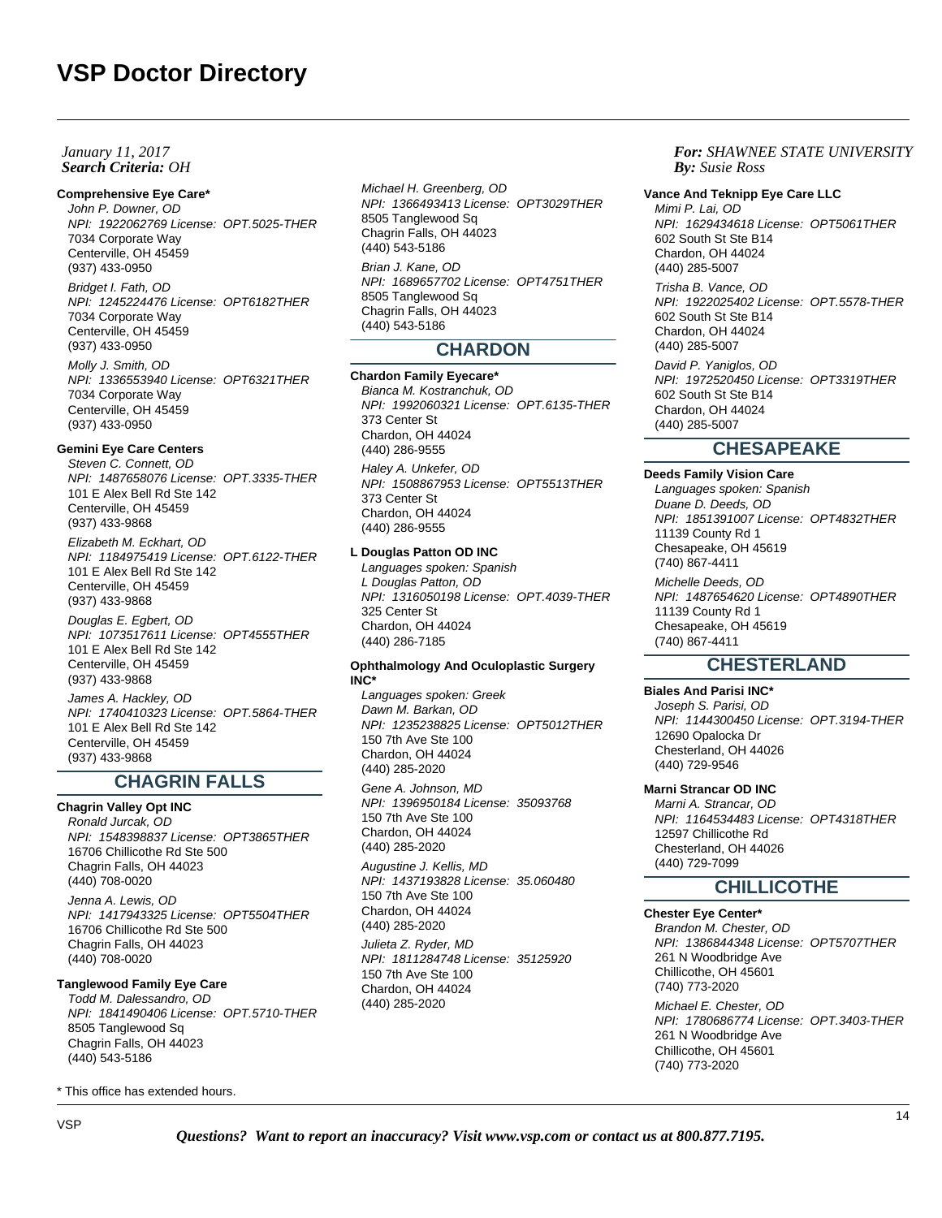# VSP Doctor Directory

*January 11, 2017*
***Search Criteria:** OH*

***For:** SHAWNEE STATE UNIVERSITY*
***By:** Susie Ross*

**Comprehensive Eye Care***

*John P. Downer, OD*
*NPI: 1922062769 License: OPT.5025-THER*
7034 Corporate Way
Centerville, OH 45459
(937) 433-0950

*Bridget I. Fath, OD*
*NPI: 1245224476 License: OPT6182THER*
7034 Corporate Way
Centerville, OH 45459
(937) 433-0950

*Molly J. Smith, OD*
*NPI: 1336553940 License: OPT6321THER*
7034 Corporate Way
Centerville, OH 45459
(937) 433-0950

**Gemini Eye Care Centers**

*Steven C. Connett, OD*
*NPI: 1487658076 License: OPT.3335-THER*
101 E Alex Bell Rd Ste 142
Centerville, OH 45459
(937) 433-9868

*Elizabeth M. Eckhart, OD*
*NPI: 1184975419 License: OPT.6122-THER*
101 E Alex Bell Rd Ste 142
Centerville, OH 45459
(937) 433-9868

*Douglas E. Egbert, OD*
*NPI: 1073517611 License: OPT4555THER*
101 E Alex Bell Rd Ste 142
Centerville, OH 45459
(937) 433-9868

*James A. Hackley, OD*
*NPI: 1740410323 License: OPT.5864-THER*
101 E Alex Bell Rd Ste 142
Centerville, OH 45459
(937) 433-9868

## CHAGRIN FALLS

**Chagrin Valley Opt INC**

*Ronald Jurcak, OD*
*NPI: 1548398837 License: OPT3865THER*
16706 Chillicothe Rd Ste 500
Chagrin Falls, OH 44023
(440) 708-0020

*Jenna A. Lewis, OD*
*NPI: 1417943325 License: OPT5504THER*
16706 Chillicothe Rd Ste 500
Chagrin Falls, OH 44023
(440) 708-0020

**Tanglewood Family Eye Care**

*Todd M. Dalessandro, OD*
*NPI: 1841490406 License: OPT.5710-THER*
8505 Tanglewood Sq
Chagrin Falls, OH 44023
(440) 543-5186

*Michael H. Greenberg, OD*
*NPI: 1366493413 License: OPT3029THER*
8505 Tanglewood Sq
Chagrin Falls, OH 44023
(440) 543-5186

*Brian J. Kane, OD*
*NPI: 1689657702 License: OPT4751THER*
8505 Tanglewood Sq
Chagrin Falls, OH 44023
(440) 543-5186

## CHARDON

**Chardon Family Eyecare***

*Bianca M. Kostranchuk, OD*
*NPI: 1992060321 License: OPT.6135-THER*
373 Center St
Chardon, OH 44024
(440) 286-9555

*Haley A. Unkefer, OD*
*NPI: 1508867953 License: OPT5513THER*
373 Center St
Chardon, OH 44024
(440) 286-9555

**L Douglas Patton OD INC**

*Languages spoken: Spanish*
*L Douglas Patton, OD*
*NPI: 1316050198 License: OPT.4039-THER*
325 Center St
Chardon, OH 44024
(440) 286-7185

**Ophthalmology And Oculoplastic Surgery INC***

*Languages spoken: Greek*
*Dawn M. Barkan, OD*
*NPI: 1235238825 License: OPT5012THER*
150 7th Ave Ste 100
Chardon, OH 44024
(440) 285-2020

*Gene A. Johnson, MD*
*NPI: 1396950184 License: 35093768*
150 7th Ave Ste 100
Chardon, OH 44024
(440) 285-2020

*Augustine J. Kellis, MD*
*NPI: 1437193828 License: 35.060480*
150 7th Ave Ste 100
Chardon, OH 44024
(440) 285-2020

*Julieta Z. Ryder, MD*
*NPI: 1811284748 License: 35125920*
150 7th Ave Ste 100
Chardon, OH 44024
(440) 285-2020

**Vance And Teknipp Eye Care LLC**

*Mimi P. Lai, OD*
*NPI: 1629434618 License: OPT5061THER*
602 South St Ste B14
Chardon, OH 44024
(440) 285-5007

*Trisha B. Vance, OD*
*NPI: 1922025402 License: OPT.5578-THER*
602 South St Ste B14
Chardon, OH 44024
(440) 285-5007

*David P. Yaniglos, OD*
*NPI: 1972520450 License: OPT3319THER*
602 South St Ste B14
Chardon, OH 44024
(440) 285-5007

## CHESAPEAKE

**Deeds Family Vision Care**

*Languages spoken: Spanish*
*Duane D. Deeds, OD*
*NPI: 1851391007 License: OPT4832THER*
11139 County Rd 1
Chesapeake, OH 45619
(740) 867-4411

*Michelle Deeds, OD*
*NPI: 1487654620 License: OPT4890THER*
11139 County Rd 1
Chesapeake, OH 45619
(740) 867-4411

## CHESTERLAND

**Biales And Parisi INC***

*Joseph S. Parisi, OD*
*NPI: 1144300450 License: OPT.3194-THER*
12690 Opalocka Dr
Chesterland, OH 44026
(440) 729-9546

**Marni Strancar OD INC**

*Marni A. Strancar, OD*
*NPI: 1164534483 License: OPT4318THER*
12597 Chillicothe Rd
Chesterland, OH 44026
(440) 729-7099

## CHILLICOTHE

**Chester Eye Center***

*Brandon M. Chester, OD*
*NPI: 1386844348 License: OPT5707THER*
261 N Woodbridge Ave
Chillicothe, OH 45601
(740) 773-2020

*Michael E. Chester, OD*
*NPI: 1780686774 License: OPT.3403-THER*
261 N Woodbridge Ave
Chillicothe, OH 45601
(740) 773-2020

\* This office has extended hours.

***Questions? Want to report an inaccuracy? Visit www.vsp.com or contact us at 800.877.7195.***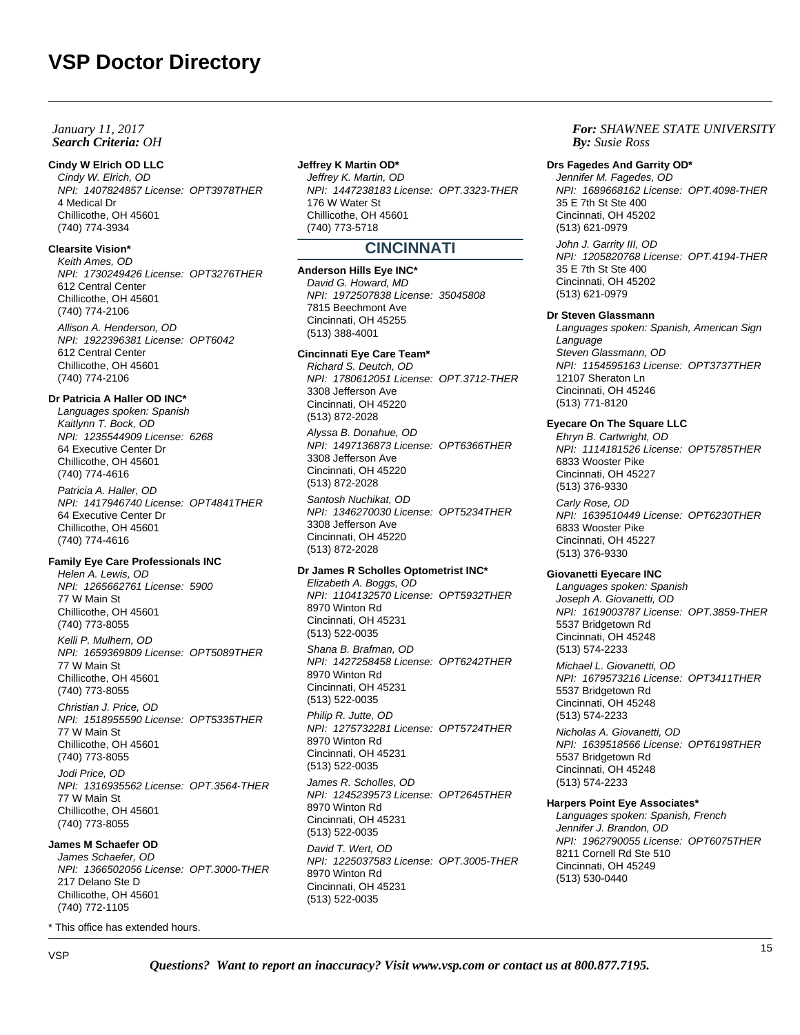# VSP Doctor Directory

*January 11, 2017*
***Search Criteria:*** *OH*

***For:*** *SHAWNEE STATE UNIVERSITY*
***By:*** *Susie Ross*

**Cindy W Elrich OD LLC**
*Cindy W. Elrich, OD*
*NPI: 1407824857 License: OPT3978THER*
4 Medical Dr
Chillicothe, OH 45601
(740) 774-3934

**Clearsite Vision***
*Keith Ames, OD*
*NPI: 1730249426 License: OPT3276THER*
612 Central Center
Chillicothe, OH 45601
(740) 774-2106

*Allison A. Henderson, OD*
*NPI: 1922396381 License: OPT6042*
612 Central Center
Chillicothe, OH 45601
(740) 774-2106

**Dr Patricia A Haller OD INC***
*Languages spoken: Spanish*
*Kaitlynn T. Bock, OD*
*NPI: 1235544909 License: 6268*
64 Executive Center Dr
Chillicothe, OH 45601
(740) 774-4616

*Patricia A. Haller, OD*
*NPI: 1417946740 License: OPT4841THER*
64 Executive Center Dr
Chillicothe, OH 45601
(740) 774-4616

**Family Eye Care Professionals INC**
*Helen A. Lewis, OD*
*NPI: 1265662761 License: 5900*
77 W Main St
Chillicothe, OH 45601
(740) 773-8055

*Kelli P. Mulhern, OD*
*NPI: 1659369809 License: OPT5089THER*
77 W Main St
Chillicothe, OH 45601
(740) 773-8055

*Christian J. Price, OD*
*NPI: 1518955590 License: OPT5335THER*
77 W Main St
Chillicothe, OH 45601
(740) 773-8055

*Jodi Price, OD*
*NPI: 1316935562 License: OPT.3564-THER*
77 W Main St
Chillicothe, OH 45601
(740) 773-8055

**James M Schaefer OD**
*James Schaefer, OD*
*NPI: 1366502056 License: OPT.3000-THER*
217 Delano Ste D
Chillicothe, OH 45601
(740) 772-1105

**Jeffrey K Martin OD***
*Jeffrey K. Martin, OD*
*NPI: 1447238183 License: OPT.3323-THER*
176 W Water St
Chillicothe, OH 45601
(740) 773-5718

## CINCINNATI

**Anderson Hills Eye INC***
*David G. Howard, MD*
*NPI: 1972507838 License: 35045808*
7815 Beechmont Ave
Cincinnati, OH 45255
(513) 388-4001

**Cincinnati Eye Care Team***
*Richard S. Deutch, OD*
*NPI: 1780612051 License: OPT.3712-THER*
3308 Jefferson Ave
Cincinnati, OH 45220
(513) 872-2028

*Alyssa B. Donahue, OD*
*NPI: 1497136873 License: OPT6366THER*
3308 Jefferson Ave
Cincinnati, OH 45220
(513) 872-2028

*Santosh Nuchikat, OD*
*NPI: 1346270030 License: OPT5234THER*
3308 Jefferson Ave
Cincinnati, OH 45220
(513) 872-2028

**Dr James R Scholles Optometrist INC***
*Elizabeth A. Boggs, OD*
*NPI: 1104132570 License: OPT5932THER*
8970 Winton Rd
Cincinnati, OH 45231
(513) 522-0035

*Shana B. Brafman, OD*
*NPI: 1427258458 License: OPT6242THER*
8970 Winton Rd
Cincinnati, OH 45231
(513) 522-0035

*Philip R. Jutte, OD*
*NPI: 1275732281 License: OPT5724THER*
8970 Winton Rd
Cincinnati, OH 45231
(513) 522-0035

*James R. Scholles, OD*
*NPI: 1245239573 License: OPT2645THER*
8970 Winton Rd
Cincinnati, OH 45231
(513) 522-0035

*David T. Wert, OD*
*NPI: 1225037583 License: OPT.3005-THER*
8970 Winton Rd
Cincinnati, OH 45231
(513) 522-0035

**Drs Fagedes And Garrity OD***
*Jennifer M. Fagedes, OD*
*NPI: 1689668162 License: OPT.4098-THER*
35 E 7th St Ste 400
Cincinnati, OH 45202
(513) 621-0979

*John J. Garrity III, OD*
*NPI: 1205820768 License: OPT.4194-THER*
35 E 7th St Ste 400
Cincinnati, OH 45202
(513) 621-0979

**Dr Steven Glassmann**
*Languages spoken: Spanish, American Sign Language*
*Steven Glassmann, OD*
*NPI: 1154595163 License: OPT3737THER*
12107 Sheraton Ln
Cincinnati, OH 45246
(513) 771-8120

**Eyecare On The Square LLC**
*Ehryn B. Cartwright, OD*
*NPI: 1114181526 License: OPT5785THER*
6833 Wooster Pike
Cincinnati, OH 45227
(513) 376-9330

*Carly Rose, OD*
*NPI: 1639510449 License: OPT6230THER*
6833 Wooster Pike
Cincinnati, OH 45227
(513) 376-9330

**Giovanetti Eyecare INC**
*Languages spoken: Spanish*
*Joseph A. Giovanetti, OD*
*NPI: 1619003787 License: OPT.3859-THER*
5537 Bridgetown Rd
Cincinnati, OH 45248
(513) 574-2233

*Michael L. Giovanetti, OD*
*NPI: 1679573216 License: OPT3411THER*
5537 Bridgetown Rd
Cincinnati, OH 45248
(513) 574-2233

*Nicholas A. Giovanetti, OD*
*NPI: 1639518566 License: OPT6198THER*
5537 Bridgetown Rd
Cincinnati, OH 45248
(513) 574-2233

**Harpers Point Eye Associates***
*Languages spoken: Spanish, French*
*Jennifer J. Brandon, OD*
*NPI: 1962790055 License: OPT6075THER*
8211 Cornell Rd Ste 510
Cincinnati, OH 45249
(513) 530-0440

\* This office has extended hours.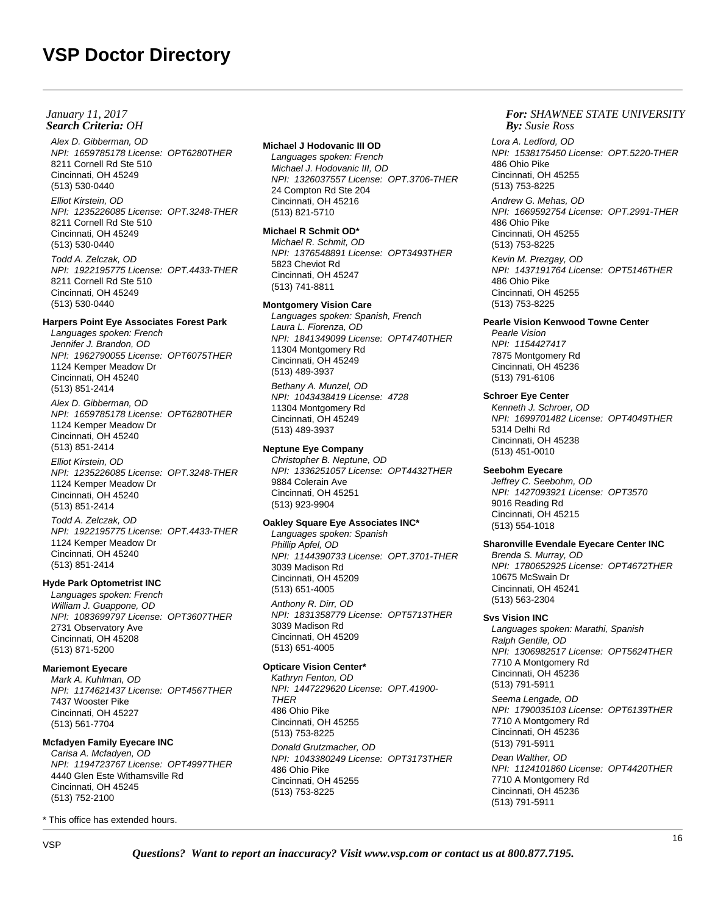# VSP Doctor Directory

*January 11, 2017*
***Search Criteria:*** *OH*

***For:*** *SHAWNEE STATE UNIVERSITY*
***By:*** *Susie Ross*

*Alex D. Gibberman, OD*
*NPI: 1659785178 License: OPT6280THER*
8211 Cornell Rd Ste 510
Cincinnati, OH 45249
(513) 530-0440

*Elliot Kirstein, OD*
*NPI: 1235226085 License: OPT.3248-THER*
8211 Cornell Rd Ste 510
Cincinnati, OH 45249
(513) 530-0440

*Todd A. Zelczak, OD*
*NPI: 1922195775 License: OPT.4433-THER*
8211 Cornell Rd Ste 510
Cincinnati, OH 45249
(513) 530-0440

**Harpers Point Eye Associates Forest Park**
*Languages spoken: French*
*Jennifer J. Brandon, OD*
*NPI: 1962790055 License: OPT6075THER*
1124 Kemper Meadow Dr
Cincinnati, OH 45240
(513) 851-2414

*Alex D. Gibberman, OD*
*NPI: 1659785178 License: OPT6280THER*
1124 Kemper Meadow Dr
Cincinnati, OH 45240
(513) 851-2414

*Elliot Kirstein, OD*
*NPI: 1235226085 License: OPT.3248-THER*
1124 Kemper Meadow Dr
Cincinnati, OH 45240
(513) 851-2414

*Todd A. Zelczak, OD*
*NPI: 1922195775 License: OPT.4433-THER*
1124 Kemper Meadow Dr
Cincinnati, OH 45240
(513) 851-2414

**Hyde Park Optometrist INC**
*Languages spoken: French*
*William J. Guappone, OD*
*NPI: 1083699797 License: OPT3607THER*
2731 Observatory Ave
Cincinnati, OH 45208
(513) 871-5200

**Mariemont Eyecare**
*Mark A. Kuhlman, OD*
*NPI: 1174621437 License: OPT4567THER*
7437 Wooster Pike
Cincinnati, OH 45227
(513) 561-7704

**Mcfadyen Family Eyecare INC**
*Carisa A. Mcfadyen, OD*
*NPI: 1194723767 License: OPT4997THER*
4440 Glen Este Withamsville Rd
Cincinnati, OH 45245
(513) 752-2100

**Michael J Hodovanic III OD**
*Languages spoken: French*
*Michael J. Hodovanic III, OD*
*NPI: 1326037557 License: OPT.3706-THER*
24 Compton Rd Ste 204
Cincinnati, OH 45216
(513) 821-5710

**Michael R Schmit OD***
*Michael R. Schmit, OD*
*NPI: 1376548891 License: OPT3493THER*
5823 Cheviot Rd
Cincinnati, OH 45247
(513) 741-8811

**Montgomery Vision Care**
*Languages spoken: Spanish, French*
*Laura L. Fiorenza, OD*
*NPI: 1841349099 License: OPT4740THER*
11304 Montgomery Rd
Cincinnati, OH 45249
(513) 489-3937

*Bethany A. Munzel, OD*
*NPI: 1043438419 License: 4728*
11304 Montgomery Rd
Cincinnati, OH 45249
(513) 489-3937

**Neptune Eye Company**
*Christopher B. Neptune, OD*
*NPI: 1336251057 License: OPT4432THER*
9884 Colerain Ave
Cincinnati, OH 45251
(513) 923-9904

**Oakley Square Eye Associates INC***
*Languages spoken: Spanish*
*Phillip Apfel, OD*
*NPI: 1144390733 License: OPT.3701-THER*
3039 Madison Rd
Cincinnati, OH 45209
(513) 651-4005

*Anthony R. Dirr, OD*
*NPI: 1831358779 License: OPT5713THER*
3039 Madison Rd
Cincinnati, OH 45209
(513) 651-4005

**Opticare Vision Center***
*Kathryn Fenton, OD*
*NPI: 1447229620 License: OPT.41900-THER*
486 Ohio Pike
Cincinnati, OH 45255
(513) 753-8225

*Donald Grutzmacher, OD*
*NPI: 1043380249 License: OPT3173THER*
486 Ohio Pike
Cincinnati, OH 45255
(513) 753-8225

*Lora A. Ledford, OD*
*NPI: 1538175450 License: OPT.5220-THER*
486 Ohio Pike
Cincinnati, OH 45255
(513) 753-8225

*Andrew G. Mehas, OD*
*NPI: 1669592754 License: OPT.2991-THER*
486 Ohio Pike
Cincinnati, OH 45255
(513) 753-8225

*Kevin M. Prezgay, OD*
*NPI: 1437191764 License: OPT5146THER*
486 Ohio Pike
Cincinnati, OH 45255
(513) 753-8225

**Pearle Vision Kenwood Towne Center**
*Pearle Vision*
*NPI: 1154427417*
7875 Montgomery Rd
Cincinnati, OH 45236
(513) 791-6106

**Schroer Eye Center**
*Kenneth J. Schroer, OD*
*NPI: 1699701482 License: OPT4049THER*
5314 Delhi Rd
Cincinnati, OH 45238
(513) 451-0010

**Seebohm Eyecare**
*Jeffrey C. Seebohm, OD*
*NPI: 1427093921 License: OPT3570*
9016 Reading Rd
Cincinnati, OH 45215
(513) 554-1018

**Sharonville Evendale Eyecare Center INC**
*Brenda S. Murray, OD*
*NPI: 1780652925 License: OPT4672THER*
10675 McSwain Dr
Cincinnati, OH 45241
(513) 563-2304

**Svs Vision INC**
*Languages spoken: Marathi, Spanish*
*Ralph Gentile, OD*
*NPI: 1306982517 License: OPT5624THER*
7710 A Montgomery Rd
Cincinnati, OH 45236
(513) 791-5911

*Seema Lengade, OD*
*NPI: 1790035103 License: OPT6139THER*
7710 A Montgomery Rd
Cincinnati, OH 45236
(513) 791-5911

*Dean Walther, OD*
*NPI: 1124101860 License: OPT4420THER*
7710 A Montgomery Rd
Cincinnati, OH 45236
(513) 791-5911

\* This office has extended hours.

***Questions? Want to report an inaccuracy? Visit www.vsp.com or contact us at 800.877.7195.***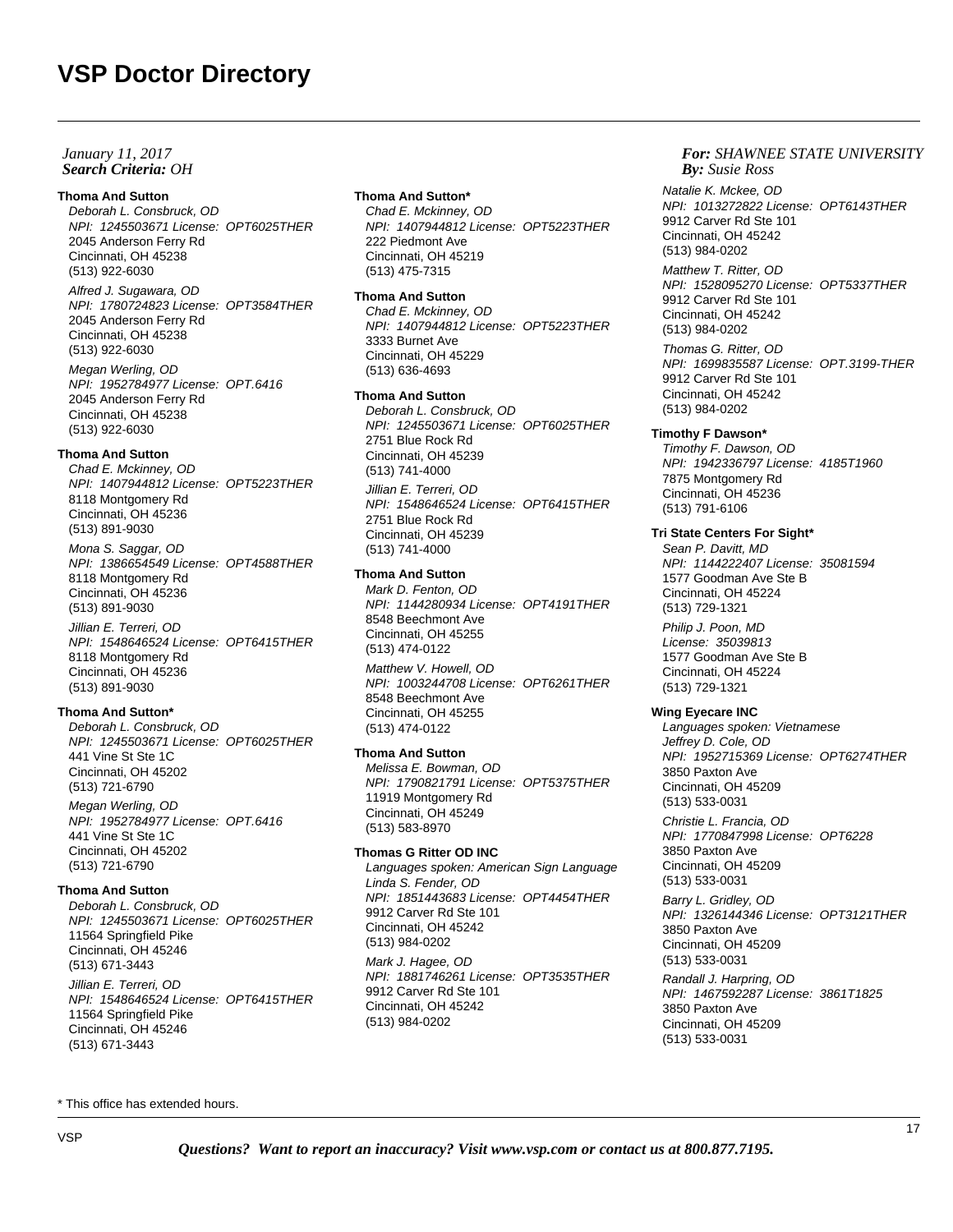# VSP Doctor Directory

*January 11, 2017*
***Search Criteria:** OH*

***For:** SHAWNEE STATE UNIVERSITY*
***By:** Susie Ross*

**Thoma And Sutton**

*Deborah L. Consbruck, OD*
*NPI: 1245503671 License: OPT6025THER*
2045 Anderson Ferry Rd
Cincinnati, OH 45238
(513) 922-6030

*Alfred J. Sugawara, OD*
*NPI: 1780724823 License: OPT3584THER*
2045 Anderson Ferry Rd
Cincinnati, OH 45238
(513) 922-6030

*Megan Werling, OD*
*NPI: 1952784977 License: OPT.6416*
2045 Anderson Ferry Rd
Cincinnati, OH 45238
(513) 922-6030

**Thoma And Sutton**

*Chad E. Mckinney, OD*
*NPI: 1407944812 License: OPT5223THER*
8118 Montgomery Rd
Cincinnati, OH 45236
(513) 891-9030

*Mona S. Saggar, OD*
*NPI: 1386654549 License: OPT4588THER*
8118 Montgomery Rd
Cincinnati, OH 45236
(513) 891-9030

*Jillian E. Terreri, OD*
*NPI: 1548646524 License: OPT6415THER*
8118 Montgomery Rd
Cincinnati, OH 45236
(513) 891-9030

**Thoma And Sutton***

*Deborah L. Consbruck, OD*
*NPI: 1245503671 License: OPT6025THER*
441 Vine St Ste 1C
Cincinnati, OH 45202
(513) 721-6790

*Megan Werling, OD*
*NPI: 1952784977 License: OPT.6416*
441 Vine St Ste 1C
Cincinnati, OH 45202
(513) 721-6790

**Thoma And Sutton**

*Deborah L. Consbruck, OD*
*NPI: 1245503671 License: OPT6025THER*
11564 Springfield Pike
Cincinnati, OH 45246
(513) 671-3443

*Jillian E. Terreri, OD*
*NPI: 1548646524 License: OPT6415THER*
11564 Springfield Pike
Cincinnati, OH 45246
(513) 671-3443

**Thoma And Sutton***

*Chad E. Mckinney, OD*
*NPI: 1407944812 License: OPT5223THER*
222 Piedmont Ave
Cincinnati, OH 45219
(513) 475-7315

**Thoma And Sutton**

*Chad E. Mckinney, OD*
*NPI: 1407944812 License: OPT5223THER*
3333 Burnet Ave
Cincinnati, OH 45229
(513) 636-4693

**Thoma And Sutton**

*Deborah L. Consbruck, OD*
*NPI: 1245503671 License: OPT6025THER*
2751 Blue Rock Rd
Cincinnati, OH 45239
(513) 741-4000

*Jillian E. Terreri, OD*
*NPI: 1548646524 License: OPT6415THER*
2751 Blue Rock Rd
Cincinnati, OH 45239
(513) 741-4000

**Thoma And Sutton**

*Mark D. Fenton, OD*
*NPI: 1144280934 License: OPT4191THER*
8548 Beechmont Ave
Cincinnati, OH 45255
(513) 474-0122

*Matthew V. Howell, OD*
*NPI: 1003244708 License: OPT6261THER*
8548 Beechmont Ave
Cincinnati, OH 45255
(513) 474-0122

**Thoma And Sutton**

*Melissa E. Bowman, OD*
*NPI: 1790821791 License: OPT5375THER*
11919 Montgomery Rd
Cincinnati, OH 45249
(513) 583-8970

**Thomas G Ritter OD INC**

*Languages spoken: American Sign Language*
*Linda S. Fender, OD*
*NPI: 1851443683 License: OPT4454THER*
9912 Carver Rd Ste 101
Cincinnati, OH 45242
(513) 984-0202

*Mark J. Hagee, OD*
*NPI: 1881746261 License: OPT3535THER*
9912 Carver Rd Ste 101
Cincinnati, OH 45242
(513) 984-0202

*Natalie K. Mckee, OD*
*NPI: 1013272822 License: OPT6143THER*
9912 Carver Rd Ste 101
Cincinnati, OH 45242
(513) 984-0202

*Matthew T. Ritter, OD*
*NPI: 1528095270 License: OPT5337THER*
9912 Carver Rd Ste 101
Cincinnati, OH 45242
(513) 984-0202

*Thomas G. Ritter, OD*
*NPI: 1699835587 License: OPT.3199-THER*
9912 Carver Rd Ste 101
Cincinnati, OH 45242
(513) 984-0202

**Timothy F Dawson***

*Timothy F. Dawson, OD*
*NPI: 1942336797 License: 4185T1960*
7875 Montgomery Rd
Cincinnati, OH 45236
(513) 791-6106

**Tri State Centers For Sight***

*Sean P. Davitt, MD*
*NPI: 1144222407 License: 35081594*
1577 Goodman Ave Ste B
Cincinnati, OH 45224
(513) 729-1321

*Philip J. Poon, MD*
*License: 35039813*
1577 Goodman Ave Ste B
Cincinnati, OH 45224
(513) 729-1321

**Wing Eyecare INC**

*Languages spoken: Vietnamese*
*Jeffrey D. Cole, OD*
*NPI: 1952715369 License: OPT6274THER*
3850 Paxton Ave
Cincinnati, OH 45209
(513) 533-0031

*Christie L. Francia, OD*
*NPI: 1770847998 License: OPT6228*
3850 Paxton Ave
Cincinnati, OH 45209
(513) 533-0031

*Barry L. Gridley, OD*
*NPI: 1326144346 License: OPT3121THER*
3850 Paxton Ave
Cincinnati, OH 45209
(513) 533-0031

*Randall J. Harpring, OD*
*NPI: 1467592287 License: 3861T1825*
3850 Paxton Ave
Cincinnati, OH 45209
(513) 533-0031

* This office has extended hours.

***Questions? Want to report an inaccuracy? Visit www.vsp.com or contact us at 800.877.7195.***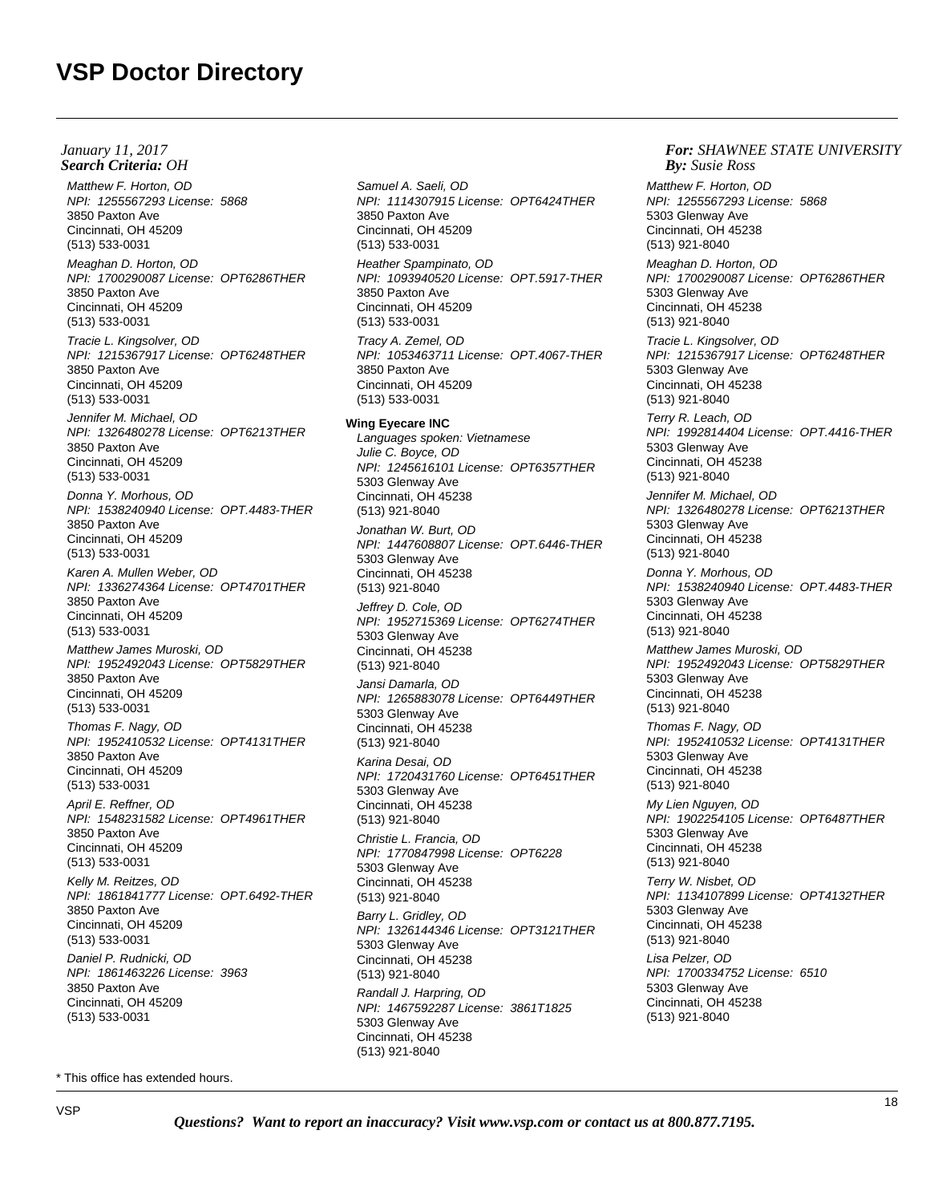# VSP Doctor Directory

*January 11, 2017*
***Search Criteria:*** *OH*

***For:*** *SHAWNEE STATE UNIVERSITY*
***By:*** *Susie Ross*

*Matthew F. Horton, OD*
*NPI: 1255567293 License: 5868*
3850 Paxton Ave
Cincinnati, OH 45209
(513) 533-0031

*Meaghan D. Horton, OD*
*NPI: 1700290087 License: OPT6286THER*
3850 Paxton Ave
Cincinnati, OH 45209
(513) 533-0031

*Tracie L. Kingsolver, OD*
*NPI: 1215367917 License: OPT6248THER*
3850 Paxton Ave
Cincinnati, OH 45209
(513) 533-0031

*Jennifer M. Michael, OD*
*NPI: 1326480278 License: OPT6213THER*
3850 Paxton Ave
Cincinnati, OH 45209
(513) 533-0031

*Donna Y. Morhous, OD*
*NPI: 1538240940 License: OPT.4483-THER*
3850 Paxton Ave
Cincinnati, OH 45209
(513) 533-0031

*Karen A. Mullen Weber, OD*
*NPI: 1336274364 License: OPT4701THER*
3850 Paxton Ave
Cincinnati, OH 45209
(513) 533-0031

*Matthew James Muroski, OD*
*NPI: 1952492043 License: OPT5829THER*
3850 Paxton Ave
Cincinnati, OH 45209
(513) 533-0031

*Thomas F. Nagy, OD*
*NPI: 1952410532 License: OPT4131THER*
3850 Paxton Ave
Cincinnati, OH 45209
(513) 533-0031

*April E. Reffner, OD*
*NPI: 1548231582 License: OPT4961THER*
3850 Paxton Ave
Cincinnati, OH 45209
(513) 533-0031

*Kelly M. Reitzes, OD*
*NPI: 1861841777 License: OPT.6492-THER*
3850 Paxton Ave
Cincinnati, OH 45209
(513) 533-0031

*Daniel P. Rudnicki, OD*
*NPI: 1861463226 License: 3963*
3850 Paxton Ave
Cincinnati, OH 45209
(513) 533-0031

*Samuel A. Saeli, OD*
*NPI: 1114307915 License: OPT6424THER*
3850 Paxton Ave
Cincinnati, OH 45209
(513) 533-0031

*Heather Spampinato, OD*
*NPI: 1093940520 License: OPT.5917-THER*
3850 Paxton Ave
Cincinnati, OH 45209
(513) 533-0031

*Tracy A. Zemel, OD*
*NPI: 1053463711 License: OPT.4067-THER*
3850 Paxton Ave
Cincinnati, OH 45209
(513) 533-0031

**Wing Eyecare INC**

*Languages spoken: Vietnamese*

*Julie C. Boyce, OD*
*NPI: 1245616101 License: OPT6357THER*
5303 Glenway Ave
Cincinnati, OH 45238
(513) 921-8040

*Jonathan W. Burt, OD*
*NPI: 1447608807 License: OPT.6446-THER*
5303 Glenway Ave
Cincinnati, OH 45238
(513) 921-8040

*Jeffrey D. Cole, OD*
*NPI: 1952715369 License: OPT6274THER*
5303 Glenway Ave
Cincinnati, OH 45238
(513) 921-8040

*Jansi Damarla, OD*
*NPI: 1265883078 License: OPT6449THER*
5303 Glenway Ave
Cincinnati, OH 45238
(513) 921-8040

*Karina Desai, OD*
*NPI: 1720431760 License: OPT6451THER*
5303 Glenway Ave
Cincinnati, OH 45238
(513) 921-8040

*Christie L. Francia, OD*
*NPI: 1770847998 License: OPT6228*
5303 Glenway Ave
Cincinnati, OH 45238
(513) 921-8040

*Barry L. Gridley, OD*
*NPI: 1326144346 License: OPT3121THER*
5303 Glenway Ave
Cincinnati, OH 45238
(513) 921-8040

*Randall J. Harpring, OD*
*NPI: 1467592287 License: 3861T1825*
5303 Glenway Ave
Cincinnati, OH 45238
(513) 921-8040

*Matthew F. Horton, OD*
*NPI: 1255567293 License: 5868*
5303 Glenway Ave
Cincinnati, OH 45238
(513) 921-8040

*Meaghan D. Horton, OD*
*NPI: 1700290087 License: OPT6286THER*
5303 Glenway Ave
Cincinnati, OH 45238
(513) 921-8040

*Tracie L. Kingsolver, OD*
*NPI: 1215367917 License: OPT6248THER*
5303 Glenway Ave
Cincinnati, OH 45238
(513) 921-8040

*Terry R. Leach, OD*
*NPI: 1992814404 License: OPT.4416-THER*
5303 Glenway Ave
Cincinnati, OH 45238
(513) 921-8040

*Jennifer M. Michael, OD*
*NPI: 1326480278 License: OPT6213THER*
5303 Glenway Ave
Cincinnati, OH 45238
(513) 921-8040

*Donna Y. Morhous, OD*
*NPI: 1538240940 License: OPT.4483-THER*
5303 Glenway Ave
Cincinnati, OH 45238
(513) 921-8040

*Matthew James Muroski, OD*
*NPI: 1952492043 License: OPT5829THER*
5303 Glenway Ave
Cincinnati, OH 45238
(513) 921-8040

*Thomas F. Nagy, OD*
*NPI: 1952410532 License: OPT4131THER*
5303 Glenway Ave
Cincinnati, OH 45238
(513) 921-8040

*My Lien Nguyen, OD*
*NPI: 1902254105 License: OPT6487THER*
5303 Glenway Ave
Cincinnati, OH 45238
(513) 921-8040

*Terry W. Nisbet, OD*
*NPI: 1134107899 License: OPT4132THER*
5303 Glenway Ave
Cincinnati, OH 45238
(513) 921-8040

*Lisa Pelzer, OD*
*NPI: 1700334752 License: 6510*
5303 Glenway Ave
Cincinnati, OH 45238
(513) 921-8040

\* This office has extended hours.

***Questions? Want to report an inaccuracy? Visit www.vsp.com or contact us at 800.877.7195.***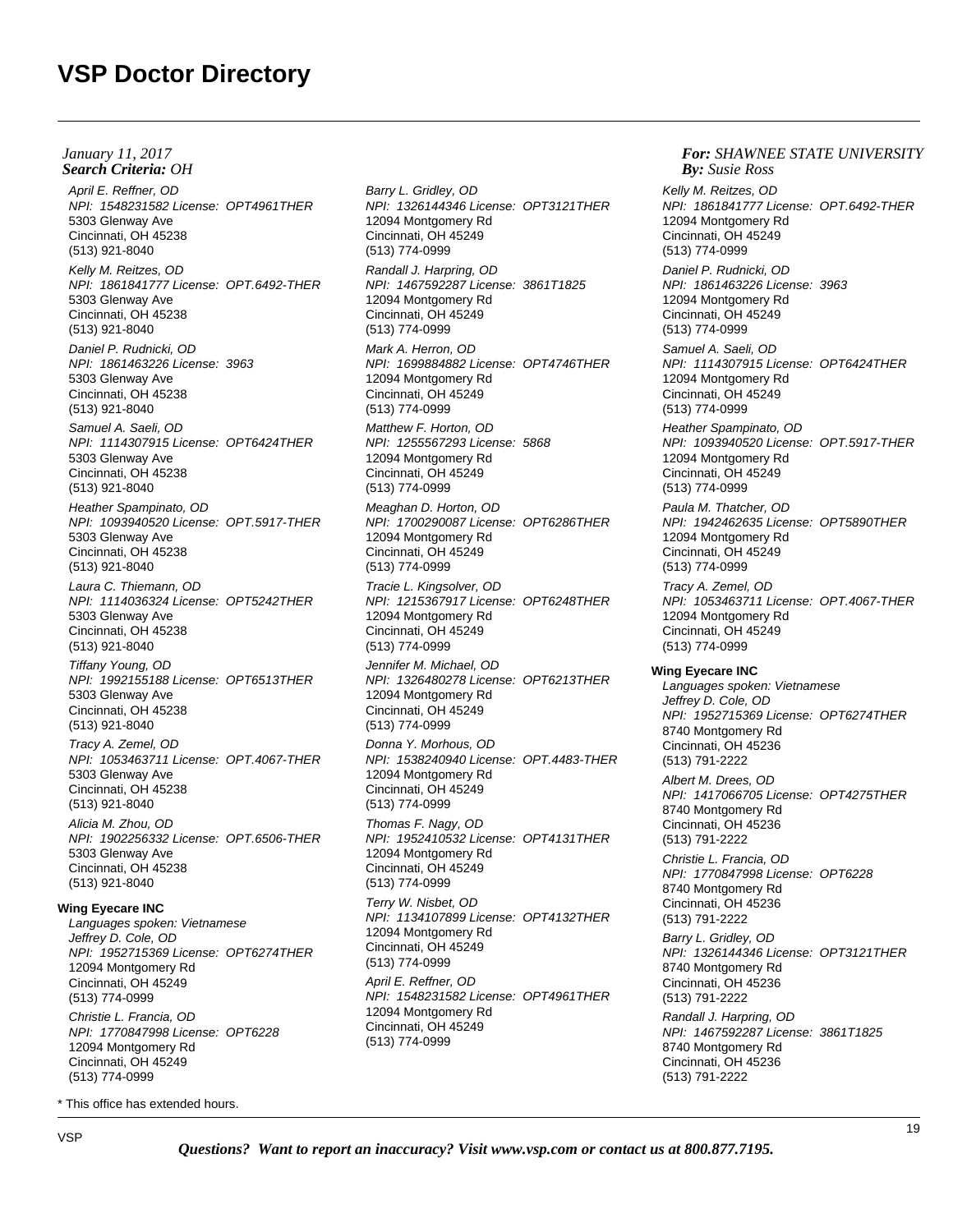*January 11, 2017*
***Search Criteria:*** *OH*

***For:*** *SHAWNEE STATE UNIVERSITY*
***By:*** *Susie Ross*

*April E. Reffner, OD*
*NPI: 1548231582 License: OPT4961THER*
5303 Glenway Ave
Cincinnati, OH 45238
(513) 921-8040

*Kelly M. Reitzes, OD*
*NPI: 1861841777 License: OPT.6492-THER*
5303 Glenway Ave
Cincinnati, OH 45238
(513) 921-8040

*Daniel P. Rudnicki, OD*
*NPI: 1861463226 License: 3963*
5303 Glenway Ave
Cincinnati, OH 45238
(513) 921-8040

*Samuel A. Saeli, OD*
*NPI: 1114307915 License: OPT6424THER*
5303 Glenway Ave
Cincinnati, OH 45238
(513) 921-8040

*Heather Spampinato, OD*
*NPI: 1093940520 License: OPT.5917-THER*
5303 Glenway Ave
Cincinnati, OH 45238
(513) 921-8040

*Laura C. Thiemann, OD*
*NPI: 1114036324 License: OPT5242THER*
5303 Glenway Ave
Cincinnati, OH 45238
(513) 921-8040

*Tiffany Young, OD*
*NPI: 1992155188 License: OPT6513THER*
5303 Glenway Ave
Cincinnati, OH 45238
(513) 921-8040

*Tracy A. Zemel, OD*
*NPI: 1053463711 License: OPT.4067-THER*
5303 Glenway Ave
Cincinnati, OH 45238
(513) 921-8040

*Alicia M. Zhou, OD*
*NPI: 1902256332 License: OPT.6506-THER*
5303 Glenway Ave
Cincinnati, OH 45238
(513) 921-8040

**Wing Eyecare INC**

*Languages spoken: Vietnamese*
*Jeffrey D. Cole, OD*
*NPI: 1952715369 License: OPT6274THER*
12094 Montgomery Rd
Cincinnati, OH 45249
(513) 774-0999

*Christie L. Francia, OD*
*NPI: 1770847998 License: OPT6228*
12094 Montgomery Rd
Cincinnati, OH 45249
(513) 774-0999

*Barry L. Gridley, OD*
*NPI: 1326144346 License: OPT3121THER*
12094 Montgomery Rd
Cincinnati, OH 45249
(513) 774-0999

*Randall J. Harpring, OD*
*NPI: 1467592287 License: 3861T1825*
12094 Montgomery Rd
Cincinnati, OH 45249
(513) 774-0999

*Mark A. Herron, OD*
*NPI: 1699884882 License: OPT4746THER*
12094 Montgomery Rd
Cincinnati, OH 45249
(513) 774-0999

*Matthew F. Horton, OD*
*NPI: 1255567293 License: 5868*
12094 Montgomery Rd
Cincinnati, OH 45249
(513) 774-0999

*Meaghan D. Horton, OD*
*NPI: 1700290087 License: OPT6286THER*
12094 Montgomery Rd
Cincinnati, OH 45249
(513) 774-0999

*Tracie L. Kingsolver, OD*
*NPI: 1215367917 License: OPT6248THER*
12094 Montgomery Rd
Cincinnati, OH 45249
(513) 774-0999

*Jennifer M. Michael, OD*
*NPI: 1326480278 License: OPT6213THER*
12094 Montgomery Rd
Cincinnati, OH 45249
(513) 774-0999

*Donna Y. Morhous, OD*
*NPI: 1538240940 License: OPT.4483-THER*
12094 Montgomery Rd
Cincinnati, OH 45249
(513) 774-0999

*Thomas F. Nagy, OD*
*NPI: 1952410532 License: OPT4131THER*
12094 Montgomery Rd
Cincinnati, OH 45249
(513) 774-0999

*Terry W. Nisbet, OD*
*NPI: 1134107899 License: OPT4132THER*
12094 Montgomery Rd
Cincinnati, OH 45249
(513) 774-0999

*April E. Reffner, OD*
*NPI: 1548231582 License: OPT4961THER*
12094 Montgomery Rd
Cincinnati, OH 45249
(513) 774-0999

*Kelly M. Reitzes, OD*
*NPI: 1861841777 License: OPT.6492-THER*
12094 Montgomery Rd
Cincinnati, OH 45249
(513) 774-0999

*Daniel P. Rudnicki, OD*
*NPI: 1861463226 License: 3963*
12094 Montgomery Rd
Cincinnati, OH 45249
(513) 774-0999

*Samuel A. Saeli, OD*
*NPI: 1114307915 License: OPT6424THER*
12094 Montgomery Rd
Cincinnati, OH 45249
(513) 774-0999

*Heather Spampinato, OD*
*NPI: 1093940520 License: OPT.5917-THER*
12094 Montgomery Rd
Cincinnati, OH 45249
(513) 774-0999

*Paula M. Thatcher, OD*
*NPI: 1942462635 License: OPT5890THER*
12094 Montgomery Rd
Cincinnati, OH 45249
(513) 774-0999

*Tracy A. Zemel, OD*
*NPI: 1053463711 License: OPT.4067-THER*
12094 Montgomery Rd
Cincinnati, OH 45249
(513) 774-0999

**Wing Eyecare INC**

*Languages spoken: Vietnamese*
*Jeffrey D. Cole, OD*
*NPI: 1952715369 License: OPT6274THER*
8740 Montgomery Rd
Cincinnati, OH 45236
(513) 791-2222

*Albert M. Drees, OD*
*NPI: 1417066705 License: OPT4275THER*
8740 Montgomery Rd
Cincinnati, OH 45236
(513) 791-2222

*Christie L. Francia, OD*
*NPI: 1770847998 License: OPT6228*
8740 Montgomery Rd
Cincinnati, OH 45236
(513) 791-2222

*Barry L. Gridley, OD*
*NPI: 1326144346 License: OPT3121THER*
8740 Montgomery Rd
Cincinnati, OH 45236
(513) 791-2222

*Randall J. Harpring, OD*
*NPI: 1467592287 License: 3861T1825*
8740 Montgomery Rd
Cincinnati, OH 45236
(513) 791-2222

\* This office has extended hours.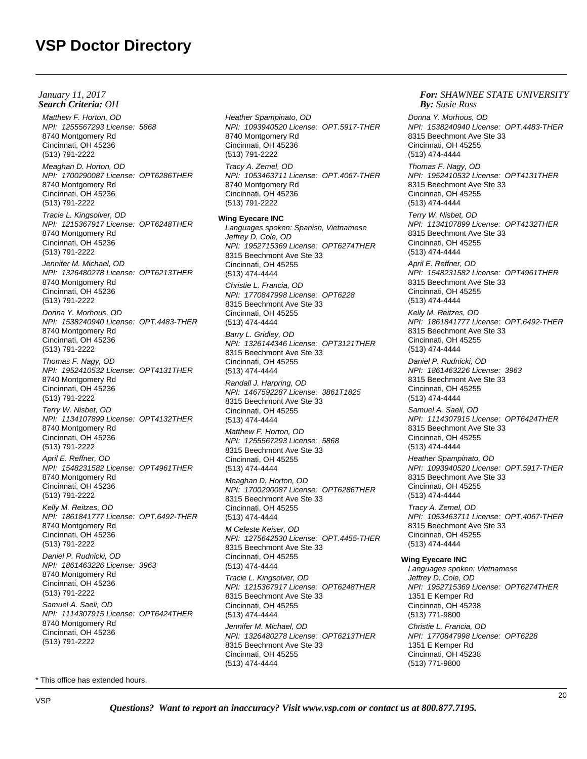# VSP Doctor Directory

*January 11, 2017*
***Search Criteria:** OH*

***For:** SHAWNEE STATE UNIVERSITY*
***By:** Susie Ross*

*Matthew F. Horton, OD*
*NPI: 1255567293 License: 5868*
8740 Montgomery Rd
Cincinnati, OH 45236
(513) 791-2222

*Meaghan D. Horton, OD*
*NPI: 1700290087 License: OPT6286THER*
8740 Montgomery Rd
Cincinnati, OH 45236
(513) 791-2222

*Tracie L. Kingsolver, OD*
*NPI: 1215367917 License: OPT6248THER*
8740 Montgomery Rd
Cincinnati, OH 45236
(513) 791-2222

*Jennifer M. Michael, OD*
*NPI: 1326480278 License: OPT6213THER*
8740 Montgomery Rd
Cincinnati, OH 45236
(513) 791-2222

*Donna Y. Morhous, OD*
*NPI: 1538240940 License: OPT.4483-THER*
8740 Montgomery Rd
Cincinnati, OH 45236
(513) 791-2222

*Thomas F. Nagy, OD*
*NPI: 1952410532 License: OPT4131THER*
8740 Montgomery Rd
Cincinnati, OH 45236
(513) 791-2222

*Terry W. Nisbet, OD*
*NPI: 1134107899 License: OPT4132THER*
8740 Montgomery Rd
Cincinnati, OH 45236
(513) 791-2222

*April E. Reffner, OD*
*NPI: 1548231582 License: OPT4961THER*
8740 Montgomery Rd
Cincinnati, OH 45236
(513) 791-2222

*Kelly M. Reitzes, OD*
*NPI: 1861841777 License: OPT.6492-THER*
8740 Montgomery Rd
Cincinnati, OH 45236
(513) 791-2222

*Daniel P. Rudnicki, OD*
*NPI: 1861463226 License: 3963*
8740 Montgomery Rd
Cincinnati, OH 45236
(513) 791-2222

*Samuel A. Saeli, OD*
*NPI: 1114307915 License: OPT6424THER*
8740 Montgomery Rd
Cincinnati, OH 45236
(513) 791-2222

*Heather Spampinato, OD*
*NPI: 1093940520 License: OPT.5917-THER*
8740 Montgomery Rd
Cincinnati, OH 45236
(513) 791-2222

*Tracy A. Zemel, OD*
*NPI: 1053463711 License: OPT.4067-THER*
8740 Montgomery Rd
Cincinnati, OH 45236
(513) 791-2222

**Wing Eyecare INC**
*Languages spoken: Spanish, Vietnamese*

*Jeffrey D. Cole, OD*
*NPI: 1952715369 License: OPT6274THER*
8315 Beechmont Ave Ste 33
Cincinnati, OH 45255
(513) 474-4444

*Christie L. Francia, OD*
*NPI: 1770847998 License: OPT6228*
8315 Beechmont Ave Ste 33
Cincinnati, OH 45255
(513) 474-4444

*Barry L. Gridley, OD*
*NPI: 1326144346 License: OPT3121THER*
8315 Beechmont Ave Ste 33
Cincinnati, OH 45255
(513) 474-4444

*Randall J. Harpring, OD*
*NPI: 1467592287 License: 3861T1825*
8315 Beechmont Ave Ste 33
Cincinnati, OH 45255
(513) 474-4444

*Matthew F. Horton, OD*
*NPI: 1255567293 License: 5868*
8315 Beechmont Ave Ste 33
Cincinnati, OH 45255
(513) 474-4444

*Meaghan D. Horton, OD*
*NPI: 1700290087 License: OPT6286THER*
8315 Beechmont Ave Ste 33
Cincinnati, OH 45255
(513) 474-4444

*M Celeste Keiser, OD*
*NPI: 1275642530 License: OPT.4455-THER*
8315 Beechmont Ave Ste 33
Cincinnati, OH 45255
(513) 474-4444

*Tracie L. Kingsolver, OD*
*NPI: 1215367917 License: OPT6248THER*
8315 Beechmont Ave Ste 33
Cincinnati, OH 45255
(513) 474-4444

*Jennifer M. Michael, OD*
*NPI: 1326480278 License: OPT6213THER*
8315 Beechmont Ave Ste 33
Cincinnati, OH 45255
(513) 474-4444

*Donna Y. Morhous, OD*
*NPI: 1538240940 License: OPT.4483-THER*
8315 Beechmont Ave Ste 33
Cincinnati, OH 45255
(513) 474-4444

*Thomas F. Nagy, OD*
*NPI: 1952410532 License: OPT4131THER*
8315 Beechmont Ave Ste 33
Cincinnati, OH 45255
(513) 474-4444

*Terry W. Nisbet, OD*
*NPI: 1134107899 License: OPT4132THER*
8315 Beechmont Ave Ste 33
Cincinnati, OH 45255
(513) 474-4444

*April E. Reffner, OD*
*NPI: 1548231582 License: OPT4961THER*
8315 Beechmont Ave Ste 33
Cincinnati, OH 45255
(513) 474-4444

*Kelly M. Reitzes, OD*
*NPI: 1861841777 License: OPT.6492-THER*
8315 Beechmont Ave Ste 33
Cincinnati, OH 45255
(513) 474-4444

*Daniel P. Rudnicki, OD*
*NPI: 1861463226 License: 3963*
8315 Beechmont Ave Ste 33
Cincinnati, OH 45255
(513) 474-4444

*Samuel A. Saeli, OD*
*NPI: 1114307915 License: OPT6424THER*
8315 Beechmont Ave Ste 33
Cincinnati, OH 45255
(513) 474-4444

*Heather Spampinato, OD*
*NPI: 1093940520 License: OPT.5917-THER*
8315 Beechmont Ave Ste 33
Cincinnati, OH 45255
(513) 474-4444

*Tracy A. Zemel, OD*
*NPI: 1053463711 License: OPT.4067-THER*
8315 Beechmont Ave Ste 33
Cincinnati, OH 45255
(513) 474-4444

**Wing Eyecare INC**
*Languages spoken: Vietnamese*

*Jeffrey D. Cole, OD*
*NPI: 1952715369 License: OPT6274THER*
1351 E Kemper Rd
Cincinnati, OH 45238
(513) 771-9800

*Christie L. Francia, OD*
*NPI: 1770847998 License: OPT6228*
1351 E Kemper Rd
Cincinnati, OH 45238
(513) 771-9800

\* This office has extended hours.

***Questions? Want to report an inaccuracy? Visit www.vsp.com or contact us at 800.877.7195.***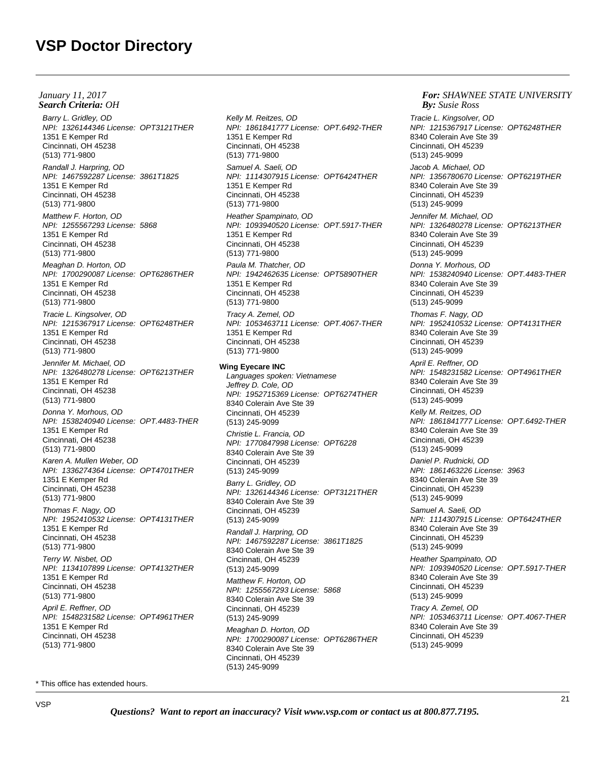# VSP Doctor Directory

*January 11, 2017*
***Search Criteria:** OH*

***For:** SHAWNEE STATE UNIVERSITY*
***By:** Susie Ross*

*Barry L. Gridley, OD*
*NPI: 1326144346 License: OPT3121THER*
1351 E Kemper Rd
Cincinnati, OH 45238
(513) 771-9800

*Randall J. Harpring, OD*
*NPI: 1467592287 License: 3861T1825*
1351 E Kemper Rd
Cincinnati, OH 45238
(513) 771-9800

*Matthew F. Horton, OD*
*NPI: 1255567293 License: 5868*
1351 E Kemper Rd
Cincinnati, OH 45238
(513) 771-9800

*Meaghan D. Horton, OD*
*NPI: 1700290087 License: OPT6286THER*
1351 E Kemper Rd
Cincinnati, OH 45238
(513) 771-9800

*Tracie L. Kingsolver, OD*
*NPI: 1215367917 License: OPT6248THER*
1351 E Kemper Rd
Cincinnati, OH 45238
(513) 771-9800

*Jennifer M. Michael, OD*
*NPI: 1326480278 License: OPT6213THER*
1351 E Kemper Rd
Cincinnati, OH 45238
(513) 771-9800

*Donna Y. Morhous, OD*
*NPI: 1538240940 License: OPT.4483-THER*
1351 E Kemper Rd
Cincinnati, OH 45238
(513) 771-9800

*Karen A. Mullen Weber, OD*
*NPI: 1336274364 License: OPT4701THER*
1351 E Kemper Rd
Cincinnati, OH 45238
(513) 771-9800

*Thomas F. Nagy, OD*
*NPI: 1952410532 License: OPT4131THER*
1351 E Kemper Rd
Cincinnati, OH 45238
(513) 771-9800

*Terry W. Nisbet, OD*
*NPI: 1134107899 License: OPT4132THER*
1351 E Kemper Rd
Cincinnati, OH 45238
(513) 771-9800

*April E. Reffner, OD*
*NPI: 1548231582 License: OPT4961THER*
1351 E Kemper Rd
Cincinnati, OH 45238
(513) 771-9800

*Kelly M. Reitzes, OD*
*NPI: 1861841777 License: OPT.6492-THER*
1351 E Kemper Rd
Cincinnati, OH 45238
(513) 771-9800

*Samuel A. Saeli, OD*
*NPI: 1114307915 License: OPT6424THER*
1351 E Kemper Rd
Cincinnati, OH 45238
(513) 771-9800

*Heather Spampinato, OD*
*NPI: 1093940520 License: OPT.5917-THER*
1351 E Kemper Rd
Cincinnati, OH 45238
(513) 771-9800

*Paula M. Thatcher, OD*
*NPI: 1942462635 License: OPT5890THER*
1351 E Kemper Rd
Cincinnati, OH 45238
(513) 771-9800

*Tracy A. Zemel, OD*
*NPI: 1053463711 License: OPT.4067-THER*
1351 E Kemper Rd
Cincinnati, OH 45238
(513) 771-9800

**Wing Eyecare INC**

*Languages spoken: Vietnamese*

*Jeffrey D. Cole, OD*
*NPI: 1952715369 License: OPT6274THER*
8340 Colerain Ave Ste 39
Cincinnati, OH 45239
(513) 245-9099

*Christie L. Francia, OD*
*NPI: 1770847998 License: OPT6228*
8340 Colerain Ave Ste 39
Cincinnati, OH 45239
(513) 245-9099

*Barry L. Gridley, OD*
*NPI: 1326144346 License: OPT3121THER*
8340 Colerain Ave Ste 39
Cincinnati, OH 45239
(513) 245-9099

*Randall J. Harpring, OD*
*NPI: 1467592287 License: 3861T1825*
8340 Colerain Ave Ste 39
Cincinnati, OH 45239
(513) 245-9099

*Matthew F. Horton, OD*
*NPI: 1255567293 License: 5868*
8340 Colerain Ave Ste 39
Cincinnati, OH 45239
(513) 245-9099

*Meaghan D. Horton, OD*
*NPI: 1700290087 License: OPT6286THER*
8340 Colerain Ave Ste 39
Cincinnati, OH 45239
(513) 245-9099

*Tracie L. Kingsolver, OD*
*NPI: 1215367917 License: OPT6248THER*
8340 Colerain Ave Ste 39
Cincinnati, OH 45239
(513) 245-9099

*Jacob A. Michael, OD*
*NPI: 1356780670 License: OPT6219THER*
8340 Colerain Ave Ste 39
Cincinnati, OH 45239
(513) 245-9099

*Jennifer M. Michael, OD*
*NPI: 1326480278 License: OPT6213THER*
8340 Colerain Ave Ste 39
Cincinnati, OH 45239
(513) 245-9099

*Donna Y. Morhous, OD*
*NPI: 1538240940 License: OPT.4483-THER*
8340 Colerain Ave Ste 39
Cincinnati, OH 45239
(513) 245-9099

*Thomas F. Nagy, OD*
*NPI: 1952410532 License: OPT4131THER*
8340 Colerain Ave Ste 39
Cincinnati, OH 45239
(513) 245-9099

*April E. Reffner, OD*
*NPI: 1548231582 License: OPT4961THER*
8340 Colerain Ave Ste 39
Cincinnati, OH 45239
(513) 245-9099

*Kelly M. Reitzes, OD*
*NPI: 1861841777 License: OPT.6492-THER*
8340 Colerain Ave Ste 39
Cincinnati, OH 45239
(513) 245-9099

*Daniel P. Rudnicki, OD*
*NPI: 1861463226 License: 3963*
8340 Colerain Ave Ste 39
Cincinnati, OH 45239
(513) 245-9099

*Samuel A. Saeli, OD*
*NPI: 1114307915 License: OPT6424THER*
8340 Colerain Ave Ste 39
Cincinnati, OH 45239
(513) 245-9099

*Heather Spampinato, OD*
*NPI: 1093940520 License: OPT.5917-THER*
8340 Colerain Ave Ste 39
Cincinnati, OH 45239
(513) 245-9099

*Tracy A. Zemel, OD*
*NPI: 1053463711 License: OPT.4067-THER*
8340 Colerain Ave Ste 39
Cincinnati, OH 45239
(513) 245-9099

\* This office has extended hours.

***Questions? Want to report an inaccuracy? Visit www.vsp.com or contact us at 800.877.7195.***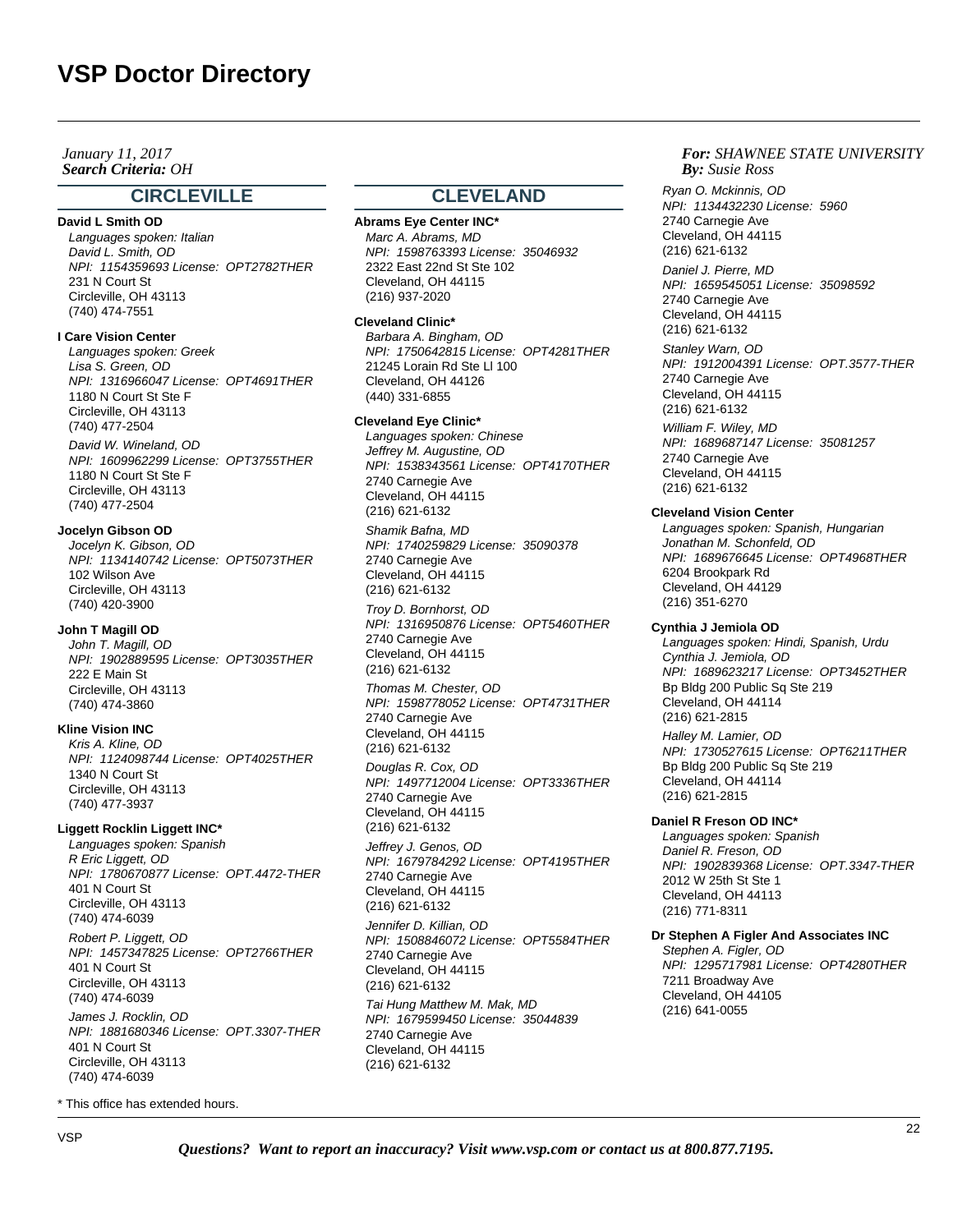# VSP Doctor Directory

*January 11, 2017*
***Search Criteria:** OH*

***For:** SHAWNEE STATE UNIVERSITY*
***By:** Susie Ross*

## CIRCLEVILLE

**David L Smith OD**
*Languages spoken: Italian*
*David L. Smith, OD*
*NPI: 1154359693 License: OPT2782THER*
231 N Court St
Circleville, OH 43113
(740) 474-7551

**I Care Vision Center**
*Languages spoken: Greek*
*Lisa S. Green, OD*
*NPI: 1316966047 License: OPT4691THER*
1180 N Court St Ste F
Circleville, OH 43113
(740) 477-2504

*David W. Wineland, OD*
*NPI: 1609962299 License: OPT3755THER*
1180 N Court St Ste F
Circleville, OH 43113
(740) 477-2504

**Jocelyn Gibson OD**
*Jocelyn K. Gibson, OD*
*NPI: 1134140742 License: OPT5073THER*
102 Wilson Ave
Circleville, OH 43113
(740) 420-3900

**John T Magill OD**
*John T. Magill, OD*
*NPI: 1902889595 License: OPT3035THER*
222 E Main St
Circleville, OH 43113
(740) 474-3860

**Kline Vision INC**
*Kris A. Kline, OD*
*NPI: 1124098744 License: OPT4025THER*
1340 N Court St
Circleville, OH 43113
(740) 477-3937

**Liggett Rocklin Liggett INC***
*Languages spoken: Spanish*
*R Eric Liggett, OD*
*NPI: 1780670877 License: OPT.4472-THER*
401 N Court St
Circleville, OH 43113
(740) 474-6039

*Robert P. Liggett, OD*
*NPI: 1457347825 License: OPT2766THER*
401 N Court St
Circleville, OH 43113
(740) 474-6039

*James J. Rocklin, OD*
*NPI: 1881680346 License: OPT.3307-THER*
401 N Court St
Circleville, OH 43113
(740) 474-6039

## CLEVELAND

**Abrams Eye Center INC***
*Marc A. Abrams, MD*
*NPI: 1598763393 License: 35046932*
2322 East 22nd St Ste 102
Cleveland, OH 44115
(216) 937-2020

**Cleveland Clinic***
*Barbara A. Bingham, OD*
*NPI: 1750642815 License: OPT4281THER*
21245 Lorain Rd Ste Ll 100
Cleveland, OH 44126
(440) 331-6855

**Cleveland Eye Clinic***
*Languages spoken: Chinese*
*Jeffrey M. Augustine, OD*
*NPI: 1538343561 License: OPT4170THER*
2740 Carnegie Ave
Cleveland, OH 44115
(216) 621-6132

*Shamik Bafna, MD*
*NPI: 1740259829 License: 35090378*
2740 Carnegie Ave
Cleveland, OH 44115
(216) 621-6132

*Troy D. Bornhorst, OD*
*NPI: 1316950876 License: OPT5460THER*
2740 Carnegie Ave
Cleveland, OH 44115
(216) 621-6132

*Thomas M. Chester, OD*
*NPI: 1598778052 License: OPT4731THER*
2740 Carnegie Ave
Cleveland, OH 44115
(216) 621-6132

*Douglas R. Cox, OD*
*NPI: 1497712004 License: OPT3336THER*
2740 Carnegie Ave
Cleveland, OH 44115
(216) 621-6132

*Jeffrey J. Genos, OD*
*NPI: 1679784292 License: OPT4195THER*
2740 Carnegie Ave
Cleveland, OH 44115
(216) 621-6132

*Jennifer D. Killian, OD*
*NPI: 1508846072 License: OPT5584THER*
2740 Carnegie Ave
Cleveland, OH 44115
(216) 621-6132

*Tai Hung Matthew M. Mak, MD*
*NPI: 1679599450 License: 35044839*
2740 Carnegie Ave
Cleveland, OH 44115
(216) 621-6132

*Ryan O. Mckinnis, OD*
*NPI: 1134432230 License: 5960*
2740 Carnegie Ave
Cleveland, OH 44115
(216) 621-6132

*Daniel J. Pierre, MD*
*NPI: 1659545051 License: 35098592*
2740 Carnegie Ave
Cleveland, OH 44115
(216) 621-6132

*Stanley Warn, OD*
*NPI: 1912004391 License: OPT.3577-THER*
2740 Carnegie Ave
Cleveland, OH 44115
(216) 621-6132

*William F. Wiley, MD*
*NPI: 1689687147 License: 35081257*
2740 Carnegie Ave
Cleveland, OH 44115
(216) 621-6132

**Cleveland Vision Center**
*Languages spoken: Spanish, Hungarian*
*Jonathan M. Schonfeld, OD*
*NPI: 1689676645 License: OPT4968THER*
6204 Brookpark Rd
Cleveland, OH 44129
(216) 351-6270

**Cynthia J Jemiola OD**
*Languages spoken: Hindi, Spanish, Urdu*
*Cynthia J. Jemiola, OD*
*NPI: 1689623217 License: OPT3452THER*
Bp Bldg 200 Public Sq Ste 219
Cleveland, OH 44114
(216) 621-2815

*Halley M. Lamier, OD*
*NPI: 1730527615 License: OPT6211THER*
Bp Bldg 200 Public Sq Ste 219
Cleveland, OH 44114
(216) 621-2815

**Daniel R Freson OD INC***
*Languages spoken: Spanish*
*Daniel R. Freson, OD*
*NPI: 1902839368 License: OPT.3347-THER*
2012 W 25th St Ste 1
Cleveland, OH 44113
(216) 771-8311

**Dr Stephen A Figler And Associates INC**
*Stephen A. Figler, OD*
*NPI: 1295717981 License: OPT4280THER*
7211 Broadway Ave
Cleveland, OH 44105
(216) 641-0055

\* This office has extended hours.

***Questions? Want to report an inaccuracy? Visit www.vsp.com or contact us at 800.877.7195.***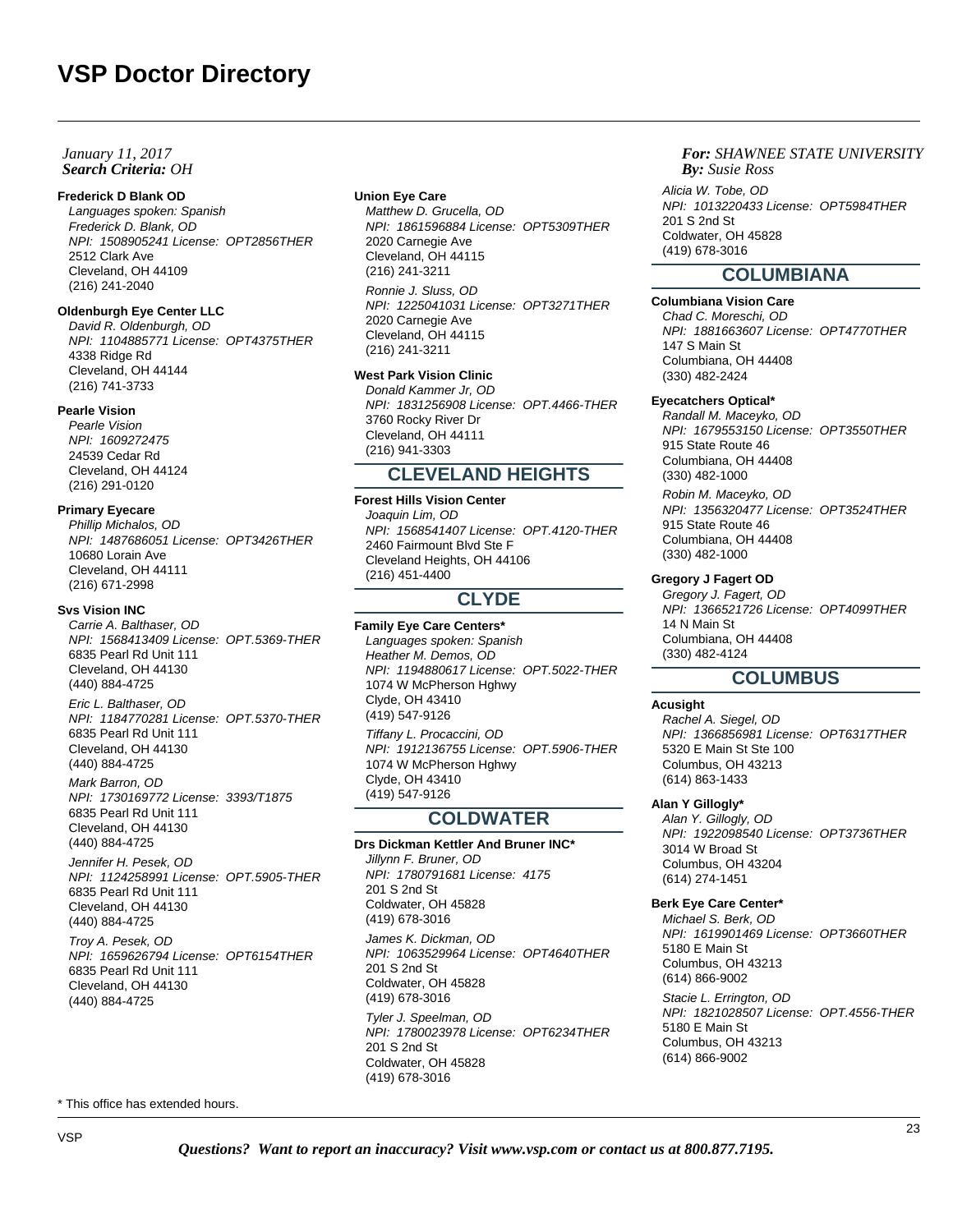# VSP Doctor Directory

*January 11, 2017*
***Search Criteria:** OH*

***For:** SHAWNEE STATE UNIVERSITY*
***By:** Susie Ross*

**Frederick D Blank OD**
*Languages spoken: Spanish*
*Frederick D. Blank, OD*
*NPI: 1508905241 License: OPT2856THER*
2512 Clark Ave
Cleveland, OH 44109
(216) 241-2040

**Oldenburgh Eye Center LLC**
*David R. Oldenburgh, OD*
*NPI: 1104885771 License: OPT4375THER*
4338 Ridge Rd
Cleveland, OH 44144
(216) 741-3733

**Pearle Vision**
*Pearle Vision*
*NPI: 1609272475*
24539 Cedar Rd
Cleveland, OH 44124
(216) 291-0120

**Primary Eyecare**
*Phillip Michalos, OD*
*NPI: 1487686051 License: OPT3426THER*
10680 Lorain Ave
Cleveland, OH 44111
(216) 671-2998

**Svs Vision INC**
*Carrie A. Balthaser, OD*
*NPI: 1568413409 License: OPT.5369-THER*
6835 Pearl Rd Unit 111
Cleveland, OH 44130
(440) 884-4725

*Eric L. Balthaser, OD*
*NPI: 1184770281 License: OPT.5370-THER*
6835 Pearl Rd Unit 111
Cleveland, OH 44130
(440) 884-4725

*Mark Barron, OD*
*NPI: 1730169772 License: 3393/T1875*
6835 Pearl Rd Unit 111
Cleveland, OH 44130
(440) 884-4725

*Jennifer H. Pesek, OD*
*NPI: 1124258991 License: OPT.5905-THER*
6835 Pearl Rd Unit 111
Cleveland, OH 44130
(440) 884-4725

*Troy A. Pesek, OD*
*NPI: 1659626794 License: OPT6154THER*
6835 Pearl Rd Unit 111
Cleveland, OH 44130
(440) 884-4725

**Union Eye Care**
*Matthew D. Grucella, OD*
*NPI: 1861596884 License: OPT5309THER*
2020 Carnegie Ave
Cleveland, OH 44115
(216) 241-3211

*Ronnie J. Sluss, OD*
*NPI: 1225041031 License: OPT3271THER*
2020 Carnegie Ave
Cleveland, OH 44115
(216) 241-3211

**West Park Vision Clinic**
*Donald Kammer Jr, OD*
*NPI: 1831256908 License: OPT.4466-THER*
3760 Rocky River Dr
Cleveland, OH 44111
(216) 941-3303

## CLEVELAND HEIGHTS

**Forest Hills Vision Center**
*Joaquin Lim, OD*
*NPI: 1568541407 License: OPT.4120-THER*
2460 Fairmount Blvd Ste F
Cleveland Heights, OH 44106
(216) 451-4400

## CLYDE

**Family Eye Care Centers***
*Languages spoken: Spanish*
*Heather M. Demos, OD*
*NPI: 1194880617 License: OPT.5022-THER*
1074 W McPherson Hghwy
Clyde, OH 43410
(419) 547-9126

*Tiffany L. Procaccini, OD*
*NPI: 1912136755 License: OPT.5906-THER*
1074 W McPherson Hghwy
Clyde, OH 43410
(419) 547-9126

## COLDWATER

**Drs Dickman Kettler And Bruner INC***
*Jillynn F. Bruner, OD*
*NPI: 1780791681 License: 4175*
201 S 2nd St
Coldwater, OH 45828
(419) 678-3016

*James K. Dickman, OD*
*NPI: 1063529964 License: OPT4640THER*
201 S 2nd St
Coldwater, OH 45828
(419) 678-3016

*Tyler J. Speelman, OD*
*NPI: 1780023978 License: OPT6234THER*
201 S 2nd St
Coldwater, OH 45828
(419) 678-3016

*Alicia W. Tobe, OD*
*NPI: 1013220433 License: OPT5984THER*
201 S 2nd St
Coldwater, OH 45828
(419) 678-3016

## COLUMBIANA

**Columbiana Vision Care**
*Chad C. Moreschi, OD*
*NPI: 1881663607 License: OPT4770THER*
147 S Main St
Columbiana, OH 44408
(330) 482-2424

**Eyecatchers Optical***
*Randall M. Maceyko, OD*
*NPI: 1679553150 License: OPT3550THER*
915 State Route 46
Columbiana, OH 44408
(330) 482-1000

*Robin M. Maceyko, OD*
*NPI: 1356320477 License: OPT3524THER*
915 State Route 46
Columbiana, OH 44408
(330) 482-1000

**Gregory J Fagert OD**
*Gregory J. Fagert, OD*
*NPI: 1366521726 License: OPT4099THER*
14 N Main St
Columbiana, OH 44408
(330) 482-4124

## COLUMBUS

**Acusight**
*Rachel A. Siegel, OD*
*NPI: 1366856981 License: OPT6317THER*
5320 E Main St Ste 100
Columbus, OH 43213
(614) 863-1433

**Alan Y Gillogly***
*Alan Y. Gillogly, OD*
*NPI: 1922098540 License: OPT3736THER*
3014 W Broad St
Columbus, OH 43204
(614) 274-1451

**Berk Eye Care Center***
*Michael S. Berk, OD*
*NPI: 1619901469 License: OPT3660THER*
5180 E Main St
Columbus, OH 43213
(614) 866-9002

*Stacie L. Errington, OD*
*NPI: 1821028507 License: OPT.4556-THER*
5180 E Main St
Columbus, OH 43213
(614) 866-9002

\* This office has extended hours.

***Questions? Want to report an inaccuracy? Visit www.vsp.com or contact us at 800.877.7195.***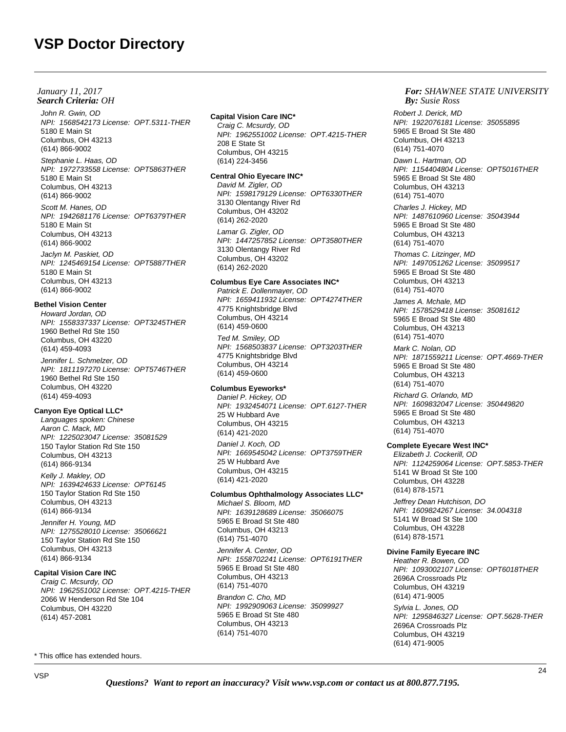January 11, 2017
**Search Criteria:** OH

**For:** SHAWNEE STATE UNIVERSITY
**By:** Susie Ross

*John R. Gwin, OD*
*NPI: 1568542173 License: OPT.5311-THER*
5180 E Main St
Columbus, OH 43213
(614) 866-9002

*Stephanie L. Haas, OD*
*NPI: 1972733558 License: OPT5863THER*
5180 E Main St
Columbus, OH 43213
(614) 866-9002

*Scott M. Hanes, OD*
*NPI: 1942681176 License: OPT6379THER*
5180 E Main St
Columbus, OH 43213
(614) 866-9002

*Jaclyn M. Paskiet, OD*
*NPI: 1245469154 License: OPT5887THER*
5180 E Main St
Columbus, OH 43213
(614) 866-9002

**Bethel Vision Center**

*Howard Jordan, OD*
*NPI: 1558337337 License: OPT3245THER*
1960 Bethel Rd Ste 150
Columbus, OH 43220
(614) 459-4093

*Jennifer L. Schmelzer, OD*
*NPI: 1811197270 License: OPT5746THER*
1960 Bethel Rd Ste 150
Columbus, OH 43220
(614) 459-4093

**Canyon Eye Optical LLC***

*Languages spoken: Chinese*
*Aaron C. Mack, MD*
*NPI: 1225023047 License: 35081529*
150 Taylor Station Rd Ste 150
Columbus, OH 43213
(614) 866-9134

*Kelly J. Makley, OD*
*NPI: 1639424633 License: OPT6145*
150 Taylor Station Rd Ste 150
Columbus, OH 43213
(614) 866-9134

*Jennifer H. Young, MD*
*NPI: 1275528010 License: 35066621*
150 Taylor Station Rd Ste 150
Columbus, OH 43213
(614) 866-9134

**Capital Vision Care INC**

*Craig C. Mcsurdy, OD*
*NPI: 1962551002 License: OPT.4215-THER*
2066 W Henderson Rd Ste 104
Columbus, OH 43220
(614) 457-2081

**Capital Vision Care INC***

*Craig C. Mcsurdy, OD*
*NPI: 1962551002 License: OPT.4215-THER*
208 E State St
Columbus, OH 43215
(614) 224-3456

**Central Ohio Eyecare INC***

*David M. Zigler, OD*
*NPI: 1598179129 License: OPT6330THER*
3130 Olentangy River Rd
Columbus, OH 43202
(614) 262-2020

*Lamar G. Zigler, OD*
*NPI: 1447257852 License: OPT3580THER*
3130 Olentangy River Rd
Columbus, OH 43202
(614) 262-2020

**Columbus Eye Care Associates INC***

*Patrick E. Dollenmayer, OD*
*NPI: 1659411932 License: OPT4274THER*
4775 Knightsbridge Blvd
Columbus, OH 43214
(614) 459-0600

*Ted M. Smiley, OD*
*NPI: 1568503837 License: OPT3203THER*
4775 Knightsbridge Blvd
Columbus, OH 43214
(614) 459-0600

**Columbus Eyeworks***

*Daniel P. Hickey, OD*
*NPI: 1932454071 License: OPT.6127-THER*
25 W Hubbard Ave
Columbus, OH 43215
(614) 421-2020

*Daniel J. Koch, OD*
*NPI: 1669545042 License: OPT3759THER*
25 W Hubbard Ave
Columbus, OH 43215
(614) 421-2020

**Columbus Ophthalmology Associates LLC***

*Michael S. Bloom, MD*
*NPI: 1639128689 License: 35066075*
5965 E Broad St Ste 480
Columbus, OH 43213
(614) 751-4070

*Jennifer A. Center, OD*
*NPI: 1558702241 License: OPT6191THER*
5965 E Broad St Ste 480
Columbus, OH 43213
(614) 751-4070

*Brandon C. Cho, MD*
*NPI: 1992909063 License: 35099927*
5965 E Broad St Ste 480
Columbus, OH 43213
(614) 751-4070

*Robert J. Derick, MD*
*NPI: 1922076181 License: 35055895*
5965 E Broad St Ste 480
Columbus, OH 43213
(614) 751-4070

*Dawn L. Hartman, OD*
*NPI: 1154404804 License: OPT5016THER*
5965 E Broad St Ste 480
Columbus, OH 43213
(614) 751-4070

*Charles J. Hickey, MD*
*NPI: 1487610960 License: 35043944*
5965 E Broad St Ste 480
Columbus, OH 43213
(614) 751-4070

*Thomas C. Litzinger, MD*
*NPI: 1497051262 License: 35099517*
5965 E Broad St Ste 480
Columbus, OH 43213
(614) 751-4070

*James A. Mchale, MD*
*NPI: 1578529418 License: 35081612*
5965 E Broad St Ste 480
Columbus, OH 43213
(614) 751-4070

*Mark C. Nolan, OD*
*NPI: 1871559211 License: OPT.4669-THER*
5965 E Broad St Ste 480
Columbus, OH 43213
(614) 751-4070

*Richard G. Orlando, MD*
*NPI: 1609832047 License: 350449820*
5965 E Broad St Ste 480
Columbus, OH 43213
(614) 751-4070

**Complete Eyecare West INC***

*Elizabeth J. Cockerill, OD*
*NPI: 1124259064 License: OPT.5853-THER*
5141 W Broad St Ste 100
Columbus, OH 43228
(614) 878-1571

*Jeffrey Dean Hutchison, DO*
*NPI: 1609824267 License: 34.004318*
5141 W Broad St Ste 100
Columbus, OH 43228
(614) 878-1571

**Divine Family Eyecare INC**

*Heather R. Bowen, OD*
*NPI: 1093002107 License: OPT6018THER*
2696A Crossroads Plz
Columbus, OH 43219
(614) 471-9005

*Sylvia L. Jones, OD*
*NPI: 1295846327 License: OPT.5628-THER*
2696A Crossroads Plz
Columbus, OH 43219
(614) 471-9005

\* This office has extended hours.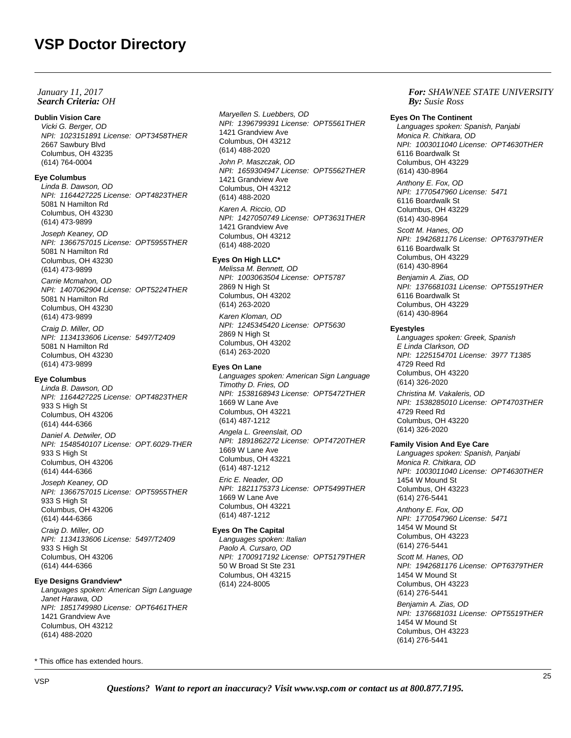# VSP Doctor Directory

*January 11, 2017*
***Search Criteria:** OH*

***For:** SHAWNEE STATE UNIVERSITY*
***By:** Susie Ross*

**Dublin Vision Care**
*Vicki G. Berger, OD*
*NPI: 1023151891 License: OPT3458THER*
2667 Sawbury Blvd
Columbus, OH 43235
(614) 764-0004

**Eye Columbus**
*Linda B. Dawson, OD*
*NPI: 1164427225 License: OPT4823THER*
5081 N Hamilton Rd
Columbus, OH 43230
(614) 473-9899

*Joseph Keaney, OD*
*NPI: 1366757015 License: OPT5955THER*
5081 N Hamilton Rd
Columbus, OH 43230
(614) 473-9899

*Carrie Mcmahon, OD*
*NPI: 1407062904 License: OPT5224THER*
5081 N Hamilton Rd
Columbus, OH 43230
(614) 473-9899

*Craig D. Miller, OD*
*NPI: 1134133606 License: 5497/T2409*
5081 N Hamilton Rd
Columbus, OH 43230
(614) 473-9899

**Eye Columbus**
*Linda B. Dawson, OD*
*NPI: 1164427225 License: OPT4823THER*
933 S High St
Columbus, OH 43206
(614) 444-6366

*Daniel A. Detwiler, OD*
*NPI: 1548540107 License: OPT.6029-THER*
933 S High St
Columbus, OH 43206
(614) 444-6366

*Joseph Keaney, OD*
*NPI: 1366757015 License: OPT5955THER*
933 S High St
Columbus, OH 43206
(614) 444-6366

*Craig D. Miller, OD*
*NPI: 1134133606 License: 5497/T2409*
933 S High St
Columbus, OH 43206
(614) 444-6366

**Eye Designs Grandview***
*Languages spoken: American Sign Language*
*Janet Harawa, OD*
*NPI: 1851749980 License: OPT6461THER*
1421 Grandview Ave
Columbus, OH 43212
(614) 488-2020

*Maryellen S. Luebbers, OD*
*NPI: 1396799391 License: OPT5561THER*
1421 Grandview Ave
Columbus, OH 43212
(614) 488-2020

*John P. Maszczak, OD*
*NPI: 1659304947 License: OPT5562THER*
1421 Grandview Ave
Columbus, OH 43212
(614) 488-2020

*Karen A. Riccio, OD*
*NPI: 1427050749 License: OPT3631THER*
1421 Grandview Ave
Columbus, OH 43212
(614) 488-2020

**Eyes On High LLC***
*Melissa M. Bennett, OD*
*NPI: 1003063504 License: OPT5787*
2869 N High St
Columbus, OH 43202
(614) 263-2020

*Karen Kloman, OD*
*NPI: 1245345420 License: OPT5630*
2869 N High St
Columbus, OH 43202
(614) 263-2020

**Eyes On Lane**
*Languages spoken: American Sign Language*
*Timothy D. Fries, OD*
*NPI: 1538168943 License: OPT5472THER*
1669 W Lane Ave
Columbus, OH 43221
(614) 487-1212

*Angela L. Greenslait, OD*
*NPI: 1891862272 License: OPT4720THER*
1669 W Lane Ave
Columbus, OH 43221
(614) 487-1212

*Eric E. Neader, OD*
*NPI: 1821175373 License: OPT5499THER*
1669 W Lane Ave
Columbus, OH 43221
(614) 487-1212

**Eyes On The Capital**
*Languages spoken: Italian*
*Paolo A. Cursaro, OD*
*NPI: 1700917192 License: OPT5179THER*
50 W Broad St Ste 231
Columbus, OH 43215
(614) 224-8005

**Eyes On The Continent**
*Languages spoken: Spanish, Panjabi*
*Monica R. Chitkara, OD*
*NPI: 1003011040 License: OPT4630THER*
6116 Boardwalk St
Columbus, OH 43229
(614) 430-8964

*Anthony E. Fox, OD*
*NPI: 1770547960 License: 5471*
6116 Boardwalk St
Columbus, OH 43229
(614) 430-8964

*Scott M. Hanes, OD*
*NPI: 1942681176 License: OPT6379THER*
6116 Boardwalk St
Columbus, OH 43229
(614) 430-8964

*Benjamin A. Zias, OD*
*NPI: 1376681031 License: OPT5519THER*
6116 Boardwalk St
Columbus, OH 43229
(614) 430-8964

**Eyestyles**
*Languages spoken: Greek, Spanish*
*E Linda Clarkson, OD*
*NPI: 1225154701 License: 3977 T1385*
4729 Reed Rd
Columbus, OH 43220
(614) 326-2020

*Christina M. Vakaleris, OD*
*NPI: 1538285010 License: OPT4703THER*
4729 Reed Rd
Columbus, OH 43220
(614) 326-2020

**Family Vision And Eye Care**
*Languages spoken: Spanish, Panjabi*
*Monica R. Chitkara, OD*
*NPI: 1003011040 License: OPT4630THER*
1454 W Mound St
Columbus, OH 43223
(614) 276-5441

*Anthony E. Fox, OD*
*NPI: 1770547960 License: 5471*
1454 W Mound St
Columbus, OH 43223
(614) 276-5441

*Scott M. Hanes, OD*
*NPI: 1942681176 License: OPT6379THER*
1454 W Mound St
Columbus, OH 43223
(614) 276-5441

*Benjamin A. Zias, OD*
*NPI: 1376681031 License: OPT5519THER*
1454 W Mound St
Columbus, OH 43223
(614) 276-5441

\* This office has extended hours.

***Questions? Want to report an inaccuracy? Visit www.vsp.com or contact us at 800.877.7195.***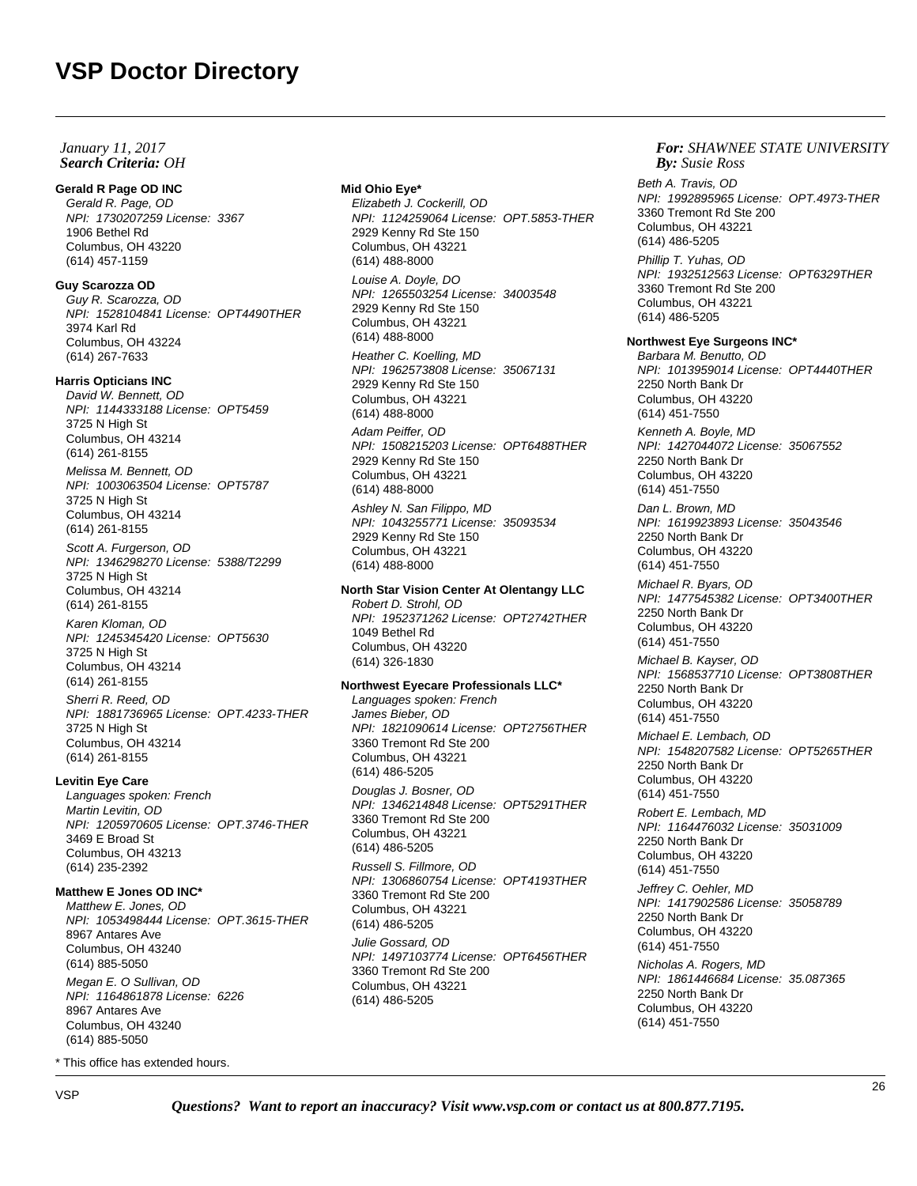# VSP Doctor Directory

*January 11, 2017*
***Search Criteria:*** *OH*

***For:*** *SHAWNEE STATE UNIVERSITY*
***By:*** *Susie Ross*

**Gerald R Page OD INC**

*Gerald R. Page, OD*
*NPI: 1730207259 License: 3367*
1906 Bethel Rd
Columbus, OH 43220
(614) 457-1159

**Guy Scarozza OD**

*Guy R. Scarozza, OD*
*NPI: 1528104841 License: OPT4490THER*
3974 Karl Rd
Columbus, OH 43224
(614) 267-7633

**Harris Opticians INC**

*David W. Bennett, OD*
*NPI: 1144333188 License: OPT5459*
3725 N High St
Columbus, OH 43214
(614) 261-8155

*Melissa M. Bennett, OD*
*NPI: 1003063504 License: OPT5787*
3725 N High St
Columbus, OH 43214
(614) 261-8155

*Scott A. Furgerson, OD*
*NPI: 1346298270 License: 5388/T2299*
3725 N High St
Columbus, OH 43214
(614) 261-8155

*Karen Kloman, OD*
*NPI: 1245345420 License: OPT5630*
3725 N High St
Columbus, OH 43214
(614) 261-8155

*Sherri R. Reed, OD*
*NPI: 1881736965 License: OPT.4233-THER*
3725 N High St
Columbus, OH 43214
(614) 261-8155

**Levitin Eye Care**

*Languages spoken: French*
*Martin Levitin, OD*
*NPI: 1205970605 License: OPT.3746-THER*
3469 E Broad St
Columbus, OH 43213
(614) 235-2392

**Matthew E Jones OD INC***

*Matthew E. Jones, OD*
*NPI: 1053498444 License: OPT.3615-THER*
8967 Antares Ave
Columbus, OH 43240
(614) 885-5050

*Megan E. O Sullivan, OD*
*NPI: 1164861878 License: 6226*
8967 Antares Ave
Columbus, OH 43240
(614) 885-5050

**Mid Ohio Eye***

*Elizabeth J. Cockerill, OD*
*NPI: 1124259064 License: OPT.5853-THER*
2929 Kenny Rd Ste 150
Columbus, OH 43221
(614) 488-8000

*Louise A. Doyle, DO*
*NPI: 1265503254 License: 34003548*
2929 Kenny Rd Ste 150
Columbus, OH 43221
(614) 488-8000

*Heather C. Koelling, MD*
*NPI: 1962573808 License: 35067131*
2929 Kenny Rd Ste 150
Columbus, OH 43221
(614) 488-8000

*Adam Peiffer, OD*
*NPI: 1508215203 License: OPT6488THER*
2929 Kenny Rd Ste 150
Columbus, OH 43221
(614) 488-8000

*Ashley N. San Filippo, MD*
*NPI: 1043255771 License: 35093534*
2929 Kenny Rd Ste 150
Columbus, OH 43221
(614) 488-8000

**North Star Vision Center At Olentangy LLC**

*Robert D. Strohl, OD*
*NPI: 1952371262 License: OPT2742THER*
1049 Bethel Rd
Columbus, OH 43220
(614) 326-1830

**Northwest Eyecare Professionals LLC***

*Languages spoken: French*
*James Bieber, OD*
*NPI: 1821090614 License: OPT2756THER*
3360 Tremont Rd Ste 200
Columbus, OH 43221
(614) 486-5205

*Douglas J. Bosner, OD*
*NPI: 1346214848 License: OPT5291THER*
3360 Tremont Rd Ste 200
Columbus, OH 43221
(614) 486-5205

*Russell S. Fillmore, OD*
*NPI: 1306860754 License: OPT4193THER*
3360 Tremont Rd Ste 200
Columbus, OH 43221
(614) 486-5205

*Julie Gossard, OD*
*NPI: 1497103774 License: OPT6456THER*
3360 Tremont Rd Ste 200
Columbus, OH 43221
(614) 486-5205

*Beth A. Travis, OD*
*NPI: 1992895965 License: OPT.4973-THER*
3360 Tremont Rd Ste 200
Columbus, OH 43221
(614) 486-5205

*Phillip T. Yuhas, OD*
*NPI: 1932512563 License: OPT6329THER*
3360 Tremont Rd Ste 200
Columbus, OH 43221
(614) 486-5205

**Northwest Eye Surgeons INC***

*Barbara M. Benutto, OD*
*NPI: 1013959014 License: OPT4440THER*
2250 North Bank Dr
Columbus, OH 43220
(614) 451-7550

*Kenneth A. Boyle, MD*
*NPI: 1427044072 License: 35067552*
2250 North Bank Dr
Columbus, OH 43220
(614) 451-7550

*Dan L. Brown, MD*
*NPI: 1619923893 License: 35043546*
2250 North Bank Dr
Columbus, OH 43220
(614) 451-7550

*Michael R. Byars, OD*
*NPI: 1477545382 License: OPT3400THER*
2250 North Bank Dr
Columbus, OH 43220
(614) 451-7550

*Michael B. Kayser, OD*
*NPI: 1568537710 License: OPT3808THER*
2250 North Bank Dr
Columbus, OH 43220
(614) 451-7550

*Michael E. Lembach, OD*
*NPI: 1548207582 License: OPT5265THER*
2250 North Bank Dr
Columbus, OH 43220
(614) 451-7550

*Robert E. Lembach, MD*
*NPI: 1164476032 License: 35031009*
2250 North Bank Dr
Columbus, OH 43220
(614) 451-7550

*Jeffrey C. Oehler, MD*
*NPI: 1417902586 License: 35058789*
2250 North Bank Dr
Columbus, OH 43220
(614) 451-7550

*Nicholas A. Rogers, MD*
*NPI: 1861446684 License: 35.087365*
2250 North Bank Dr
Columbus, OH 43220
(614) 451-7550

\* This office has extended hours.

***Questions? Want to report an inaccuracy? Visit www.vsp.com or contact us at 800.877.7195.***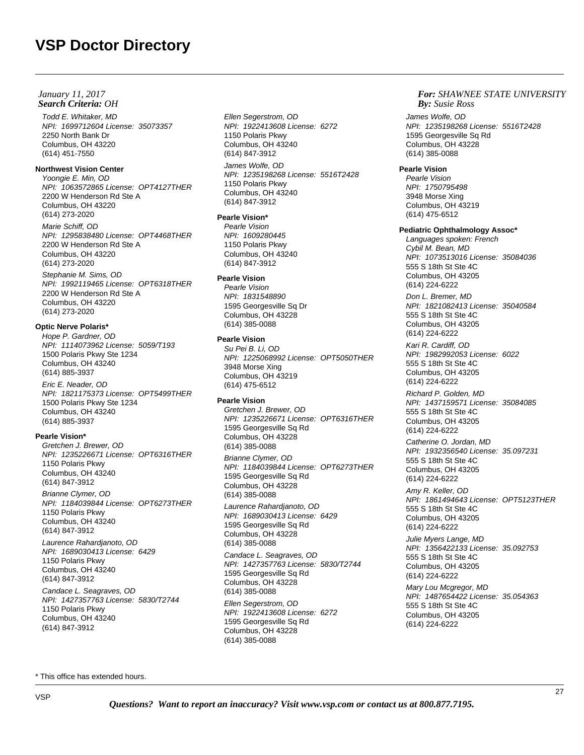# VSP Doctor Directory

*January 11, 2017*
***Search Criteria:** OH*

***For:** SHAWNEE STATE UNIVERSITY*
***By:** Susie Ross*

*Todd E. Whitaker, MD*
*NPI: 1699712604 License: 35073357*
2250 North Bank Dr
Columbus, OH 43220
(614) 451-7550

**Northwest Vision Center**

*Yoongie E. Min, OD*
*NPI: 1063572865 License: OPT4127THER*
2200 W Henderson Rd Ste A
Columbus, OH 43220
(614) 273-2020

*Marie Schiff, OD*
*NPI: 1295838480 License: OPT4468THER*
2200 W Henderson Rd Ste A
Columbus, OH 43220
(614) 273-2020

*Stephanie M. Sims, OD*
*NPI: 1992119465 License: OPT6318THER*
2200 W Henderson Rd Ste A
Columbus, OH 43220
(614) 273-2020

**Optic Nerve Polaris***

*Hope P. Gardner, OD*
*NPI: 1114073962 License: 5059/T193*
1500 Polaris Pkwy Ste 1234
Columbus, OH 43240
(614) 885-3937

*Eric E. Neader, OD*
*NPI: 1821175373 License: OPT5499THER*
1500 Polaris Pkwy Ste 1234
Columbus, OH 43240
(614) 885-3937

**Pearle Vision***

*Gretchen J. Brewer, OD*
*NPI: 1235226671 License: OPT6316THER*
1150 Polaris Pkwy
Columbus, OH 43240
(614) 847-3912

*Brianne Clymer, OD*
*NPI: 1184039844 License: OPT6273THER*
1150 Polaris Pkwy
Columbus, OH 43240
(614) 847-3912

*Laurence Rahardjanoto, OD*
*NPI: 1689030413 License: 6429*
1150 Polaris Pkwy
Columbus, OH 43240
(614) 847-3912

*Candace L. Seagraves, OD*
*NPI: 1427357763 License: 5830/T2744*
1150 Polaris Pkwy
Columbus, OH 43240
(614) 847-3912

*Ellen Segerstrom, OD*
*NPI: 1922413608 License: 6272*
1150 Polaris Pkwy
Columbus, OH 43240
(614) 847-3912

*James Wolfe, OD*
*NPI: 1235198268 License: 5516T2428*
1150 Polaris Pkwy
Columbus, OH 43240
(614) 847-3912

**Pearle Vision***

*Pearle Vision*
*NPI: 1609280445*
1150 Polaris Pkwy
Columbus, OH 43240
(614) 847-3912

**Pearle Vision**

*Pearle Vision*
*NPI: 1831548890*
1595 Georgesville Sq Dr
Columbus, OH 43228
(614) 385-0088

**Pearle Vision**

*Su Pei B. Li, OD*
*NPI: 1225068992 License: OPT5050THER*
3948 Morse Xing
Columbus, OH 43219
(614) 475-6512

**Pearle Vision**

*Gretchen J. Brewer, OD*
*NPI: 1235226671 License: OPT6316THER*
1595 Georgesville Sq Rd
Columbus, OH 43228
(614) 385-0088

*Brianne Clymer, OD*
*NPI: 1184039844 License: OPT6273THER*
1595 Georgesville Sq Rd
Columbus, OH 43228
(614) 385-0088

*Laurence Rahardjanoto, OD*
*NPI: 1689030413 License: 6429*
1595 Georgesville Sq Rd
Columbus, OH 43228
(614) 385-0088

*Candace L. Seagraves, OD*
*NPI: 1427357763 License: 5830/T2744*
1595 Georgesville Sq Rd
Columbus, OH 43228
(614) 385-0088

*Ellen Segerstrom, OD*
*NPI: 1922413608 License: 6272*
1595 Georgesville Sq Rd
Columbus, OH 43228
(614) 385-0088

*James Wolfe, OD*
*NPI: 1235198268 License: 5516T2428*
1595 Georgesville Sq Rd
Columbus, OH 43228
(614) 385-0088

**Pearle Vision**

*Pearle Vision*
*NPI: 1750795498*
3948 Morse Xing
Columbus, OH 43219
(614) 475-6512

**Pediatric Ophthalmology Assoc***

*Languages spoken: French*
*Cybil M. Bean, MD*
*NPI: 1073513016 License: 35084036*
555 S 18th St Ste 4C
Columbus, OH 43205
(614) 224-6222

*Don L. Bremer, MD*
*NPI: 1821082413 License: 35040584*
555 S 18th St Ste 4C
Columbus, OH 43205
(614) 224-6222

*Kari R. Cardiff, OD*
*NPI: 1982992053 License: 6022*
555 S 18th St Ste 4C
Columbus, OH 43205
(614) 224-6222

*Richard P. Golden, MD*
*NPI: 1437159571 License: 35084085*
555 S 18th St Ste 4C
Columbus, OH 43205
(614) 224-6222

*Catherine O. Jordan, MD*
*NPI: 1932356540 License: 35.097231*
555 S 18th St Ste 4C
Columbus, OH 43205
(614) 224-6222

*Amy R. Keller, OD*
*NPI: 1861494643 License: OPT5123THER*
555 S 18th St Ste 4C
Columbus, OH 43205
(614) 224-6222

*Julie Myers Lange, MD*
*NPI: 1356422133 License: 35.092753*
555 S 18th St Ste 4C
Columbus, OH 43205
(614) 224-6222

*Mary Lou Mcgregor, MD*
*NPI: 1487654422 License: 35.054363*
555 S 18th St Ste 4C
Columbus, OH 43205
(614) 224-6222

\* This office has extended hours.

***Questions? Want to report an inaccuracy? Visit www.vsp.com or contact us at 800.877.7195.***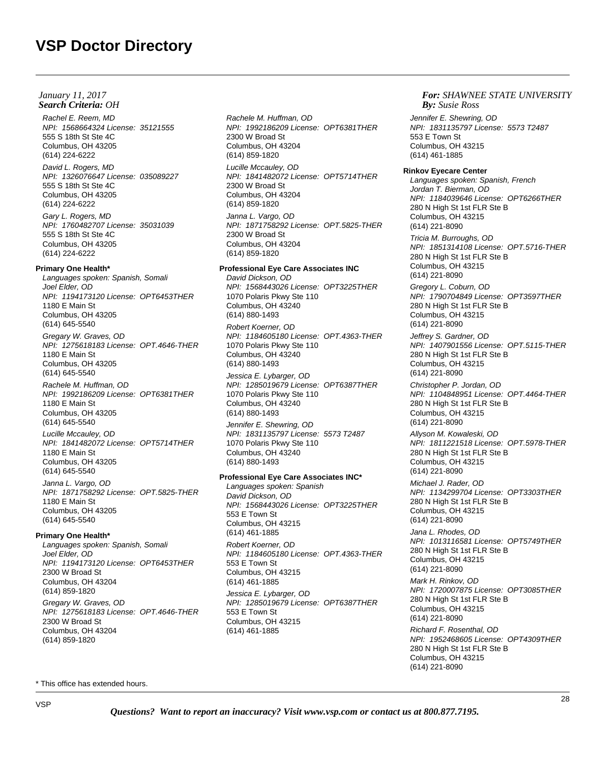# VSP Doctor Directory

*January 11, 2017*
***Search Criteria:*** *OH*

***For:*** *SHAWNEE STATE UNIVERSITY*
***By:*** *Susie Ross*

*Rachel E. Reem, MD*
*NPI: 1568664324 License: 35121555*
555 S 18th St Ste 4C
Columbus, OH 43205
(614) 224-6222

*David L. Rogers, MD*
*NPI: 1326076647 License: 035089227*
555 S 18th St Ste 4C
Columbus, OH 43205
(614) 224-6222

*Gary L. Rogers, MD*
*NPI: 1760482707 License: 35031039*
555 S 18th St Ste 4C
Columbus, OH 43205
(614) 224-6222

**Primary One Health***

*Languages spoken: Spanish, Somali*

*Joel Elder, OD*
*NPI: 1194173120 License: OPT6453THER*
1180 E Main St
Columbus, OH 43205
(614) 645-5540

*Gregary W. Graves, OD*
*NPI: 1275618183 License: OPT.4646-THER*
1180 E Main St
Columbus, OH 43205
(614) 645-5540

*Rachele M. Huffman, OD*
*NPI: 1992186209 License: OPT6381THER*
1180 E Main St
Columbus, OH 43205
(614) 645-5540

*Lucille Mccauley, OD*
*NPI: 1841482072 License: OPT5714THER*
1180 E Main St
Columbus, OH 43205
(614) 645-5540

*Janna L. Vargo, OD*
*NPI: 1871758292 License: OPT.5825-THER*
1180 E Main St
Columbus, OH 43205
(614) 645-5540

**Primary One Health***

*Languages spoken: Spanish, Somali*

*Joel Elder, OD*
*NPI: 1194173120 License: OPT6453THER*
2300 W Broad St
Columbus, OH 43204
(614) 859-1820

*Gregary W. Graves, OD*
*NPI: 1275618183 License: OPT.4646-THER*
2300 W Broad St
Columbus, OH 43204
(614) 859-1820

*Rachele M. Huffman, OD*
*NPI: 1992186209 License: OPT6381THER*
2300 W Broad St
Columbus, OH 43204
(614) 859-1820

*Lucille Mccauley, OD*
*NPI: 1841482072 License: OPT5714THER*
2300 W Broad St
Columbus, OH 43204
(614) 859-1820

*Janna L. Vargo, OD*
*NPI: 1871758292 License: OPT.5825-THER*
2300 W Broad St
Columbus, OH 43204
(614) 859-1820

**Professional Eye Care Associates INC**

*David Dickson, OD*
*NPI: 1568443026 License: OPT3225THER*
1070 Polaris Pkwy Ste 110
Columbus, OH 43240
(614) 880-1493

*Robert Koerner, OD*
*NPI: 1184605180 License: OPT.4363-THER*
1070 Polaris Pkwy Ste 110
Columbus, OH 43240
(614) 880-1493

*Jessica E. Lybarger, OD*
*NPI: 1285019679 License: OPT6387THER*
1070 Polaris Pkwy Ste 110
Columbus, OH 43240
(614) 880-1493

*Jennifer E. Shewring, OD*
*NPI: 1831135797 License: 5573 T2487*
1070 Polaris Pkwy Ste 110
Columbus, OH 43240
(614) 880-1493

**Professional Eye Care Associates INC***

*Languages spoken: Spanish*

*David Dickson, OD*
*NPI: 1568443026 License: OPT3225THER*
553 E Town St
Columbus, OH 43215
(614) 461-1885

*Robert Koerner, OD*
*NPI: 1184605180 License: OPT.4363-THER*
553 E Town St
Columbus, OH 43215
(614) 461-1885

*Jessica E. Lybarger, OD*
*NPI: 1285019679 License: OPT6387THER*
553 E Town St
Columbus, OH 43215
(614) 461-1885

*Jennifer E. Shewring, OD*
*NPI: 1831135797 License: 5573 T2487*
553 E Town St
Columbus, OH 43215
(614) 461-1885

**Rinkov Eyecare Center**

*Languages spoken: Spanish, French*

*Jordan T. Bierman, OD*
*NPI: 1184039646 License: OPT6266THER*
280 N High St 1st FLR Ste B
Columbus, OH 43215
(614) 221-8090

*Tricia M. Burroughs, OD*
*NPI: 1851314108 License: OPT.5716-THER*
280 N High St 1st FLR Ste B
Columbus, OH 43215
(614) 221-8090

*Gregory L. Coburn, OD*
*NPI: 1790704849 License: OPT3597THER*
280 N High St 1st FLR Ste B
Columbus, OH 43215
(614) 221-8090

*Jeffrey S. Gardner, OD*
*NPI: 1407901556 License: OPT.5115-THER*
280 N High St 1st FLR Ste B
Columbus, OH 43215
(614) 221-8090

*Christopher P. Jordan, OD*
*NPI: 1104848951 License: OPT.4464-THER*
280 N High St 1st FLR Ste B
Columbus, OH 43215
(614) 221-8090

*Allyson M. Kowaleski, OD*
*NPI: 1811221518 License: OPT.5978-THER*
280 N High St 1st FLR Ste B
Columbus, OH 43215
(614) 221-8090

*Michael J. Rader, OD*
*NPI: 1134299704 License: OPT3303THER*
280 N High St 1st FLR Ste B
Columbus, OH 43215
(614) 221-8090

*Jana L. Rhodes, OD*
*NPI: 1013116581 License: OPT5749THER*
280 N High St 1st FLR Ste B
Columbus, OH 43215
(614) 221-8090

*Mark H. Rinkov, OD*
*NPI: 1720007875 License: OPT3085THER*
280 N High St 1st FLR Ste B
Columbus, OH 43215
(614) 221-8090

*Richard F. Rosenthal, OD*
*NPI: 1952468605 License: OPT4309THER*
280 N High St 1st FLR Ste B
Columbus, OH 43215
(614) 221-8090

* This office has extended hours.

***Questions? Want to report an inaccuracy? Visit www.vsp.com or contact us at 800.877.7195.***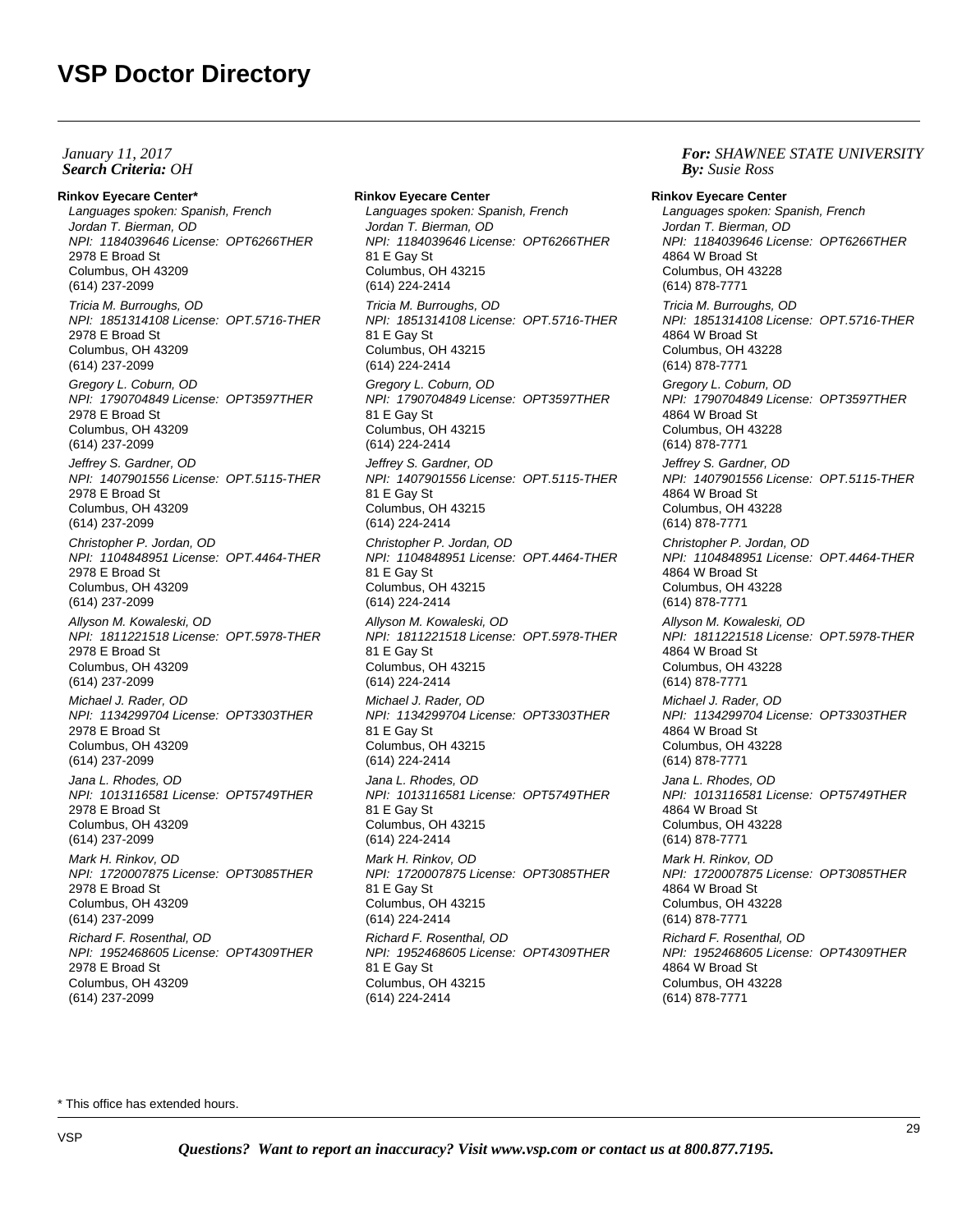# VSP Doctor Directory

*January 11, 2017*
***Search Criteria:*** *OH*

***For:*** *SHAWNEE STATE UNIVERSITY*
***By:*** *Susie Ross*

**Rinkov Eyecare Center***
*Languages spoken: Spanish, French*
*Jordan T. Bierman, OD*
*NPI: 1184039646 License: OPT6266THER*
2978 E Broad St
Columbus, OH 43209
(614) 237-2099

*Tricia M. Burroughs, OD*
*NPI: 1851314108 License: OPT.5716-THER*
2978 E Broad St
Columbus, OH 43209
(614) 237-2099

*Gregory L. Coburn, OD*
*NPI: 1790704849 License: OPT3597THER*
2978 E Broad St
Columbus, OH 43209
(614) 237-2099

*Jeffrey S. Gardner, OD*
*NPI: 1407901556 License: OPT.5115-THER*
2978 E Broad St
Columbus, OH 43209
(614) 237-2099

*Christopher P. Jordan, OD*
*NPI: 1104848951 License: OPT.4464-THER*
2978 E Broad St
Columbus, OH 43209
(614) 237-2099

*Allyson M. Kowaleski, OD*
*NPI: 1811221518 License: OPT.5978-THER*
2978 E Broad St
Columbus, OH 43209
(614) 237-2099

*Michael J. Rader, OD*
*NPI: 1134299704 License: OPT3303THER*
2978 E Broad St
Columbus, OH 43209
(614) 237-2099

*Jana L. Rhodes, OD*
*NPI: 1013116581 License: OPT5749THER*
2978 E Broad St
Columbus, OH 43209
(614) 237-2099

*Mark H. Rinkov, OD*
*NPI: 1720007875 License: OPT3085THER*
2978 E Broad St
Columbus, OH 43209
(614) 237-2099

*Richard F. Rosenthal, OD*
*NPI: 1952468605 License: OPT4309THER*
2978 E Broad St
Columbus, OH 43209
(614) 237-2099

**Rinkov Eyecare Center**
*Languages spoken: Spanish, French*
*Jordan T. Bierman, OD*
*NPI: 1184039646 License: OPT6266THER*
81 E Gay St
Columbus, OH 43215
(614) 224-2414

*Tricia M. Burroughs, OD*
*NPI: 1851314108 License: OPT.5716-THER*
81 E Gay St
Columbus, OH 43215
(614) 224-2414

*Gregory L. Coburn, OD*
*NPI: 1790704849 License: OPT3597THER*
81 E Gay St
Columbus, OH 43215
(614) 224-2414

*Jeffrey S. Gardner, OD*
*NPI: 1407901556 License: OPT.5115-THER*
81 E Gay St
Columbus, OH 43215
(614) 224-2414

*Christopher P. Jordan, OD*
*NPI: 1104848951 License: OPT.4464-THER*
81 E Gay St
Columbus, OH 43215
(614) 224-2414

*Allyson M. Kowaleski, OD*
*NPI: 1811221518 License: OPT.5978-THER*
81 E Gay St
Columbus, OH 43215
(614) 224-2414

*Michael J. Rader, OD*
*NPI: 1134299704 License: OPT3303THER*
81 E Gay St
Columbus, OH 43215
(614) 224-2414

*Jana L. Rhodes, OD*
*NPI: 1013116581 License: OPT5749THER*
81 E Gay St
Columbus, OH 43215
(614) 224-2414

*Mark H. Rinkov, OD*
*NPI: 1720007875 License: OPT3085THER*
81 E Gay St
Columbus, OH 43215
(614) 224-2414

*Richard F. Rosenthal, OD*
*NPI: 1952468605 License: OPT4309THER*
81 E Gay St
Columbus, OH 43215
(614) 224-2414

**Rinkov Eyecare Center**
*Languages spoken: Spanish, French*
*Jordan T. Bierman, OD*
*NPI: 1184039646 License: OPT6266THER*
4864 W Broad St
Columbus, OH 43228
(614) 878-7771

*Tricia M. Burroughs, OD*
*NPI: 1851314108 License: OPT.5716-THER*
4864 W Broad St
Columbus, OH 43228
(614) 878-7771

*Gregory L. Coburn, OD*
*NPI: 1790704849 License: OPT3597THER*
4864 W Broad St
Columbus, OH 43228
(614) 878-7771

*Jeffrey S. Gardner, OD*
*NPI: 1407901556 License: OPT.5115-THER*
4864 W Broad St
Columbus, OH 43228
(614) 878-7771

*Christopher P. Jordan, OD*
*NPI: 1104848951 License: OPT.4464-THER*
4864 W Broad St
Columbus, OH 43228
(614) 878-7771

*Allyson M. Kowaleski, OD*
*NPI: 1811221518 License: OPT.5978-THER*
4864 W Broad St
Columbus, OH 43228
(614) 878-7771

*Michael J. Rader, OD*
*NPI: 1134299704 License: OPT3303THER*
4864 W Broad St
Columbus, OH 43228
(614) 878-7771

*Jana L. Rhodes, OD*
*NPI: 1013116581 License: OPT5749THER*
4864 W Broad St
Columbus, OH 43228
(614) 878-7771

*Mark H. Rinkov, OD*
*NPI: 1720007875 License: OPT3085THER*
4864 W Broad St
Columbus, OH 43228
(614) 878-7771

*Richard F. Rosenthal, OD*
*NPI: 1952468605 License: OPT4309THER*
4864 W Broad St
Columbus, OH 43228
(614) 878-7771

\* This office has extended hours.

***Questions? Want to report an inaccuracy? Visit www.vsp.com or contact us at 800.877.7195.***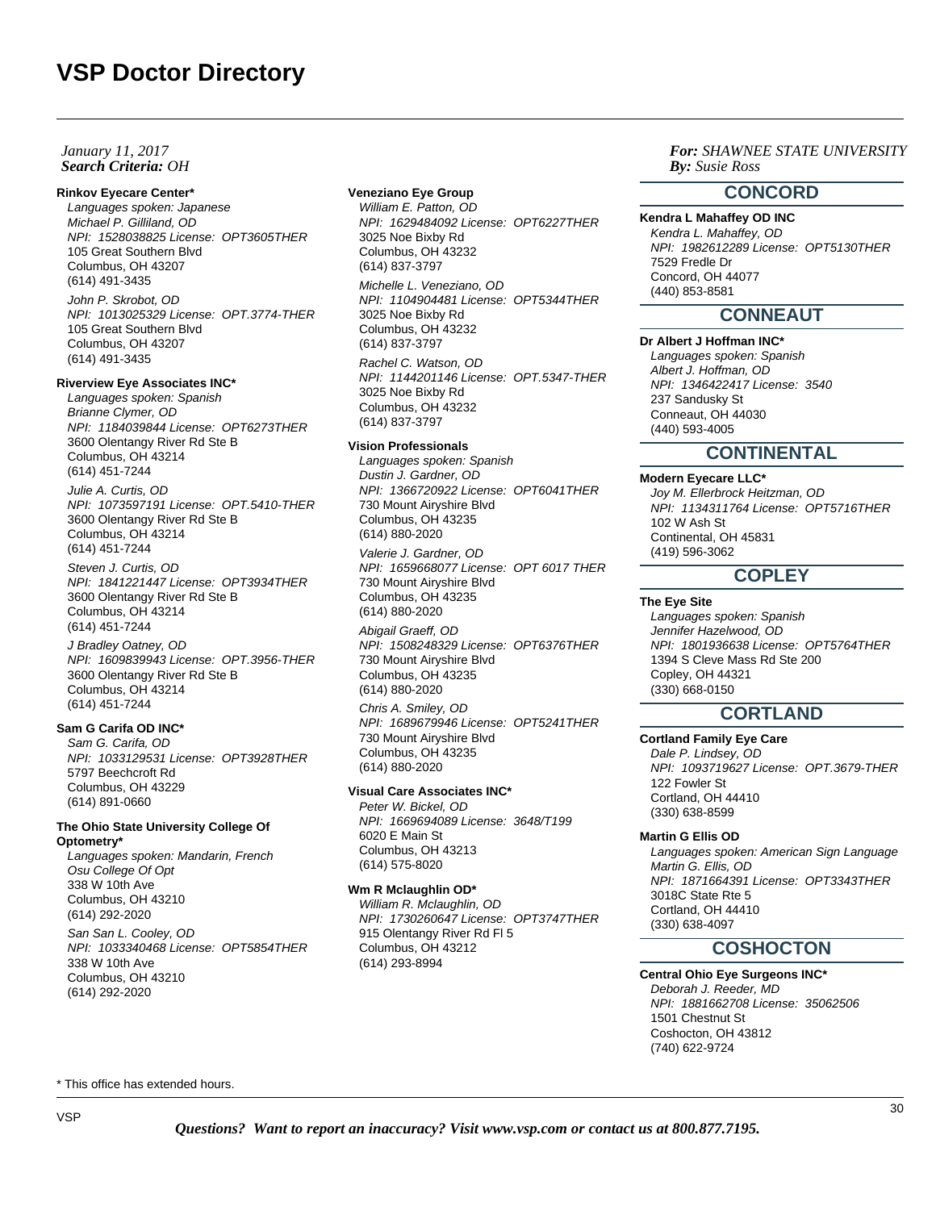# VSP Doctor Directory

*January 11, 2017*
***Search Criteria:** OH*

***For:** SHAWNEE STATE UNIVERSITY*
***By:** Susie Ross*

**Rinkov Eyecare Center***
*Languages spoken: Japanese*
*Michael P. Gilliland, OD*
*NPI: 1528038825 License: OPT3605THER*
105 Great Southern Blvd
Columbus, OH 43207
(614) 491-3435

*John P. Skrobot, OD*
*NPI: 1013025329 License: OPT.3774-THER*
105 Great Southern Blvd
Columbus, OH 43207
(614) 491-3435

**Riverview Eye Associates INC***
*Languages spoken: Spanish*
*Brianne Clymer, OD*
*NPI: 1184039844 License: OPT6273THER*
3600 Olentangy River Rd Ste B
Columbus, OH 43214
(614) 451-7244

*Julie A. Curtis, OD*
*NPI: 1073597191 License: OPT.5410-THER*
3600 Olentangy River Rd Ste B
Columbus, OH 43214
(614) 451-7244

*Steven J. Curtis, OD*
*NPI: 1841221447 License: OPT3934THER*
3600 Olentangy River Rd Ste B
Columbus, OH 43214
(614) 451-7244

*J Bradley Oatney, OD*
*NPI: 1609839943 License: OPT.3956-THER*
3600 Olentangy River Rd Ste B
Columbus, OH 43214
(614) 451-7244

**Sam G Carifa OD INC***
*Sam G. Carifa, OD*
*NPI: 1033129531 License: OPT3928THER*
5797 Beechcroft Rd
Columbus, OH 43229
(614) 891-0660

**The Ohio State University College Of Optometry***
*Languages spoken: Mandarin, French*
*Osu College Of Opt*
338 W 10th Ave
Columbus, OH 43210
(614) 292-2020

*San San L. Cooley, OD*
*NPI: 1033340468 License: OPT5854THER*
338 W 10th Ave
Columbus, OH 43210
(614) 292-2020

**Veneziano Eye Group**
*William E. Patton, OD*
*NPI: 1629484092 License: OPT6227THER*
3025 Noe Bixby Rd
Columbus, OH 43232
(614) 837-3797

*Michelle L. Veneziano, OD*
*NPI: 1104904481 License: OPT5344THER*
3025 Noe Bixby Rd
Columbus, OH 43232
(614) 837-3797

*Rachel C. Watson, OD*
*NPI: 1144201146 License: OPT.5347-THER*
3025 Noe Bixby Rd
Columbus, OH 43232
(614) 837-3797

**Vision Professionals**
*Languages spoken: Spanish*
*Dustin J. Gardner, OD*
*NPI: 1366720922 License: OPT6041THER*
730 Mount Airyshire Blvd
Columbus, OH 43235
(614) 880-2020

*Valerie J. Gardner, OD*
*NPI: 1659668077 License: OPT 6017 THER*
730 Mount Airyshire Blvd
Columbus, OH 43235
(614) 880-2020

*Abigail Graeff, OD*
*NPI: 1508248329 License: OPT6376THER*
730 Mount Airyshire Blvd
Columbus, OH 43235
(614) 880-2020

*Chris A. Smiley, OD*
*NPI: 1689679946 License: OPT5241THER*
730 Mount Airyshire Blvd
Columbus, OH 43235
(614) 880-2020

**Visual Care Associates INC***
*Peter W. Bickel, OD*
*NPI: 1669694089 License: 3648/T199*
6020 E Main St
Columbus, OH 43213
(614) 575-8020

**Wm R Mclaughlin OD***
*William R. Mclaughlin, OD*
*NPI: 1730260647 License: OPT3747THER*
915 Olentangy River Rd Fl 5
Columbus, OH 43212
(614) 293-8994

## CONCORD

**Kendra L Mahaffey OD INC**
*Kendra L. Mahaffey, OD*
*NPI: 1982612289 License: OPT5130THER*
7529 Fredle Dr
Concord, OH 44077
(440) 853-8581

## CONNEAUT

**Dr Albert J Hoffman INC***
*Languages spoken: Spanish*
*Albert J. Hoffman, OD*
*NPI: 1346422417 License: 3540*
237 Sandusky St
Conneaut, OH 44030
(440) 593-4005

## CONTINENTAL

**Modern Eyecare LLC***
*Joy M. Ellerbrock Heitzman, OD*
*NPI: 1134311764 License: OPT5716THER*
102 W Ash St
Continental, OH 45831
(419) 596-3062

## COPLEY

**The Eye Site**
*Languages spoken: Spanish*
*Jennifer Hazelwood, OD*
*NPI: 1801936638 License: OPT5764THER*
1394 S Cleve Mass Rd Ste 200
Copley, OH 44321
(330) 668-0150

## CORTLAND

**Cortland Family Eye Care**
*Dale P. Lindsey, OD*
*NPI: 1093719627 License: OPT.3679-THER*
122 Fowler St
Cortland, OH 44410
(330) 638-8599

**Martin G Ellis OD**
*Languages spoken: American Sign Language*
*Martin G. Ellis, OD*
*NPI: 1871664391 License: OPT3343THER*
3018C State Rte 5
Cortland, OH 44410
(330) 638-4097

## COSHOCTON

**Central Ohio Eye Surgeons INC***
*Deborah J. Reeder, MD*
*NPI: 1881662708 License: 35062506*
1501 Chestnut St
Coshocton, OH 43812
(740) 622-9724

\* This office has extended hours.

***Questions? Want to report an inaccuracy? Visit www.vsp.com or contact us at 800.877.7195.***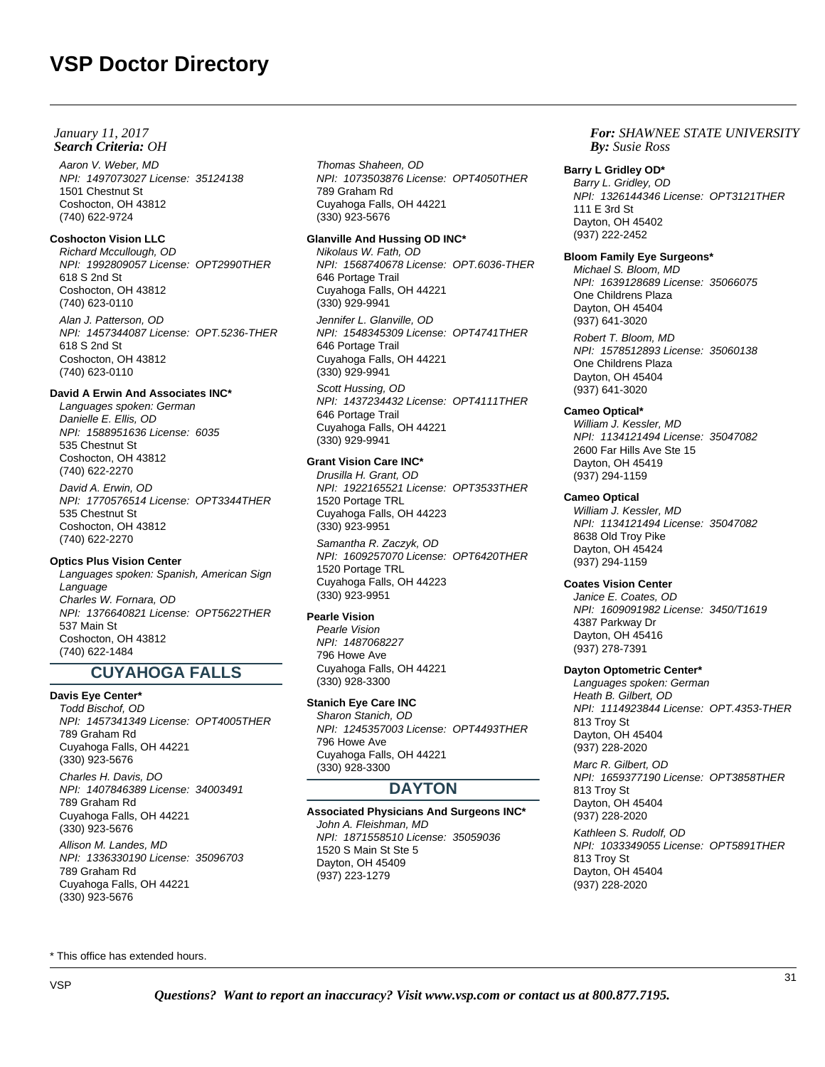# VSP Doctor Directory

*January 11, 2017*
***Search Criteria:*** *OH*

***For:*** *SHAWNEE STATE UNIVERSITY*
***By:*** *Susie Ross*

*Aaron V. Weber, MD*
*NPI: 1497073027 License: 35124138*
1501 Chestnut St
Coshocton, OH 43812
(740) 622-9724

**Coshocton Vision LLC**

*Richard Mccullough, OD*
*NPI: 1992809057 License: OPT2990THER*
618 S 2nd St
Coshocton, OH 43812
(740) 623-0110

*Alan J. Patterson, OD*
*NPI: 1457344087 License: OPT.5236-THER*
618 S 2nd St
Coshocton, OH 43812
(740) 623-0110

**David A Erwin And Associates INC***

*Languages spoken: German*
*Danielle E. Ellis, OD*
*NPI: 1588951636 License: 6035*
535 Chestnut St
Coshocton, OH 43812
(740) 622-2270

*David A. Erwin, OD*
*NPI: 1770576514 License: OPT3344THER*
535 Chestnut St
Coshocton, OH 43812
(740) 622-2270

**Optics Plus Vision Center**

*Languages spoken: Spanish, American Sign Language*
*Charles W. Fornara, OD*
*NPI: 1376640821 License: OPT5622THER*
537 Main St
Coshocton, OH 43812
(740) 622-1484

## CUYAHOGA FALLS

**Davis Eye Center***

*Todd Bischof, OD*
*NPI: 1457341349 License: OPT4005THER*
789 Graham Rd
Cuyahoga Falls, OH 44221
(330) 923-5676

*Charles H. Davis, DO*
*NPI: 1407846389 License: 34003491*
789 Graham Rd
Cuyahoga Falls, OH 44221
(330) 923-5676

*Allison M. Landes, MD*
*NPI: 1336330190 License: 35096703*
789 Graham Rd
Cuyahoga Falls, OH 44221
(330) 923-5676

*Thomas Shaheen, OD*
*NPI: 1073503876 License: OPT4050THER*
789 Graham Rd
Cuyahoga Falls, OH 44221
(330) 923-5676

**Glanville And Hussing OD INC***

*Nikolaus W. Fath, OD*
*NPI: 1568740678 License: OPT.6036-THER*
646 Portage Trail
Cuyahoga Falls, OH 44221
(330) 929-9941

*Jennifer L. Glanville, OD*
*NPI: 1548345309 License: OPT4741THER*
646 Portage Trail
Cuyahoga Falls, OH 44221
(330) 929-9941

*Scott Hussing, OD*
*NPI: 1437234432 License: OPT4111THER*
646 Portage Trail
Cuyahoga Falls, OH 44221
(330) 929-9941

**Grant Vision Care INC***

*Drusilla H. Grant, OD*
*NPI: 1922165521 License: OPT3533THER*
1520 Portage TRL
Cuyahoga Falls, OH 44223
(330) 923-9951

*Samantha R. Zaczyk, OD*
*NPI: 1609257070 License: OPT6420THER*
1520 Portage TRL
Cuyahoga Falls, OH 44223
(330) 923-9951

**Pearle Vision**

*Pearle Vision*
*NPI: 1487068227*
796 Howe Ave
Cuyahoga Falls, OH 44221
(330) 928-3300

**Stanich Eye Care INC**

*Sharon Stanich, OD*
*NPI: 1245357003 License: OPT4493THER*
796 Howe Ave
Cuyahoga Falls, OH 44221
(330) 928-3300

## DAYTON

**Associated Physicians And Surgeons INC***

*John A. Fleishman, MD*
*NPI: 1871558510 License: 35059036*
1520 S Main St Ste 5
Dayton, OH 45409
(937) 223-1279

**Barry L Gridley OD***

*Barry L. Gridley, OD*
*NPI: 1326144346 License: OPT3121THER*
111 E 3rd St
Dayton, OH 45402
(937) 222-2452

**Bloom Family Eye Surgeons***

*Michael S. Bloom, MD*
*NPI: 1639128689 License: 35066075*
One Childrens Plaza
Dayton, OH 45404
(937) 641-3020

*Robert T. Bloom, MD*
*NPI: 1578512893 License: 35060138*
One Childrens Plaza
Dayton, OH 45404
(937) 641-3020

**Cameo Optical***

*William J. Kessler, MD*
*NPI: 1134121494 License: 35047082*
2600 Far Hills Ave Ste 15
Dayton, OH 45419
(937) 294-1159

**Cameo Optical**

*William J. Kessler, MD*
*NPI: 1134121494 License: 35047082*
8638 Old Troy Pike
Dayton, OH 45424
(937) 294-1159

**Coates Vision Center**

*Janice E. Coates, OD*
*NPI: 1609091982 License: 3450/T1619*
4387 Parkway Dr
Dayton, OH 45416
(937) 278-7391

**Dayton Optometric Center***

*Languages spoken: German*
*Heath B. Gilbert, OD*
*NPI: 1114923844 License: OPT.4353-THER*
813 Troy St
Dayton, OH 45404
(937) 228-2020

*Marc R. Gilbert, OD*
*NPI: 1659377190 License: OPT3858THER*
813 Troy St
Dayton, OH 45404
(937) 228-2020

*Kathleen S. Rudolf, OD*
*NPI: 1033349055 License: OPT5891THER*
813 Troy St
Dayton, OH 45404
(937) 228-2020

\* This office has extended hours.

***Questions? Want to report an inaccuracy? Visit www.vsp.com or contact us at 800.877.7195.***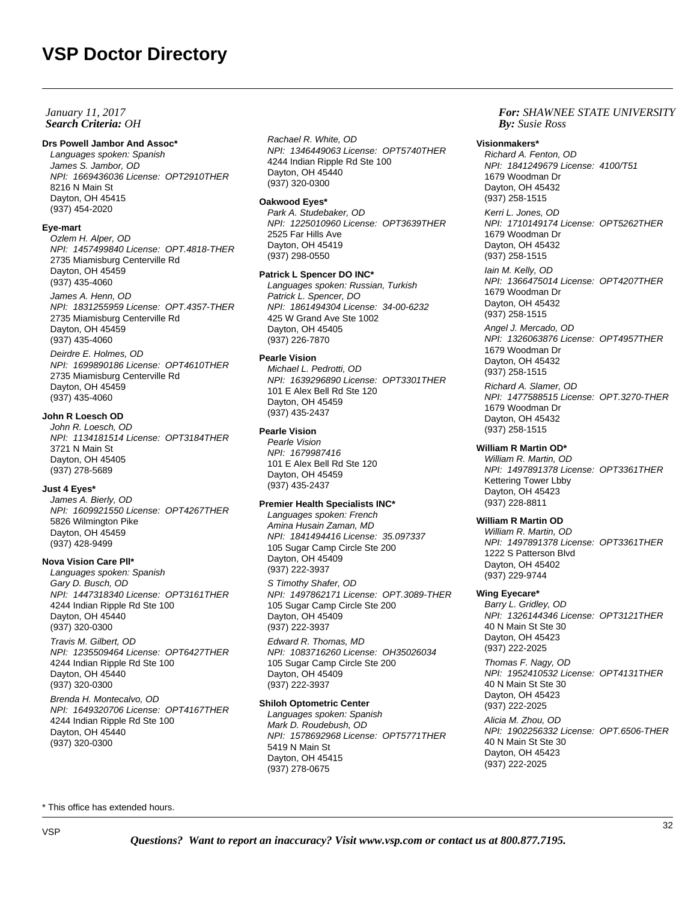# VSP Doctor Directory

*January 11, 2017*
***Search Criteria:** OH*

***For:** SHAWNEE STATE UNIVERSITY*
***By:** Susie Ross*

**Drs Powell Jambor And Assoc***
*Languages spoken: Spanish*
*James S. Jambor, OD*
*NPI: 1669436036 License: OPT2910THER*
8216 N Main St
Dayton, OH 45415
(937) 454-2020

**Eye-mart**
*Ozlem H. Alper, OD*
*NPI: 1457499840 License: OPT.4818-THER*
2735 Miamisburg Centerville Rd
Dayton, OH 45459
(937) 435-4060

*James A. Henn, OD*
*NPI: 1831255959 License: OPT.4357-THER*
2735 Miamisburg Centerville Rd
Dayton, OH 45459
(937) 435-4060

*Deirdre E. Holmes, OD*
*NPI: 1699890186 License: OPT4610THER*
2735 Miamisburg Centerville Rd
Dayton, OH 45459
(937) 435-4060

**John R Loesch OD**
*John R. Loesch, OD*
*NPI: 1134181514 License: OPT3184THER*
3721 N Main St
Dayton, OH 45405
(937) 278-5689

**Just 4 Eyes***
*James A. Bierly, OD*
*NPI: 1609921550 License: OPT4267THER*
5826 Wilmington Pike
Dayton, OH 45459
(937) 428-9499

**Nova Vision Care Pll***
*Languages spoken: Spanish*
*Gary D. Busch, OD*
*NPI: 1447318340 License: OPT3161THER*
4244 Indian Ripple Rd Ste 100
Dayton, OH 45440
(937) 320-0300

*Travis M. Gilbert, OD*
*NPI: 1235509464 License: OPT6427THER*
4244 Indian Ripple Rd Ste 100
Dayton, OH 45440
(937) 320-0300

*Brenda H. Montecalvo, OD*
*NPI: 1649320706 License: OPT4167THER*
4244 Indian Ripple Rd Ste 100
Dayton, OH 45440
(937) 320-0300

*Rachael R. White, OD*
*NPI: 1346449063 License: OPT5740THER*
4244 Indian Ripple Rd Ste 100
Dayton, OH 45440
(937) 320-0300

**Oakwood Eyes***
*Park A. Studebaker, OD*
*NPI: 1225010960 License: OPT3639THER*
2525 Far Hills Ave
Dayton, OH 45419
(937) 298-0550

**Patrick L Spencer DO INC***
*Languages spoken: Russian, Turkish*
*Patrick L. Spencer, DO*
*NPI: 1861494304 License: 34-00-6232*
425 W Grand Ave Ste 1002
Dayton, OH 45405
(937) 226-7870

**Pearle Vision**
*Michael L. Pedrotti, OD*
*NPI: 1639296890 License: OPT3301THER*
101 E Alex Bell Rd Ste 120
Dayton, OH 45459
(937) 435-2437

**Pearle Vision**
*Pearle Vision*
*NPI: 1679987416*
101 E Alex Bell Rd Ste 120
Dayton, OH 45459
(937) 435-2437

**Premier Health Specialists INC***
*Languages spoken: French*
*Amina Husain Zaman, MD*
*NPI: 1841494416 License: 35.097337*
105 Sugar Camp Circle Ste 200
Dayton, OH 45409
(937) 222-3937

*S Timothy Shafer, OD*
*NPI: 1497862171 License: OPT.3089-THER*
105 Sugar Camp Circle Ste 200
Dayton, OH 45409
(937) 222-3937

*Edward R. Thomas, MD*
*NPI: 1083716260 License: OH35026034*
105 Sugar Camp Circle Ste 200
Dayton, OH 45409
(937) 222-3937

**Shiloh Optometric Center**
*Languages spoken: Spanish*
*Mark D. Roudebush, OD*
*NPI: 1578692968 License: OPT5771THER*
5419 N Main St
Dayton, OH 45415
(937) 278-0675

**Visionmakers***
*Richard A. Fenton, OD*
*NPI: 1841249679 License: 4100/T51*
1679 Woodman Dr
Dayton, OH 45432
(937) 258-1515

*Kerri L. Jones, OD*
*NPI: 1710149174 License: OPT5262THER*
1679 Woodman Dr
Dayton, OH 45432
(937) 258-1515

*Iain M. Kelly, OD*
*NPI: 1366475014 License: OPT4207THER*
1679 Woodman Dr
Dayton, OH 45432
(937) 258-1515

*Angel J. Mercado, OD*
*NPI: 1326063876 License: OPT4957THER*
1679 Woodman Dr
Dayton, OH 45432
(937) 258-1515

*Richard A. Slamer, OD*
*NPI: 1477588515 License: OPT.3270-THER*
1679 Woodman Dr
Dayton, OH 45432
(937) 258-1515

**William R Martin OD***
*William R. Martin, OD*
*NPI: 1497891378 License: OPT3361THER*
Kettering Tower Lbby
Dayton, OH 45423
(937) 228-8811

**William R Martin OD**
*William R. Martin, OD*
*NPI: 1497891378 License: OPT3361THER*
1222 S Patterson Blvd
Dayton, OH 45402
(937) 229-9744

**Wing Eyecare***
*Barry L. Gridley, OD*
*NPI: 1326144346 License: OPT3121THER*
40 N Main St Ste 30
Dayton, OH 45423
(937) 222-2025

*Thomas F. Nagy, OD*
*NPI: 1952410532 License: OPT4131THER*
40 N Main St Ste 30
Dayton, OH 45423
(937) 222-2025

*Alicia M. Zhou, OD*
*NPI: 1902256332 License: OPT.6506-THER*
40 N Main St Ste 30
Dayton, OH 45423
(937) 222-2025

\* This office has extended hours.

***Questions? Want to report an inaccuracy? Visit www.vsp.com or contact us at 800.877.7195.***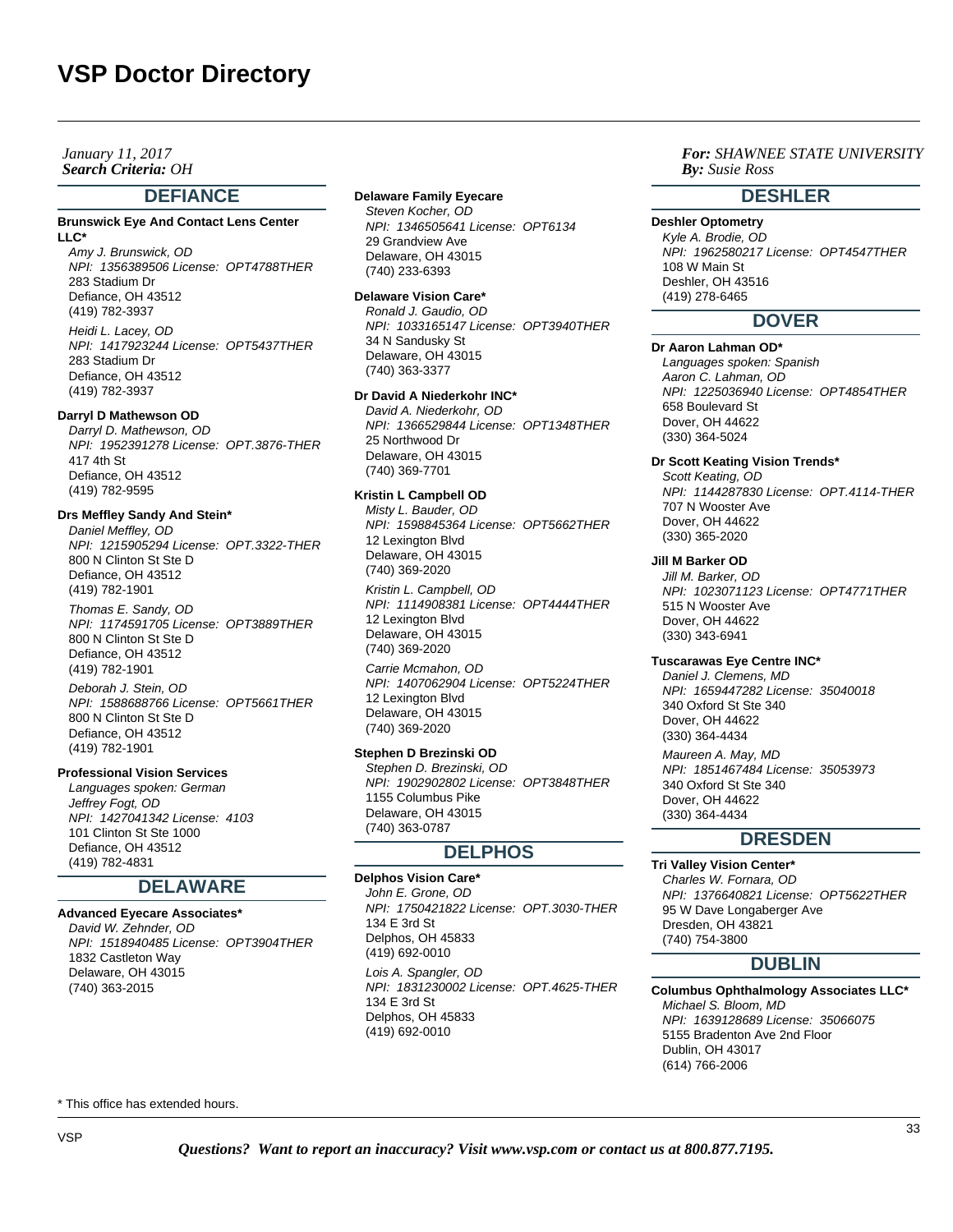# VSP Doctor Directory

*January 11, 2017*
***Search Criteria:*** *OH*

***For:*** *SHAWNEE STATE UNIVERSITY*
***By:*** *Susie Ross*

## DEFIANCE

**Brunswick Eye And Contact Lens Center LLC***

*Amy J. Brunswick, OD*
*NPI: 1356389506 License: OPT4788THER*
283 Stadium Dr
Defiance, OH 43512
(419) 782-3937

*Heidi L. Lacey, OD*
*NPI: 1417923244 License: OPT5437THER*
283 Stadium Dr
Defiance, OH 43512
(419) 782-3937

**Darryl D Mathewson OD**

*Darryl D. Mathewson, OD*
*NPI: 1952391278 License: OPT.3876-THER*
417 4th St
Defiance, OH 43512
(419) 782-9595

**Drs Meffley Sandy And Stein***

*Daniel Meffley, OD*
*NPI: 1215905294 License: OPT.3322-THER*
800 N Clinton St Ste D
Defiance, OH 43512
(419) 782-1901

*Thomas E. Sandy, OD*
*NPI: 1174591705 License: OPT3889THER*
800 N Clinton St Ste D
Defiance, OH 43512
(419) 782-1901

*Deborah J. Stein, OD*
*NPI: 1588688766 License: OPT5661THER*
800 N Clinton St Ste D
Defiance, OH 43512
(419) 782-1901

**Professional Vision Services**

*Languages spoken: German*
*Jeffrey Fogt, OD*
*NPI: 1427041342 License: 4103*
101 Clinton St Ste 1000
Defiance, OH 43512
(419) 782-4831

## DELAWARE

**Advanced Eyecare Associates***

*David W. Zehnder, OD*
*NPI: 1518940485 License: OPT3904THER*
1832 Castleton Way
Delaware, OH 43015
(740) 363-2015

**Delaware Family Eyecare**

*Steven Kocher, OD*
*NPI: 1346505641 License: OPT6134*
29 Grandview Ave
Delaware, OH 43015
(740) 233-6393

**Delaware Vision Care***

*Ronald J. Gaudio, OD*
*NPI: 1033165147 License: OPT3940THER*
34 N Sandusky St
Delaware, OH 43015
(740) 363-3377

**Dr David A Niederkohr INC***

*David A. Niederkohr, OD*
*NPI: 1366529844 License: OPT1348THER*
25 Northwood Dr
Delaware, OH 43015
(740) 369-7701

**Kristin L Campbell OD**

*Misty L. Bauder, OD*
*NPI: 1598845364 License: OPT5662THER*
12 Lexington Blvd
Delaware, OH 43015
(740) 369-2020

*Kristin L. Campbell, OD*
*NPI: 1114908381 License: OPT4444THER*
12 Lexington Blvd
Delaware, OH 43015
(740) 369-2020

*Carrie Mcmahon, OD*
*NPI: 1407062904 License: OPT5224THER*
12 Lexington Blvd
Delaware, OH 43015
(740) 369-2020

**Stephen D Brezinski OD**

*Stephen D. Brezinski, OD*
*NPI: 1902902802 License: OPT3848THER*
1155 Columbus Pike
Delaware, OH 43015
(740) 363-0787

## DELPHOS

**Delphos Vision Care***

*John E. Grone, OD*
*NPI: 1750421822 License: OPT.3030-THER*
134 E 3rd St
Delphos, OH 45833
(419) 692-0010

*Lois A. Spangler, OD*
*NPI: 1831230002 License: OPT.4625-THER*
134 E 3rd St
Delphos, OH 45833
(419) 692-0010

## DESHLER

**Deshler Optometry**

*Kyle A. Brodie, OD*
*NPI: 1962580217 License: OPT4547THER*
108 W Main St
Deshler, OH 43516
(419) 278-6465

## DOVER

**Dr Aaron Lahman OD***

*Languages spoken: Spanish*
*Aaron C. Lahman, OD*
*NPI: 1225036940 License: OPT4854THER*
658 Boulevard St
Dover, OH 44622
(330) 364-5024

**Dr Scott Keating Vision Trends***

*Scott Keating, OD*
*NPI: 1144287830 License: OPT.4114-THER*
707 N Wooster Ave
Dover, OH 44622
(330) 365-2020

**Jill M Barker OD**

*Jill M. Barker, OD*
*NPI: 1023071123 License: OPT4771THER*
515 N Wooster Ave
Dover, OH 44622
(330) 343-6941

**Tuscarawas Eye Centre INC***

*Daniel J. Clemens, MD*
*NPI: 1659447282 License: 35040018*
340 Oxford St Ste 340
Dover, OH 44622
(330) 364-4434

*Maureen A. May, MD*
*NPI: 1851467484 License: 35053973*
340 Oxford St Ste 340
Dover, OH 44622
(330) 364-4434

## DRESDEN

**Tri Valley Vision Center***

*Charles W. Fornara, OD*
*NPI: 1376640821 License: OPT5622THER*
95 W Dave Longaberger Ave
Dresden, OH 43821
(740) 754-3800

## DUBLIN

**Columbus Ophthalmology Associates LLC***

*Michael S. Bloom, MD*
*NPI: 1639128689 License: 35066075*
5155 Bradenton Ave 2nd Floor
Dublin, OH 43017
(614) 766-2006

\* This office has extended hours.

***Questions? Want to report an inaccuracy? Visit www.vsp.com or contact us at 800.877.7195.***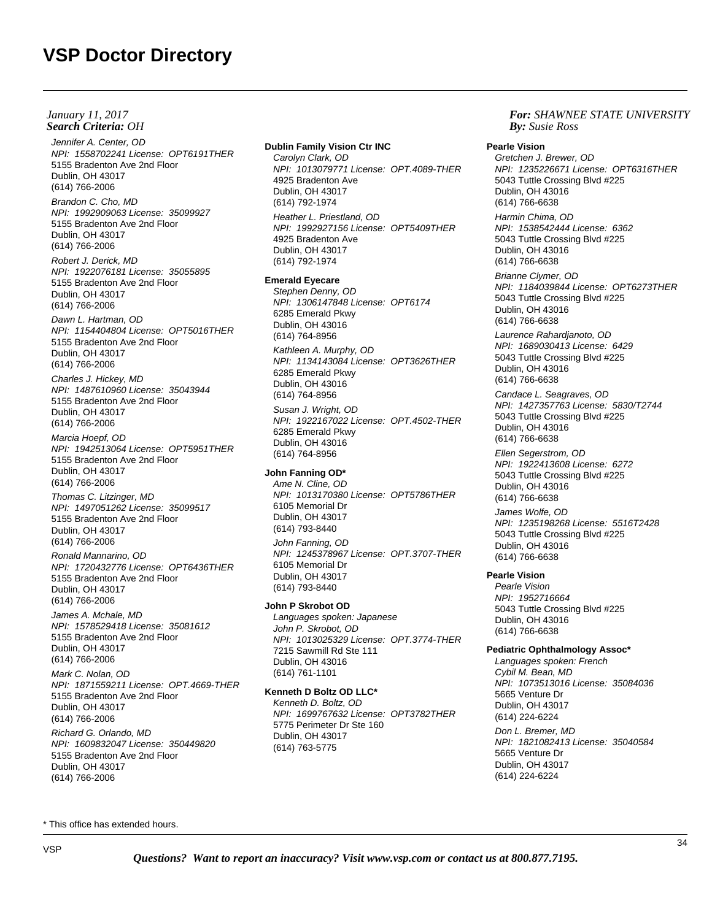# VSP Doctor Directory

*January 11, 2017*
***Search Criteria:** OH*

***For:** SHAWNEE STATE UNIVERSITY*
***By:** Susie Ross*

*Jennifer A. Center, OD*
*NPI: 1558702241 License: OPT6191THER*
5155 Bradenton Ave 2nd Floor
Dublin, OH 43017
(614) 766-2006

*Brandon C. Cho, MD*
*NPI: 1992909063 License: 35099927*
5155 Bradenton Ave 2nd Floor
Dublin, OH 43017
(614) 766-2006

*Robert J. Derick, MD*
*NPI: 1922076181 License: 35055895*
5155 Bradenton Ave 2nd Floor
Dublin, OH 43017
(614) 766-2006

*Dawn L. Hartman, OD*
*NPI: 1154404804 License: OPT5016THER*
5155 Bradenton Ave 2nd Floor
Dublin, OH 43017
(614) 766-2006

*Charles J. Hickey, MD*
*NPI: 1487610960 License: 35043944*
5155 Bradenton Ave 2nd Floor
Dublin, OH 43017
(614) 766-2006

*Marcia Hoepf, OD*
*NPI: 1942513064 License: OPT5951THER*
5155 Bradenton Ave 2nd Floor
Dublin, OH 43017
(614) 766-2006

*Thomas C. Litzinger, MD*
*NPI: 1497051262 License: 35099517*
5155 Bradenton Ave 2nd Floor
Dublin, OH 43017
(614) 766-2006

*Ronald Mannarino, OD*
*NPI: 1720432776 License: OPT6436THER*
5155 Bradenton Ave 2nd Floor
Dublin, OH 43017
(614) 766-2006

*James A. Mchale, MD*
*NPI: 1578529418 License: 35081612*
5155 Bradenton Ave 2nd Floor
Dublin, OH 43017
(614) 766-2006

*Mark C. Nolan, OD*
*NPI: 1871559211 License: OPT.4669-THER*
5155 Bradenton Ave 2nd Floor
Dublin, OH 43017
(614) 766-2006

*Richard G. Orlando, MD*
*NPI: 1609832047 License: 350449820*
5155 Bradenton Ave 2nd Floor
Dublin, OH 43017
(614) 766-2006

**Dublin Family Vision Ctr INC**

*Carolyn Clark, OD*
*NPI: 1013079771 License: OPT.4089-THER*
4925 Bradenton Ave
Dublin, OH 43017
(614) 792-1974

*Heather L. Priestland, OD*
*NPI: 1992927156 License: OPT5409THER*
4925 Bradenton Ave
Dublin, OH 43017
(614) 792-1974

**Emerald Eyecare**

*Stephen Denny, OD*
*NPI: 1306147848 License: OPT6174*
6285 Emerald Pkwy
Dublin, OH 43016
(614) 764-8956

*Kathleen A. Murphy, OD*
*NPI: 1134143084 License: OPT3626THER*
6285 Emerald Pkwy
Dublin, OH 43016
(614) 764-8956

*Susan J. Wright, OD*
*NPI: 1922167022 License: OPT.4502-THER*
6285 Emerald Pkwy
Dublin, OH 43016
(614) 764-8956

**John Fanning OD***

*Ame N. Cline, OD*
*NPI: 1013170380 License: OPT5786THER*
6105 Memorial Dr
Dublin, OH 43017
(614) 793-8440

*John Fanning, OD*
*NPI: 1245378967 License: OPT.3707-THER*
6105 Memorial Dr
Dublin, OH 43017
(614) 793-8440

**John P Skrobot OD**

*Languages spoken: Japanese*
*John P. Skrobot, OD*
*NPI: 1013025329 License: OPT.3774-THER*
7215 Sawmill Rd Ste 111
Dublin, OH 43016
(614) 761-1101

**Kenneth D Boltz OD LLC***

*Kenneth D. Boltz, OD*
*NPI: 1699767632 License: OPT3782THER*
5775 Perimeter Dr Ste 160
Dublin, OH 43017
(614) 763-5775

**Pearle Vision**

*Gretchen J. Brewer, OD*
*NPI: 1235226671 License: OPT6316THER*
5043 Tuttle Crossing Blvd #225
Dublin, OH 43016
(614) 766-6638

*Harmin Chima, OD*
*NPI: 1538542444 License: 6362*
5043 Tuttle Crossing Blvd #225
Dublin, OH 43016
(614) 766-6638

*Brianne Clymer, OD*
*NPI: 1184039844 License: OPT6273THER*
5043 Tuttle Crossing Blvd #225
Dublin, OH 43016
(614) 766-6638

*Laurence Rahardjanoto, OD*
*NPI: 1689030413 License: 6429*
5043 Tuttle Crossing Blvd #225
Dublin, OH 43016
(614) 766-6638

*Candace L. Seagraves, OD*
*NPI: 1427357763 License: 5830/T2744*
5043 Tuttle Crossing Blvd #225
Dublin, OH 43016
(614) 766-6638

*Ellen Segerstrom, OD*
*NPI: 1922413608 License: 6272*
5043 Tuttle Crossing Blvd #225
Dublin, OH 43016
(614) 766-6638

*James Wolfe, OD*
*NPI: 1235198268 License: 5516T2428*
5043 Tuttle Crossing Blvd #225
Dublin, OH 43016
(614) 766-6638

**Pearle Vision**

*Pearle Vision*
*NPI: 1952716664*
5043 Tuttle Crossing Blvd #225
Dublin, OH 43016
(614) 766-6638

**Pediatric Ophthalmology Assoc***

*Languages spoken: French*
*Cybil M. Bean, MD*
*NPI: 1073513016 License: 35084036*
5665 Venture Dr
Dublin, OH 43017
(614) 224-6224

*Don L. Bremer, MD*
*NPI: 1821082413 License: 35040584*
5665 Venture Dr
Dublin, OH 43017
(614) 224-6224

* This office has extended hours.

***Questions? Want to report an inaccuracy? Visit www.vsp.com or contact us at 800.877.7195.***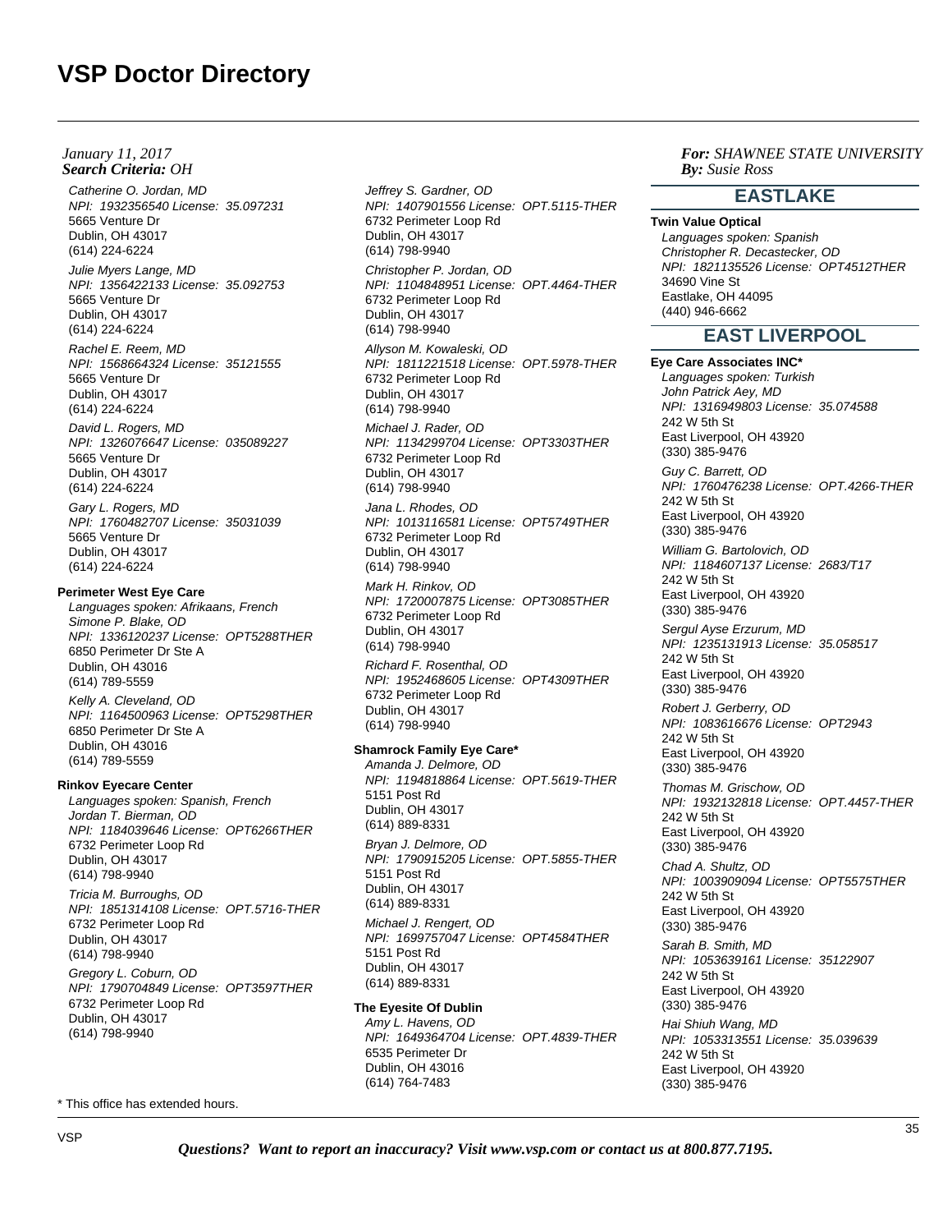# VSP Doctor Directory

*January 11, 2017*
***Search Criteria:** OH*

***For:** SHAWNEE STATE UNIVERSITY*
***By:** Susie Ross*

*Catherine O. Jordan, MD*
*NPI: 1932356540 License: 35.097231*
5665 Venture Dr
Dublin, OH 43017
(614) 224-6224

*Julie Myers Lange, MD*
*NPI: 1356422133 License: 35.092753*
5665 Venture Dr
Dublin, OH 43017
(614) 224-6224

*Rachel E. Reem, MD*
*NPI: 1568664324 License: 35121555*
5665 Venture Dr
Dublin, OH 43017
(614) 224-6224

*David L. Rogers, MD*
*NPI: 1326076647 License: 035089227*
5665 Venture Dr
Dublin, OH 43017
(614) 224-6224

*Gary L. Rogers, MD*
*NPI: 1760482707 License: 35031039*
5665 Venture Dr
Dublin, OH 43017
(614) 224-6224

**Perimeter West Eye Care**
*Languages spoken: Afrikaans, French*

*Simone P. Blake, OD*
*NPI: 1336120237 License: OPT5288THER*
6850 Perimeter Dr Ste A
Dublin, OH 43016
(614) 789-5559

*Kelly A. Cleveland, OD*
*NPI: 1164500963 License: OPT5298THER*
6850 Perimeter Dr Ste A
Dublin, OH 43016
(614) 789-5559

**Rinkov Eyecare Center**
*Languages spoken: Spanish, French*

*Jordan T. Bierman, OD*
*NPI: 1184039646 License: OPT6266THER*
6732 Perimeter Loop Rd
Dublin, OH 43017
(614) 798-9940

*Tricia M. Burroughs, OD*
*NPI: 1851314108 License: OPT.5716-THER*
6732 Perimeter Loop Rd
Dublin, OH 43017
(614) 798-9940

*Gregory L. Coburn, OD*
*NPI: 1790704849 License: OPT3597THER*
6732 Perimeter Loop Rd
Dublin, OH 43017
(614) 798-9940

*Jeffrey S. Gardner, OD*
*NPI: 1407901556 License: OPT.5115-THER*
6732 Perimeter Loop Rd
Dublin, OH 43017
(614) 798-9940

*Christopher P. Jordan, OD*
*NPI: 1104848951 License: OPT.4464-THER*
6732 Perimeter Loop Rd
Dublin, OH 43017
(614) 798-9940

*Allyson M. Kowaleski, OD*
*NPI: 1811221518 License: OPT.5978-THER*
6732 Perimeter Loop Rd
Dublin, OH 43017
(614) 798-9940

*Michael J. Rader, OD*
*NPI: 1134299704 License: OPT3303THER*
6732 Perimeter Loop Rd
Dublin, OH 43017
(614) 798-9940

*Jana L. Rhodes, OD*
*NPI: 1013116581 License: OPT5749THER*
6732 Perimeter Loop Rd
Dublin, OH 43017
(614) 798-9940

*Mark H. Rinkov, OD*
*NPI: 1720007875 License: OPT3085THER*
6732 Perimeter Loop Rd
Dublin, OH 43017
(614) 798-9940

*Richard F. Rosenthal, OD*
*NPI: 1952468605 License: OPT4309THER*
6732 Perimeter Loop Rd
Dublin, OH 43017
(614) 798-9940

**Shamrock Family Eye Care***

*Amanda J. Delmore, OD*
*NPI: 1194818864 License: OPT.5619-THER*
5151 Post Rd
Dublin, OH 43017
(614) 889-8331

*Bryan J. Delmore, OD*
*NPI: 1790915205 License: OPT.5855-THER*
5151 Post Rd
Dublin, OH 43017
(614) 889-8331

*Michael J. Rengert, OD*
*NPI: 1699757047 License: OPT4584THER*
5151 Post Rd
Dublin, OH 43017
(614) 889-8331

**The Eyesite Of Dublin**

*Amy L. Havens, OD*
*NPI: 1649364704 License: OPT.4839-THER*
6535 Perimeter Dr
Dublin, OH 43016
(614) 764-7483

## EASTLAKE

**Twin Value Optical**
*Languages spoken: Spanish*

*Christopher R. Decastecker, OD*
*NPI: 1821135526 License: OPT4512THER*
34690 Vine St
Eastlake, OH 44095
(440) 946-6662

## EAST LIVERPOOL

**Eye Care Associates INC***
*Languages spoken: Turkish*

*John Patrick Aey, MD*
*NPI: 1316949803 License: 35.074588*
242 W 5th St
East Liverpool, OH 43920
(330) 385-9476

*Guy C. Barrett, OD*
*NPI: 1760476238 License: OPT.4266-THER*
242 W 5th St
East Liverpool, OH 43920
(330) 385-9476

*William G. Bartolovich, OD*
*NPI: 1184607137 License: 2683/T17*
242 W 5th St
East Liverpool, OH 43920
(330) 385-9476

*Sergul Ayse Erzurum, MD*
*NPI: 1235131913 License: 35.058517*
242 W 5th St
East Liverpool, OH 43920
(330) 385-9476

*Robert J. Gerberry, OD*
*NPI: 1083616676 License: OPT2943*
242 W 5th St
East Liverpool, OH 43920
(330) 385-9476

*Thomas M. Grischow, OD*
*NPI: 1932132818 License: OPT.4457-THER*
242 W 5th St
East Liverpool, OH 43920
(330) 385-9476

*Chad A. Shultz, OD*
*NPI: 1003909094 License: OPT5575THER*
242 W 5th St
East Liverpool, OH 43920
(330) 385-9476

*Sarah B. Smith, MD*
*NPI: 1053639161 License: 35122907*
242 W 5th St
East Liverpool, OH 43920
(330) 385-9476

*Hai Shiuh Wang, MD*
*NPI: 1053313551 License: 35.039639*
242 W 5th St
East Liverpool, OH 43920
(330) 385-9476

\* This office has extended hours.

***Questions? Want to report an inaccuracy? Visit www.vsp.com or contact us at 800.877.7195.***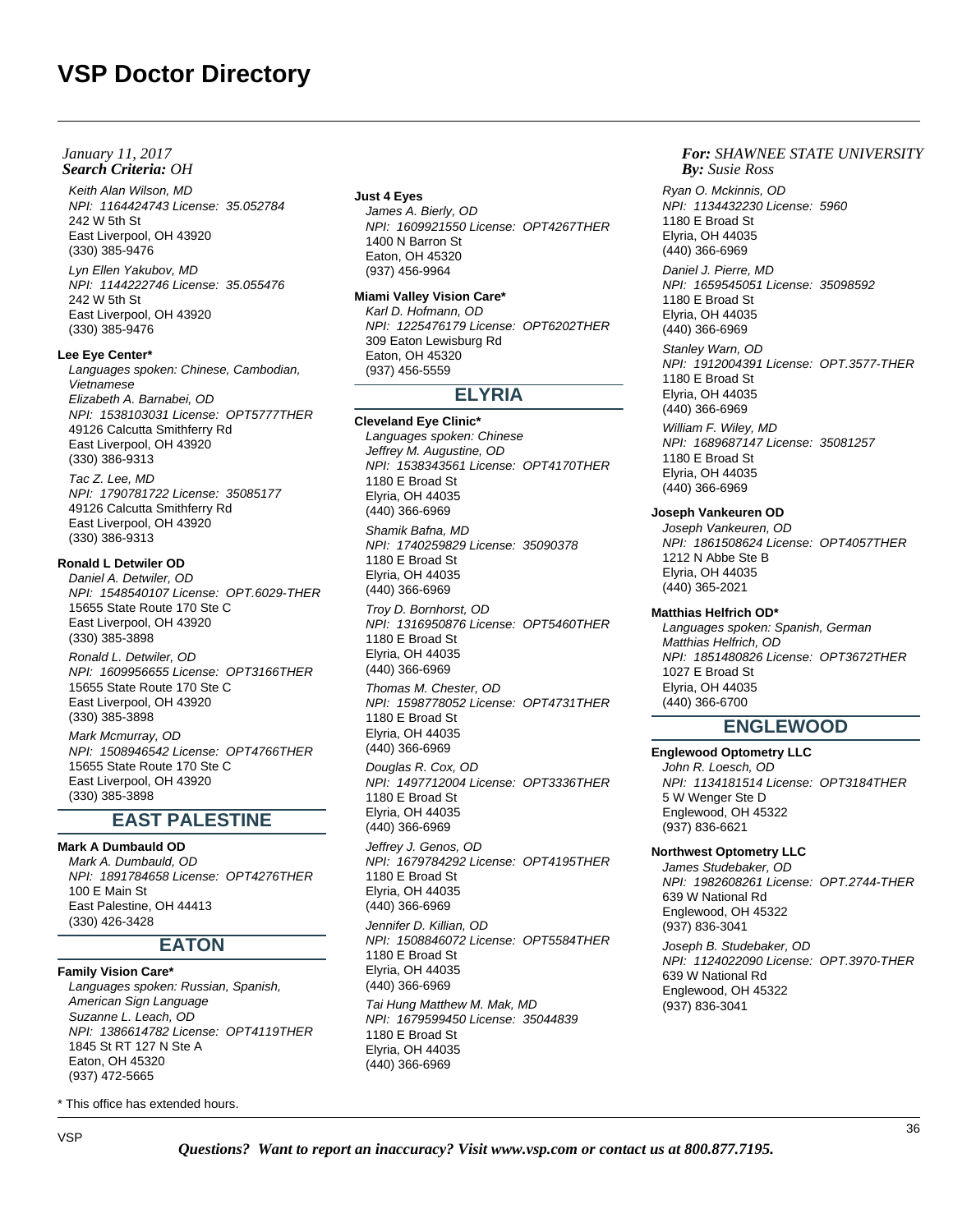# VSP Doctor Directory

*January 11, 2017*
***Search Criteria:*** *OH*

***For:*** *SHAWNEE STATE UNIVERSITY*
***By:*** *Susie Ross*

*Keith Alan Wilson, MD*
*NPI: 1164424743 License: 35.052784*
242 W 5th St
East Liverpool, OH 43920
(330) 385-9476

*Lyn Ellen Yakubov, MD*
*NPI: 1144222746 License: 35.055476*
242 W 5th St
East Liverpool, OH 43920
(330) 385-9476

**Lee Eye Center***
*Languages spoken: Chinese, Cambodian, Vietnamese*
*Elizabeth A. Barnabei, OD*
*NPI: 1538103031 License: OPT5777THER*
49126 Calcutta Smithferry Rd
East Liverpool, OH 43920
(330) 386-9313

*Tac Z. Lee, MD*
*NPI: 1790781722 License: 35085177*
49126 Calcutta Smithferry Rd
East Liverpool, OH 43920
(330) 386-9313

**Ronald L Detwiler OD**
*Daniel A. Detwiler, OD*
*NPI: 1548540107 License: OPT.6029-THER*
15655 State Route 170 Ste C
East Liverpool, OH 43920
(330) 385-3898

*Ronald L. Detwiler, OD*
*NPI: 1609956655 License: OPT3166THER*
15655 State Route 170 Ste C
East Liverpool, OH 43920
(330) 385-3898

*Mark Mcmurray, OD*
*NPI: 1508946542 License: OPT4766THER*
15655 State Route 170 Ste C
East Liverpool, OH 43920
(330) 385-3898

## EAST PALESTINE

**Mark A Dumbauld OD**
*Mark A. Dumbauld, OD*
*NPI: 1891784658 License: OPT4276THER*
100 E Main St
East Palestine, OH 44413
(330) 426-3428

## EATON

**Family Vision Care***
*Languages spoken: Russian, Spanish, American Sign Language*
*Suzanne L. Leach, OD*
*NPI: 1386614782 License: OPT4119THER*
1845 St RT 127 N Ste A
Eaton, OH 45320
(937) 472-5665

**Just 4 Eyes**
*James A. Bierly, OD*
*NPI: 1609921550 License: OPT4267THER*
1400 N Barron St
Eaton, OH 45320
(937) 456-9964

**Miami Valley Vision Care***
*Karl D. Hofmann, OD*
*NPI: 1225476179 License: OPT6202THER*
309 Eaton Lewisburg Rd
Eaton, OH 45320
(937) 456-5559

## ELYRIA

**Cleveland Eye Clinic***
*Languages spoken: Chinese*
*Jeffrey M. Augustine, OD*
*NPI: 1538343561 License: OPT4170THER*
1180 E Broad St
Elyria, OH 44035
(440) 366-6969

*Shamik Bafna, MD*
*NPI: 1740259829 License: 35090378*
1180 E Broad St
Elyria, OH 44035
(440) 366-6969

*Troy D. Bornhorst, OD*
*NPI: 1316950876 License: OPT5460THER*
1180 E Broad St
Elyria, OH 44035
(440) 366-6969

*Thomas M. Chester, OD*
*NPI: 1598778052 License: OPT4731THER*
1180 E Broad St
Elyria, OH 44035
(440) 366-6969

*Douglas R. Cox, OD*
*NPI: 1497712004 License: OPT3336THER*
1180 E Broad St
Elyria, OH 44035
(440) 366-6969

*Jeffrey J. Genos, OD*
*NPI: 1679784292 License: OPT4195THER*
1180 E Broad St
Elyria, OH 44035
(440) 366-6969

*Jennifer D. Killian, OD*
*NPI: 1508846072 License: OPT5584THER*
1180 E Broad St
Elyria, OH 44035
(440) 366-6969

*Tai Hung Matthew M. Mak, MD*
*NPI: 1679599450 License: 35044839*
1180 E Broad St
Elyria, OH 44035
(440) 366-6969

*Ryan O. Mckinnis, OD*
*NPI: 1134432230 License: 5960*
1180 E Broad St
Elyria, OH 44035
(440) 366-6969

*Daniel J. Pierre, MD*
*NPI: 1659545051 License: 35098592*
1180 E Broad St
Elyria, OH 44035
(440) 366-6969

*Stanley Warn, OD*
*NPI: 1912004391 License: OPT.3577-THER*
1180 E Broad St
Elyria, OH 44035
(440) 366-6969

*William F. Wiley, MD*
*NPI: 1689687147 License: 35081257*
1180 E Broad St
Elyria, OH 44035
(440) 366-6969

**Joseph Vankeuren OD**
*Joseph Vankeuren, OD*
*NPI: 1861508624 License: OPT4057THER*
1212 N Abbe Ste B
Elyria, OH 44035
(440) 365-2021

**Matthias Helfrich OD***
*Languages spoken: Spanish, German*
*Matthias Helfrich, OD*
*NPI: 1851480826 License: OPT3672THER*
1027 E Broad St
Elyria, OH 44035
(440) 366-6700

## ENGLEWOOD

**Englewood Optometry LLC**
*John R. Loesch, OD*
*NPI: 1134181514 License: OPT3184THER*
5 W Wenger Ste D
Englewood, OH 45322
(937) 836-6621

**Northwest Optometry LLC**
*James Studebaker, OD*
*NPI: 1982608261 License: OPT.2744-THER*
639 W National Rd
Englewood, OH 45322
(937) 836-3041

*Joseph B. Studebaker, OD*
*NPI: 1124022090 License: OPT.3970-THER*
639 W National Rd
Englewood, OH 45322
(937) 836-3041

\* This office has extended hours.

***Questions? Want to report an inaccuracy? Visit www.vsp.com or contact us at 800.877.7195.***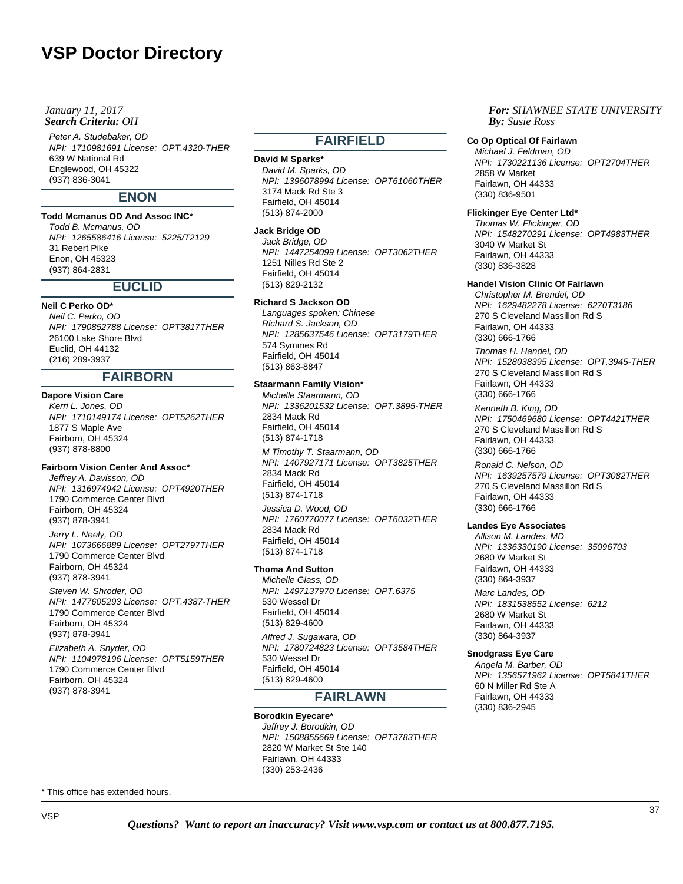# VSP Doctor Directory

*January 11, 2017*
***Search Criteria:*** *OH*

***For:*** *SHAWNEE STATE UNIVERSITY*
***By:*** *Susie Ross*

*Peter A. Studebaker, OD*
*NPI: 1710981691 License: OPT.4320-THER*
639 W National Rd
Englewood, OH 45322
(937) 836-3041

## ENON

**Todd Mcmanus OD And Assoc INC***
*Todd B. Mcmanus, OD*
*NPI: 1265586416 License: 5225/T2129*
31 Rebert Pike
Enon, OH 45323
(937) 864-2831

## EUCLID

**Neil C Perko OD***
*Neil C. Perko, OD*
*NPI: 1790852788 License: OPT3817THER*
26100 Lake Shore Blvd
Euclid, OH 44132
(216) 289-3937

## FAIRBORN

**Dapore Vision Care**
*Kerri L. Jones, OD*
*NPI: 1710149174 License: OPT5262THER*
1877 S Maple Ave
Fairborn, OH 45324
(937) 878-8800

**Fairborn Vision Center And Assoc***
*Jeffrey A. Davisson, OD*
*NPI: 1316974942 License: OPT4920THER*
1790 Commerce Center Blvd
Fairborn, OH 45324
(937) 878-3941

*Jerry L. Neely, OD*
*NPI: 1073666889 License: OPT2797THER*
1790 Commerce Center Blvd
Fairborn, OH 45324
(937) 878-3941

*Steven W. Shroder, OD*
*NPI: 1477605293 License: OPT.4387-THER*
1790 Commerce Center Blvd
Fairborn, OH 45324
(937) 878-3941

*Elizabeth A. Snyder, OD*
*NPI: 1104978196 License: OPT5159THER*
1790 Commerce Center Blvd
Fairborn, OH 45324
(937) 878-3941

## FAIRFIELD

**David M Sparks***
*David M. Sparks, OD*
*NPI: 1396078994 License: OPT61060THER*
3174 Mack Rd Ste 3
Fairfield, OH 45014
(513) 874-2000

**Jack Bridge OD**
*Jack Bridge, OD*
*NPI: 1447254099 License: OPT3062THER*
1251 Nilles Rd Ste 2
Fairfield, OH 45014
(513) 829-2132

**Richard S Jackson OD**
*Languages spoken: Chinese*
*Richard S. Jackson, OD*
*NPI: 1285637546 License: OPT3179THER*
574 Symmes Rd
Fairfield, OH 45014
(513) 863-8847

**Staarmann Family Vision***
*Michelle Staarmann, OD*
*NPI: 1336201532 License: OPT.3895-THER*
2834 Mack Rd
Fairfield, OH 45014
(513) 874-1718

*M Timothy T. Staarmann, OD*
*NPI: 1407927171 License: OPT3825THER*
2834 Mack Rd
Fairfield, OH 45014
(513) 874-1718

*Jessica D. Wood, OD*
*NPI: 1760770077 License: OPT6032THER*
2834 Mack Rd
Fairfield, OH 45014
(513) 874-1718

**Thoma And Sutton**
*Michelle Glass, OD*
*NPI: 1497137970 License: OPT.6375*
530 Wessel Dr
Fairfield, OH 45014
(513) 829-4600

*Alfred J. Sugawara, OD*
*NPI: 1780724823 License: OPT3584THER*
530 Wessel Dr
Fairfield, OH 45014
(513) 829-4600

## FAIRLAWN

**Borodkin Eyecare***
*Jeffrey J. Borodkin, OD*
*NPI: 1508855669 License: OPT3783THER*
2820 W Market St Ste 140
Fairlawn, OH 44333
(330) 253-2436

**Co Op Optical Of Fairlawn**
*Michael J. Feldman, OD*
*NPI: 1730221136 License: OPT2704THER*
2858 W Market
Fairlawn, OH 44333
(330) 836-9501

**Flickinger Eye Center Ltd***
*Thomas W. Flickinger, OD*
*NPI: 1548270291 License: OPT4983THER*
3040 W Market St
Fairlawn, OH 44333
(330) 836-3828

**Handel Vision Clinic Of Fairlawn**
*Christopher M. Brendel, OD*
*NPI: 1629482278 License: 6270T3186*
270 S Cleveland Massillon Rd S
Fairlawn, OH 44333
(330) 666-1766

*Thomas H. Handel, OD*
*NPI: 1528038395 License: OPT.3945-THER*
270 S Cleveland Massillon Rd S
Fairlawn, OH 44333
(330) 666-1766

*Kenneth B. King, OD*
*NPI: 1750469680 License: OPT4421THER*
270 S Cleveland Massillon Rd S
Fairlawn, OH 44333
(330) 666-1766

*Ronald C. Nelson, OD*
*NPI: 1639257579 License: OPT3082THER*
270 S Cleveland Massillon Rd S
Fairlawn, OH 44333
(330) 666-1766

**Landes Eye Associates**
*Allison M. Landes, MD*
*NPI: 1336330190 License: 35096703*
2680 W Market St
Fairlawn, OH 44333
(330) 864-3937

*Marc Landes, OD*
*NPI: 1831538552 License: 6212*
2680 W Market St
Fairlawn, OH 44333
(330) 864-3937

**Snodgrass Eye Care**
*Angela M. Barber, OD*
*NPI: 1356571962 License: OPT5841THER*
60 N Miller Rd Ste A
Fairlawn, OH 44333
(330) 836-2945

\* This office has extended hours.

***Questions? Want to report an inaccuracy? Visit www.vsp.com or contact us at 800.877.7195.***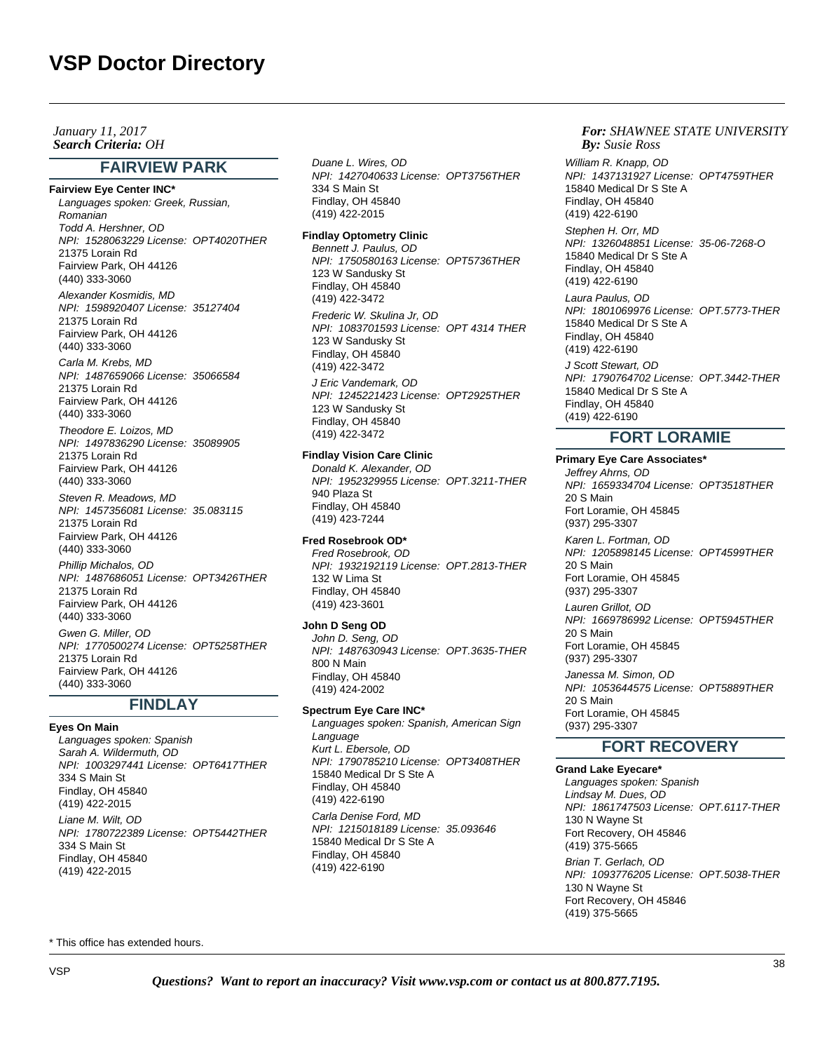# VSP Doctor Directory

*January 11, 2017*
***Search Criteria:*** *OH*

***For:*** *SHAWNEE STATE UNIVERSITY*
***By:*** *Susie Ross*

## FAIRVIEW PARK

**Fairview Eye Center INC***

*Languages spoken: Greek, Russian, Romanian*

*Todd A. Hershner, OD*
*NPI: 1528063229 License: OPT4020THER*
21375 Lorain Rd
Fairview Park, OH 44126
(440) 333-3060

*Alexander Kosmidis, MD*
*NPI: 1598920407 License: 35127404*
21375 Lorain Rd
Fairview Park, OH 44126
(440) 333-3060

*Carla M. Krebs, MD*
*NPI: 1487659066 License: 35066584*
21375 Lorain Rd
Fairview Park, OH 44126
(440) 333-3060

*Theodore E. Loizos, MD*
*NPI: 1497836290 License: 35089905*
21375 Lorain Rd
Fairview Park, OH 44126
(440) 333-3060

*Steven R. Meadows, MD*
*NPI: 1457356081 License: 35.083115*
21375 Lorain Rd
Fairview Park, OH 44126
(440) 333-3060

*Phillip Michalos, OD*
*NPI: 1487686051 License: OPT3426THER*
21375 Lorain Rd
Fairview Park, OH 44126
(440) 333-3060

*Gwen G. Miller, OD*
*NPI: 1770500274 License: OPT5258THER*
21375 Lorain Rd
Fairview Park, OH 44126
(440) 333-3060

## FINDLAY

**Eyes On Main**

*Languages spoken: Spanish*

*Sarah A. Wildermuth, OD*
*NPI: 1003297441 License: OPT6417THER*
334 S Main St
Findlay, OH 45840
(419) 422-2015

*Liane M. Wilt, OD*
*NPI: 1780722389 License: OPT5442THER*
334 S Main St
Findlay, OH 45840
(419) 422-2015

*Duane L. Wires, OD*
*NPI: 1427040633 License: OPT3756THER*
334 S Main St
Findlay, OH 45840
(419) 422-2015

**Findlay Optometry Clinic**

*Bennett J. Paulus, OD*
*NPI: 1750580163 License: OPT5736THER*
123 W Sandusky St
Findlay, OH 45840
(419) 422-3472

*Frederic W. Skulina Jr, OD*
*NPI: 1083701593 License: OPT 4314 THER*
123 W Sandusky St
Findlay, OH 45840
(419) 422-3472

*J Eric Vandemark, OD*
*NPI: 1245221423 License: OPT2925THER*
123 W Sandusky St
Findlay, OH 45840
(419) 422-3472

**Findlay Vision Care Clinic**

*Donald K. Alexander, OD*
*NPI: 1952329955 License: OPT.3211-THER*
940 Plaza St
Findlay, OH 45840
(419) 423-7244

**Fred Rosebrook OD***

*Fred Rosebrook, OD*
*NPI: 1932192119 License: OPT.2813-THER*
132 W Lima St
Findlay, OH 45840
(419) 423-3601

**John D Seng OD**

*John D. Seng, OD*
*NPI: 1487630943 License: OPT.3635-THER*
800 N Main
Findlay, OH 45840
(419) 424-2002

**Spectrum Eye Care INC***

*Languages spoken: Spanish, American Sign Language*

*Kurt L. Ebersole, OD*
*NPI: 1790785210 License: OPT3408THER*
15840 Medical Dr S Ste A
Findlay, OH 45840
(419) 422-6190

*Carla Denise Ford, MD*
*NPI: 1215018189 License: 35.093646*
15840 Medical Dr S Ste A
Findlay, OH 45840
(419) 422-6190

*William R. Knapp, OD*
*NPI: 1437131927 License: OPT4759THER*
15840 Medical Dr S Ste A
Findlay, OH 45840
(419) 422-6190

*Stephen H. Orr, MD*
*NPI: 1326048851 License: 35-06-7268-O*
15840 Medical Dr S Ste A
Findlay, OH 45840
(419) 422-6190

*Laura Paulus, OD*
*NPI: 1801069976 License: OPT.5773-THER*
15840 Medical Dr S Ste A
Findlay, OH 45840
(419) 422-6190

*J Scott Stewart, OD*
*NPI: 1790764702 License: OPT.3442-THER*
15840 Medical Dr S Ste A
Findlay, OH 45840
(419) 422-6190

## FORT LORAMIE

**Primary Eye Care Associates***

*Jeffrey Ahrns, OD*
*NPI: 1659334704 License: OPT3518THER*
20 S Main
Fort Loramie, OH 45845
(937) 295-3307

*Karen L. Fortman, OD*
*NPI: 1205898145 License: OPT4599THER*
20 S Main
Fort Loramie, OH 45845
(937) 295-3307

*Lauren Grillot, OD*
*NPI: 1669786992 License: OPT5945THER*
20 S Main
Fort Loramie, OH 45845
(937) 295-3307

*Janessa M. Simon, OD*
*NPI: 1053644575 License: OPT5889THER*
20 S Main
Fort Loramie, OH 45845
(937) 295-3307

## FORT RECOVERY

**Grand Lake Eyecare***

*Languages spoken: Spanish*

*Lindsay M. Dues, OD*
*NPI: 1861747503 License: OPT.6117-THER*
130 N Wayne St
Fort Recovery, OH 45846
(419) 375-5665

*Brian T. Gerlach, OD*
*NPI: 1093776205 License: OPT.5038-THER*
130 N Wayne St
Fort Recovery, OH 45846
(419) 375-5665

* This office has extended hours.

***Questions? Want to report an inaccuracy? Visit www.vsp.com or contact us at 800.877.7195.***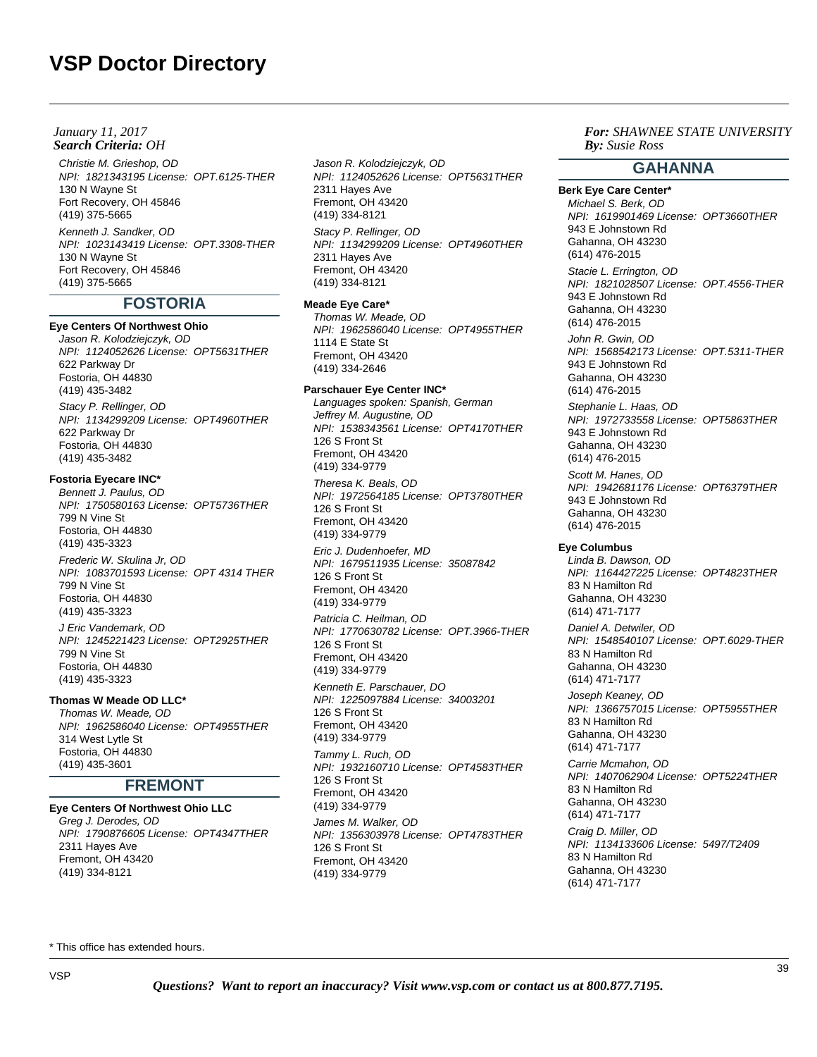# VSP Doctor Directory

*January 11, 2017*
***Search Criteria:*** *OH*

***For:*** *SHAWNEE STATE UNIVERSITY*
***By:*** *Susie Ross*

*Christie M. Grieshop, OD*
*NPI: 1821343195 License: OPT.6125-THER*
130 N Wayne St
Fort Recovery, OH 45846
(419) 375-5665

*Kenneth J. Sandker, OD*
*NPI: 1023143419 License: OPT.3308-THER*
130 N Wayne St
Fort Recovery, OH 45846
(419) 375-5665

## FOSTORIA

**Eye Centers Of Northwest Ohio**

*Jason R. Kolodziejczyk, OD*
*NPI: 1124052626 License: OPT5631THER*
622 Parkway Dr
Fostoria, OH 44830
(419) 435-3482

*Stacy P. Rellinger, OD*
*NPI: 1134299209 License: OPT4960THER*
622 Parkway Dr
Fostoria, OH 44830
(419) 435-3482

**Fostoria Eyecare INC***

*Bennett J. Paulus, OD*
*NPI: 1750580163 License: OPT5736THER*
799 N Vine St
Fostoria, OH 44830
(419) 435-3323

*Frederic W. Skulina Jr, OD*
*NPI: 1083701593 License: OPT 4314 THER*
799 N Vine St
Fostoria, OH 44830
(419) 435-3323

*J Eric Vandemark, OD*
*NPI: 1245221423 License: OPT2925THER*
799 N Vine St
Fostoria, OH 44830
(419) 435-3323

**Thomas W Meade OD LLC***

*Thomas W. Meade, OD*
*NPI: 1962586040 License: OPT4955THER*
314 West Lytle St
Fostoria, OH 44830
(419) 435-3601

## FREMONT

**Eye Centers Of Northwest Ohio LLC**

*Greg J. Derodes, OD*
*NPI: 1790876605 License: OPT4347THER*
2311 Hayes Ave
Fremont, OH 43420
(419) 334-8121

*Jason R. Kolodziejczyk, OD*
*NPI: 1124052626 License: OPT5631THER*
2311 Hayes Ave
Fremont, OH 43420
(419) 334-8121

*Stacy P. Rellinger, OD*
*NPI: 1134299209 License: OPT4960THER*
2311 Hayes Ave
Fremont, OH 43420
(419) 334-8121

**Meade Eye Care***

*Thomas W. Meade, OD*
*NPI: 1962586040 License: OPT4955THER*
1114 E State St
Fremont, OH 43420
(419) 334-2646

**Parschauer Eye Center INC***

*Languages spoken: Spanish, German*

*Jeffrey M. Augustine, OD*
*NPI: 1538343561 License: OPT4170THER*
126 S Front St
Fremont, OH 43420
(419) 334-9779

*Theresa K. Beals, OD*
*NPI: 1972564185 License: OPT3780THER*
126 S Front St
Fremont, OH 43420
(419) 334-9779

*Eric J. Dudenhoefer, MD*
*NPI: 1679511935 License: 35087842*
126 S Front St
Fremont, OH 43420
(419) 334-9779

*Patricia C. Heilman, OD*
*NPI: 1770630782 License: OPT.3966-THER*
126 S Front St
Fremont, OH 43420
(419) 334-9779

*Kenneth E. Parschauer, DO*
*NPI: 1225097884 License: 34003201*
126 S Front St
Fremont, OH 43420
(419) 334-9779

*Tammy L. Ruch, OD*
*NPI: 1932160710 License: OPT4583THER*
126 S Front St
Fremont, OH 43420
(419) 334-9779

*James M. Walker, OD*
*NPI: 1356303978 License: OPT4783THER*
126 S Front St
Fremont, OH 43420
(419) 334-9779

## GAHANNA

**Berk Eye Care Center***

*Michael S. Berk, OD*
*NPI: 1619901469 License: OPT3660THER*
943 E Johnstown Rd
Gahanna, OH 43230
(614) 476-2015

*Stacie L. Errington, OD*
*NPI: 1821028507 License: OPT.4556-THER*
943 E Johnstown Rd
Gahanna, OH 43230
(614) 476-2015

*John R. Gwin, OD*
*NPI: 1568542173 License: OPT.5311-THER*
943 E Johnstown Rd
Gahanna, OH 43230
(614) 476-2015

*Stephanie L. Haas, OD*
*NPI: 1972733558 License: OPT5863THER*
943 E Johnstown Rd
Gahanna, OH 43230
(614) 476-2015

*Scott M. Hanes, OD*
*NPI: 1942681176 License: OPT6379THER*
943 E Johnstown Rd
Gahanna, OH 43230
(614) 476-2015

**Eye Columbus**

*Linda B. Dawson, OD*
*NPI: 1164427225 License: OPT4823THER*
83 N Hamilton Rd
Gahanna, OH 43230
(614) 471-7177

*Daniel A. Detwiler, OD*
*NPI: 1548540107 License: OPT.6029-THER*
83 N Hamilton Rd
Gahanna, OH 43230
(614) 471-7177

*Joseph Keaney, OD*
*NPI: 1366757015 License: OPT5955THER*
83 N Hamilton Rd
Gahanna, OH 43230
(614) 471-7177

*Carrie Mcmahon, OD*
*NPI: 1407062904 License: OPT5224THER*
83 N Hamilton Rd
Gahanna, OH 43230
(614) 471-7177

*Craig D. Miller, OD*
*NPI: 1134133606 License: 5497/T2409*
83 N Hamilton Rd
Gahanna, OH 43230
(614) 471-7177

* This office has extended hours.

***Questions? Want to report an inaccuracy? Visit www.vsp.com or contact us at 800.877.7195.***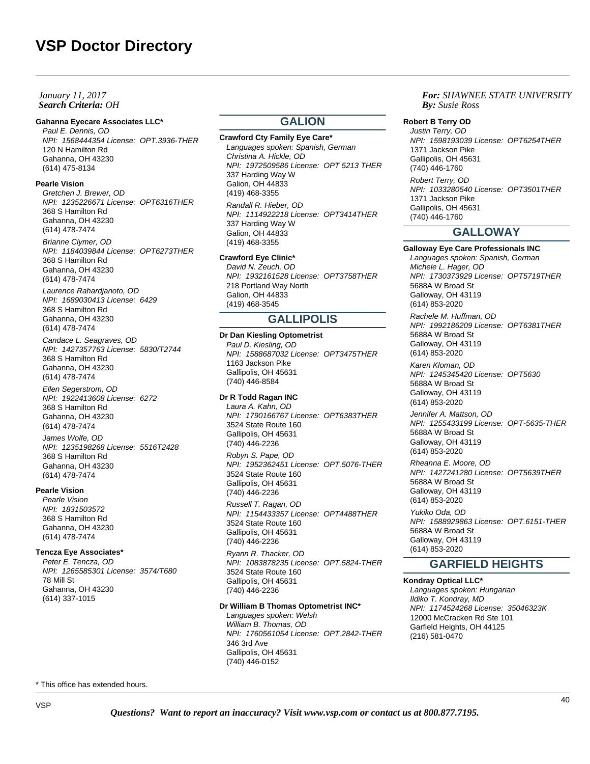# VSP Doctor Directory

*January 11, 2017*
***Search Criteria:*** *OH*

***For:*** *SHAWNEE STATE UNIVERSITY*
***By:*** *Susie Ross*

**Gahanna Eyecare Associates LLC***
*Paul E. Dennis, OD*
*NPI: 1568444354 License: OPT.3936-THER*
120 N Hamilton Rd
Gahanna, OH 43230
(614) 475-8134

**Pearle Vision**
*Gretchen J. Brewer, OD*
*NPI: 1235226671 License: OPT6316THER*
368 S Hamilton Rd
Gahanna, OH 43230
(614) 478-7474

*Brianne Clymer, OD*
*NPI: 1184039844 License: OPT6273THER*
368 S Hamilton Rd
Gahanna, OH 43230
(614) 478-7474

*Laurence Rahardjanoto, OD*
*NPI: 1689030413 License: 6429*
368 S Hamilton Rd
Gahanna, OH 43230
(614) 478-7474

*Candace L. Seagraves, OD*
*NPI: 1427357763 License: 5830/T2744*
368 S Hamilton Rd
Gahanna, OH 43230
(614) 478-7474

*Ellen Segerstrom, OD*
*NPI: 1922413608 License: 6272*
368 S Hamilton Rd
Gahanna, OH 43230
(614) 478-7474

*James Wolfe, OD*
*NPI: 1235198268 License: 5516T2428*
368 S Hamilton Rd
Gahanna, OH 43230
(614) 478-7474

**Pearle Vision**
*Pearle Vision*
*NPI: 1831503572*
368 S Hamilton Rd
Gahanna, OH 43230
(614) 478-7474

**Tencza Eye Associates***
*Peter E. Tencza, OD*
*NPI: 1265585301 License: 3574/T680*
78 Mill St
Gahanna, OH 43230
(614) 337-1015

## GALION

**Crawford Cty Family Eye Care***
*Languages spoken: Spanish, German*
*Christina A. Hickle, OD*
*NPI: 1972509586 License: OPT 5213 THER*
337 Harding Way W
Galion, OH 44833
(419) 468-3355

*Randall R. Hieber, OD*
*NPI: 1114922218 License: OPT3414THER*
337 Harding Way W
Galion, OH 44833
(419) 468-3355

**Crawford Eye Clinic***
*David N. Zeuch, OD*
*NPI: 1932161528 License: OPT3758THER*
218 Portland Way North
Galion, OH 44833
(419) 468-3545

## GALLIPOLIS

**Dr Dan Kiesling Optometrist**
*Paul D. Kiesling, OD*
*NPI: 1588687032 License: OPT3475THER*
1163 Jackson Pike
Gallipolis, OH 45631
(740) 446-8584

**Dr R Todd Ragan INC**
*Laura A. Kahn, OD*
*NPI: 1790166767 License: OPT6383THER*
3524 State Route 160
Gallipolis, OH 45631
(740) 446-2236

*Robyn S. Pape, OD*
*NPI: 1952362451 License: OPT.5076-THER*
3524 State Route 160
Gallipolis, OH 45631
(740) 446-2236

*Russell T. Ragan, OD*
*NPI: 1154433357 License: OPT4488THER*
3524 State Route 160
Gallipolis, OH 45631
(740) 446-2236

*Ryann R. Thacker, OD*
*NPI: 1083878235 License: OPT.5824-THER*
3524 State Route 160
Gallipolis, OH 45631
(740) 446-2236

**Dr William B Thomas Optometrist INC***
*Languages spoken: Welsh*
*William B. Thomas, OD*
*NPI: 1760561054 License: OPT.2842-THER*
346 3rd Ave
Gallipolis, OH 45631
(740) 446-0152

**Robert B Terry OD**
*Justin Terry, OD*
*NPI: 1598193039 License: OPT6254THER*
1371 Jackson Pike
Gallipolis, OH 45631
(740) 446-1760

*Robert Terry, OD*
*NPI: 1033280540 License: OPT3501THER*
1371 Jackson Pike
Gallipolis, OH 45631
(740) 446-1760

## GALLOWAY

**Galloway Eye Care Professionals INC**
*Languages spoken: Spanish, German*
*Michele L. Hager, OD*
*NPI: 1730373929 License: OPT5719THER*
5688A W Broad St
Galloway, OH 43119
(614) 853-2020

*Rachele M. Huffman, OD*
*NPI: 1992186209 License: OPT6381THER*
5688A W Broad St
Galloway, OH 43119
(614) 853-2020

*Karen Kloman, OD*
*NPI: 1245345420 License: OPT5630*
5688A W Broad St
Galloway, OH 43119
(614) 853-2020

*Jennifer A. Mattson, OD*
*NPI: 1255433199 License: OPT-5635-THER*
5688A W Broad St
Galloway, OH 43119
(614) 853-2020

*Rheanna E. Moore, OD*
*NPI: 1427241280 License: OPT5639THER*
5688A W Broad St
Galloway, OH 43119
(614) 853-2020

*Yukiko Oda, OD*
*NPI: 1588929863 License: OPT.6151-THER*
5688A W Broad St
Galloway, OH 43119
(614) 853-2020

## GARFIELD HEIGHTS

**Kondray Optical LLC***
*Languages spoken: Hungarian*
*Ildiko T. Kondray, MD*
*NPI: 1174524268 License: 35046323K*
12000 McCracken Rd Ste 101
Garfield Heights, OH 44125
(216) 581-0470

\* This office has extended hours.

***Questions? Want to report an inaccuracy? Visit www.vsp.com or contact us at 800.877.7195.***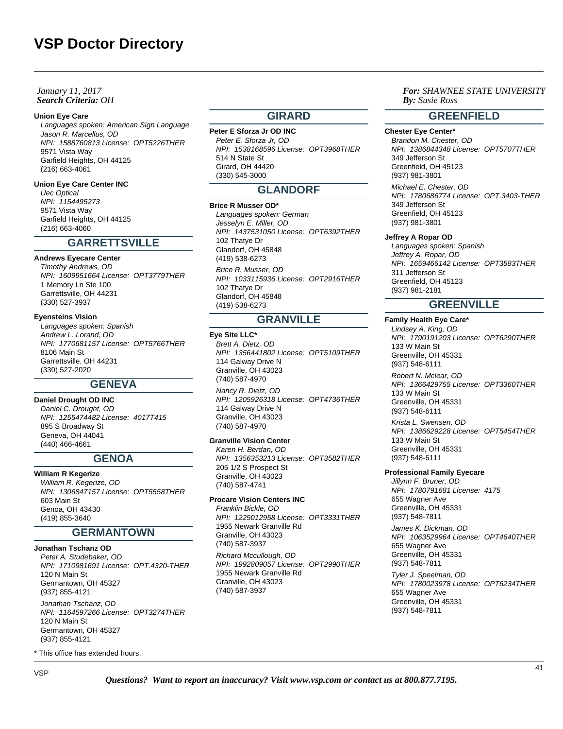# VSP Doctor Directory

*January 11, 2017*
***Search Criteria:** OH*

***For:** SHAWNEE STATE UNIVERSITY*
***By:** Susie Ross*

**Union Eye Care**
*Languages spoken: American Sign Language*
*Jason R. Marcellus, OD*
*NPI: 1588760813 License: OPT5226THER*
9571 Vista Way
Garfield Heights, OH 44125
(216) 663-4061

**Union Eye Care Center INC**
*Uec Optical*
*NPI: 1154495273*
9571 Vista Way
Garfield Heights, OH 44125
(216) 663-4060

## GARRETTSVILLE

**Andrews Eyecare Center**
*Timothy Andrews, OD*
*NPI: 1609951664 License: OPT3779THER*
1 Memory Ln Ste 100
Garrettsville, OH 44231
(330) 527-3937

**Eyensteins Vision**
*Languages spoken: Spanish*
*Andrew L. Lorand, OD*
*NPI: 1770681157 License: OPT5766THER*
8106 Main St
Garrettsville, OH 44231
(330) 527-2020

## GENEVA

**Daniel Drought OD INC**
*Daniel C. Drought, OD*
*NPI: 1255474482 License: 4017T415*
895 S Broadway St
Geneva, OH 44041
(440) 466-4661

## GENOA

**William R Kegerize**
*William R. Kegerize, OD*
*NPI: 1306847157 License: OPT5558THER*
603 Main St
Genoa, OH 43430
(419) 855-3640

## GERMANTOWN

**Jonathan Tschanz OD**
*Peter A. Studebaker, OD*
*NPI: 1710981691 License: OPT.4320-THER*
120 N Main St
Germantown, OH 45327
(937) 855-4121

*Jonathan Tschanz, OD*
*NPI: 1164597266 License: OPT3274THER*
120 N Main St
Germantown, OH 45327
(937) 855-4121

## GIRARD

**Peter E Sforza Jr OD INC**
*Peter E. Sforza Jr, OD*
*NPI: 1538168596 License: OPT3968THER*
514 N State St
Girard, OH 44420
(330) 545-3000

## GLANDORF

**Brice R Musser OD***
*Languages spoken: German*
*Jesselyn E. Miller, OD*
*NPI: 1437531050 License: OPT6392THER*
102 Thatye Dr
Glandorf, OH 45848
(419) 538-6273

*Brice R. Musser, OD*
*NPI: 1033115936 License: OPT2916THER*
102 Thatye Dr
Glandorf, OH 45848
(419) 538-6273

## GRANVILLE

**Eye Site LLC***
*Brett A. Dietz, OD*
*NPI: 1356441802 License: OPT5109THER*
114 Galway Drive N
Granville, OH 43023
(740) 587-4970

*Nancy R. Dietz, OD*
*NPI: 1205926318 License: OPT4736THER*
114 Galway Drive N
Granville, OH 43023
(740) 587-4970

**Granville Vision Center**
*Karen H. Berdan, OD*
*NPI: 1356353213 License: OPT3582THER*
205 1/2 S Prospect St
Granville, OH 43023
(740) 587-4741

**Procare Vision Centers INC**
*Franklin Bickle, OD*
*NPI: 1225012958 License: OPT3331THER*
1955 Newark Granville Rd
Granville, OH 43023
(740) 587-3937

*Richard Mccullough, OD*
*NPI: 1992809057 License: OPT2990THER*
1955 Newark Granville Rd
Granville, OH 43023
(740) 587-3937

## GREENFIELD

**Chester Eye Center***
*Brandon M. Chester, OD*
*NPI: 1386844348 License: OPT5707THER*
349 Jefferson St
Greenfield, OH 45123
(937) 981-3801

*Michael E. Chester, OD*
*NPI: 1780686774 License: OPT.3403-THER*
349 Jefferson St
Greenfield, OH 45123
(937) 981-3801

**Jeffrey A Ropar OD**
*Languages spoken: Spanish*
*Jeffrey A. Ropar, OD*
*NPI: 1659466142 License: OPT3583THER*
311 Jefferson St
Greenfield, OH 45123
(937) 981-2181

## GREENVILLE

**Family Health Eye Care***
*Lindsey A. King, OD*
*NPI: 1790191203 License: OPT6290THER*
133 W Main St
Greenville, OH 45331
(937) 548-6111

*Robert N. Mclear, OD*
*NPI: 1366429755 License: OPT3360THER*
133 W Main St
Greenville, OH 45331
(937) 548-6111

*Krista L. Swensen, OD*
*NPI: 1386629228 License: OPT5454THER*
133 W Main St
Greenville, OH 45331
(937) 548-6111

**Professional Family Eyecare**
*Jillynn F. Bruner, OD*
*NPI: 1780791681 License: 4175*
655 Wagner Ave
Greenville, OH 45331
(937) 548-7811

*James K. Dickman, OD*
*NPI: 1063529964 License: OPT4640THER*
655 Wagner Ave
Greenville, OH 45331
(937) 548-7811

*Tyler J. Speelman, OD*
*NPI: 1780023978 License: OPT6234THER*
655 Wagner Ave
Greenville, OH 45331
(937) 548-7811

\* This office has extended hours.

***Questions? Want to report an inaccuracy? Visit www.vsp.com or contact us at 800.877.7195.***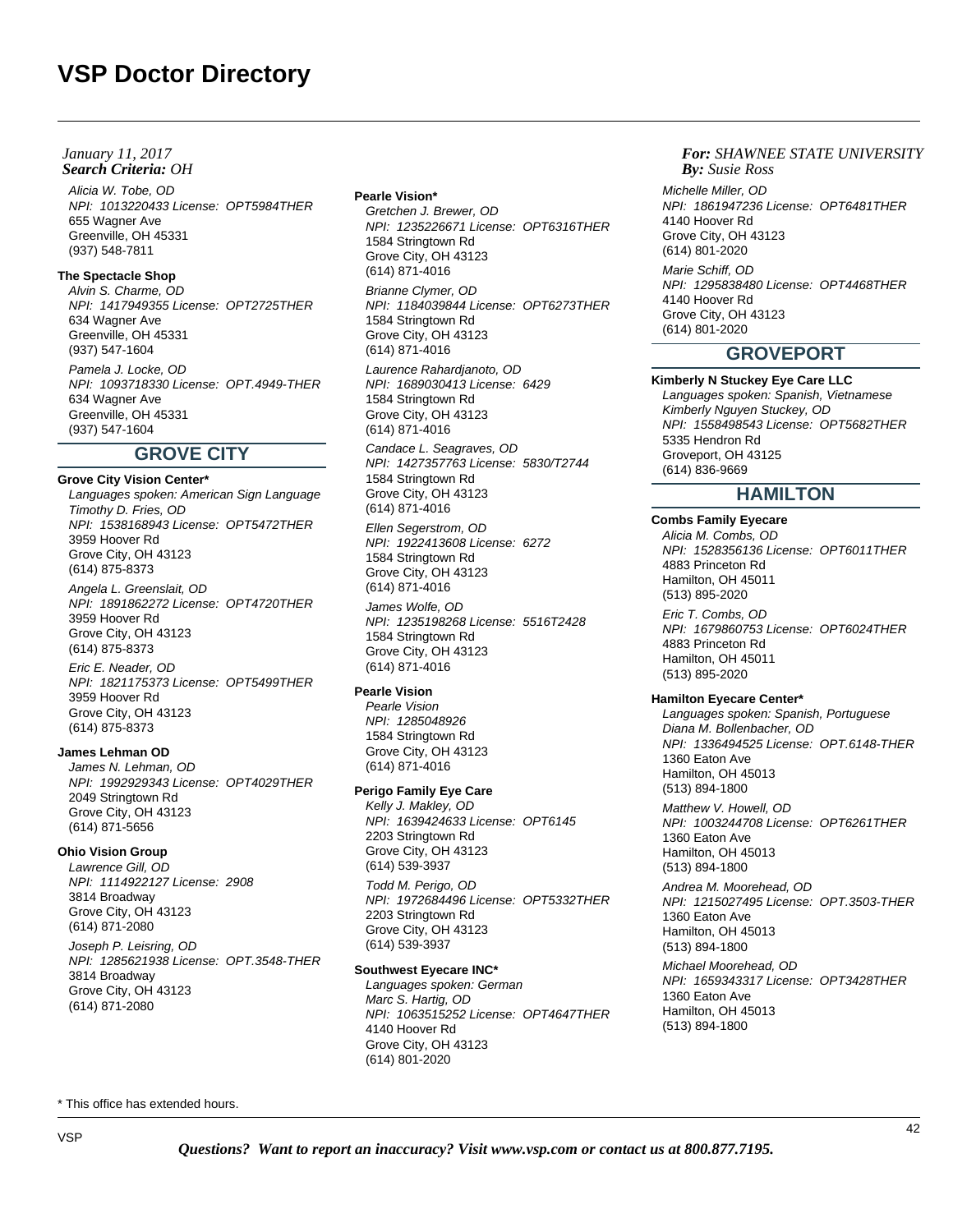# VSP Doctor Directory

*January 11, 2017*
***Search Criteria:*** *OH*

***For:*** *SHAWNEE STATE UNIVERSITY*
***By:*** *Susie Ross*

*Alicia W. Tobe, OD*
*NPI: 1013220433 License: OPT5984THER*
655 Wagner Ave
Greenville, OH 45331
(937) 548-7811

**The Spectacle Shop**

*Alvin S. Charme, OD*
*NPI: 1417949355 License: OPT2725THER*
634 Wagner Ave
Greenville, OH 45331
(937) 547-1604

*Pamela J. Locke, OD*
*NPI: 1093718330 License: OPT.4949-THER*
634 Wagner Ave
Greenville, OH 45331
(937) 547-1604

## GROVE CITY

**Grove City Vision Center***

*Languages spoken: American Sign Language*
*Timothy D. Fries, OD*
*NPI: 1538168943 License: OPT5472THER*
3959 Hoover Rd
Grove City, OH 43123
(614) 875-8373

*Angela L. Greenslait, OD*
*NPI: 1891862272 License: OPT4720THER*
3959 Hoover Rd
Grove City, OH 43123
(614) 875-8373

*Eric E. Neader, OD*
*NPI: 1821175373 License: OPT5499THER*
3959 Hoover Rd
Grove City, OH 43123
(614) 875-8373

**James Lehman OD**

*James N. Lehman, OD*
*NPI: 1992929343 License: OPT4029THER*
2049 Stringtown Rd
Grove City, OH 43123
(614) 871-5656

**Ohio Vision Group**

*Lawrence Gill, OD*
*NPI: 1114922127 License: 2908*
3814 Broadway
Grove City, OH 43123
(614) 871-2080

*Joseph P. Leisring, OD*
*NPI: 1285621938 License: OPT.3548-THER*
3814 Broadway
Grove City, OH 43123
(614) 871-2080

**Pearle Vision***

*Gretchen J. Brewer, OD*
*NPI: 1235226671 License: OPT6316THER*
1584 Stringtown Rd
Grove City, OH 43123
(614) 871-4016

*Brianne Clymer, OD*
*NPI: 1184039844 License: OPT6273THER*
1584 Stringtown Rd
Grove City, OH 43123
(614) 871-4016

*Laurence Rahardjanoto, OD*
*NPI: 1689030413 License: 6429*
1584 Stringtown Rd
Grove City, OH 43123
(614) 871-4016

*Candace L. Seagraves, OD*
*NPI: 1427357763 License: 5830/T2744*
1584 Stringtown Rd
Grove City, OH 43123
(614) 871-4016

*Ellen Segerstrom, OD*
*NPI: 1922413608 License: 6272*
1584 Stringtown Rd
Grove City, OH 43123
(614) 871-4016

*James Wolfe, OD*
*NPI: 1235198268 License: 5516T2428*
1584 Stringtown Rd
Grove City, OH 43123
(614) 871-4016

**Pearle Vision**

*Pearle Vision*
*NPI: 1285048926*
1584 Stringtown Rd
Grove City, OH 43123
(614) 871-4016

**Perigo Family Eye Care**

*Kelly J. Makley, OD*
*NPI: 1639424633 License: OPT6145*
2203 Stringtown Rd
Grove City, OH 43123
(614) 539-3937

*Todd M. Perigo, OD*
*NPI: 1972684496 License: OPT5332THER*
2203 Stringtown Rd
Grove City, OH 43123
(614) 539-3937

**Southwest Eyecare INC***

*Languages spoken: German*
*Marc S. Hartig, OD*
*NPI: 1063515252 License: OPT4647THER*
4140 Hoover Rd
Grove City, OH 43123
(614) 801-2020

*Michelle Miller, OD*
*NPI: 1861947236 License: OPT6481THER*
4140 Hoover Rd
Grove City, OH 43123
(614) 801-2020

*Marie Schiff, OD*
*NPI: 1295838480 License: OPT4468THER*
4140 Hoover Rd
Grove City, OH 43123
(614) 801-2020

## GROVEPORT

**Kimberly N Stuckey Eye Care LLC**

*Languages spoken: Spanish, Vietnamese*
*Kimberly Nguyen Stuckey, OD*
*NPI: 1558498543 License: OPT5682THER*
5335 Hendron Rd
Groveport, OH 43125
(614) 836-9669

## HAMILTON

**Combs Family Eyecare**

*Alicia M. Combs, OD*
*NPI: 1528356136 License: OPT6011THER*
4883 Princeton Rd
Hamilton, OH 45011
(513) 895-2020

*Eric T. Combs, OD*
*NPI: 1679860753 License: OPT6024THER*
4883 Princeton Rd
Hamilton, OH 45011
(513) 895-2020

**Hamilton Eyecare Center***

*Languages spoken: Spanish, Portuguese*
*Diana M. Bollenbacher, OD*
*NPI: 1336494525 License: OPT.6148-THER*
1360 Eaton Ave
Hamilton, OH 45013
(513) 894-1800

*Matthew V. Howell, OD*
*NPI: 1003244708 License: OPT6261THER*
1360 Eaton Ave
Hamilton, OH 45013
(513) 894-1800

*Andrea M. Moorehead, OD*
*NPI: 1215027495 License: OPT.3503-THER*
1360 Eaton Ave
Hamilton, OH 45013
(513) 894-1800

*Michael Moorehead, OD*
*NPI: 1659343317 License: OPT3428THER*
1360 Eaton Ave
Hamilton, OH 45013
(513) 894-1800

\* This office has extended hours.

***Questions? Want to report an inaccuracy? Visit www.vsp.com or contact us at 800.877.7195.***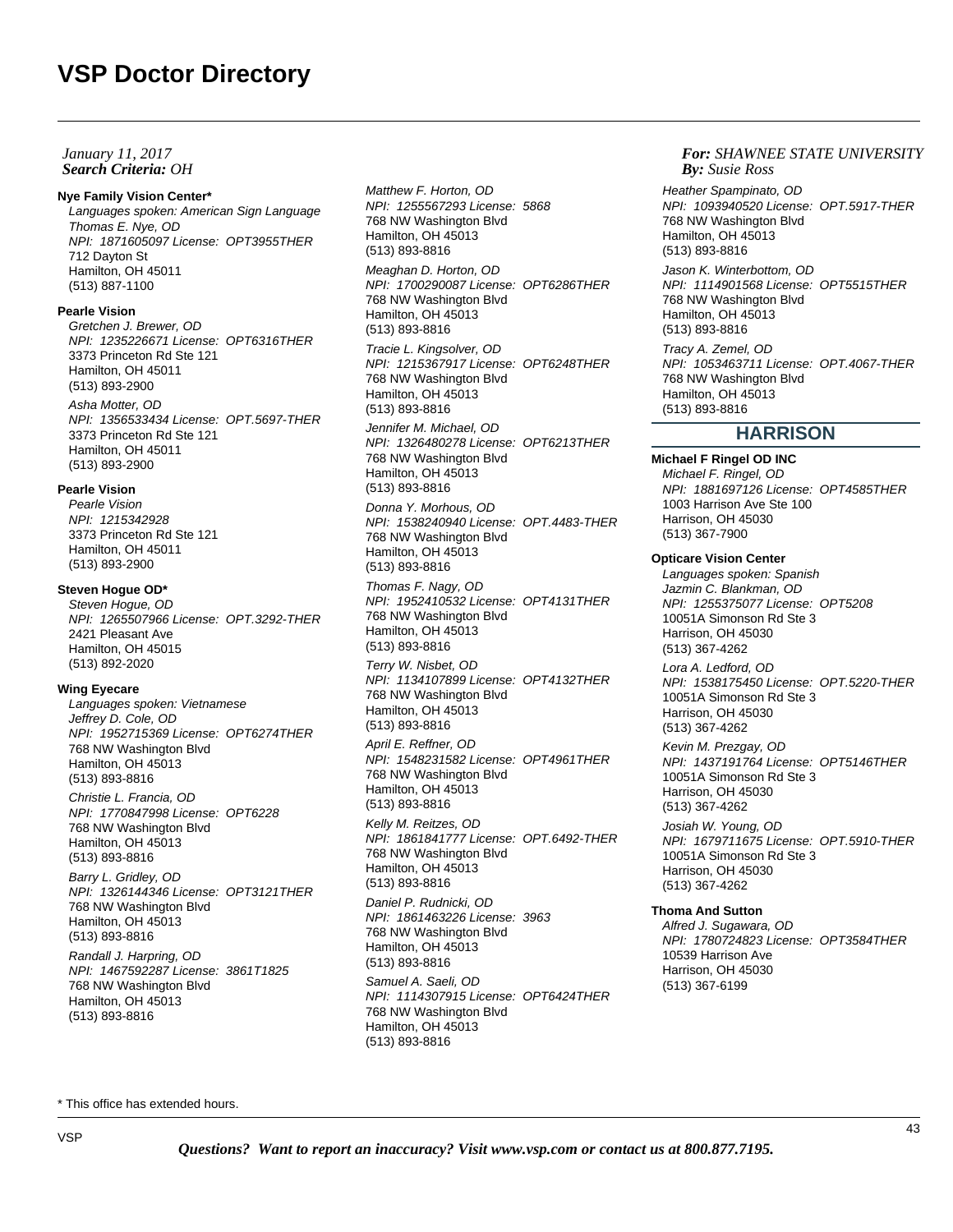# VSP Doctor Directory

*January 11, 2017*
***Search Criteria:** OH*

***For:** SHAWNEE STATE UNIVERSITY*
***By:** Susie Ross*

**Nye Family Vision Center***
*Languages spoken: American Sign Language*
*Thomas E. Nye, OD*
*NPI: 1871605097 License: OPT3955THER*
712 Dayton St
Hamilton, OH 45011
(513) 887-1100

**Pearle Vision**
*Gretchen J. Brewer, OD*
*NPI: 1235226671 License: OPT6316THER*
3373 Princeton Rd Ste 121
Hamilton, OH 45011
(513) 893-2900

*Asha Motter, OD*
*NPI: 1356533434 License: OPT.5697-THER*
3373 Princeton Rd Ste 121
Hamilton, OH 45011
(513) 893-2900

**Pearle Vision**
*Pearle Vision*
*NPI: 1215342928*
3373 Princeton Rd Ste 121
Hamilton, OH 45011
(513) 893-2900

**Steven Hogue OD***
*Steven Hogue, OD*
*NPI: 1265507966 License: OPT.3292-THER*
2421 Pleasant Ave
Hamilton, OH 45015
(513) 892-2020

**Wing Eyecare**
*Languages spoken: Vietnamese*
*Jeffrey D. Cole, OD*
*NPI: 1952715369 License: OPT6274THER*
768 NW Washington Blvd
Hamilton, OH 45013
(513) 893-8816

*Christie L. Francia, OD*
*NPI: 1770847998 License: OPT6228*
768 NW Washington Blvd
Hamilton, OH 45013
(513) 893-8816

*Barry L. Gridley, OD*
*NPI: 1326144346 License: OPT3121THER*
768 NW Washington Blvd
Hamilton, OH 45013
(513) 893-8816

*Randall J. Harpring, OD*
*NPI: 1467592287 License: 3861T1825*
768 NW Washington Blvd
Hamilton, OH 45013
(513) 893-8816

*Matthew F. Horton, OD*
*NPI: 1255567293 License: 5868*
768 NW Washington Blvd
Hamilton, OH 45013
(513) 893-8816

*Meaghan D. Horton, OD*
*NPI: 1700290087 License: OPT6286THER*
768 NW Washington Blvd
Hamilton, OH 45013
(513) 893-8816

*Tracie L. Kingsolver, OD*
*NPI: 1215367917 License: OPT6248THER*
768 NW Washington Blvd
Hamilton, OH 45013
(513) 893-8816

*Jennifer M. Michael, OD*
*NPI: 1326480278 License: OPT6213THER*
768 NW Washington Blvd
Hamilton, OH 45013
(513) 893-8816

*Donna Y. Morhous, OD*
*NPI: 1538240940 License: OPT.4483-THER*
768 NW Washington Blvd
Hamilton, OH 45013
(513) 893-8816

*Thomas F. Nagy, OD*
*NPI: 1952410532 License: OPT4131THER*
768 NW Washington Blvd
Hamilton, OH 45013
(513) 893-8816

*Terry W. Nisbet, OD*
*NPI: 1134107899 License: OPT4132THER*
768 NW Washington Blvd
Hamilton, OH 45013
(513) 893-8816

*April E. Reffner, OD*
*NPI: 1548231582 License: OPT4961THER*
768 NW Washington Blvd
Hamilton, OH 45013
(513) 893-8816

*Kelly M. Reitzes, OD*
*NPI: 1861841777 License: OPT.6492-THER*
768 NW Washington Blvd
Hamilton, OH 45013
(513) 893-8816

*Daniel P. Rudnicki, OD*
*NPI: 1861463226 License: 3963*
768 NW Washington Blvd
Hamilton, OH 45013
(513) 893-8816

*Samuel A. Saeli, OD*
*NPI: 1114307915 License: OPT6424THER*
768 NW Washington Blvd
Hamilton, OH 45013
(513) 893-8816

*Heather Spampinato, OD*
*NPI: 1093940520 License: OPT.5917-THER*
768 NW Washington Blvd
Hamilton, OH 45013
(513) 893-8816

*Jason K. Winterbottom, OD*
*NPI: 1114901568 License: OPT5515THER*
768 NW Washington Blvd
Hamilton, OH 45013
(513) 893-8816

*Tracy A. Zemel, OD*
*NPI: 1053463711 License: OPT.4067-THER*
768 NW Washington Blvd
Hamilton, OH 45013
(513) 893-8816

## HARRISON

**Michael F Ringel OD INC**
*Michael F. Ringel, OD*
*NPI: 1881697126 License: OPT4585THER*
1003 Harrison Ave Ste 100
Harrison, OH 45030
(513) 367-7900

**Opticare Vision Center**
*Languages spoken: Spanish*
*Jazmin C. Blankman, OD*
*NPI: 1255375077 License: OPT5208*
10051A Simonson Rd Ste 3
Harrison, OH 45030
(513) 367-4262

*Lora A. Ledford, OD*
*NPI: 1538175450 License: OPT.5220-THER*
10051A Simonson Rd Ste 3
Harrison, OH 45030
(513) 367-4262

*Kevin M. Prezgay, OD*
*NPI: 1437191764 License: OPT5146THER*
10051A Simonson Rd Ste 3
Harrison, OH 45030
(513) 367-4262

*Josiah W. Young, OD*
*NPI: 1679711675 License: OPT.5910-THER*
10051A Simonson Rd Ste 3
Harrison, OH 45030
(513) 367-4262

**Thoma And Sutton**
*Alfred J. Sugawara, OD*
*NPI: 1780724823 License: OPT3584THER*
10539 Harrison Ave
Harrison, OH 45030
(513) 367-6199

\* This office has extended hours.

***Questions? Want to report an inaccuracy? Visit www.vsp.com or contact us at 800.877.7195.***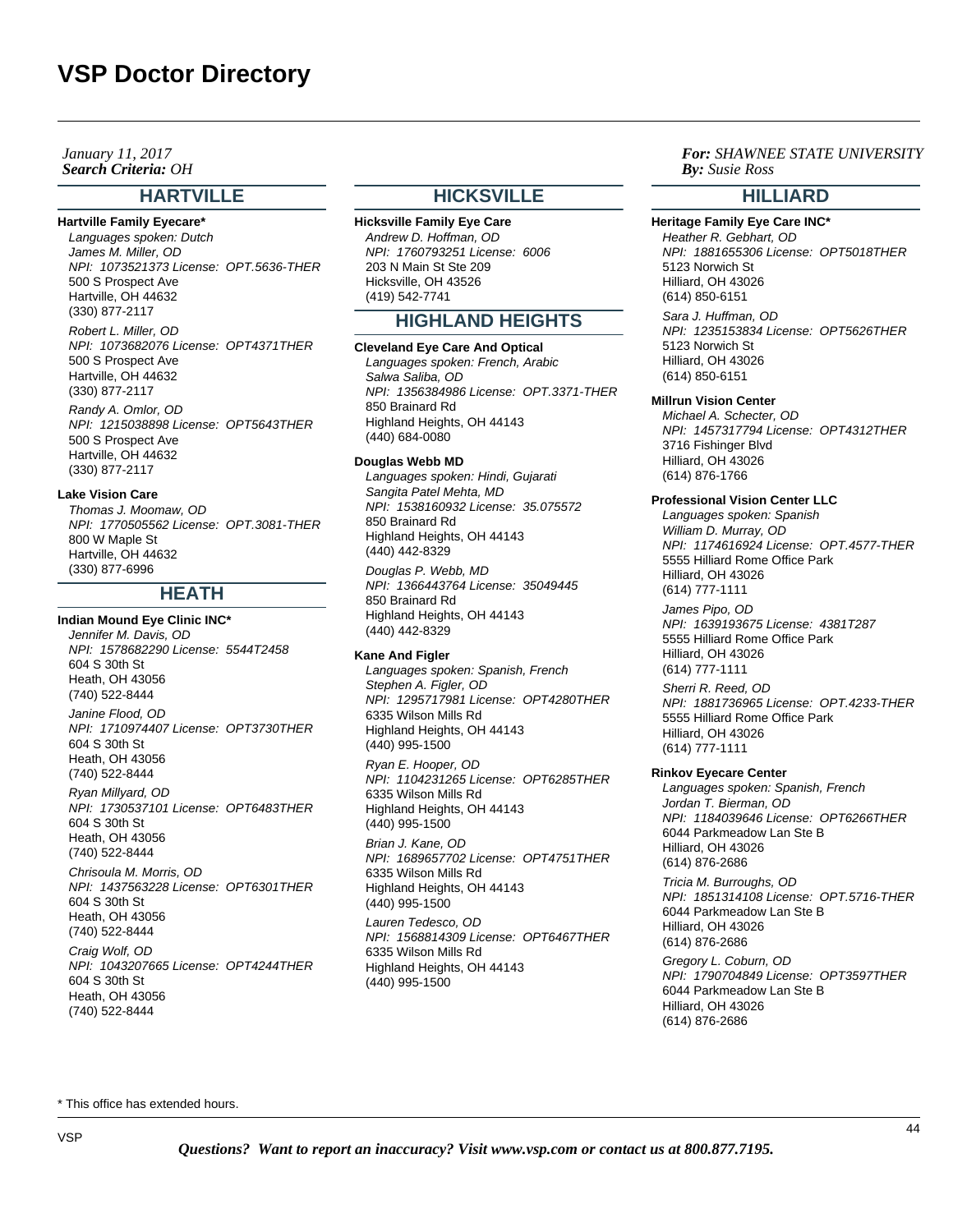# VSP Doctor Directory

*January 11, 2017*
***Search Criteria:*** *OH*

***For:*** *SHAWNEE STATE UNIVERSITY*
***By:*** *Susie Ross*

## HARTVILLE

**Hartville Family Eyecare***
*Languages spoken: Dutch*
*James M. Miller, OD*
*NPI: 1073521373 License: OPT.5636-THER*
500 S Prospect Ave
Hartville, OH 44632
(330) 877-2117

*Robert L. Miller, OD*
*NPI: 1073682076 License: OPT4371THER*
500 S Prospect Ave
Hartville, OH 44632
(330) 877-2117

*Randy A. Omlor, OD*
*NPI: 1215038898 License: OPT5643THER*
500 S Prospect Ave
Hartville, OH 44632
(330) 877-2117

**Lake Vision Care**
*Thomas J. Moomaw, OD*
*NPI: 1770505562 License: OPT.3081-THER*
800 W Maple St
Hartville, OH 44632
(330) 877-6996

## HEATH

**Indian Mound Eye Clinic INC***
*Jennifer M. Davis, OD*
*NPI: 1578682290 License: 5544T2458*
604 S 30th St
Heath, OH 43056
(740) 522-8444

*Janine Flood, OD*
*NPI: 1710974407 License: OPT3730THER*
604 S 30th St
Heath, OH 43056
(740) 522-8444

*Ryan Millyard, OD*
*NPI: 1730537101 License: OPT6483THER*
604 S 30th St
Heath, OH 43056
(740) 522-8444

*Chrisoula M. Morris, OD*
*NPI: 1437563228 License: OPT6301THER*
604 S 30th St
Heath, OH 43056
(740) 522-8444

*Craig Wolf, OD*
*NPI: 1043207665 License: OPT4244THER*
604 S 30th St
Heath, OH 43056
(740) 522-8444

## HICKSVILLE

**Hicksville Family Eye Care**
*Andrew D. Hoffman, OD*
*NPI: 1760793251 License: 6006*
203 N Main St Ste 209
Hicksville, OH 43526
(419) 542-7741

## HIGHLAND HEIGHTS

**Cleveland Eye Care And Optical**
*Languages spoken: French, Arabic*
*Salwa Saliba, OD*
*NPI: 1356384986 License: OPT.3371-THER*
850 Brainard Rd
Highland Heights, OH 44143
(440) 684-0080

**Douglas Webb MD**
*Languages spoken: Hindi, Gujarati*
*Sangita Patel Mehta, MD*
*NPI: 1538160932 License: 35.075572*
850 Brainard Rd
Highland Heights, OH 44143
(440) 442-8329

*Douglas P. Webb, MD*
*NPI: 1366443764 License: 35049445*
850 Brainard Rd
Highland Heights, OH 44143
(440) 442-8329

**Kane And Figler**
*Languages spoken: Spanish, French*
*Stephen A. Figler, OD*
*NPI: 1295717981 License: OPT4280THER*
6335 Wilson Mills Rd
Highland Heights, OH 44143
(440) 995-1500

*Ryan E. Hooper, OD*
*NPI: 1104231265 License: OPT6285THER*
6335 Wilson Mills Rd
Highland Heights, OH 44143
(440) 995-1500

*Brian J. Kane, OD*
*NPI: 1689657702 License: OPT4751THER*
6335 Wilson Mills Rd
Highland Heights, OH 44143
(440) 995-1500

*Lauren Tedesco, OD*
*NPI: 1568814309 License: OPT6467THER*
6335 Wilson Mills Rd
Highland Heights, OH 44143
(440) 995-1500

## HILLIARD

**Heritage Family Eye Care INC***
*Heather R. Gebhart, OD*
*NPI: 1881655306 License: OPT5018THER*
5123 Norwich St
Hilliard, OH 43026
(614) 850-6151

*Sara J. Huffman, OD*
*NPI: 1235153834 License: OPT5626THER*
5123 Norwich St
Hilliard, OH 43026
(614) 850-6151

**Millrun Vision Center**
*Michael A. Schecter, OD*
*NPI: 1457317794 License: OPT4312THER*
3716 Fishinger Blvd
Hilliard, OH 43026
(614) 876-1766

**Professional Vision Center LLC**
*Languages spoken: Spanish*
*William D. Murray, OD*
*NPI: 1174616924 License: OPT.4577-THER*
5555 Hilliard Rome Office Park
Hilliard, OH 43026
(614) 777-1111

*James Pipo, OD*
*NPI: 1639193675 License: 4381T287*
5555 Hilliard Rome Office Park
Hilliard, OH 43026
(614) 777-1111

*Sherri R. Reed, OD*
*NPI: 1881736965 License: OPT.4233-THER*
5555 Hilliard Rome Office Park
Hilliard, OH 43026
(614) 777-1111

**Rinkov Eyecare Center**
*Languages spoken: Spanish, French*
*Jordan T. Bierman, OD*
*NPI: 1184039646 License: OPT6266THER*
6044 Parkmeadow Lan Ste B
Hilliard, OH 43026
(614) 876-2686

*Tricia M. Burroughs, OD*
*NPI: 1851314108 License: OPT.5716-THER*
6044 Parkmeadow Lan Ste B
Hilliard, OH 43026
(614) 876-2686

*Gregory L. Coburn, OD*
*NPI: 1790704849 License: OPT3597THER*
6044 Parkmeadow Lan Ste B
Hilliard, OH 43026
(614) 876-2686

\* This office has extended hours.

***Questions? Want to report an inaccuracy? Visit www.vsp.com or contact us at 800.877.7195.***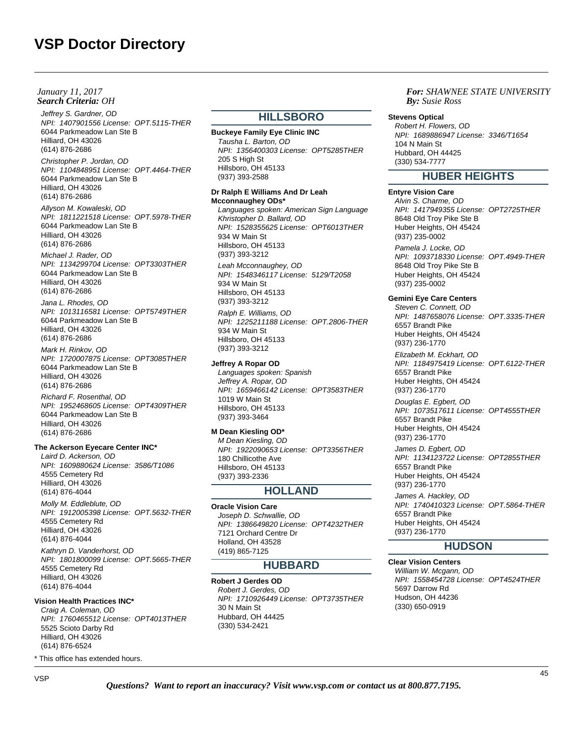# VSP Doctor Directory

*January 11, 2017*
***Search Criteria:*** *OH*

***For:*** *SHAWNEE STATE UNIVERSITY*
***By:*** *Susie Ross*

*Jeffrey S. Gardner, OD*
*NPI: 1407901556 License: OPT.5115-THER*
6044 Parkmeadow Lan Ste B
Hilliard, OH 43026
(614) 876-2686

*Christopher P. Jordan, OD*
*NPI: 1104848951 License: OPT.4464-THER*
6044 Parkmeadow Lan Ste B
Hilliard, OH 43026
(614) 876-2686

*Allyson M. Kowaleski, OD*
*NPI: 1811221518 License: OPT.5978-THER*
6044 Parkmeadow Lan Ste B
Hilliard, OH 43026
(614) 876-2686

*Michael J. Rader, OD*
*NPI: 1134299704 License: OPT3303THER*
6044 Parkmeadow Lan Ste B
Hilliard, OH 43026
(614) 876-2686

*Jana L. Rhodes, OD*
*NPI: 1013116581 License: OPT5749THER*
6044 Parkmeadow Lan Ste B
Hilliard, OH 43026
(614) 876-2686

*Mark H. Rinkov, OD*
*NPI: 1720007875 License: OPT3085THER*
6044 Parkmeadow Lan Ste B
Hilliard, OH 43026
(614) 876-2686

*Richard F. Rosenthal, OD*
*NPI: 1952468605 License: OPT4309THER*
6044 Parkmeadow Lan Ste B
Hilliard, OH 43026
(614) 876-2686

**The Ackerson Eyecare Center INC***

*Laird D. Ackerson, OD*
*NPI: 1609880624 License: 3586/T1086*
4555 Cemetery Rd
Hilliard, OH 43026
(614) 876-4044

*Molly M. Eddleblute, OD*
*NPI: 1912005398 License: OPT.5632-THER*
4555 Cemetery Rd
Hilliard, OH 43026
(614) 876-4044

*Kathryn D. Vanderhorst, OD*
*NPI: 1801800099 License: OPT.5665-THER*
4555 Cemetery Rd
Hilliard, OH 43026
(614) 876-4044

**Vision Health Practices INC***

*Craig A. Coleman, OD*
*NPI: 1760465512 License: OPT4013THER*
5525 Scioto Darby Rd
Hilliard, OH 43026
(614) 876-6524

## HILLSBORO

**Buckeye Family Eye Clinic INC**

*Tausha L. Barton, OD*
*NPI: 1356400303 License: OPT5285THER*
205 S High St
Hillsboro, OH 45133
(937) 393-2588

**Dr Ralph E Williams And Dr Leah Mcconnaughey ODs***

*Languages spoken: American Sign Language*
*Khristopher D. Ballard, OD*
*NPI: 1528355625 License: OPT6013THER*
934 W Main St
Hillsboro, OH 45133
(937) 393-3212

*Leah Mcconnaughey, OD*
*NPI: 1548346117 License: 5129/T2058*
934 W Main St
Hillsboro, OH 45133
(937) 393-3212

*Ralph E. Williams, OD*
*NPI: 1225211188 License: OPT.2806-THER*
934 W Main St
Hillsboro, OH 45133
(937) 393-3212

**Jeffrey A Ropar OD**

*Languages spoken: Spanish*
*Jeffrey A. Ropar, OD*
*NPI: 1659466142 License: OPT3583THER*
1019 W Main St
Hillsboro, OH 45133
(937) 393-3464

**M Dean Kiesling OD***

*M Dean Kiesling, OD*
*NPI: 1922090653 License: OPT3356THER*
180 Chillicothe Ave
Hillsboro, OH 45133
(937) 393-2336

## HOLLAND

**Oracle Vision Care**

*Joseph D. Schwallie, OD*
*NPI: 1386649820 License: OPT4232THER*
7121 Orchard Centre Dr
Holland, OH 43528
(419) 865-7125

## HUBBARD

**Robert J Gerdes OD**

*Robert J. Gerdes, OD*
*NPI: 1710926449 License: OPT3735THER*
30 N Main St
Hubbard, OH 44425
(330) 534-2421

**Stevens Optical**

*Robert H. Flowers, OD*
*NPI: 1689886947 License: 3346/T1654*
104 N Main St
Hubbard, OH 44425
(330) 534-7777

## HUBER HEIGHTS

**Entyre Vision Care**

*Alvin S. Charme, OD*
*NPI: 1417949355 License: OPT2725THER*
8648 Old Troy Pike Ste B
Huber Heights, OH 45424
(937) 235-0002

*Pamela J. Locke, OD*
*NPI: 1093718330 License: OPT.4949-THER*
8648 Old Troy Pike Ste B
Huber Heights, OH 45424
(937) 235-0002

**Gemini Eye Care Centers**

*Steven C. Connett, OD*
*NPI: 1487658076 License: OPT.3335-THER*
6557 Brandt Pike
Huber Heights, OH 45424
(937) 236-1770

*Elizabeth M. Eckhart, OD*
*NPI: 1184975419 License: OPT.6122-THER*
6557 Brandt Pike
Huber Heights, OH 45424
(937) 236-1770

*Douglas E. Egbert, OD*
*NPI: 1073517611 License: OPT4555THER*
6557 Brandt Pike
Huber Heights, OH 45424
(937) 236-1770

*James D. Egbert, OD*
*NPI: 1134123722 License: OPT2855THER*
6557 Brandt Pike
Huber Heights, OH 45424
(937) 236-1770

*James A. Hackley, OD*
*NPI: 1740410323 License: OPT.5864-THER*
6557 Brandt Pike
Huber Heights, OH 45424
(937) 236-1770

## HUDSON

**Clear Vision Centers**

*William W. Mcgann, OD*
*NPI: 1558454728 License: OPT4524THER*
5697 Darrow Rd
Hudson, OH 44236
(330) 650-0919

\* This office has extended hours.

***Questions? Want to report an inaccuracy? Visit www.vsp.com or contact us at 800.877.7195.***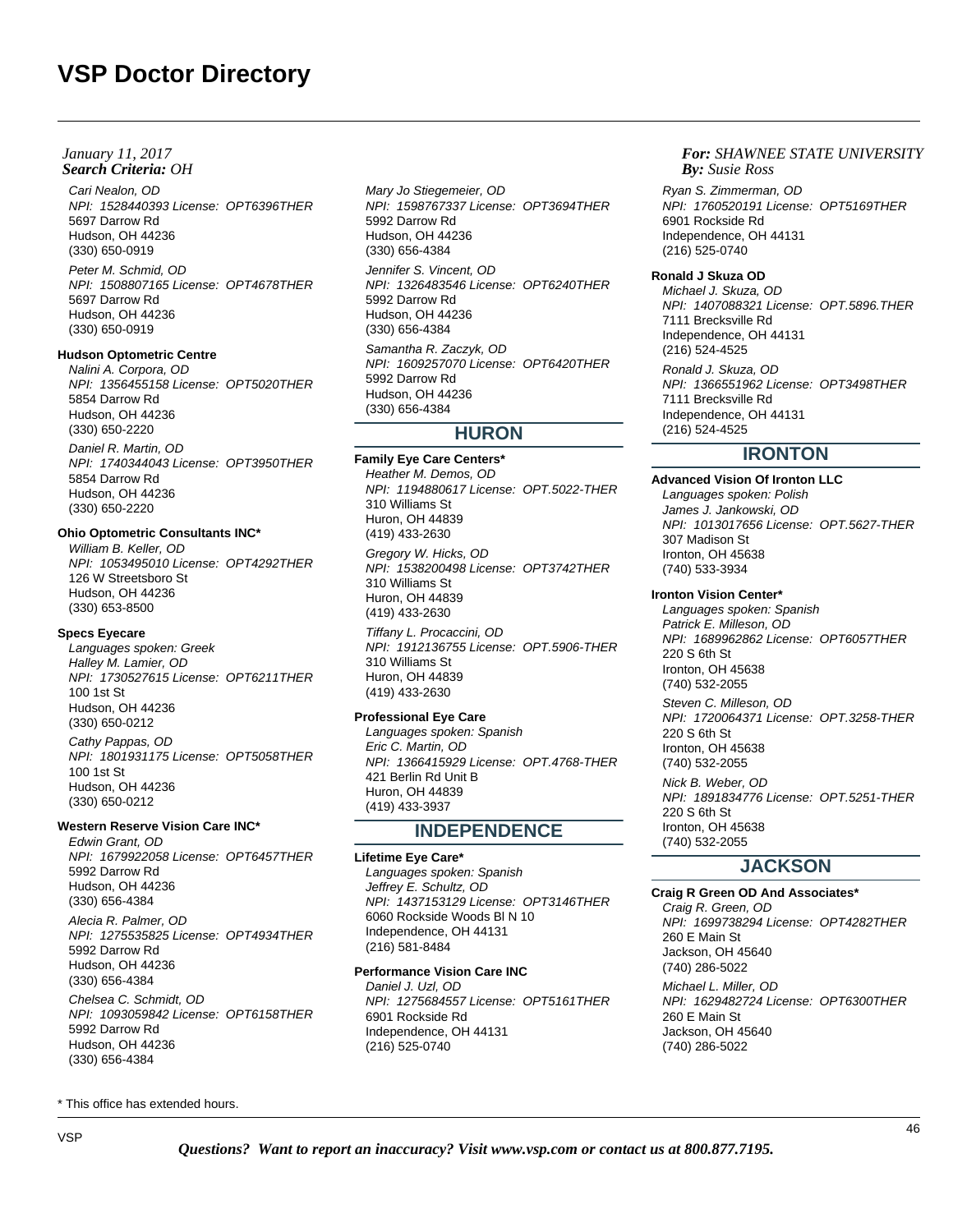Cari Nealon, OD
NPI: 1528440393 License: OPT6396THER
5697 Darrow Rd
Hudson, OH 44236
(330) 650-0919

Peter M. Schmid, OD
NPI: 1508807165 License: OPT4678THER
5697 Darrow Rd
Hudson, OH 44236
(330) 650-0919

**Hudson Optometric Centre**

Nalini A. Corpora, OD
NPI: 1356455158 License: OPT5020THER
5854 Darrow Rd
Hudson, OH 44236
(330) 650-2220

Daniel R. Martin, OD
NPI: 1740344043 License: OPT3950THER
5854 Darrow Rd
Hudson, OH 44236
(330) 650-2220

**Ohio Optometric Consultants INC***

William B. Keller, OD
NPI: 1053495010 License: OPT4292THER
126 W Streetsboro St
Hudson, OH 44236
(330) 653-8500

**Specs Eyecare**

Languages spoken: Greek
Halley M. Lamier, OD
NPI: 1730527615 License: OPT6211THER
100 1st St
Hudson, OH 44236
(330) 650-0212

Cathy Pappas, OD
NPI: 1801931175 License: OPT5058THER
100 1st St
Hudson, OH 44236
(330) 650-0212

**Western Reserve Vision Care INC***

Edwin Grant, OD
NPI: 1679922058 License: OPT6457THER
5992 Darrow Rd
Hudson, OH 44236
(330) 656-4384

Alecia R. Palmer, OD
NPI: 1275535825 License: OPT4934THER
5992 Darrow Rd
Hudson, OH 44236
(330) 656-4384

Chelsea C. Schmidt, OD
NPI: 1093059842 License: OPT6158THER
5992 Darrow Rd
Hudson, OH 44236
(330) 656-4384

Mary Jo Stiegemeier, OD
NPI: 1598767337 License: OPT3694THER
5992 Darrow Rd
Hudson, OH 44236
(330) 656-4384

Jennifer S. Vincent, OD
NPI: 1326483546 License: OPT6240THER
5992 Darrow Rd
Hudson, OH 44236
(330) 656-4384

Samantha R. Zaczyk, OD
NPI: 1609257070 License: OPT6420THER
5992 Darrow Rd
Hudson, OH 44236
(330) 656-4384

## HURON

**Family Eye Care Centers***

Heather M. Demos, OD
NPI: 1194880617 License: OPT.5022-THER
310 Williams St
Huron, OH 44839
(419) 433-2630

Gregory W. Hicks, OD
NPI: 1538200498 License: OPT3742THER
310 Williams St
Huron, OH 44839
(419) 433-2630

Tiffany L. Procaccini, OD
NPI: 1912136755 License: OPT.5906-THER
310 Williams St
Huron, OH 44839
(419) 433-2630

**Professional Eye Care**

Languages spoken: Spanish
Eric C. Martin, OD
NPI: 1366415929 License: OPT.4768-THER
421 Berlin Rd Unit B
Huron, OH 44839
(419) 433-3937

## INDEPENDENCE

**Lifetime Eye Care***

Languages spoken: Spanish
Jeffrey E. Schultz, OD
NPI: 1437153129 License: OPT3146THER
6060 Rockside Woods Bl N 10
Independence, OH 44131
(216) 581-8484

**Performance Vision Care INC**

Daniel J. Uzl, OD
NPI: 1275684557 License: OPT5161THER
6901 Rockside Rd
Independence, OH 44131
(216) 525-0740

Ryan S. Zimmerman, OD
NPI: 1760520191 License: OPT5169THER
6901 Rockside Rd
Independence, OH 44131
(216) 525-0740

**Ronald J Skuza OD**

Michael J. Skuza, OD
NPI: 1407088321 License: OPT.5896.THER
7111 Brecksville Rd
Independence, OH 44131
(216) 524-4525

Ronald J. Skuza, OD
NPI: 1366551962 License: OPT3498THER
7111 Brecksville Rd
Independence, OH 44131
(216) 524-4525

## IRONTON

**Advanced Vision Of Ironton LLC**

Languages spoken: Polish
James J. Jankowski, OD
NPI: 1013017656 License: OPT.5627-THER
307 Madison St
Ironton, OH 45638
(740) 533-3934

**Ironton Vision Center***

Languages spoken: Spanish
Patrick E. Milleson, OD
NPI: 1689962862 License: OPT6057THER
220 S 6th St
Ironton, OH 45638
(740) 532-2055

Steven C. Milleson, OD
NPI: 1720064371 License: OPT.3258-THER
220 S 6th St
Ironton, OH 45638
(740) 532-2055

Nick B. Weber, OD
NPI: 1891834776 License: OPT.5251-THER
220 S 6th St
Ironton, OH 45638
(740) 532-2055

## JACKSON

**Craig R Green OD And Associates***

Craig R. Green, OD
NPI: 1699738294 License: OPT4282THER
260 E Main St
Jackson, OH 45640
(740) 286-5022

Michael L. Miller, OD
NPI: 1629482724 License: OPT6300THER
260 E Main St
Jackson, OH 45640
(740) 286-5022

* This office has extended hours.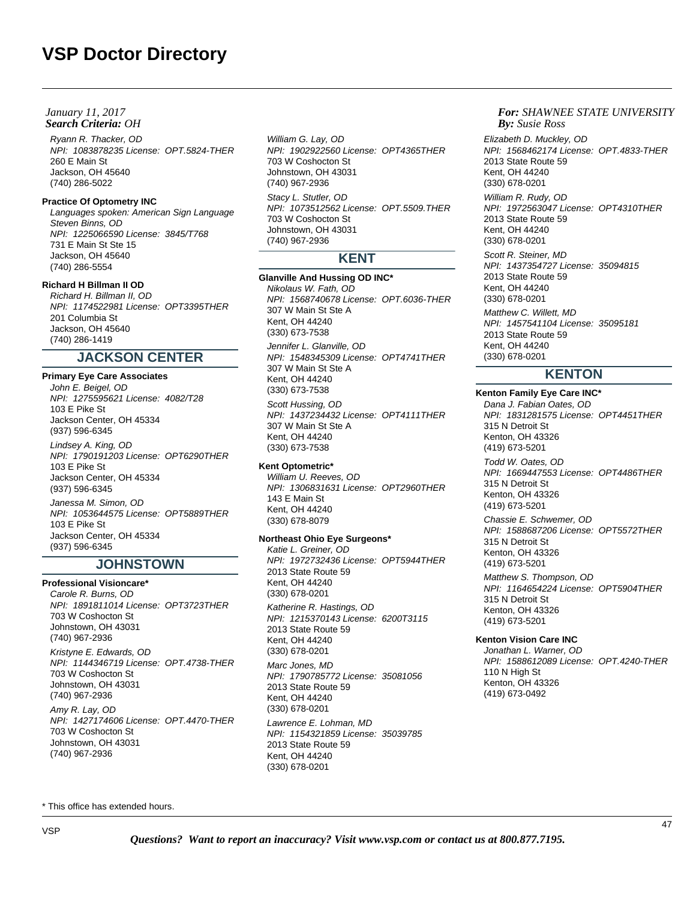# VSP Doctor Directory

*January 11, 2017*
***Search Criteria:** OH*

***For:** SHAWNEE STATE UNIVERSITY*
***By:** Susie Ross*

*Ryann R. Thacker, OD*
*NPI: 1083878235 License: OPT.5824-THER*
260 E Main St
Jackson, OH 45640
(740) 286-5022

**Practice Of Optometry INC**
*Languages spoken: American Sign Language*
*Steven Binns, OD*
*NPI: 1225066590 License: 3845/T768*
731 E Main St Ste 15
Jackson, OH 45640
(740) 286-5554

**Richard H Billman II OD**
*Richard H. Billman II, OD*
*NPI: 1174522981 License: OPT3395THER*
201 Columbia St
Jackson, OH 45640
(740) 286-1419

## JACKSON CENTER

**Primary Eye Care Associates**
*John E. Beigel, OD*
*NPI: 1275595621 License: 4082/T28*
103 E Pike St
Jackson Center, OH 45334
(937) 596-6345

*Lindsey A. King, OD*
*NPI: 1790191203 License: OPT6290THER*
103 E Pike St
Jackson Center, OH 45334
(937) 596-6345

*Janessa M. Simon, OD*
*NPI: 1053644575 License: OPT5889THER*
103 E Pike St
Jackson Center, OH 45334
(937) 596-6345

## JOHNSTOWN

**Professional Visioncare***
*Carole R. Burns, OD*
*NPI: 1891811014 License: OPT3723THER*
703 W Coshocton St
Johnstown, OH 43031
(740) 967-2936

*Kristyne E. Edwards, OD*
*NPI: 1144346719 License: OPT.4738-THER*
703 W Coshocton St
Johnstown, OH 43031
(740) 967-2936

*Amy R. Lay, OD*
*NPI: 1427174606 License: OPT.4470-THER*
703 W Coshocton St
Johnstown, OH 43031
(740) 967-2936

*William G. Lay, OD*
*NPI: 1902922560 License: OPT4365THER*
703 W Coshocton St
Johnstown, OH 43031
(740) 967-2936

*Stacy L. Stutler, OD*
*NPI: 1073512562 License: OPT.5509.THER*
703 W Coshocton St
Johnstown, OH 43031
(740) 967-2936

## KENT

**Glanville And Hussing OD INC***
*Nikolaus W. Fath, OD*
*NPI: 1568740678 License: OPT.6036-THER*
307 W Main St Ste A
Kent, OH 44240
(330) 673-7538

*Jennifer L. Glanville, OD*
*NPI: 1548345309 License: OPT4741THER*
307 W Main St Ste A
Kent, OH 44240
(330) 673-7538

*Scott Hussing, OD*
*NPI: 1437234432 License: OPT4111THER*
307 W Main St Ste A
Kent, OH 44240
(330) 673-7538

**Kent Optometric***
*William U. Reeves, OD*
*NPI: 1306831631 License: OPT2960THER*
143 E Main St
Kent, OH 44240
(330) 678-8079

**Northeast Ohio Eye Surgeons***
*Katie L. Greiner, OD*
*NPI: 1972732436 License: OPT5944THER*
2013 State Route 59
Kent, OH 44240
(330) 678-0201

*Katherine R. Hastings, OD*
*NPI: 1215370143 License: 6200T3115*
2013 State Route 59
Kent, OH 44240
(330) 678-0201

*Marc Jones, MD*
*NPI: 1790785772 License: 35081056*
2013 State Route 59
Kent, OH 44240
(330) 678-0201

*Lawrence E. Lohman, MD*
*NPI: 1154321859 License: 35039785*
2013 State Route 59
Kent, OH 44240
(330) 678-0201

*Elizabeth D. Muckley, OD*
*NPI: 1568462174 License: OPT.4833-THER*
2013 State Route 59
Kent, OH 44240
(330) 678-0201

*William R. Rudy, OD*
*NPI: 1972563047 License: OPT4310THER*
2013 State Route 59
Kent, OH 44240
(330) 678-0201

*Scott R. Steiner, MD*
*NPI: 1437354727 License: 35094815*
2013 State Route 59
Kent, OH 44240
(330) 678-0201

*Matthew C. Willett, MD*
*NPI: 1457541104 License: 35095181*
2013 State Route 59
Kent, OH 44240
(330) 678-0201

## KENTON

**Kenton Family Eye Care INC***
*Dana J. Fabian Oates, OD*
*NPI: 1831281575 License: OPT4451THER*
315 N Detroit St
Kenton, OH 43326
(419) 673-5201

*Todd W. Oates, OD*
*NPI: 1669447553 License: OPT4486THER*
315 N Detroit St
Kenton, OH 43326
(419) 673-5201

*Chassie E. Schwemer, OD*
*NPI: 1588687206 License: OPT5572THER*
315 N Detroit St
Kenton, OH 43326
(419) 673-5201

*Matthew S. Thompson, OD*
*NPI: 1164654224 License: OPT5904THER*
315 N Detroit St
Kenton, OH 43326
(419) 673-5201

**Kenton Vision Care INC**
*Jonathan L. Warner, OD*
*NPI: 1588612089 License: OPT.4240-THER*
110 N High St
Kenton, OH 43326
(419) 673-0492

\* This office has extended hours.

***Questions? Want to report an inaccuracy? Visit www.vsp.com or contact us at 800.877.7195.***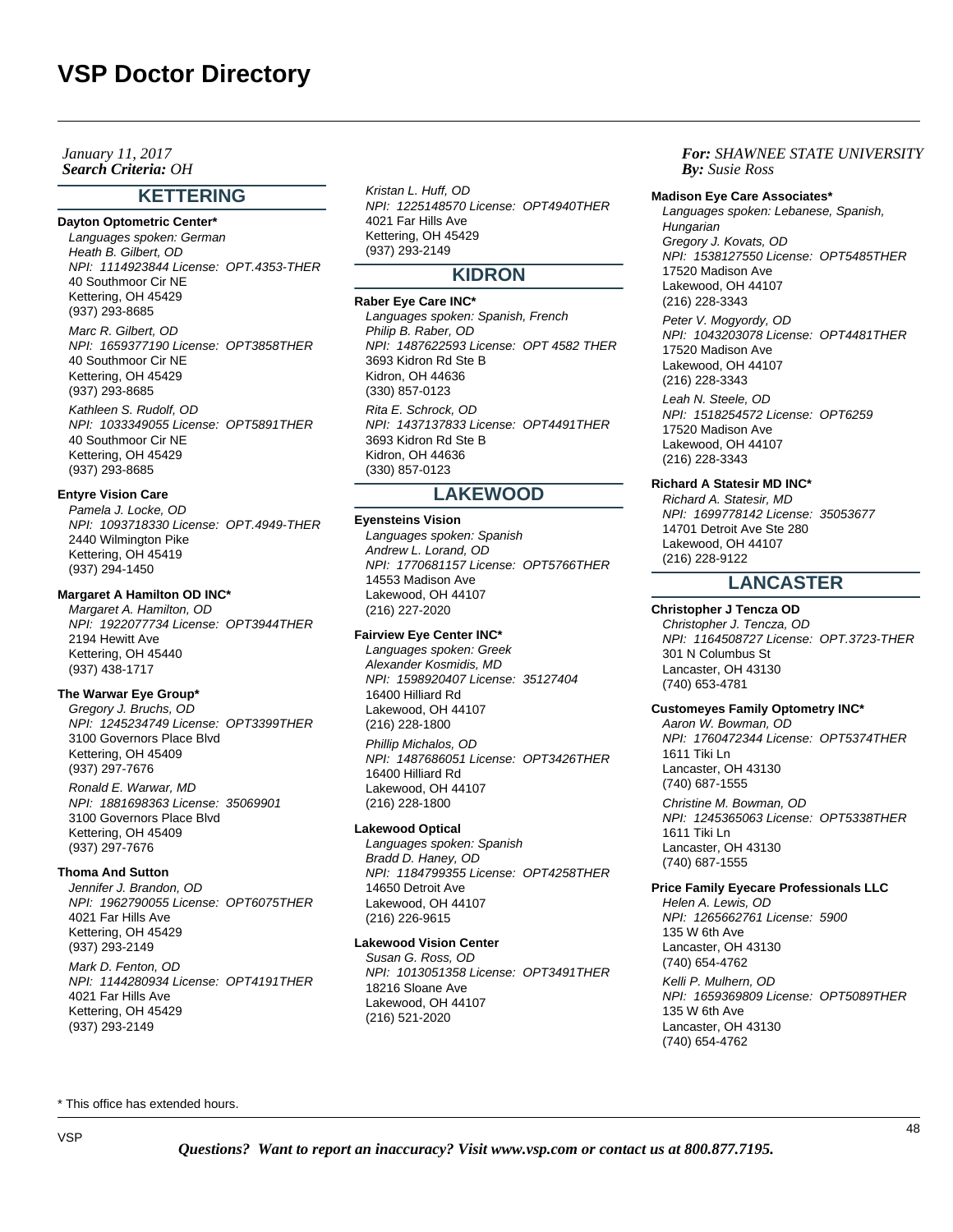# VSP Doctor Directory

*January 11, 2017*
***Search Criteria:*** *OH*

***For:*** *SHAWNEE STATE UNIVERSITY*
***By:*** *Susie Ross*

## KETTERING

**Dayton Optometric Center***
*Languages spoken: German*
*Heath B. Gilbert, OD*
*NPI: 1114923844 License: OPT.4353-THER*
40 Southmoor Cir NE
Kettering, OH 45429
(937) 293-8685

*Marc R. Gilbert, OD*
*NPI: 1659377190 License: OPT3858THER*
40 Southmoor Cir NE
Kettering, OH 45429
(937) 293-8685

*Kathleen S. Rudolf, OD*
*NPI: 1033349055 License: OPT5891THER*
40 Southmoor Cir NE
Kettering, OH 45429
(937) 293-8685

**Entyre Vision Care**
*Pamela J. Locke, OD*
*NPI: 1093718330 License: OPT.4949-THER*
2440 Wilmington Pike
Kettering, OH 45419
(937) 294-1450

**Margaret A Hamilton OD INC***
*Margaret A. Hamilton, OD*
*NPI: 1922077734 License: OPT3944THER*
2194 Hewitt Ave
Kettering, OH 45440
(937) 438-1717

**The Warwar Eye Group***
*Gregory J. Bruchs, OD*
*NPI: 1245234749 License: OPT3399THER*
3100 Governors Place Blvd
Kettering, OH 45409
(937) 297-7676

*Ronald E. Warwar, MD*
*NPI: 1881698363 License: 35069901*
3100 Governors Place Blvd
Kettering, OH 45409
(937) 297-7676

**Thoma And Sutton**
*Jennifer J. Brandon, OD*
*NPI: 1962790055 License: OPT6075THER*
4021 Far Hills Ave
Kettering, OH 45429
(937) 293-2149

*Mark D. Fenton, OD*
*NPI: 1144280934 License: OPT4191THER*
4021 Far Hills Ave
Kettering, OH 45429
(937) 293-2149

*Kristan L. Huff, OD*
*NPI: 1225148570 License: OPT4940THER*
4021 Far Hills Ave
Kettering, OH 45429
(937) 293-2149

## KIDRON

**Raber Eye Care INC***
*Languages spoken: Spanish, French*
*Philip B. Raber, OD*
*NPI: 1487622593 License: OPT 4582 THER*
3693 Kidron Rd Ste B
Kidron, OH 44636
(330) 857-0123

*Rita E. Schrock, OD*
*NPI: 1437137833 License: OPT4491THER*
3693 Kidron Rd Ste B
Kidron, OH 44636
(330) 857-0123

## LAKEWOOD

**Eyensteins Vision**
*Languages spoken: Spanish*
*Andrew L. Lorand, OD*
*NPI: 1770681157 License: OPT5766THER*
14553 Madison Ave
Lakewood, OH 44107
(216) 227-2020

**Fairview Eye Center INC***
*Languages spoken: Greek*
*Alexander Kosmidis, MD*
*NPI: 1598920407 License: 35127404*
16400 Hilliard Rd
Lakewood, OH 44107
(216) 228-1800

*Phillip Michalos, OD*
*NPI: 1487686051 License: OPT3426THER*
16400 Hilliard Rd
Lakewood, OH 44107
(216) 228-1800

**Lakewood Optical**
*Languages spoken: Spanish*
*Bradd D. Haney, OD*
*NPI: 1184799355 License: OPT4258THER*
14650 Detroit Ave
Lakewood, OH 44107
(216) 226-9615

**Lakewood Vision Center**
*Susan G. Ross, OD*
*NPI: 1013051358 License: OPT3491THER*
18216 Sloane Ave
Lakewood, OH 44107
(216) 521-2020

**Madison Eye Care Associates***
*Languages spoken: Lebanese, Spanish, Hungarian*
*Gregory J. Kovats, OD*
*NPI: 1538127550 License: OPT5485THER*
17520 Madison Ave
Lakewood, OH 44107
(216) 228-3343

*Peter V. Mogyordy, OD*
*NPI: 1043203078 License: OPT4481THER*
17520 Madison Ave
Lakewood, OH 44107
(216) 228-3343

*Leah N. Steele, OD*
*NPI: 1518254572 License: OPT6259*
17520 Madison Ave
Lakewood, OH 44107
(216) 228-3343

**Richard A Statesir MD INC***
*Richard A. Statesir, MD*
*NPI: 1699778142 License: 35053677*
14701 Detroit Ave Ste 280
Lakewood, OH 44107
(216) 228-9122

## LANCASTER

**Christopher J Tencza OD**
*Christopher J. Tencza, OD*
*NPI: 1164508727 License: OPT.3723-THER*
301 N Columbus St
Lancaster, OH 43130
(740) 653-4781

**Customeyes Family Optometry INC***
*Aaron W. Bowman, OD*
*NPI: 1760472344 License: OPT5374THER*
1611 Tiki Ln
Lancaster, OH 43130
(740) 687-1555

*Christine M. Bowman, OD*
*NPI: 1245365063 License: OPT5338THER*
1611 Tiki Ln
Lancaster, OH 43130
(740) 687-1555

**Price Family Eyecare Professionals LLC**
*Helen A. Lewis, OD*
*NPI: 1265662761 License: 5900*
135 W 6th Ave
Lancaster, OH 43130
(740) 654-4762

*Kelli P. Mulhern, OD*
*NPI: 1659369809 License: OPT5089THER*
135 W 6th Ave
Lancaster, OH 43130
(740) 654-4762

\* This office has extended hours.

***Questions? Want to report an inaccuracy? Visit www.vsp.com or contact us at 800.877.7195.***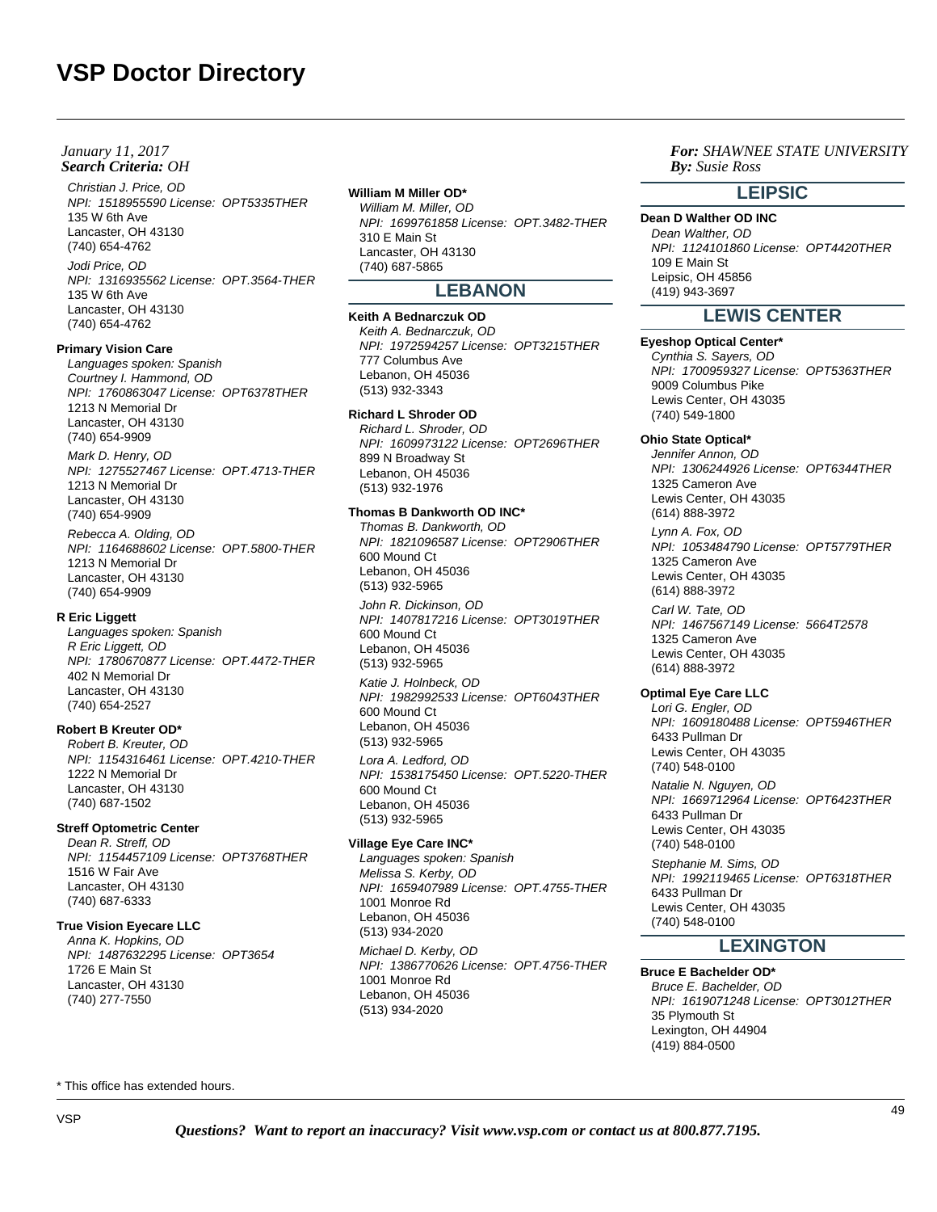# VSP Doctor Directory

*January 11, 2017*
***Search Criteria:*** *OH*

***For:*** *SHAWNEE STATE UNIVERSITY*
***By:*** *Susie Ross*

*Christian J. Price, OD*
*NPI: 1518955590 License: OPT5335THER*
135 W 6th Ave
Lancaster, OH 43130
(740) 654-4762

*Jodi Price, OD*
*NPI: 1316935562 License: OPT.3564-THER*
135 W 6th Ave
Lancaster, OH 43130
(740) 654-4762

**Primary Vision Care**
*Languages spoken: Spanish*
*Courtney I. Hammond, OD*
*NPI: 1760863047 License: OPT6378THER*
1213 N Memorial Dr
Lancaster, OH 43130
(740) 654-9909

*Mark D. Henry, OD*
*NPI: 1275527467 License: OPT.4713-THER*
1213 N Memorial Dr
Lancaster, OH 43130
(740) 654-9909

*Rebecca A. Olding, OD*
*NPI: 1164688602 License: OPT.5800-THER*
1213 N Memorial Dr
Lancaster, OH 43130
(740) 654-9909

**R Eric Liggett**
*Languages spoken: Spanish*
*R Eric Liggett, OD*
*NPI: 1780670877 License: OPT.4472-THER*
402 N Memorial Dr
Lancaster, OH 43130
(740) 654-2527

**Robert B Kreuter OD***
*Robert B. Kreuter, OD*
*NPI: 1154316461 License: OPT.4210-THER*
1222 N Memorial Dr
Lancaster, OH 43130
(740) 687-1502

**Streff Optometric Center**
*Dean R. Streff, OD*
*NPI: 1154457109 License: OPT3768THER*
1516 W Fair Ave
Lancaster, OH 43130
(740) 687-6333

**True Vision Eyecare LLC**
*Anna K. Hopkins, OD*
*NPI: 1487632295 License: OPT3654*
1726 E Main St
Lancaster, OH 43130
(740) 277-7550

**William M Miller OD***
*William M. Miller, OD*
*NPI: 1699761858 License: OPT.3482-THER*
310 E Main St
Lancaster, OH 43130
(740) 687-5865

## LEBANON

**Keith A Bednarczuk OD**
*Keith A. Bednarczuk, OD*
*NPI: 1972594257 License: OPT3215THER*
777 Columbus Ave
Lebanon, OH 45036
(513) 932-3343

**Richard L Shroder OD**
*Richard L. Shroder, OD*
*NPI: 1609973122 License: OPT2696THER*
899 N Broadway St
Lebanon, OH 45036
(513) 932-1976

**Thomas B Dankworth OD INC***
*Thomas B. Dankworth, OD*
*NPI: 1821096587 License: OPT2906THER*
600 Mound Ct
Lebanon, OH 45036
(513) 932-5965

*John R. Dickinson, OD*
*NPI: 1407817216 License: OPT3019THER*
600 Mound Ct
Lebanon, OH 45036
(513) 932-5965

*Katie J. Holnbeck, OD*
*NPI: 1982992533 License: OPT6043THER*
600 Mound Ct
Lebanon, OH 45036
(513) 932-5965

*Lora A. Ledford, OD*
*NPI: 1538175450 License: OPT.5220-THER*
600 Mound Ct
Lebanon, OH 45036
(513) 932-5965

**Village Eye Care INC***
*Languages spoken: Spanish*
*Melissa S. Kerby, OD*
*NPI: 1659407989 License: OPT.4755-THER*
1001 Monroe Rd
Lebanon, OH 45036
(513) 934-2020

*Michael D. Kerby, OD*
*NPI: 1386770626 License: OPT.4756-THER*
1001 Monroe Rd
Lebanon, OH 45036
(513) 934-2020

## LEIPSIC

**Dean D Walther OD INC**
*Dean Walther, OD*
*NPI: 1124101860 License: OPT4420THER*
109 E Main St
Leipsic, OH 45856
(419) 943-3697

## LEWIS CENTER

**Eyeshop Optical Center***
*Cynthia S. Sayers, OD*
*NPI: 1700959327 License: OPT5363THER*
9009 Columbus Pike
Lewis Center, OH 43035
(740) 549-1800

**Ohio State Optical***
*Jennifer Annon, OD*
*NPI: 1306244926 License: OPT6344THER*
1325 Cameron Ave
Lewis Center, OH 43035
(614) 888-3972

*Lynn A. Fox, OD*
*NPI: 1053484790 License: OPT5779THER*
1325 Cameron Ave
Lewis Center, OH 43035
(614) 888-3972

*Carl W. Tate, OD*
*NPI: 1467567149 License: 5664T2578*
1325 Cameron Ave
Lewis Center, OH 43035
(614) 888-3972

**Optimal Eye Care LLC**
*Lori G. Engler, OD*
*NPI: 1609180488 License: OPT5946THER*
6433 Pullman Dr
Lewis Center, OH 43035
(740) 548-0100

*Natalie N. Nguyen, OD*
*NPI: 1669712964 License: OPT6423THER*
6433 Pullman Dr
Lewis Center, OH 43035
(740) 548-0100

*Stephanie M. Sims, OD*
*NPI: 1992119465 License: OPT6318THER*
6433 Pullman Dr
Lewis Center, OH 43035
(740) 548-0100

## LEXINGTON

**Bruce E Bachelder OD***
*Bruce E. Bachelder, OD*
*NPI: 1619071248 License: OPT3012THER*
35 Plymouth St
Lexington, OH 44904
(419) 884-0500

\* This office has extended hours.

***Questions? Want to report an inaccuracy? Visit www.vsp.com or contact us at 800.877.7195.***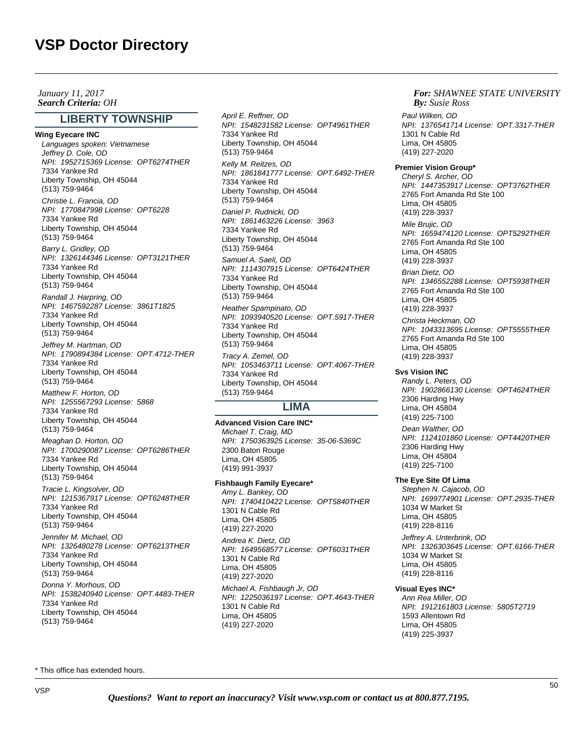# VSP Doctor Directory

*January 11, 2017*
***Search Criteria:** OH*

***For:** SHAWNEE STATE UNIVERSITY*
***By:** Susie Ross*

## LIBERTY TOWNSHIP

**Wing Eyecare INC**

*Languages spoken: Vietnamese*

*Jeffrey D. Cole, OD*
*NPI: 1952715369 License: OPT6274THER*
7334 Yankee Rd
Liberty Township, OH 45044
(513) 759-9464

*Christie L. Francia, OD*
*NPI: 1770847998 License: OPT6228*
7334 Yankee Rd
Liberty Township, OH 45044
(513) 759-9464

*Barry L. Gridley, OD*
*NPI: 1326144346 License: OPT3121THER*
7334 Yankee Rd
Liberty Township, OH 45044
(513) 759-9464

*Randall J. Harpring, OD*
*NPI: 1467592287 License: 3861T1825*
7334 Yankee Rd
Liberty Township, OH 45044
(513) 759-9464

*Jeffrey M. Hartman, OD*
*NPI: 1790894384 License: OPT.4712-THER*
7334 Yankee Rd
Liberty Township, OH 45044
(513) 759-9464

*Matthew F. Horton, OD*
*NPI: 1255567293 License: 5868*
7334 Yankee Rd
Liberty Township, OH 45044
(513) 759-9464

*Meaghan D. Horton, OD*
*NPI: 1700290087 License: OPT6286THER*
7334 Yankee Rd
Liberty Township, OH 45044
(513) 759-9464

*Tracie L. Kingsolver, OD*
*NPI: 1215367917 License: OPT6248THER*
7334 Yankee Rd
Liberty Township, OH 45044
(513) 759-9464

*Jennifer M. Michael, OD*
*NPI: 1326480278 License: OPT6213THER*
7334 Yankee Rd
Liberty Township, OH 45044
(513) 759-9464

*Donna Y. Morhous, OD*
*NPI: 1538240940 License: OPT.4483-THER*
7334 Yankee Rd
Liberty Township, OH 45044
(513) 759-9464

*April E. Reffner, OD*
*NPI: 1548231582 License: OPT4961THER*
7334 Yankee Rd
Liberty Township, OH 45044
(513) 759-9464

*Kelly M. Reitzes, OD*
*NPI: 1861841777 License: OPT.6492-THER*
7334 Yankee Rd
Liberty Township, OH 45044
(513) 759-9464

*Daniel P. Rudnicki, OD*
*NPI: 1861463226 License: 3963*
7334 Yankee Rd
Liberty Township, OH 45044
(513) 759-9464

*Samuel A. Saeli, OD*
*NPI: 1114307915 License: OPT6424THER*
7334 Yankee Rd
Liberty Township, OH 45044
(513) 759-9464

*Heather Spampinato, OD*
*NPI: 1093940520 License: OPT.5917-THER*
7334 Yankee Rd
Liberty Township, OH 45044
(513) 759-9464

*Tracy A. Zemel, OD*
*NPI: 1053463711 License: OPT.4067-THER*
7334 Yankee Rd
Liberty Township, OH 45044
(513) 759-9464

## LIMA

**Advanced Vision Care INC***

*Michael T. Craig, MD*
*NPI: 1750363925 License: 35-06-5369C*
2300 Baton Rouge
Lima, OH 45805
(419) 991-3937

**Fishbaugh Family Eyecare***

*Amy L. Bankey, OD*
*NPI: 1740410422 License: OPT5840THER*
1301 N Cable Rd
Lima, OH 45805
(419) 227-2020

*Andrea K. Dietz, OD*
*NPI: 1649568577 License: OPT6031THER*
1301 N Cable Rd
Lima, OH 45805
(419) 227-2020

*Michael A. Fishbaugh Jr, OD*
*NPI: 1225036197 License: OPT.4643-THER*
1301 N Cable Rd
Lima, OH 45805
(419) 227-2020

*Paul Wilken, OD*
*NPI: 1376541714 License: OPT.3317-THER*
1301 N Cable Rd
Lima, OH 45805
(419) 227-2020

**Premier Vision Group***

*Cheryl S. Archer, OD*
*NPI: 1447353917 License: OPT3762THER*
2765 Fort Amanda Rd Ste 100
Lima, OH 45805
(419) 228-3937

*Mile Brujic, OD*
*NPI: 1659474120 License: OPT5292THER*
2765 Fort Amanda Rd Ste 100
Lima, OH 45805
(419) 228-3937

*Brian Dietz, OD*
*NPI: 1346552288 License: OPT5938THER*
2765 Fort Amanda Rd Ste 100
Lima, OH 45805
(419) 228-3937

*Christa Heckman, OD*
*NPI: 1043313695 License: OPT5555THER*
2765 Fort Amanda Rd Ste 100
Lima, OH 45805
(419) 228-3937

**Svs Vision INC**

*Randy L. Peters, OD*
*NPI: 1902866130 License: OPT4624THER*
2306 Harding Hwy
Lima, OH 45804
(419) 225-7100

*Dean Walther, OD*
*NPI: 1124101860 License: OPT4420THER*
2306 Harding Hwy
Lima, OH 45804
(419) 225-7100

**The Eye Site Of Lima**

*Stephen N. Cajacob, OD*
*NPI: 1699774901 License: OPT.2935-THER*
1034 W Market St
Lima, OH 45805
(419) 228-8116

*Jeffrey A. Unterbrink, OD*
*NPI: 1326303645 License: OPT.6166-THER*
1034 W Market St
Lima, OH 45805
(419) 228-8116

**Visual Eyes INC***

*Ann Rea Miller, OD*
*NPI: 1912161803 License: 5805T2719*
1593 Allentown Rd
Lima, OH 45805
(419) 225-3937

\* This office has extended hours.

***Questions? Want to report an inaccuracy? Visit www.vsp.com or contact us at 800.877.7195.***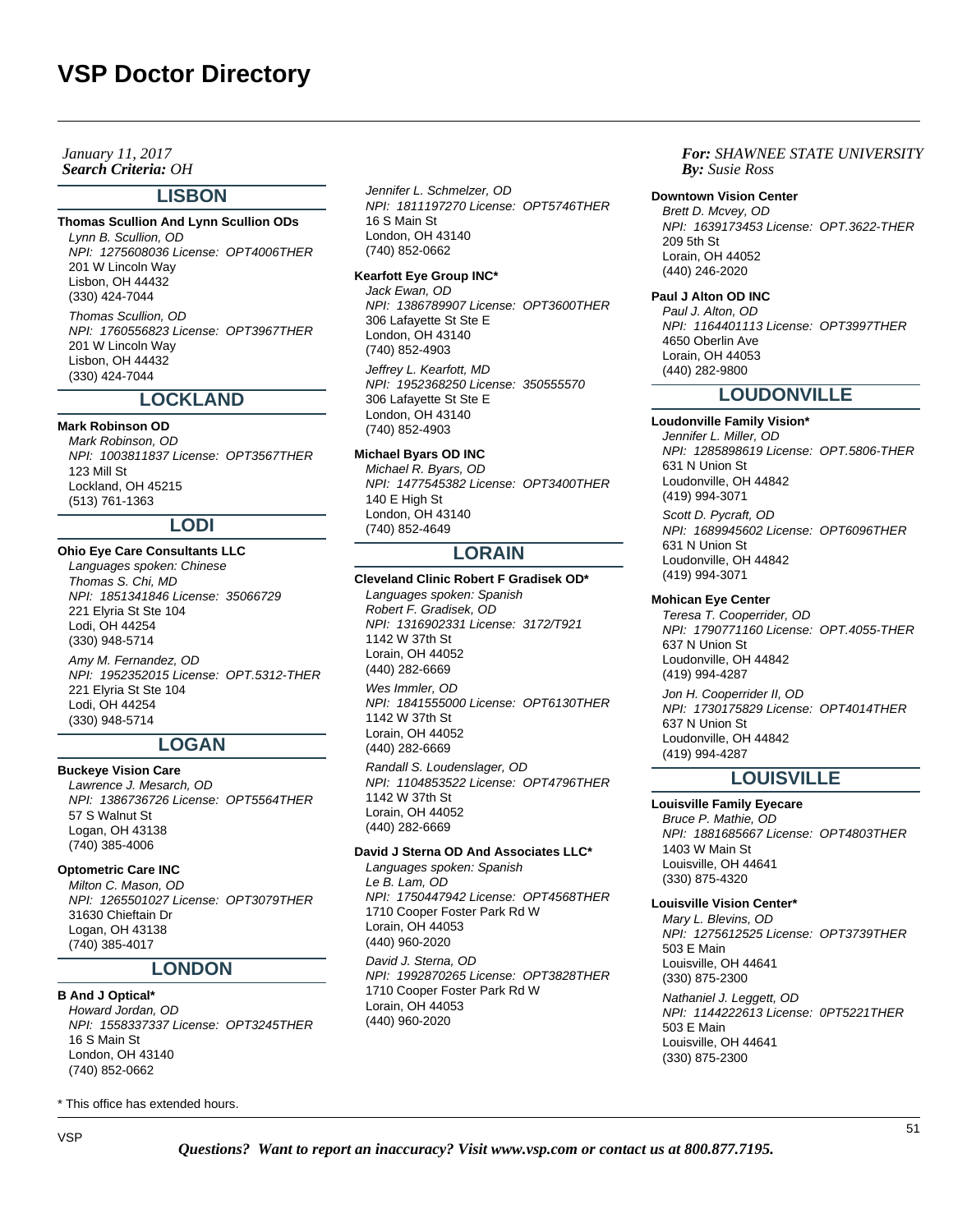# VSP Doctor Directory

*January 11, 2017*
***Search Criteria:*** *OH*

***For:*** *SHAWNEE STATE UNIVERSITY*
***By:*** *Susie Ross*

## LISBON

**Thomas Scullion And Lynn Scullion ODs**

*Lynn B. Scullion, OD*
*NPI: 1275608036 License: OPT4006THER*
201 W Lincoln Way
Lisbon, OH 44432
(330) 424-7044

*Thomas Scullion, OD*
*NPI: 1760556823 License: OPT3967THER*
201 W Lincoln Way
Lisbon, OH 44432
(330) 424-7044

## LOCKLAND

**Mark Robinson OD**

*Mark Robinson, OD*
*NPI: 1003811837 License: OPT3567THER*
123 Mill St
Lockland, OH 45215
(513) 761-1363

## LODI

**Ohio Eye Care Consultants LLC**

*Languages spoken: Chinese*
*Thomas S. Chi, MD*
*NPI: 1851341846 License: 35066729*
221 Elyria St Ste 104
Lodi, OH 44254
(330) 948-5714

*Amy M. Fernandez, OD*
*NPI: 1952352015 License: OPT.5312-THER*
221 Elyria St Ste 104
Lodi, OH 44254
(330) 948-5714

## LOGAN

**Buckeye Vision Care**

*Lawrence J. Mesarch, OD*
*NPI: 1386736726 License: OPT5564THER*
57 S Walnut St
Logan, OH 43138
(740) 385-4006

**Optometric Care INC**

*Milton C. Mason, OD*
*NPI: 1265501027 License: OPT3079THER*
31630 Chieftain Dr
Logan, OH 43138
(740) 385-4017

## LONDON

**B And J Optical***

*Howard Jordan, OD*
*NPI: 1558337337 License: OPT3245THER*
16 S Main St
London, OH 43140
(740) 852-0662

*Jennifer L. Schmelzer, OD*
*NPI: 1811197270 License: OPT5746THER*
16 S Main St
London, OH 43140
(740) 852-0662

**Kearfott Eye Group INC***

*Jack Ewan, OD*
*NPI: 1386789907 License: OPT3600THER*
306 Lafayette St Ste E
London, OH 43140
(740) 852-4903

*Jeffrey L. Kearfott, MD*
*NPI: 1952368250 License: 350555570*
306 Lafayette St Ste E
London, OH 43140
(740) 852-4903

**Michael Byars OD INC**

*Michael R. Byars, OD*
*NPI: 1477545382 License: OPT3400THER*
140 E High St
London, OH 43140
(740) 852-4649

## LORAIN

**Cleveland Clinic Robert F Gradisek OD***

*Languages spoken: Spanish*
*Robert F. Gradisek, OD*
*NPI: 1316902331 License: 3172/T921*
1142 W 37th St
Lorain, OH 44052
(440) 282-6669

*Wes Immler, OD*
*NPI: 1841555000 License: OPT6130THER*
1142 W 37th St
Lorain, OH 44052
(440) 282-6669

*Randall S. Loudenslager, OD*
*NPI: 1104853522 License: OPT4796THER*
1142 W 37th St
Lorain, OH 44052
(440) 282-6669

**David J Sterna OD And Associates LLC***

*Languages spoken: Spanish*
*Le B. Lam, OD*
*NPI: 1750447942 License: OPT4568THER*
1710 Cooper Foster Park Rd W
Lorain, OH 44053
(440) 960-2020

*David J. Sterna, OD*
*NPI: 1992870265 License: OPT3828THER*
1710 Cooper Foster Park Rd W
Lorain, OH 44053
(440) 960-2020

**Downtown Vision Center**

*Brett D. Mcvey, OD*
*NPI: 1639173453 License: OPT.3622-THER*
209 5th St
Lorain, OH 44052
(440) 246-2020

**Paul J Alton OD INC**

*Paul J. Alton, OD*
*NPI: 1164401113 License: OPT3997THER*
4650 Oberlin Ave
Lorain, OH 44053
(440) 282-9800

## LOUDONVILLE

**Loudonville Family Vision***

*Jennifer L. Miller, OD*
*NPI: 1285898619 License: OPT.5806-THER*
631 N Union St
Loudonville, OH 44842
(419) 994-3071

*Scott D. Pycraft, OD*
*NPI: 1689945602 License: OPT6096THER*
631 N Union St
Loudonville, OH 44842
(419) 994-3071

**Mohican Eye Center**

*Teresa T. Cooperrider, OD*
*NPI: 1790771160 License: OPT.4055-THER*
637 N Union St
Loudonville, OH 44842
(419) 994-4287

*Jon H. Cooperrider II, OD*
*NPI: 1730175829 License: OPT4014THER*
637 N Union St
Loudonville, OH 44842
(419) 994-4287

## LOUISVILLE

**Louisville Family Eyecare**

*Bruce P. Mathie, OD*
*NPI: 1881685667 License: OPT4803THER*
1403 W Main St
Louisville, OH 44641
(330) 875-4320

**Louisville Vision Center***

*Mary L. Blevins, OD*
*NPI: 1275612525 License: OPT3739THER*
503 E Main
Louisville, OH 44641
(330) 875-2300

*Nathaniel J. Leggett, OD*
*NPI: 1144222613 License: 0PT5221THER*
503 E Main
Louisville, OH 44641
(330) 875-2300

\* This office has extended hours.

***Questions? Want to report an inaccuracy? Visit www.vsp.com or contact us at 800.877.7195.***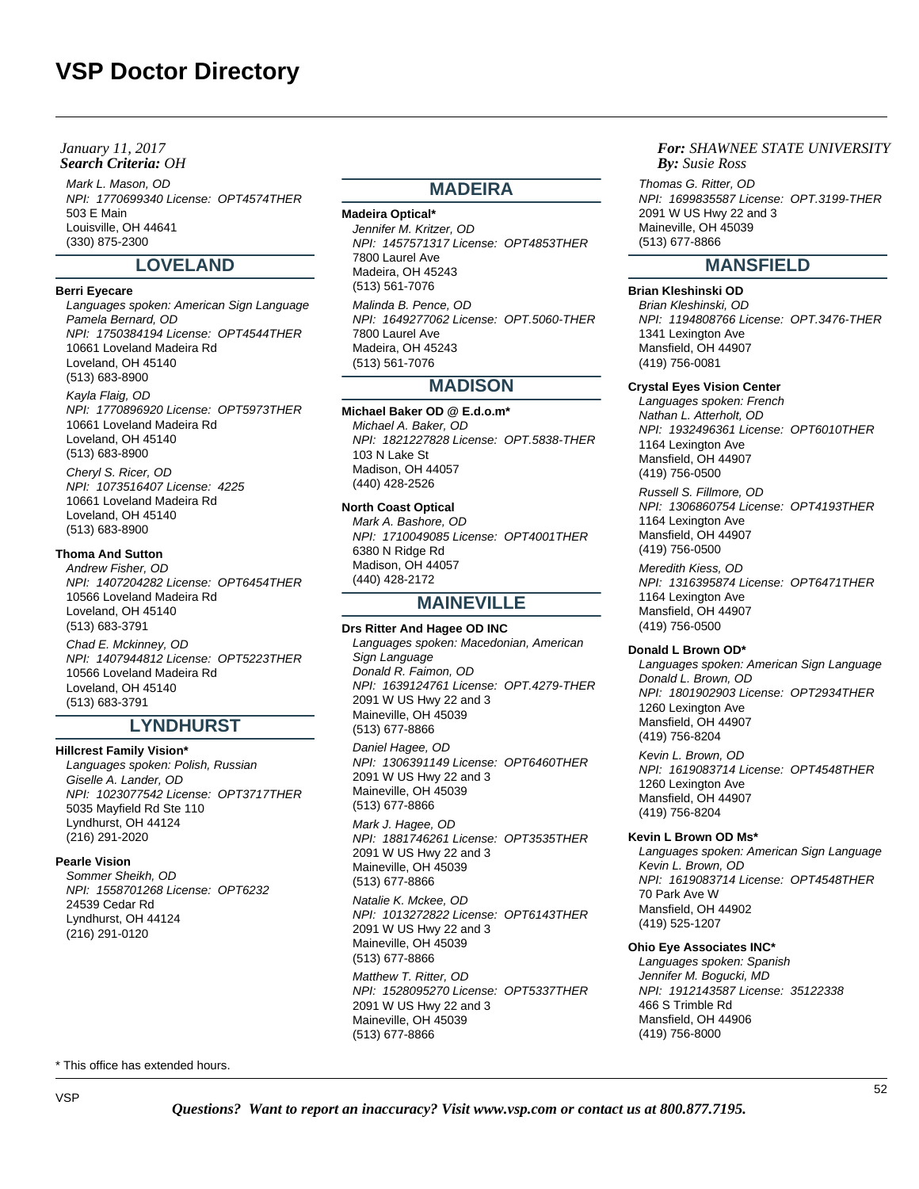# VSP Doctor Directory

*January 11, 2017*
***Search Criteria:*** *OH*

***For:*** *SHAWNEE STATE UNIVERSITY*
***By:*** *Susie Ross*

*Mark L. Mason, OD*
*NPI: 1770699340 License: OPT4574THER*
503 E Main
Louisville, OH 44641
(330) 875-2300

## LOVELAND

**Berri Eyecare**
*Languages spoken: American Sign Language*
*Pamela Bernard, OD*
*NPI: 1750384194 License: OPT4544THER*
10661 Loveland Madeira Rd
Loveland, OH 45140
(513) 683-8900

*Kayla Flaig, OD*
*NPI: 1770896920 License: OPT5973THER*
10661 Loveland Madeira Rd
Loveland, OH 45140
(513) 683-8900

*Cheryl S. Ricer, OD*
*NPI: 1073516407 License: 4225*
10661 Loveland Madeira Rd
Loveland, OH 45140
(513) 683-8900

**Thoma And Sutton**
*Andrew Fisher, OD*
*NPI: 1407204282 License: OPT6454THER*
10566 Loveland Madeira Rd
Loveland, OH 45140
(513) 683-3791

*Chad E. Mckinney, OD*
*NPI: 1407944812 License: OPT5223THER*
10566 Loveland Madeira Rd
Loveland, OH 45140
(513) 683-3791

## LYNDHURST

**Hillcrest Family Vision***
*Languages spoken: Polish, Russian*
*Giselle A. Lander, OD*
*NPI: 1023077542 License: OPT3717THER*
5035 Mayfield Rd Ste 110
Lyndhurst, OH 44124
(216) 291-2020

**Pearle Vision**
*Sommer Sheikh, OD*
*NPI: 1558701268 License: OPT6232*
24539 Cedar Rd
Lyndhurst, OH 44124
(216) 291-0120

## MADEIRA

**Madeira Optical***
*Jennifer M. Kritzer, OD*
*NPI: 1457571317 License: OPT4853THER*
7800 Laurel Ave
Madeira, OH 45243
(513) 561-7076

*Malinda B. Pence, OD*
*NPI: 1649277062 License: OPT.5060-THER*
7800 Laurel Ave
Madeira, OH 45243
(513) 561-7076

## MADISON

**Michael Baker OD @ E.d.o.m***
*Michael A. Baker, OD*
*NPI: 1821227828 License: OPT.5838-THER*
103 N Lake St
Madison, OH 44057
(440) 428-2526

**North Coast Optical**
*Mark A. Bashore, OD*
*NPI: 1710049085 License: OPT4001THER*
6380 N Ridge Rd
Madison, OH 44057
(440) 428-2172

## MAINEVILLE

**Drs Ritter And Hagee OD INC**
*Languages spoken: Macedonian, American Sign Language*
*Donald R. Faimon, OD*
*NPI: 1639124761 License: OPT.4279-THER*
2091 W US Hwy 22 and 3
Maineville, OH 45039
(513) 677-8866

*Daniel Hagee, OD*
*NPI: 1306391149 License: OPT6460THER*
2091 W US Hwy 22 and 3
Maineville, OH 45039
(513) 677-8866

*Mark J. Hagee, OD*
*NPI: 1881746261 License: OPT3535THER*
2091 W US Hwy 22 and 3
Maineville, OH 45039
(513) 677-8866

*Natalie K. Mckee, OD*
*NPI: 1013272822 License: OPT6143THER*
2091 W US Hwy 22 and 3
Maineville, OH 45039
(513) 677-8866

*Matthew T. Ritter, OD*
*NPI: 1528095270 License: OPT5337THER*
2091 W US Hwy 22 and 3
Maineville, OH 45039
(513) 677-8866

*Thomas G. Ritter, OD*
*NPI: 1699835587 License: OPT.3199-THER*
2091 W US Hwy 22 and 3
Maineville, OH 45039
(513) 677-8866

## MANSFIELD

**Brian Kleshinski OD**
*Brian Kleshinski, OD*
*NPI: 1194808766 License: OPT.3476-THER*
1341 Lexington Ave
Mansfield, OH 44907
(419) 756-0081

**Crystal Eyes Vision Center**
*Languages spoken: French*
*Nathan L. Atterholt, OD*
*NPI: 1932496361 License: OPT6010THER*
1164 Lexington Ave
Mansfield, OH 44907
(419) 756-0500

*Russell S. Fillmore, OD*
*NPI: 1306860754 License: OPT4193THER*
1164 Lexington Ave
Mansfield, OH 44907
(419) 756-0500

*Meredith Kiess, OD*
*NPI: 1316395874 License: OPT6471THER*
1164 Lexington Ave
Mansfield, OH 44907
(419) 756-0500

**Donald L Brown OD***
*Languages spoken: American Sign Language*
*Donald L. Brown, OD*
*NPI: 1801902903 License: OPT2934THER*
1260 Lexington Ave
Mansfield, OH 44907
(419) 756-8204

*Kevin L. Brown, OD*
*NPI: 1619083714 License: OPT4548THER*
1260 Lexington Ave
Mansfield, OH 44907
(419) 756-8204

**Kevin L Brown OD Ms***
*Languages spoken: American Sign Language*
*Kevin L. Brown, OD*
*NPI: 1619083714 License: OPT4548THER*
70 Park Ave W
Mansfield, OH 44902
(419) 525-1207

**Ohio Eye Associates INC***
*Languages spoken: Spanish*
*Jennifer M. Bogucki, MD*
*NPI: 1912143587 License: 35122338*
466 S Trimble Rd
Mansfield, OH 44906
(419) 756-8000

\* This office has extended hours.

***Questions? Want to report an inaccuracy? Visit www.vsp.com or contact us at 800.877.7195.***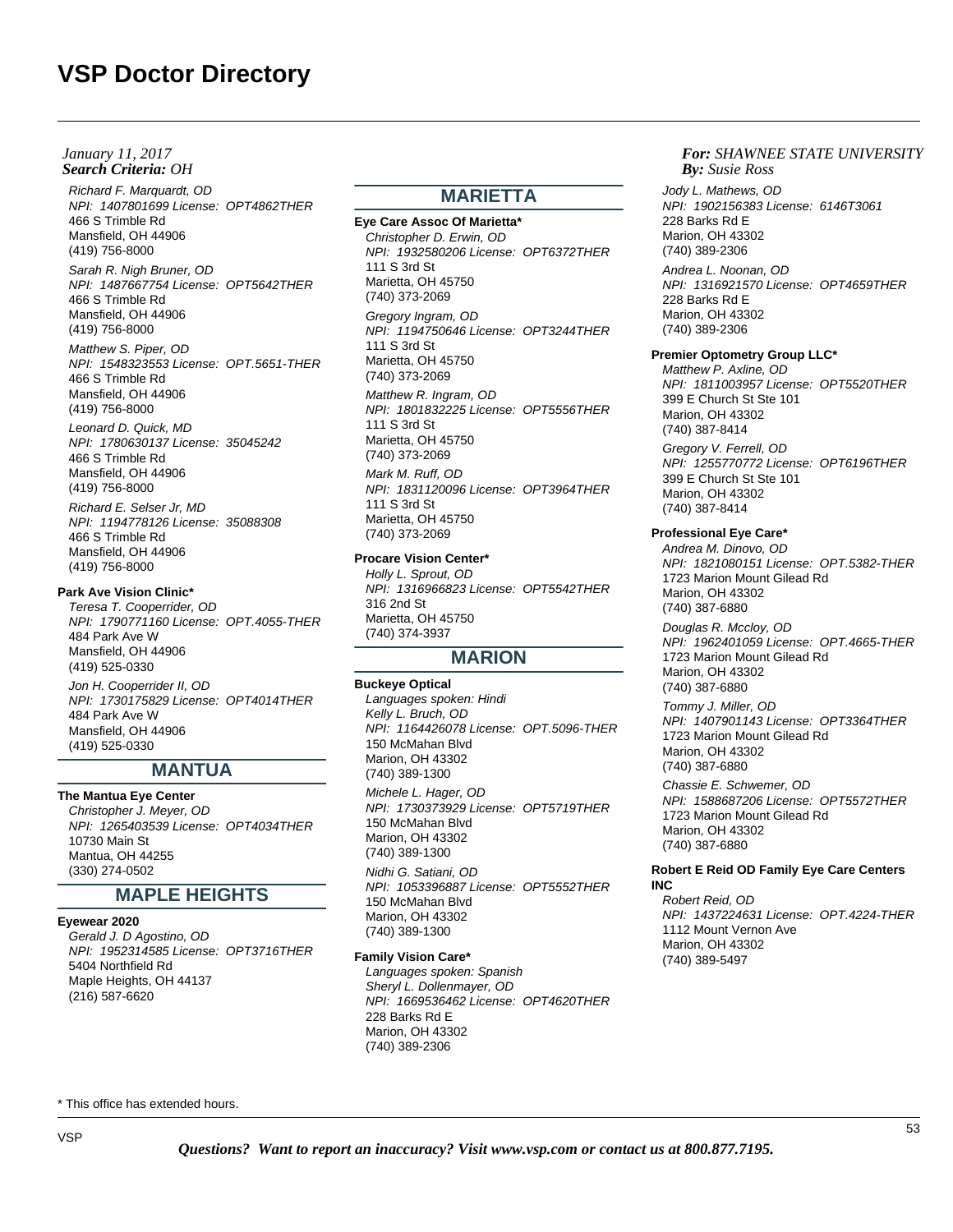# VSP Doctor Directory

*January 11, 2017*
***Search Criteria:** OH*

***For:** SHAWNEE STATE UNIVERSITY*
***By:** Susie Ross*

*Richard F. Marquardt, OD*
*NPI: 1407801699 License: OPT4862THER*
466 S Trimble Rd
Mansfield, OH 44906
(419) 756-8000

*Sarah R. Nigh Bruner, OD*
*NPI: 1487667754 License: OPT5642THER*
466 S Trimble Rd
Mansfield, OH 44906
(419) 756-8000

*Matthew S. Piper, OD*
*NPI: 1548323553 License: OPT.5651-THER*
466 S Trimble Rd
Mansfield, OH 44906
(419) 756-8000

*Leonard D. Quick, MD*
*NPI: 1780630137 License: 35045242*
466 S Trimble Rd
Mansfield, OH 44906
(419) 756-8000

*Richard E. Selser Jr, MD*
*NPI: 1194778126 License: 35088308*
466 S Trimble Rd
Mansfield, OH 44906
(419) 756-8000

**Park Ave Vision Clinic***

*Teresa T. Cooperrider, OD*
*NPI: 1790771160 License: OPT.4055-THER*
484 Park Ave W
Mansfield, OH 44906
(419) 525-0330

*Jon H. Cooperrider II, OD*
*NPI: 1730175829 License: OPT4014THER*
484 Park Ave W
Mansfield, OH 44906
(419) 525-0330

## MANTUA

**The Mantua Eye Center**

*Christopher J. Meyer, OD*
*NPI: 1265403539 License: OPT4034THER*
10730 Main St
Mantua, OH 44255
(330) 274-0502

## MAPLE HEIGHTS

**Eyewear 2020**

*Gerald J. D Agostino, OD*
*NPI: 1952314585 License: OPT3716THER*
5404 Northfield Rd
Maple Heights, OH 44137
(216) 587-6620

## MARIETTA

**Eye Care Assoc Of Marietta***

*Christopher D. Erwin, OD*
*NPI: 1932580206 License: OPT6372THER*
111 S 3rd St
Marietta, OH 45750
(740) 373-2069

*Gregory Ingram, OD*
*NPI: 1194750646 License: OPT3244THER*
111 S 3rd St
Marietta, OH 45750
(740) 373-2069

*Matthew R. Ingram, OD*
*NPI: 1801832225 License: OPT5556THER*
111 S 3rd St
Marietta, OH 45750
(740) 373-2069

*Mark M. Ruff, OD*
*NPI: 1831120096 License: OPT3964THER*
111 S 3rd St
Marietta, OH 45750
(740) 373-2069

**Procare Vision Center***

*Holly L. Sprout, OD*
*NPI: 1316966823 License: OPT5542THER*
316 2nd St
Marietta, OH 45750
(740) 374-3937

## MARION

**Buckeye Optical**

*Languages spoken: Hindi*
*Kelly L. Bruch, OD*
*NPI: 1164426078 License: OPT.5096-THER*
150 McMahan Blvd
Marion, OH 43302
(740) 389-1300

*Michele L. Hager, OD*
*NPI: 1730373929 License: OPT5719THER*
150 McMahan Blvd
Marion, OH 43302
(740) 389-1300

*Nidhi G. Satiani, OD*
*NPI: 1053396887 License: OPT5552THER*
150 McMahan Blvd
Marion, OH 43302
(740) 389-1300

**Family Vision Care***

*Languages spoken: Spanish*
*Sheryl L. Dollenmayer, OD*
*NPI: 1669536462 License: OPT4620THER*
228 Barks Rd E
Marion, OH 43302
(740) 389-2306

*Jody L. Mathews, OD*
*NPI: 1902156383 License: 6146T3061*
228 Barks Rd E
Marion, OH 43302
(740) 389-2306

*Andrea L. Noonan, OD*
*NPI: 1316921570 License: OPT4659THER*
228 Barks Rd E
Marion, OH 43302
(740) 389-2306

**Premier Optometry Group LLC***

*Matthew P. Axline, OD*
*NPI: 1811003957 License: OPT5520THER*
399 E Church St Ste 101
Marion, OH 43302
(740) 387-8414

*Gregory V. Ferrell, OD*
*NPI: 1255770772 License: OPT6196THER*
399 E Church St Ste 101
Marion, OH 43302
(740) 387-8414

**Professional Eye Care***

*Andrea M. Dinovo, OD*
*NPI: 1821080151 License: OPT.5382-THER*
1723 Marion Mount Gilead Rd
Marion, OH 43302
(740) 387-6880

*Douglas R. Mccloy, OD*
*NPI: 1962401059 License: OPT.4665-THER*
1723 Marion Mount Gilead Rd
Marion, OH 43302
(740) 387-6880

*Tommy J. Miller, OD*
*NPI: 1407901143 License: OPT3364THER*
1723 Marion Mount Gilead Rd
Marion, OH 43302
(740) 387-6880

*Chassie E. Schwemer, OD*
*NPI: 1588687206 License: OPT5572THER*
1723 Marion Mount Gilead Rd
Marion, OH 43302
(740) 387-6880

**Robert E Reid OD Family Eye Care Centers INC**

*Robert Reid, OD*
*NPI: 1437224631 License: OPT.4224-THER*
1112 Mount Vernon Ave
Marion, OH 43302
(740) 389-5497

\* This office has extended hours.

***Questions? Want to report an inaccuracy? Visit www.vsp.com or contact us at 800.877.7195.***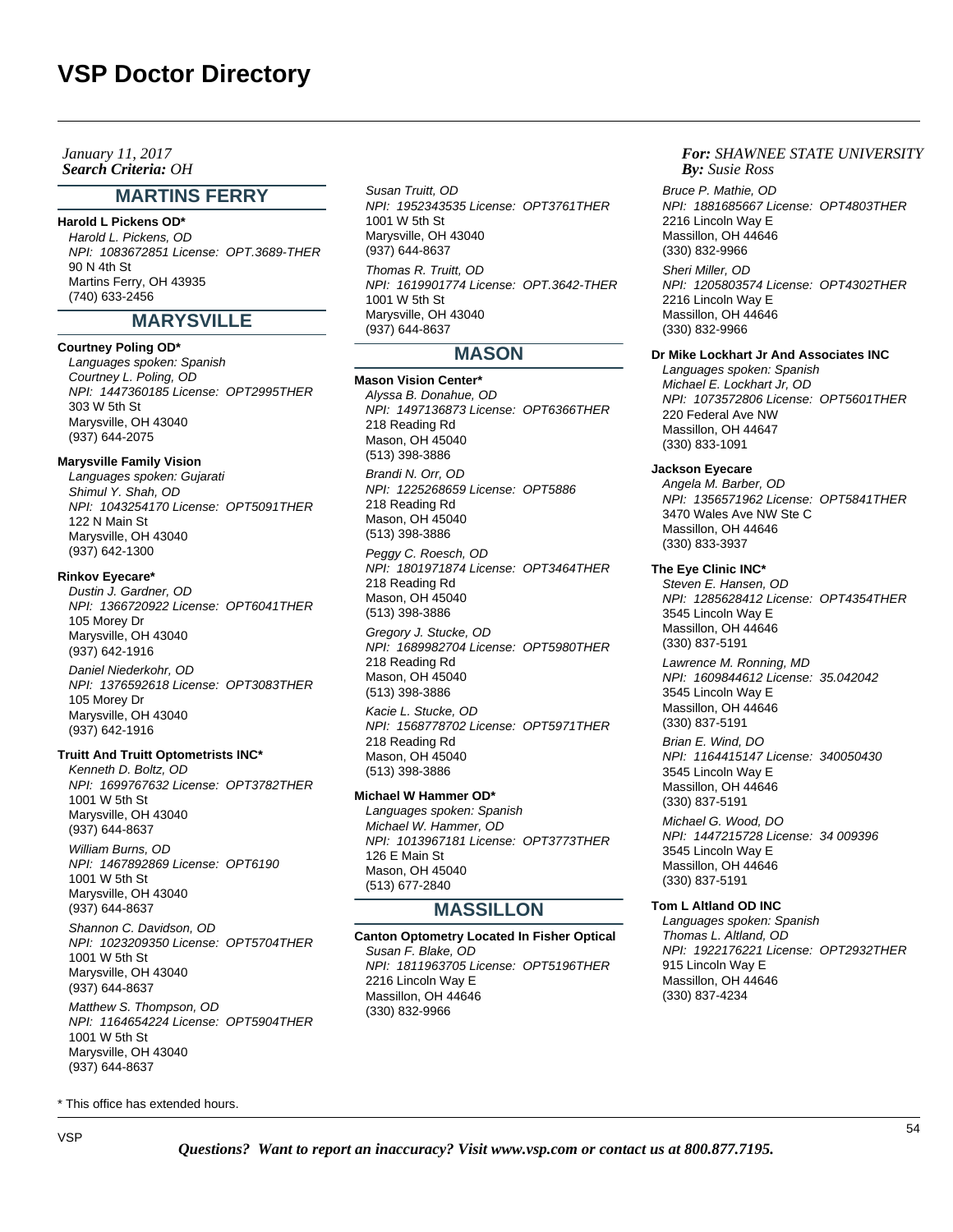# VSP Doctor Directory

*January 11, 2017*
***Search Criteria:*** *OH*

***For:*** *SHAWNEE STATE UNIVERSITY*
***By:*** *Susie Ross*

## MARTINS FERRY

**Harold L Pickens OD***
*Harold L. Pickens, OD*
*NPI: 1083672851 License: OPT.3689-THER*
90 N 4th St
Martins Ferry, OH 43935
(740) 633-2456

## MARYSVILLE

**Courtney Poling OD***
*Languages spoken: Spanish*
*Courtney L. Poling, OD*
*NPI: 1447360185 License: OPT2995THER*
303 W 5th St
Marysville, OH 43040
(937) 644-2075

**Marysville Family Vision**
*Languages spoken: Gujarati*
*Shimul Y. Shah, OD*
*NPI: 1043254170 License: OPT5091THER*
122 N Main St
Marysville, OH 43040
(937) 642-1300

**Rinkov Eyecare***
*Dustin J. Gardner, OD*
*NPI: 1366720922 License: OPT6041THER*
105 Morey Dr
Marysville, OH 43040
(937) 642-1916

*Daniel Niederkohr, OD*
*NPI: 1376592618 License: OPT3083THER*
105 Morey Dr
Marysville, OH 43040
(937) 642-1916

**Truitt And Truitt Optometrists INC***
*Kenneth D. Boltz, OD*
*NPI: 1699767632 License: OPT3782THER*
1001 W 5th St
Marysville, OH 43040
(937) 644-8637

*William Burns, OD*
*NPI: 1467892869 License: OPT6190*
1001 W 5th St
Marysville, OH 43040
(937) 644-8637

*Shannon C. Davidson, OD*
*NPI: 1023209350 License: OPT5704THER*
1001 W 5th St
Marysville, OH 43040
(937) 644-8637

*Matthew S. Thompson, OD*
*NPI: 1164654224 License: OPT5904THER*
1001 W 5th St
Marysville, OH 43040
(937) 644-8637

*Susan Truitt, OD*
*NPI: 1952343535 License: OPT3761THER*
1001 W 5th St
Marysville, OH 43040
(937) 644-8637

*Thomas R. Truitt, OD*
*NPI: 1619901774 License: OPT.3642-THER*
1001 W 5th St
Marysville, OH 43040
(937) 644-8637

## MASON

**Mason Vision Center***
*Alyssa B. Donahue, OD*
*NPI: 1497136873 License: OPT6366THER*
218 Reading Rd
Mason, OH 45040
(513) 398-3886

*Brandi N. Orr, OD*
*NPI: 1225268659 License: OPT5886*
218 Reading Rd
Mason, OH 45040
(513) 398-3886

*Peggy C. Roesch, OD*
*NPI: 1801971874 License: OPT3464THER*
218 Reading Rd
Mason, OH 45040
(513) 398-3886

*Gregory J. Stucke, OD*
*NPI: 1689982704 License: OPT5980THER*
218 Reading Rd
Mason, OH 45040
(513) 398-3886

*Kacie L. Stucke, OD*
*NPI: 1568778702 License: OPT5971THER*
218 Reading Rd
Mason, OH 45040
(513) 398-3886

**Michael W Hammer OD***
*Languages spoken: Spanish*
*Michael W. Hammer, OD*
*NPI: 1013967181 License: OPT3773THER*
126 E Main St
Mason, OH 45040
(513) 677-2840

## MASSILLON

**Canton Optometry Located In Fisher Optical**
*Susan F. Blake, OD*
*NPI: 1811963705 License: OPT5196THER*
2216 Lincoln Way E
Massillon, OH 44646
(330) 832-9966

*Bruce P. Mathie, OD*
*NPI: 1881685667 License: OPT4803THER*
2216 Lincoln Way E
Massillon, OH 44646
(330) 832-9966

*Sheri Miller, OD*
*NPI: 1205803574 License: OPT4302THER*
2216 Lincoln Way E
Massillon, OH 44646
(330) 832-9966

**Dr Mike Lockhart Jr And Associates INC**
*Languages spoken: Spanish*
*Michael E. Lockhart Jr, OD*
*NPI: 1073572806 License: OPT5601THER*
220 Federal Ave NW
Massillon, OH 44647
(330) 833-1091

**Jackson Eyecare**
*Angela M. Barber, OD*
*NPI: 1356571962 License: OPT5841THER*
3470 Wales Ave NW Ste C
Massillon, OH 44646
(330) 833-3937

**The Eye Clinic INC***
*Steven E. Hansen, OD*
*NPI: 1285628412 License: OPT4354THER*
3545 Lincoln Way E
Massillon, OH 44646
(330) 837-5191

*Lawrence M. Ronning, MD*
*NPI: 1609844612 License: 35.042042*
3545 Lincoln Way E
Massillon, OH 44646
(330) 837-5191

*Brian E. Wind, DO*
*NPI: 1164415147 License: 340050430*
3545 Lincoln Way E
Massillon, OH 44646
(330) 837-5191

*Michael G. Wood, DO*
*NPI: 1447215728 License: 34 009396*
3545 Lincoln Way E
Massillon, OH 44646
(330) 837-5191

**Tom L Altland OD INC**
*Languages spoken: Spanish*
*Thomas L. Altland, OD*
*NPI: 1922176221 License: OPT2932THER*
915 Lincoln Way E
Massillon, OH 44646
(330) 837-4234

\* This office has extended hours.

***Questions? Want to report an inaccuracy? Visit www.vsp.com or contact us at 800.877.7195.***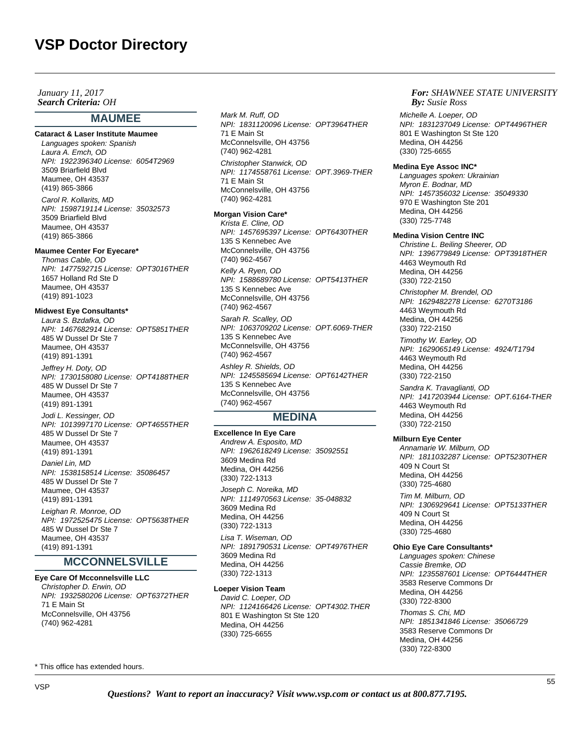# VSP Doctor Directory

*January 11, 2017*
***Search Criteria:*** *OH*

***For:*** *SHAWNEE STATE UNIVERSITY*
***By:*** *Susie Ross*

## MAUMEE

**Cataract & Laser Institute Maumee**

*Languages spoken: Spanish*

*Laura A. Emch, OD*
*NPI: 1922396340 License: 6054T2969*
3509 Briarfield Blvd
Maumee, OH 43537
(419) 865-3866

*Carol R. Kollarits, MD*
*NPI: 1598719114 License: 35032573*
3509 Briarfield Blvd
Maumee, OH 43537
(419) 865-3866

**Maumee Center For Eyecare***

*Thomas Cable, OD*
*NPI: 1477592715 License: OPT3016THER*
1657 Holland Rd Ste D
Maumee, OH 43537
(419) 891-1023

**Midwest Eye Consultants***

*Laura S. Bzdafka, OD*
*NPI: 1467682914 License: OPT5851THER*
485 W Dussel Dr Ste 7
Maumee, OH 43537
(419) 891-1391

*Jeffrey H. Doty, OD*
*NPI: 1730158080 License: OPT4188THER*
485 W Dussel Dr Ste 7
Maumee, OH 43537
(419) 891-1391

*Jodi L. Kessinger, OD*
*NPI: 1013997170 License: OPT4655THER*
485 W Dussel Dr Ste 7
Maumee, OH 43537
(419) 891-1391

*Daniel Lin, MD*
*NPI: 1538158514 License: 35086457*
485 W Dussel Dr Ste 7
Maumee, OH 43537
(419) 891-1391

*Leighan R. Monroe, OD*
*NPI: 1972525475 License: OPT5638THER*
485 W Dussel Dr Ste 7
Maumee, OH 43537
(419) 891-1391

## MCCONNELSVILLE

**Eye Care Of Mcconnelsville LLC**

*Christopher D. Erwin, OD*
*NPI: 1932580206 License: OPT6372THER*
71 E Main St
McConnelsville, OH 43756
(740) 962-4281

*Mark M. Ruff, OD*
*NPI: 1831120096 License: OPT3964THER*
71 E Main St
McConnelsville, OH 43756
(740) 962-4281

*Christopher Stanwick, OD*
*NPI: 1174558761 License: OPT.3969-THER*
71 E Main St
McConnelsville, OH 43756
(740) 962-4281

**Morgan Vision Care***

*Krista E. Cline, OD*
*NPI: 1457695397 License: OPT6430THER*
135 S Kennebec Ave
McConnelsville, OH 43756
(740) 962-4567

*Kelly A. Ryen, OD*
*NPI: 1588689780 License: OPT5413THER*
135 S Kennebec Ave
McConnelsville, OH 43756
(740) 962-4567

*Sarah R. Scalley, OD*
*NPI: 1063709202 License: OPT.6069-THER*
135 S Kennebec Ave
McConnelsville, OH 43756
(740) 962-4567

*Ashley R. Shields, OD*
*NPI: 1245585694 License: OPT6142THER*
135 S Kennebec Ave
McConnelsville, OH 43756
(740) 962-4567

## MEDINA

**Excellence In Eye Care**

*Andrew A. Esposito, MD*
*NPI: 1962618249 License: 35092551*
3609 Medina Rd
Medina, OH 44256
(330) 722-1313

*Joseph C. Noreika, MD*
*NPI: 1114970563 License: 35-048832*
3609 Medina Rd
Medina, OH 44256
(330) 722-1313

*Lisa T. Wiseman, OD*
*NPI: 1891790531 License: OPT4976THER*
3609 Medina Rd
Medina, OH 44256
(330) 722-1313

**Loeper Vision Team**

*David C. Loeper, OD*
*NPI: 1124166426 License: OPT4302.THER*
801 E Washington St Ste 120
Medina, OH 44256
(330) 725-6655

*Michelle A. Loeper, OD*
*NPI: 1831237049 License: OPT4496THER*
801 E Washington St Ste 120
Medina, OH 44256
(330) 725-6655

**Medina Eye Assoc INC***

*Languages spoken: Ukrainian*

*Myron E. Bodnar, MD*
*NPI: 1457356032 License: 35049330*
970 E Washington Ste 201
Medina, OH 44256
(330) 725-7748

**Medina Vision Centre INC**

*Christine L. Beiling Sheerer, OD*
*NPI: 1396779849 License: OPT3918THER*
4463 Weymouth Rd
Medina, OH 44256
(330) 722-2150

*Christopher M. Brendel, OD*
*NPI: 1629482278 License: 6270T3186*
4463 Weymouth Rd
Medina, OH 44256
(330) 722-2150

*Timothy W. Earley, OD*
*NPI: 1629065149 License: 4924/T1794*
4463 Weymouth Rd
Medina, OH 44256
(330) 722-2150

*Sandra K. Travaglianti, OD*
*NPI: 1417203944 License: OPT.6164-THER*
4463 Weymouth Rd
Medina, OH 44256
(330) 722-2150

**Milburn Eye Center**

*Annamarie W. Milburn, OD*
*NPI: 1811032287 License: OPT5230THER*
409 N Court St
Medina, OH 44256
(330) 725-4680

*Tim M. Milburn, OD*
*NPI: 1306929641 License: OPT5133THER*
409 N Court St
Medina, OH 44256
(330) 725-4680

**Ohio Eye Care Consultants***

*Languages spoken: Chinese*

*Cassie Bremke, OD*
*NPI: 1235587601 License: OPT6444THER*
3583 Reserve Commons Dr
Medina, OH 44256
(330) 722-8300

*Thomas S. Chi, MD*
*NPI: 1851341846 License: 35066729*
3583 Reserve Commons Dr
Medina, OH 44256
(330) 722-8300

\* This office has extended hours.

***Questions? Want to report an inaccuracy? Visit www.vsp.com or contact us at 800.877.7195.***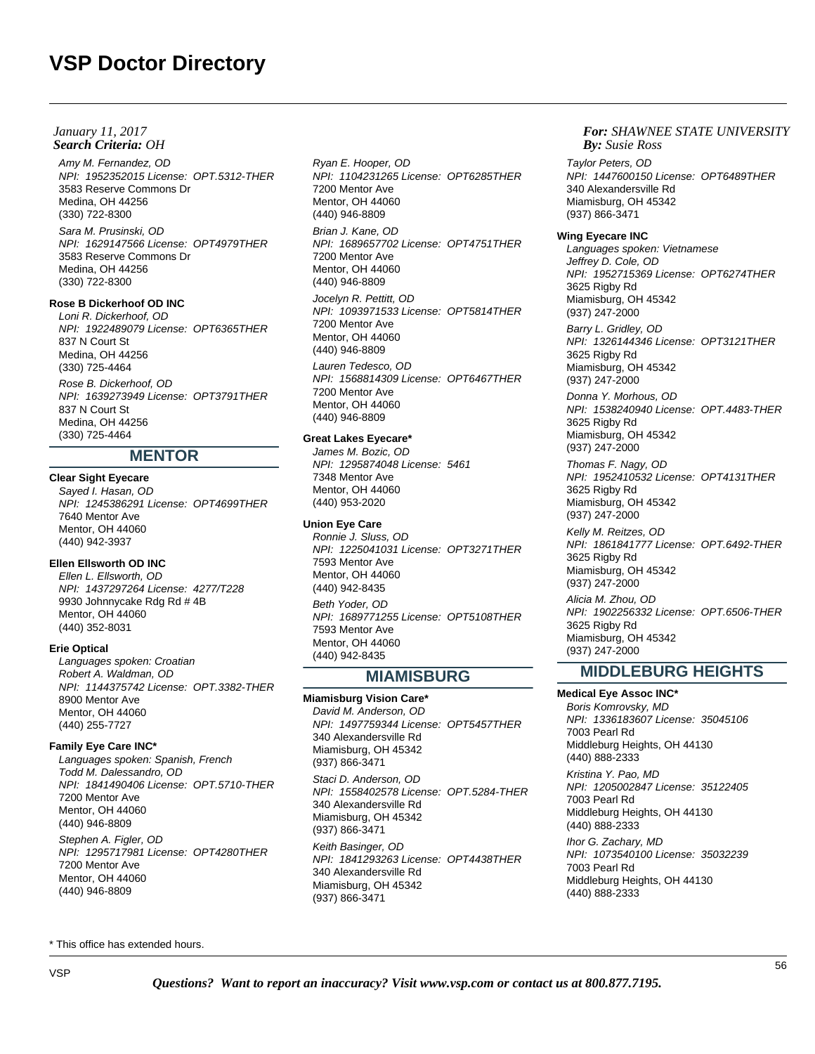# VSP Doctor Directory

*January 11, 2017*
***Search Criteria:*** *OH*

***For:*** *SHAWNEE STATE UNIVERSITY*
***By:*** *Susie Ross*

*Amy M. Fernandez, OD*
*NPI: 1952352015 License: OPT.5312-THER*
3583 Reserve Commons Dr
Medina, OH 44256
(330) 722-8300

*Sara M. Prusinski, OD*
*NPI: 1629147566 License: OPT4979THER*
3583 Reserve Commons Dr
Medina, OH 44256
(330) 722-8300

**Rose B Dickerhoof OD INC**

*Loni R. Dickerhoof, OD*
*NPI: 1922489079 License: OPT6365THER*
837 N Court St
Medina, OH 44256
(330) 725-4464

*Rose B. Dickerhoof, OD*
*NPI: 1639273949 License: OPT3791THER*
837 N Court St
Medina, OH 44256
(330) 725-4464

## MENTOR

**Clear Sight Eyecare**

*Sayed I. Hasan, OD*
*NPI: 1245386291 License: OPT4699THER*
7640 Mentor Ave
Mentor, OH 44060
(440) 942-3937

**Ellen Ellsworth OD INC**

*Ellen L. Ellsworth, OD*
*NPI: 1437297264 License: 4277/T228*
9930 Johnnycake Rdg Rd # 4B
Mentor, OH 44060
(440) 352-8031

**Erie Optical**

*Languages spoken: Croatian*
*Robert A. Waldman, OD*
*NPI: 1144375742 License: OPT.3382-THER*
8900 Mentor Ave
Mentor, OH 44060
(440) 255-7727

**Family Eye Care INC***

*Languages spoken: Spanish, French*
*Todd M. Dalessandro, OD*
*NPI: 1841490406 License: OPT.5710-THER*
7200 Mentor Ave
Mentor, OH 44060
(440) 946-8809

*Stephen A. Figler, OD*
*NPI: 1295717981 License: OPT4280THER*
7200 Mentor Ave
Mentor, OH 44060
(440) 946-8809

*Ryan E. Hooper, OD*
*NPI: 1104231265 License: OPT6285THER*
7200 Mentor Ave
Mentor, OH 44060
(440) 946-8809

*Brian J. Kane, OD*
*NPI: 1689657702 License: OPT4751THER*
7200 Mentor Ave
Mentor, OH 44060
(440) 946-8809

*Jocelyn R. Pettitt, OD*
*NPI: 1093971533 License: OPT5814THER*
7200 Mentor Ave
Mentor, OH 44060
(440) 946-8809

*Lauren Tedesco, OD*
*NPI: 1568814309 License: OPT6467THER*
7200 Mentor Ave
Mentor, OH 44060
(440) 946-8809

**Great Lakes Eyecare***

*James M. Bozic, OD*
*NPI: 1295874048 License: 5461*
7348 Mentor Ave
Mentor, OH 44060
(440) 953-2020

**Union Eye Care**

*Ronnie J. Sluss, OD*
*NPI: 1225041031 License: OPT3271THER*
7593 Mentor Ave
Mentor, OH 44060
(440) 942-8435

*Beth Yoder, OD*
*NPI: 1689771255 License: OPT5108THER*
7593 Mentor Ave
Mentor, OH 44060
(440) 942-8435

## MIAMISBURG

**Miamisburg Vision Care***

*David M. Anderson, OD*
*NPI: 1497759344 License: OPT5457THER*
340 Alexandersville Rd
Miamisburg, OH 45342
(937) 866-3471

*Staci D. Anderson, OD*
*NPI: 1558402578 License: OPT.5284-THER*
340 Alexandersville Rd
Miamisburg, OH 45342
(937) 866-3471

*Keith Basinger, OD*
*NPI: 1841293263 License: OPT4438THER*
340 Alexandersville Rd
Miamisburg, OH 45342
(937) 866-3471

*Taylor Peters, OD*
*NPI: 1447600150 License: OPT6489THER*
340 Alexandersville Rd
Miamisburg, OH 45342
(937) 866-3471

**Wing Eyecare INC**

*Languages spoken: Vietnamese*
*Jeffrey D. Cole, OD*
*NPI: 1952715369 License: OPT6274THER*
3625 Rigby Rd
Miamisburg, OH 45342
(937) 247-2000

*Barry L. Gridley, OD*
*NPI: 1326144346 License: OPT3121THER*
3625 Rigby Rd
Miamisburg, OH 45342
(937) 247-2000

*Donna Y. Morhous, OD*
*NPI: 1538240940 License: OPT.4483-THER*
3625 Rigby Rd
Miamisburg, OH 45342
(937) 247-2000

*Thomas F. Nagy, OD*
*NPI: 1952410532 License: OPT4131THER*
3625 Rigby Rd
Miamisburg, OH 45342
(937) 247-2000

*Kelly M. Reitzes, OD*
*NPI: 1861841777 License: OPT.6492-THER*
3625 Rigby Rd
Miamisburg, OH 45342
(937) 247-2000

*Alicia M. Zhou, OD*
*NPI: 1902256332 License: OPT.6506-THER*
3625 Rigby Rd
Miamisburg, OH 45342
(937) 247-2000

## MIDDLEBURG HEIGHTS

**Medical Eye Assoc INC***

*Boris Komrovsky, MD*
*NPI: 1336183607 License: 35045106*
7003 Pearl Rd
Middleburg Heights, OH 44130
(440) 888-2333

*Kristina Y. Pao, MD*
*NPI: 1205002847 License: 35122405*
7003 Pearl Rd
Middleburg Heights, OH 44130
(440) 888-2333

*Ihor G. Zachary, MD*
*NPI: 1073540100 License: 35032239*
7003 Pearl Rd
Middleburg Heights, OH 44130
(440) 888-2333

* This office has extended hours.

***Questions? Want to report an inaccuracy? Visit www.vsp.com or contact us at 800.877.7195.***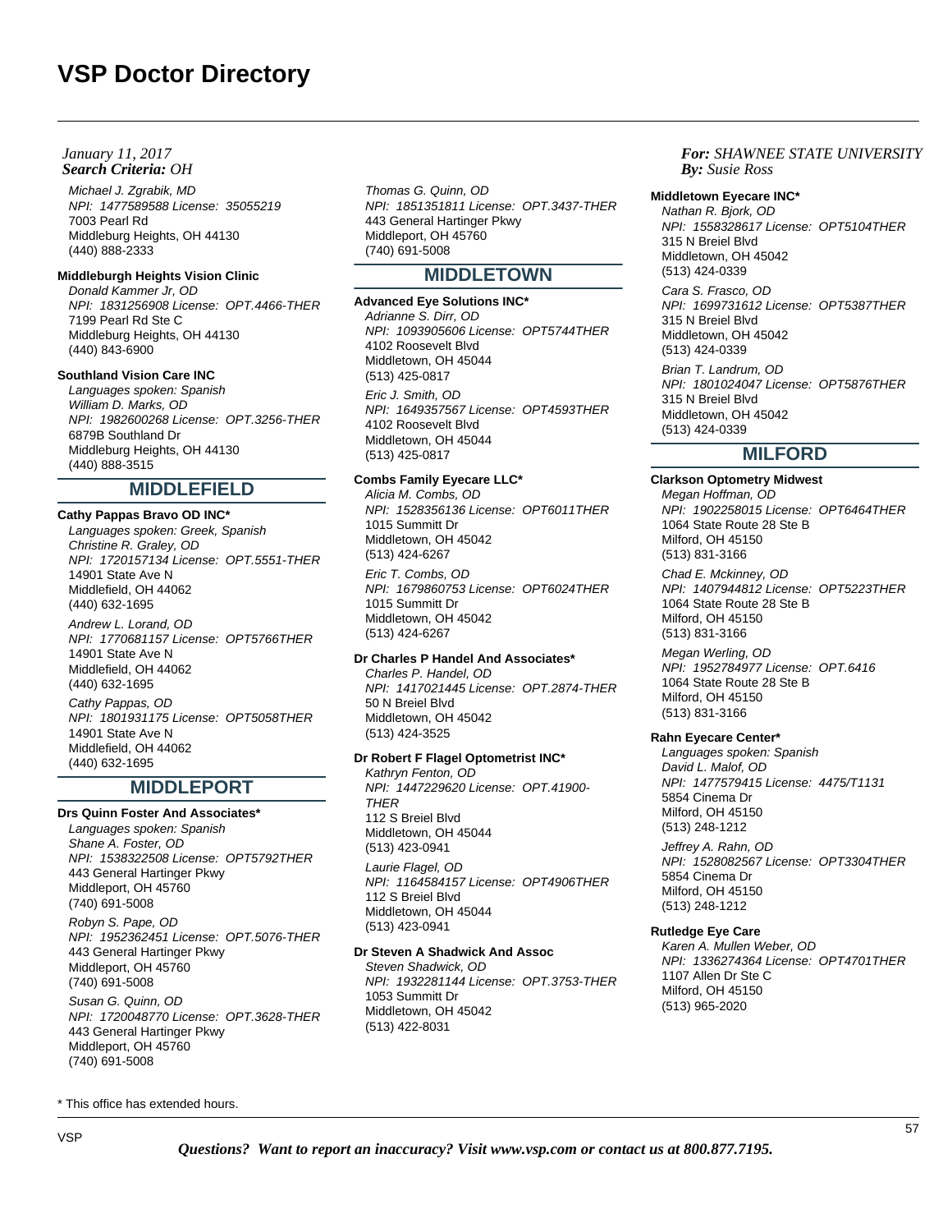# VSP Doctor Directory

*January 11, 2017*
***Search Criteria:*** *OH*

***For:*** *SHAWNEE STATE UNIVERSITY*
***By:*** *Susie Ross*

*Michael J. Zgrabik, MD*
*NPI: 1477589588 License: 35055219*
7003 Pearl Rd
Middleburg Heights, OH 44130
(440) 888-2333

**Middleburgh Heights Vision Clinic**
*Donald Kammer Jr, OD*
*NPI: 1831256908 License: OPT.4466-THER*
7199 Pearl Rd Ste C
Middleburg Heights, OH 44130
(440) 843-6900

**Southland Vision Care INC**
*Languages spoken: Spanish*
*William D. Marks, OD*
*NPI: 1982600268 License: OPT.3256-THER*
6879B Southland Dr
Middleburg Heights, OH 44130
(440) 888-3515

## MIDDLEFIELD

**Cathy Pappas Bravo OD INC***
*Languages spoken: Greek, Spanish*
*Christine R. Graley, OD*
*NPI: 1720157134 License: OPT.5551-THER*
14901 State Ave N
Middlefield, OH 44062
(440) 632-1695

*Andrew L. Lorand, OD*
*NPI: 1770681157 License: OPT5766THER*
14901 State Ave N
Middlefield, OH 44062
(440) 632-1695

*Cathy Pappas, OD*
*NPI: 1801931175 License: OPT5058THER*
14901 State Ave N
Middlefield, OH 44062
(440) 632-1695

## MIDDLEPORT

**Drs Quinn Foster And Associates***
*Languages spoken: Spanish*
*Shane A. Foster, OD*
*NPI: 1538322508 License: OPT5792THER*
443 General Hartinger Pkwy
Middleport, OH 45760
(740) 691-5008

*Robyn S. Pape, OD*
*NPI: 1952362451 License: OPT.5076-THER*
443 General Hartinger Pkwy
Middleport, OH 45760
(740) 691-5008

*Susan G. Quinn, OD*
*NPI: 1720048770 License: OPT.3628-THER*
443 General Hartinger Pkwy
Middleport, OH 45760
(740) 691-5008

*Thomas G. Quinn, OD*
*NPI: 1851351811 License: OPT.3437-THER*
443 General Hartinger Pkwy
Middleport, OH 45760
(740) 691-5008

## MIDDLETOWN

**Advanced Eye Solutions INC***
*Adrianne S. Dirr, OD*
*NPI: 1093905606 License: OPT5744THER*
4102 Roosevelt Blvd
Middletown, OH 45044
(513) 425-0817

*Eric J. Smith, OD*
*NPI: 1649357567 License: OPT4593THER*
4102 Roosevelt Blvd
Middletown, OH 45044
(513) 425-0817

**Combs Family Eyecare LLC***
*Alicia M. Combs, OD*
*NPI: 1528356136 License: OPT6011THER*
1015 Summitt Dr
Middletown, OH 45042
(513) 424-6267

*Eric T. Combs, OD*
*NPI: 1679860753 License: OPT6024THER*
1015 Summitt Dr
Middletown, OH 45042
(513) 424-6267

**Dr Charles P Handel And Associates***
*Charles P. Handel, OD*
*NPI: 1417021445 License: OPT.2874-THER*
50 N Breiel Blvd
Middletown, OH 45042
(513) 424-3525

**Dr Robert F Flagel Optometrist INC***
*Kathryn Fenton, OD*
*NPI: 1447229620 License: OPT.41900-THER*
112 S Breiel Blvd
Middletown, OH 45044
(513) 423-0941

*Laurie Flagel, OD*
*NPI: 1164584157 License: OPT4906THER*
112 S Breiel Blvd
Middletown, OH 45044
(513) 423-0941

**Dr Steven A Shadwick And Assoc**
*Steven Shadwick, OD*
*NPI: 1932281144 License: OPT.3753-THER*
1053 Summitt Dr
Middletown, OH 45042
(513) 422-8031

**Middletown Eyecare INC***
*Nathan R. Bjork, OD*
*NPI: 1558328617 License: OPT5104THER*
315 N Breiel Blvd
Middletown, OH 45042
(513) 424-0339

*Cara S. Frasco, OD*
*NPI: 1699731612 License: OPT5387THER*
315 N Breiel Blvd
Middletown, OH 45042
(513) 424-0339

*Brian T. Landrum, OD*
*NPI: 1801024047 License: OPT5876THER*
315 N Breiel Blvd
Middletown, OH 45042
(513) 424-0339

## MILFORD

**Clarkson Optometry Midwest**
*Megan Hoffman, OD*
*NPI: 1902258015 License: OPT6464THER*
1064 State Route 28 Ste B
Milford, OH 45150
(513) 831-3166

*Chad E. Mckinney, OD*
*NPI: 1407944812 License: OPT5223THER*
1064 State Route 28 Ste B
Milford, OH 45150
(513) 831-3166

*Megan Werling, OD*
*NPI: 1952784977 License: OPT.6416*
1064 State Route 28 Ste B
Milford, OH 45150
(513) 831-3166

**Rahn Eyecare Center***
*Languages spoken: Spanish*
*David L. Malof, OD*
*NPI: 1477579415 License: 4475/T1131*
5854 Cinema Dr
Milford, OH 45150
(513) 248-1212

*Jeffrey A. Rahn, OD*
*NPI: 1528082567 License: OPT3304THER*
5854 Cinema Dr
Milford, OH 45150
(513) 248-1212

**Rutledge Eye Care**
*Karen A. Mullen Weber, OD*
*NPI: 1336274364 License: OPT4701THER*
1107 Allen Dr Ste C
Milford, OH 45150
(513) 965-2020

* This office has extended hours.

***Questions? Want to report an inaccuracy? Visit www.vsp.com or contact us at 800.877.7195.***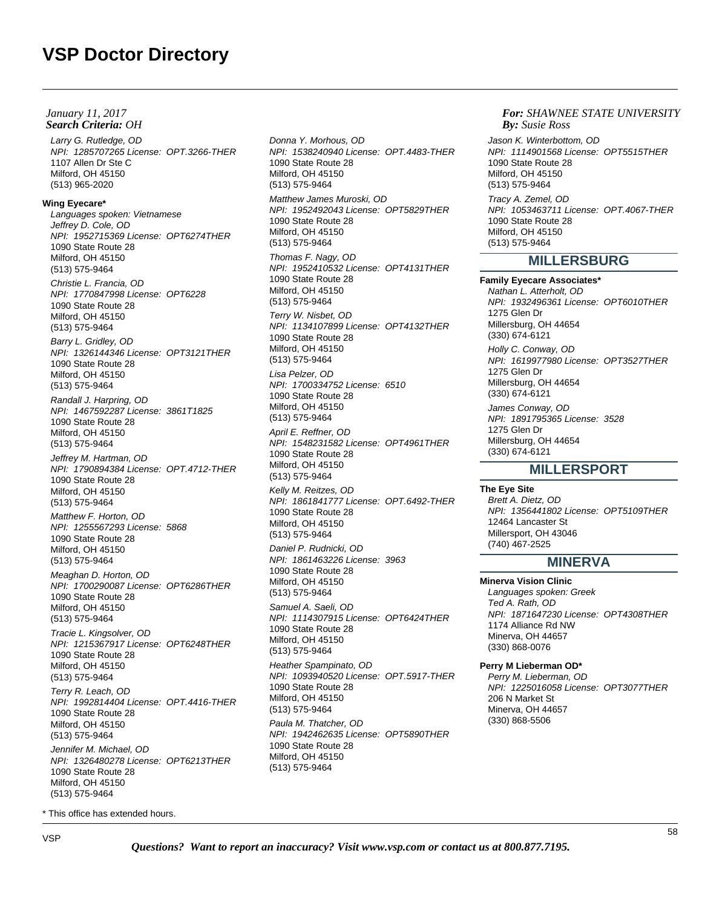# VSP Doctor Directory

*January 11, 2017*
***Search Criteria:*** *OH*

***For:*** *SHAWNEE STATE UNIVERSITY*
***By:*** *Susie Ross*

*Larry G. Rutledge, OD*
*NPI: 1285707265 License: OPT.3266-THER*
1107 Allen Dr Ste C
Milford, OH 45150
(513) 965-2020

**Wing Eyecare***
*Languages spoken: Vietnamese*
*Jeffrey D. Cole, OD*
*NPI: 1952715369 License: OPT6274THER*
1090 State Route 28
Milford, OH 45150
(513) 575-9464

*Christie L. Francia, OD*
*NPI: 1770847998 License: OPT6228*
1090 State Route 28
Milford, OH 45150
(513) 575-9464

*Barry L. Gridley, OD*
*NPI: 1326144346 License: OPT3121THER*
1090 State Route 28
Milford, OH 45150
(513) 575-9464

*Randall J. Harpring, OD*
*NPI: 1467592287 License: 3861T1825*
1090 State Route 28
Milford, OH 45150
(513) 575-9464

*Jeffrey M. Hartman, OD*
*NPI: 1790894384 License: OPT.4712-THER*
1090 State Route 28
Milford, OH 45150
(513) 575-9464

*Matthew F. Horton, OD*
*NPI: 1255567293 License: 5868*
1090 State Route 28
Milford, OH 45150
(513) 575-9464

*Meaghan D. Horton, OD*
*NPI: 1700290087 License: OPT6286THER*
1090 State Route 28
Milford, OH 45150
(513) 575-9464

*Tracie L. Kingsolver, OD*
*NPI: 1215367917 License: OPT6248THER*
1090 State Route 28
Milford, OH 45150
(513) 575-9464

*Terry R. Leach, OD*
*NPI: 1992814404 License: OPT.4416-THER*
1090 State Route 28
Milford, OH 45150
(513) 575-9464

*Jennifer M. Michael, OD*
*NPI: 1326480278 License: OPT6213THER*
1090 State Route 28
Milford, OH 45150
(513) 575-9464

*Donna Y. Morhous, OD*
*NPI: 1538240940 License: OPT.4483-THER*
1090 State Route 28
Milford, OH 45150
(513) 575-9464

*Matthew James Muroski, OD*
*NPI: 1952492043 License: OPT5829THER*
1090 State Route 28
Milford, OH 45150
(513) 575-9464

*Thomas F. Nagy, OD*
*NPI: 1952410532 License: OPT4131THER*
1090 State Route 28
Milford, OH 45150
(513) 575-9464

*Terry W. Nisbet, OD*
*NPI: 1134107899 License: OPT4132THER*
1090 State Route 28
Milford, OH 45150
(513) 575-9464

*Lisa Pelzer, OD*
*NPI: 1700334752 License: 6510*
1090 State Route 28
Milford, OH 45150
(513) 575-9464

*April E. Reffner, OD*
*NPI: 1548231582 License: OPT4961THER*
1090 State Route 28
Milford, OH 45150
(513) 575-9464

*Kelly M. Reitzes, OD*
*NPI: 1861841777 License: OPT.6492-THER*
1090 State Route 28
Milford, OH 45150
(513) 575-9464

*Daniel P. Rudnicki, OD*
*NPI: 1861463226 License: 3963*
1090 State Route 28
Milford, OH 45150
(513) 575-9464

*Samuel A. Saeli, OD*
*NPI: 1114307915 License: OPT6424THER*
1090 State Route 28
Milford, OH 45150
(513) 575-9464

*Heather Spampinato, OD*
*NPI: 1093940520 License: OPT.5917-THER*
1090 State Route 28
Milford, OH 45150
(513) 575-9464

*Paula M. Thatcher, OD*
*NPI: 1942462635 License: OPT5890THER*
1090 State Route 28
Milford, OH 45150
(513) 575-9464

*Jason K. Winterbottom, OD*
*NPI: 1114901568 License: OPT5515THER*
1090 State Route 28
Milford, OH 45150
(513) 575-9464

*Tracy A. Zemel, OD*
*NPI: 1053463711 License: OPT.4067-THER*
1090 State Route 28
Milford, OH 45150
(513) 575-9464

## MILLERSBURG

**Family Eyecare Associates***
*Nathan L. Atterholt, OD*
*NPI: 1932496361 License: OPT6010THER*
1275 Glen Dr
Millersburg, OH 44654
(330) 674-6121

*Holly C. Conway, OD*
*NPI: 1619977980 License: OPT3527THER*
1275 Glen Dr
Millersburg, OH 44654
(330) 674-6121

*James Conway, OD*
*NPI: 1891795365 License: 3528*
1275 Glen Dr
Millersburg, OH 44654
(330) 674-6121

## MILLERSPORT

**The Eye Site**
*Brett A. Dietz, OD*
*NPI: 1356441802 License: OPT5109THER*
12464 Lancaster St
Millersport, OH 43046
(740) 467-2525

## MINERVA

**Minerva Vision Clinic**
*Languages spoken: Greek*
*Ted A. Rath, OD*
*NPI: 1871647230 License: OPT4308THER*
1174 Alliance Rd NW
Minerva, OH 44657
(330) 868-0076

**Perry M Lieberman OD***
*Perry M. Lieberman, OD*
*NPI: 1225016058 License: OPT3077THER*
206 N Market St
Minerva, OH 44657
(330) 868-5506

\* This office has extended hours.

***Questions? Want to report an inaccuracy? Visit www.vsp.com or contact us at 800.877.7195.***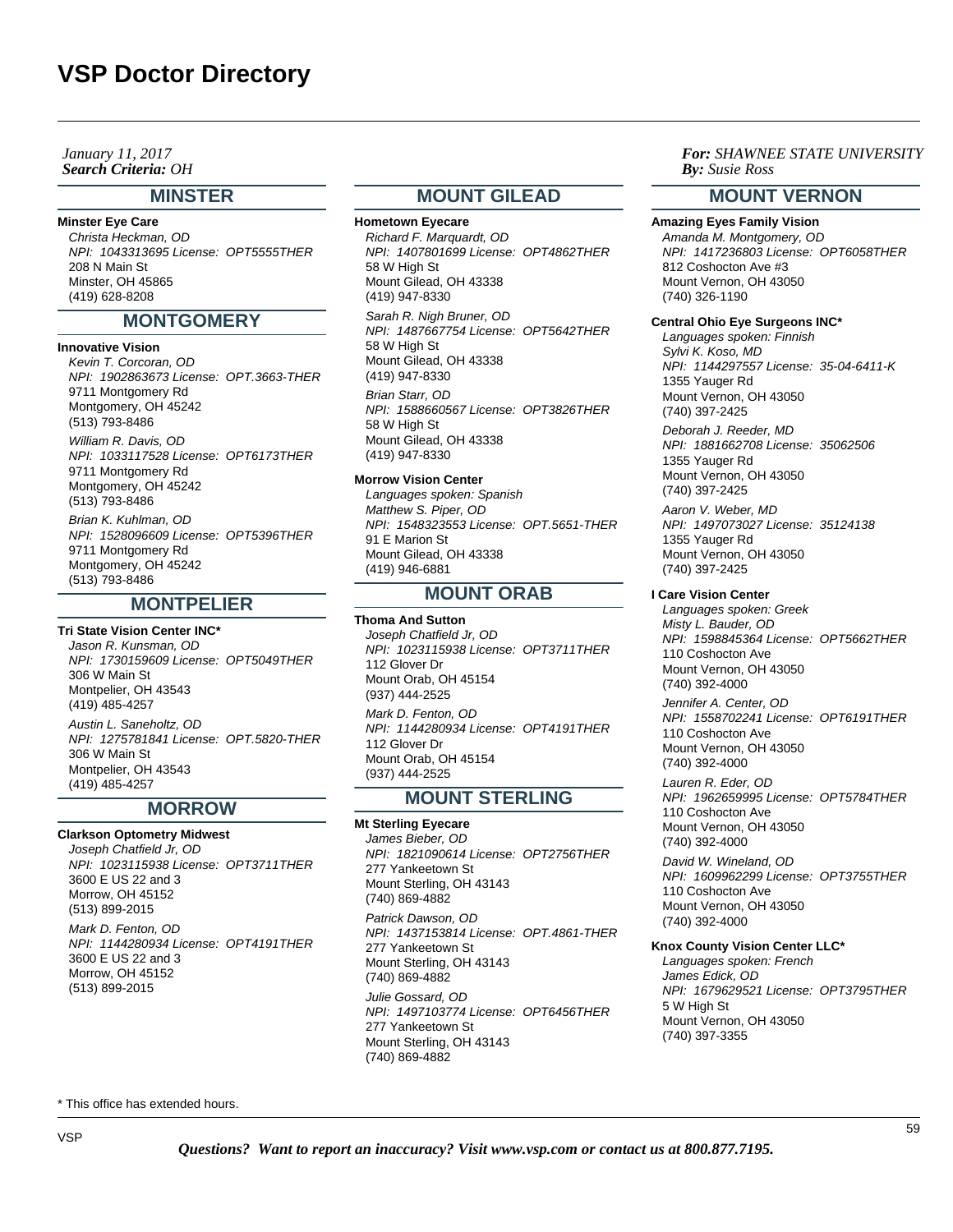# VSP Doctor Directory

*January 11, 2017*
***Search Criteria:*** *OH*

***For:*** *SHAWNEE STATE UNIVERSITY*
***By:*** *Susie Ross*

## MINSTER

**Minster Eye Care**

*Christa Heckman, OD*
*NPI: 1043313695 License: OPT5555THER*
208 N Main St
Minster, OH 45865
(419) 628-8208

## MONTGOMERY

**Innovative Vision**

*Kevin T. Corcoran, OD*
*NPI: 1902863673 License: OPT.3663-THER*
9711 Montgomery Rd
Montgomery, OH 45242
(513) 793-8486

*William R. Davis, OD*
*NPI: 1033117528 License: OPT6173THER*
9711 Montgomery Rd
Montgomery, OH 45242
(513) 793-8486

*Brian K. Kuhlman, OD*
*NPI: 1528096609 License: OPT5396THER*
9711 Montgomery Rd
Montgomery, OH 45242
(513) 793-8486

## MONTPELIER

**Tri State Vision Center INC***

*Jason R. Kunsman, OD*
*NPI: 1730159609 License: OPT5049THER*
306 W Main St
Montpelier, OH 43543
(419) 485-4257

*Austin L. Saneholtz, OD*
*NPI: 1275781841 License: OPT.5820-THER*
306 W Main St
Montpelier, OH 43543
(419) 485-4257

## MORROW

**Clarkson Optometry Midwest**

*Joseph Chatfield Jr, OD*
*NPI: 1023115938 License: OPT3711THER*
3600 E US 22 and 3
Morrow, OH 45152
(513) 899-2015

*Mark D. Fenton, OD*
*NPI: 1144280934 License: OPT4191THER*
3600 E US 22 and 3
Morrow, OH 45152
(513) 899-2015

## MOUNT GILEAD

**Hometown Eyecare**

*Richard F. Marquardt, OD*
*NPI: 1407801699 License: OPT4862THER*
58 W High St
Mount Gilead, OH 43338
(419) 947-8330

*Sarah R. Nigh Bruner, OD*
*NPI: 1487667754 License: OPT5642THER*
58 W High St
Mount Gilead, OH 43338
(419) 947-8330

*Brian Starr, OD*
*NPI: 1588660567 License: OPT3826THER*
58 W High St
Mount Gilead, OH 43338
(419) 947-8330

**Morrow Vision Center**

*Languages spoken: Spanish*
*Matthew S. Piper, OD*
*NPI: 1548323553 License: OPT.5651-THER*
91 E Marion St
Mount Gilead, OH 43338
(419) 946-6881

## MOUNT ORAB

**Thoma And Sutton**

*Joseph Chatfield Jr, OD*
*NPI: 1023115938 License: OPT3711THER*
112 Glover Dr
Mount Orab, OH 45154
(937) 444-2525

*Mark D. Fenton, OD*
*NPI: 1144280934 License: OPT4191THER*
112 Glover Dr
Mount Orab, OH 45154
(937) 444-2525

## MOUNT STERLING

**Mt Sterling Eyecare**

*James Bieber, OD*
*NPI: 1821090614 License: OPT2756THER*
277 Yankeetown St
Mount Sterling, OH 43143
(740) 869-4882

*Patrick Dawson, OD*
*NPI: 1437153814 License: OPT.4861-THER*
277 Yankeetown St
Mount Sterling, OH 43143
(740) 869-4882

*Julie Gossard, OD*
*NPI: 1497103774 License: OPT6456THER*
277 Yankeetown St
Mount Sterling, OH 43143
(740) 869-4882

## MOUNT VERNON

**Amazing Eyes Family Vision**

*Amanda M. Montgomery, OD*
*NPI: 1417236803 License: OPT6058THER*
812 Coshocton Ave #3
Mount Vernon, OH 43050
(740) 326-1190

**Central Ohio Eye Surgeons INC***

*Languages spoken: Finnish*
*Sylvi K. Koso, MD*
*NPI: 1144297557 License: 35-04-6411-K*
1355 Yauger Rd
Mount Vernon, OH 43050
(740) 397-2425

*Deborah J. Reeder, MD*
*NPI: 1881662708 License: 35062506*
1355 Yauger Rd
Mount Vernon, OH 43050
(740) 397-2425

*Aaron V. Weber, MD*
*NPI: 1497073027 License: 35124138*
1355 Yauger Rd
Mount Vernon, OH 43050
(740) 397-2425

**I Care Vision Center**

*Languages spoken: Greek*
*Misty L. Bauder, OD*
*NPI: 1598845364 License: OPT5662THER*
110 Coshocton Ave
Mount Vernon, OH 43050
(740) 392-4000

*Jennifer A. Center, OD*
*NPI: 1558702241 License: OPT6191THER*
110 Coshocton Ave
Mount Vernon, OH 43050
(740) 392-4000

*Lauren R. Eder, OD*
*NPI: 1962659995 License: OPT5784THER*
110 Coshocton Ave
Mount Vernon, OH 43050
(740) 392-4000

*David W. Wineland, OD*
*NPI: 1609962299 License: OPT3755THER*
110 Coshocton Ave
Mount Vernon, OH 43050
(740) 392-4000

**Knox County Vision Center LLC***

*Languages spoken: French*
*James Edick, OD*
*NPI: 1679629521 License: OPT3795THER*
5 W High St
Mount Vernon, OH 43050
(740) 397-3355

\* This office has extended hours.

***Questions? Want to report an inaccuracy? Visit www.vsp.com or contact us at 800.877.7195.***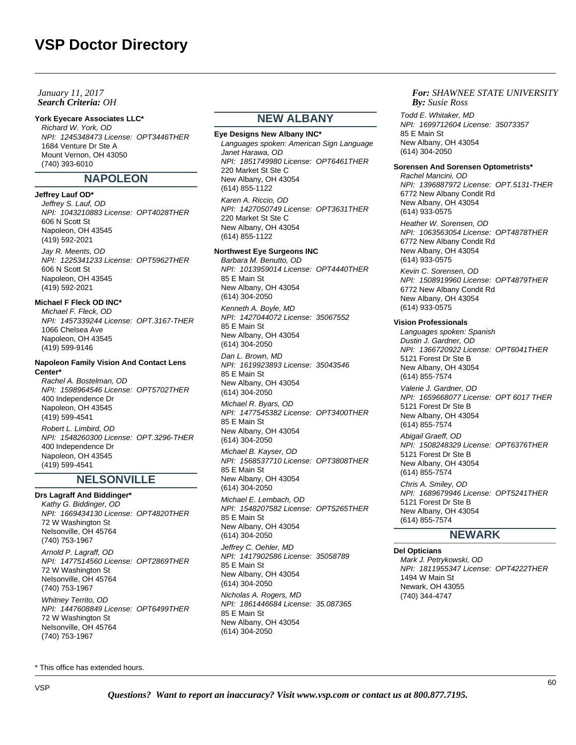*January 11, 2017*
***Search Criteria:** OH*

***For:** SHAWNEE STATE UNIVERSITY*
***By:** Susie Ross*

**York Eyecare Associates LLC***
*Richard W. York, OD*
*NPI: 1245348473 License: OPT3446THER*
1684 Venture Dr Ste A
Mount Vernon, OH 43050
(740) 393-6010

## NAPOLEON

**Jeffrey Lauf OD***
*Jeffrey S. Lauf, OD*
*NPI: 1043210883 License: OPT4028THER*
606 N Scott St
Napoleon, OH 43545
(419) 592-2021

*Jay R. Meents, OD*
*NPI: 1225341233 License: OPT5962THER*
606 N Scott St
Napoleon, OH 43545
(419) 592-2021

**Michael F Fleck OD INC***
*Michael F. Fleck, OD*
*NPI: 1457339244 License: OPT.3167-THER*
1066 Chelsea Ave
Napoleon, OH 43545
(419) 599-9146

**Napoleon Family Vision And Contact Lens Center***
*Rachel A. Bostelman, OD*
*NPI: 1598964546 License: OPT5702THER*
400 Independence Dr
Napoleon, OH 43545
(419) 599-4541

*Robert L. Limbird, OD*
*NPI: 1548260300 License: OPT.3296-THER*
400 Independence Dr
Napoleon, OH 43545
(419) 599-4541

## NELSONVILLE

**Drs Lagraff And Biddinger***
*Kathy G. Biddinger, OD*
*NPI: 1669434130 License: OPT4820THER*
72 W Washington St
Nelsonville, OH 45764
(740) 753-1967

*Arnold P. Lagraff, OD*
*NPI: 1477514560 License: OPT2869THER*
72 W Washington St
Nelsonville, OH 45764
(740) 753-1967

*Whitney Territo, OD*
*NPI: 1447608849 License: OPT6499THER*
72 W Washington St
Nelsonville, OH 45764
(740) 753-1967

## NEW ALBANY

**Eye Designs New Albany INC***
*Languages spoken: American Sign Language*
*Janet Harawa, OD*
*NPI: 1851749980 License: OPT6461THER*
220 Market St Ste C
New Albany, OH 43054
(614) 855-1122

*Karen A. Riccio, OD*
*NPI: 1427050749 License: OPT3631THER*
220 Market St Ste C
New Albany, OH 43054
(614) 855-1122

**Northwest Eye Surgeons INC**
*Barbara M. Benutto, OD*
*NPI: 1013959014 License: OPT4440THER*
85 E Main St
New Albany, OH 43054
(614) 304-2050

*Kenneth A. Boyle, MD*
*NPI: 1427044072 License: 35067552*
85 E Main St
New Albany, OH 43054
(614) 304-2050

*Dan L. Brown, MD*
*NPI: 1619923893 License: 35043546*
85 E Main St
New Albany, OH 43054
(614) 304-2050

*Michael R. Byars, OD*
*NPI: 1477545382 License: OPT3400THER*
85 E Main St
New Albany, OH 43054
(614) 304-2050

*Michael B. Kayser, OD*
*NPI: 1568537710 License: OPT3808THER*
85 E Main St
New Albany, OH 43054
(614) 304-2050

*Michael E. Lembach, OD*
*NPI: 1548207582 License: OPT5265THER*
85 E Main St
New Albany, OH 43054
(614) 304-2050

*Jeffrey C. Oehler, MD*
*NPI: 1417902586 License: 35058789*
85 E Main St
New Albany, OH 43054
(614) 304-2050

*Nicholas A. Rogers, MD*
*NPI: 1861446684 License: 35.087365*
85 E Main St
New Albany, OH 43054
(614) 304-2050

*Todd E. Whitaker, MD*
*NPI: 1699712604 License: 35073357*
85 E Main St
New Albany, OH 43054
(614) 304-2050

**Sorensen And Sorensen Optometrists***
*Rachel Mancini, OD*
*NPI: 1396887972 License: OPT.5131-THER*
6772 New Albany Condit Rd
New Albany, OH 43054
(614) 933-0575

*Heather W. Sorensen, OD*
*NPI: 1063563054 License: OPT4878THER*
6772 New Albany Condit Rd
New Albany, OH 43054
(614) 933-0575

*Kevin C. Sorensen, OD*
*NPI: 1508919960 License: OPT4879THER*
6772 New Albany Condit Rd
New Albany, OH 43054
(614) 933-0575

**Vision Professionals**
*Languages spoken: Spanish*
*Dustin J. Gardner, OD*
*NPI: 1366720922 License: OPT6041THER*
5121 Forest Dr Ste B
New Albany, OH 43054
(614) 855-7574

*Valerie J. Gardner, OD*
*NPI: 1659668077 License: OPT 6017 THER*
5121 Forest Dr Ste B
New Albany, OH 43054
(614) 855-7574

*Abigail Graeff, OD*
*NPI: 1508248329 License: OPT6376THER*
5121 Forest Dr Ste B
New Albany, OH 43054
(614) 855-7574

*Chris A. Smiley, OD*
*NPI: 1689679946 License: OPT5241THER*
5121 Forest Dr Ste B
New Albany, OH 43054
(614) 855-7574

## NEWARK

**Del Opticians**
*Mark J. Petrykowski, OD*
*NPI: 1811955347 License: OPT4222THER*
1494 W Main St
Newark, OH 43055
(740) 344-4747

\* This office has extended hours.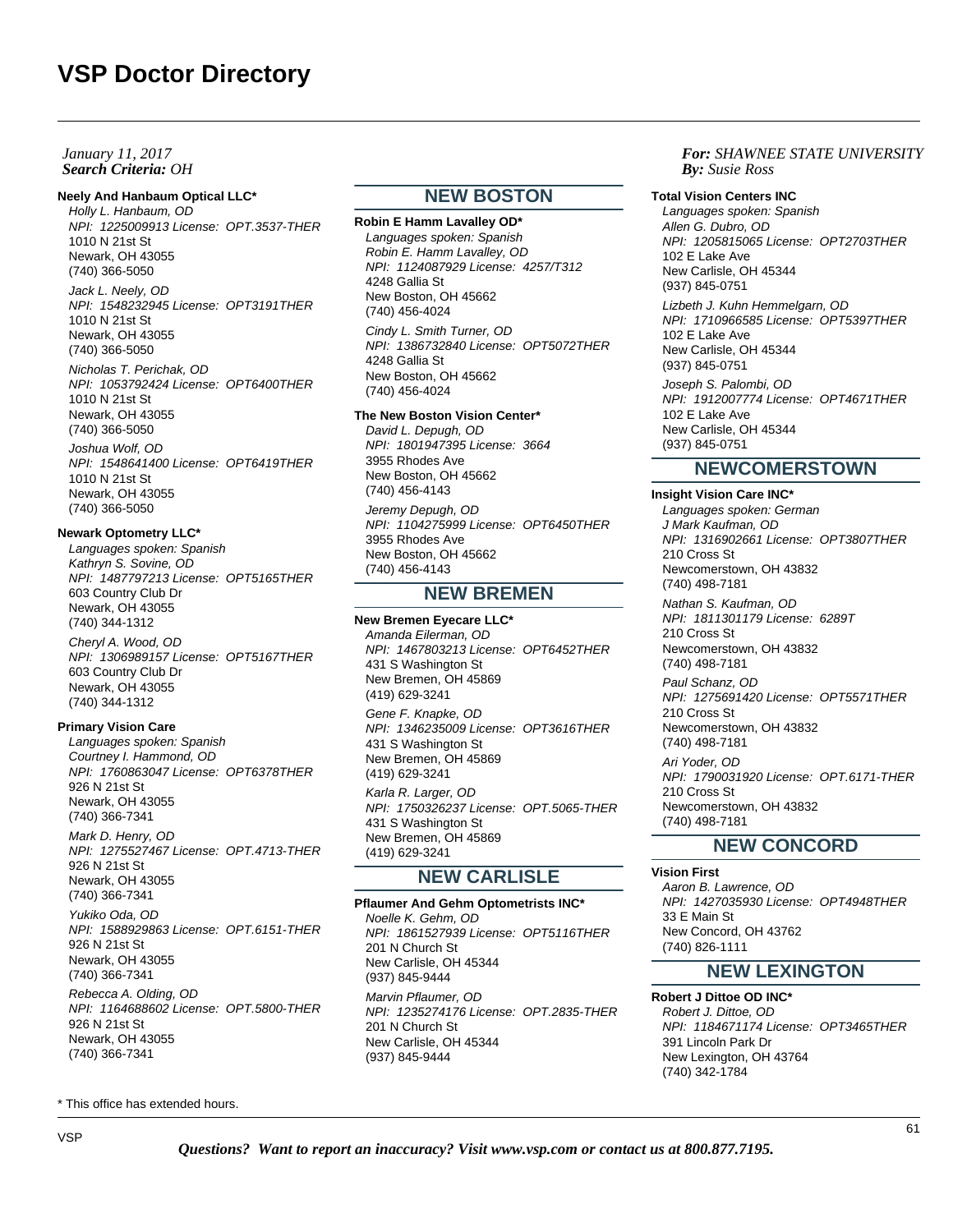# VSP Doctor Directory

*January 11, 2017*
***Search Criteria:*** *OH*

***For:*** *SHAWNEE STATE UNIVERSITY*
***By:*** *Susie Ross*

**Neely And Hanbaum Optical LLC***

*Holly L. Hanbaum, OD*
*NPI: 1225009913 License: OPT.3537-THER*
1010 N 21st St
Newark, OH 43055
(740) 366-5050

*Jack L. Neely, OD*
*NPI: 1548232945 License: OPT3191THER*
1010 N 21st St
Newark, OH 43055
(740) 366-5050

*Nicholas T. Perichak, OD*
*NPI: 1053792424 License: OPT6400THER*
1010 N 21st St
Newark, OH 43055
(740) 366-5050

*Joshua Wolf, OD*
*NPI: 1548641400 License: OPT6419THER*
1010 N 21st St
Newark, OH 43055
(740) 366-5050

**Newark Optometry LLC***

*Languages spoken: Spanish*
*Kathryn S. Sovine, OD*
*NPI: 1487797213 License: OPT5165THER*
603 Country Club Dr
Newark, OH 43055
(740) 344-1312

*Cheryl A. Wood, OD*
*NPI: 1306989157 License: OPT5167THER*
603 Country Club Dr
Newark, OH 43055
(740) 344-1312

**Primary Vision Care**

*Languages spoken: Spanish*
*Courtney I. Hammond, OD*
*NPI: 1760863047 License: OPT6378THER*
926 N 21st St
Newark, OH 43055
(740) 366-7341

*Mark D. Henry, OD*
*NPI: 1275527467 License: OPT.4713-THER*
926 N 21st St
Newark, OH 43055
(740) 366-7341

*Yukiko Oda, OD*
*NPI: 1588929863 License: OPT.6151-THER*
926 N 21st St
Newark, OH 43055
(740) 366-7341

*Rebecca A. Olding, OD*
*NPI: 1164688602 License: OPT.5800-THER*
926 N 21st St
Newark, OH 43055
(740) 366-7341

## NEW BOSTON

**Robin E Hamm Lavalley OD***

*Languages spoken: Spanish*
*Robin E. Hamm Lavalley, OD*
*NPI: 1124087929 License: 4257/T312*
4248 Gallia St
New Boston, OH 45662
(740) 456-4024

*Cindy L. Smith Turner, OD*
*NPI: 1386732840 License: OPT5072THER*
4248 Gallia St
New Boston, OH 45662
(740) 456-4024

**The New Boston Vision Center***

*David L. Depugh, OD*
*NPI: 1801947395 License: 3664*
3955 Rhodes Ave
New Boston, OH 45662
(740) 456-4143

*Jeremy Depugh, OD*
*NPI: 1104275999 License: OPT6450THER*
3955 Rhodes Ave
New Boston, OH 45662
(740) 456-4143

## NEW BREMEN

**New Bremen Eyecare LLC***

*Amanda Eilerman, OD*
*NPI: 1467803213 License: OPT6452THER*
431 S Washington St
New Bremen, OH 45869
(419) 629-3241

*Gene F. Knapke, OD*
*NPI: 1346235009 License: OPT3616THER*
431 S Washington St
New Bremen, OH 45869
(419) 629-3241

*Karla R. Larger, OD*
*NPI: 1750326237 License: OPT.5065-THER*
431 S Washington St
New Bremen, OH 45869
(419) 629-3241

## NEW CARLISLE

**Pflaumer And Gehm Optometrists INC***

*Noelle K. Gehm, OD*
*NPI: 1861527939 License: OPT5116THER*
201 N Church St
New Carlisle, OH 45344
(937) 845-9444

*Marvin Pflaumer, OD*
*NPI: 1235274176 License: OPT.2835-THER*
201 N Church St
New Carlisle, OH 45344
(937) 845-9444

**Total Vision Centers INC**

*Languages spoken: Spanish*
*Allen G. Dubro, OD*
*NPI: 1205815065 License: OPT2703THER*
102 E Lake Ave
New Carlisle, OH 45344
(937) 845-0751

*Lizbeth J. Kuhn Hemmelgarn, OD*
*NPI: 1710966585 License: OPT5397THER*
102 E Lake Ave
New Carlisle, OH 45344
(937) 845-0751

*Joseph S. Palombi, OD*
*NPI: 1912007774 License: OPT4671THER*
102 E Lake Ave
New Carlisle, OH 45344
(937) 845-0751

## NEWCOMERSTOWN

**Insight Vision Care INC***

*Languages spoken: German*
*J Mark Kaufman, OD*
*NPI: 1316902661 License: OPT3807THER*
210 Cross St
Newcomerstown, OH 43832
(740) 498-7181

*Nathan S. Kaufman, OD*
*NPI: 1811301179 License: 6289T*
210 Cross St
Newcomerstown, OH 43832
(740) 498-7181

*Paul Schanz, OD*
*NPI: 1275691420 License: OPT5571THER*
210 Cross St
Newcomerstown, OH 43832
(740) 498-7181

*Ari Yoder, OD*
*NPI: 1790031920 License: OPT.6171-THER*
210 Cross St
Newcomerstown, OH 43832
(740) 498-7181

## NEW CONCORD

**Vision First**

*Aaron B. Lawrence, OD*
*NPI: 1427035930 License: OPT4948THER*
33 E Main St
New Concord, OH 43762
(740) 826-1111

## NEW LEXINGTON

**Robert J Dittoe OD INC***

*Robert J. Dittoe, OD*
*NPI: 1184671174 License: OPT3465THER*
391 Lincoln Park Dr
New Lexington, OH 43764
(740) 342-1784

\* This office has extended hours.

***Questions? Want to report an inaccuracy? Visit www.vsp.com or contact us at 800.877.7195.***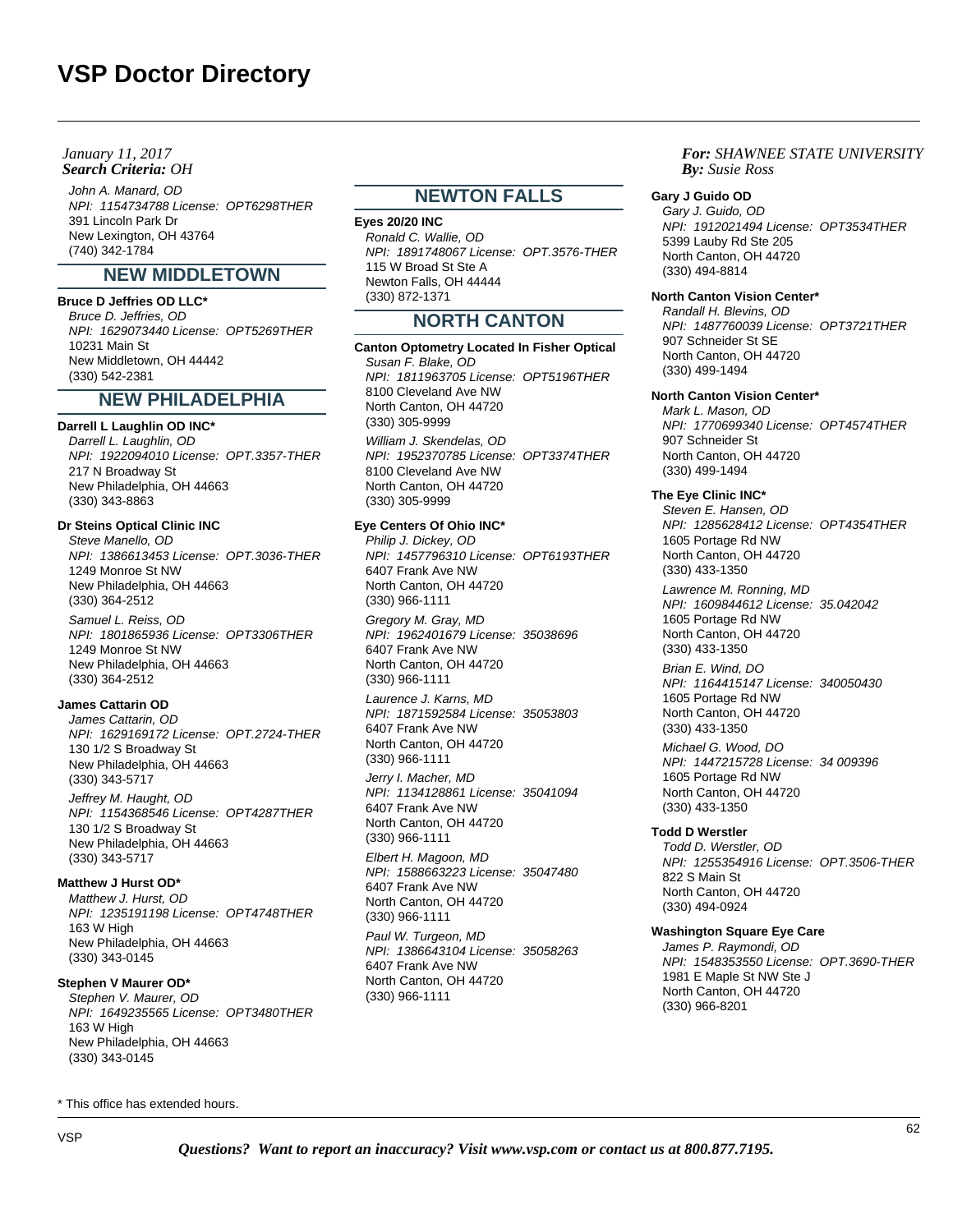# VSP Doctor Directory

*January 11, 2017*
***Search Criteria:*** *OH*

***For:*** *SHAWNEE STATE UNIVERSITY*
***By:*** *Susie Ross*

*John A. Manard, OD*
*NPI: 1154734788 License: OPT6298THER*
391 Lincoln Park Dr
New Lexington, OH 43764
(740) 342-1784

## NEW MIDDLETOWN

**Bruce D Jeffries OD LLC***
*Bruce D. Jeffries, OD*
*NPI: 1629073440 License: OPT5269THER*
10231 Main St
New Middletown, OH 44442
(330) 542-2381

## NEW PHILADELPHIA

**Darrell L Laughlin OD INC***
*Darrell L. Laughlin, OD*
*NPI: 1922094010 License: OPT.3357-THER*
217 N Broadway St
New Philadelphia, OH 44663
(330) 343-8863

**Dr Steins Optical Clinic INC**
*Steve Manello, OD*
*NPI: 1386613453 License: OPT.3036-THER*
1249 Monroe St NW
New Philadelphia, OH 44663
(330) 364-2512

*Samuel L. Reiss, OD*
*NPI: 1801865936 License: OPT3306THER*
1249 Monroe St NW
New Philadelphia, OH 44663
(330) 364-2512

**James Cattarin OD**
*James Cattarin, OD*
*NPI: 1629169172 License: OPT.2724-THER*
130 1/2 S Broadway St
New Philadelphia, OH 44663
(330) 343-5717

*Jeffrey M. Haught, OD*
*NPI: 1154368546 License: OPT4287THER*
130 1/2 S Broadway St
New Philadelphia, OH 44663
(330) 343-5717

**Matthew J Hurst OD***
*Matthew J. Hurst, OD*
*NPI: 1235191198 License: OPT4748THER*
163 W High
New Philadelphia, OH 44663
(330) 343-0145

**Stephen V Maurer OD***
*Stephen V. Maurer, OD*
*NPI: 1649235565 License: OPT3480THER*
163 W High
New Philadelphia, OH 44663
(330) 343-0145

## NEWTON FALLS

**Eyes 20/20 INC**
*Ronald C. Wallie, OD*
*NPI: 1891748067 License: OPT.3576-THER*
115 W Broad St Ste A
Newton Falls, OH 44444
(330) 872-1371

## NORTH CANTON

**Canton Optometry Located In Fisher Optical**
*Susan F. Blake, OD*
*NPI: 1811963705 License: OPT5196THER*
8100 Cleveland Ave NW
North Canton, OH 44720
(330) 305-9999

*William J. Skendelas, OD*
*NPI: 1952370785 License: OPT3374THER*
8100 Cleveland Ave NW
North Canton, OH 44720
(330) 305-9999

**Eye Centers Of Ohio INC***
*Philip J. Dickey, OD*
*NPI: 1457796310 License: OPT6193THER*
6407 Frank Ave NW
North Canton, OH 44720
(330) 966-1111

*Gregory M. Gray, MD*
*NPI: 1962401679 License: 35038696*
6407 Frank Ave NW
North Canton, OH 44720
(330) 966-1111

*Laurence J. Karns, MD*
*NPI: 1871592584 License: 35053803*
6407 Frank Ave NW
North Canton, OH 44720
(330) 966-1111

*Jerry I. Macher, MD*
*NPI: 1134128861 License: 35041094*
6407 Frank Ave NW
North Canton, OH 44720
(330) 966-1111

*Elbert H. Magoon, MD*
*NPI: 1588663223 License: 35047480*
6407 Frank Ave NW
North Canton, OH 44720
(330) 966-1111

*Paul W. Turgeon, MD*
*NPI: 1386643104 License: 35058263*
6407 Frank Ave NW
North Canton, OH 44720
(330) 966-1111

**Gary J Guido OD**
*Gary J. Guido, OD*
*NPI: 1912021494 License: OPT3534THER*
5399 Lauby Rd Ste 205
North Canton, OH 44720
(330) 494-8814

**North Canton Vision Center***
*Randall H. Blevins, OD*
*NPI: 1487760039 License: OPT3721THER*
907 Schneider St SE
North Canton, OH 44720
(330) 499-1494

**North Canton Vision Center***
*Mark L. Mason, OD*
*NPI: 1770699340 License: OPT4574THER*
907 Schneider St
North Canton, OH 44720
(330) 499-1494

**The Eye Clinic INC***
*Steven E. Hansen, OD*
*NPI: 1285628412 License: OPT4354THER*
1605 Portage Rd NW
North Canton, OH 44720
(330) 433-1350

*Lawrence M. Ronning, MD*
*NPI: 1609844612 License: 35.042042*
1605 Portage Rd NW
North Canton, OH 44720
(330) 433-1350

*Brian E. Wind, DO*
*NPI: 1164415147 License: 340050430*
1605 Portage Rd NW
North Canton, OH 44720
(330) 433-1350

*Michael G. Wood, DO*
*NPI: 1447215728 License: 34 009396*
1605 Portage Rd NW
North Canton, OH 44720
(330) 433-1350

**Todd D Werstler**
*Todd D. Werstler, OD*
*NPI: 1255354916 License: OPT.3506-THER*
822 S Main St
North Canton, OH 44720
(330) 494-0924

**Washington Square Eye Care**
*James P. Raymondi, OD*
*NPI: 1548353550 License: OPT.3690-THER*
1981 E Maple St NW Ste J
North Canton, OH 44720
(330) 966-8201

* This office has extended hours.

***Questions? Want to report an inaccuracy? Visit www.vsp.com or contact us at 800.877.7195.***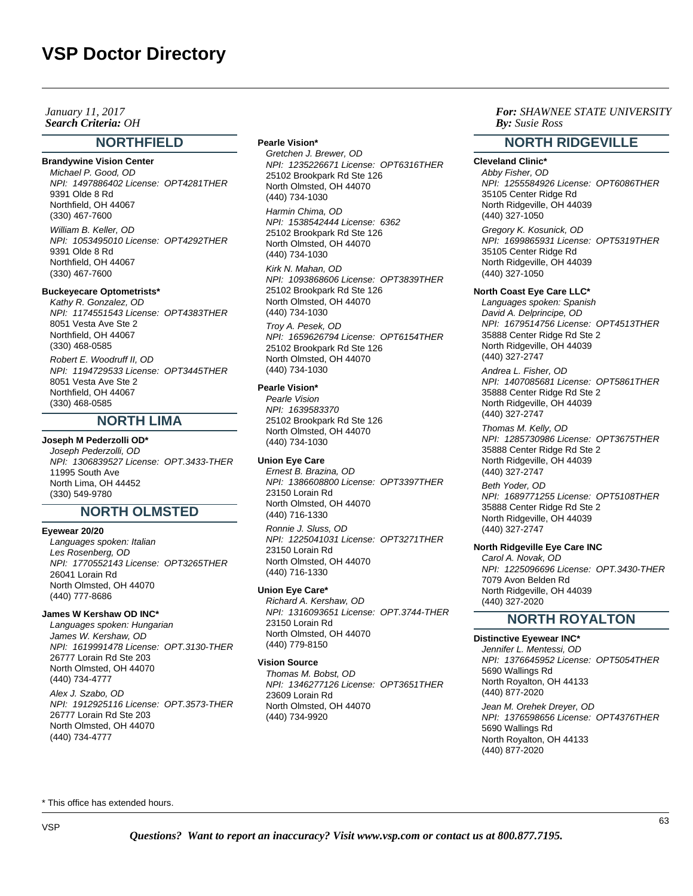# VSP Doctor Directory

*January 11, 2017*
***Search Criteria:*** *OH*

***For:*** *SHAWNEE STATE UNIVERSITY*
***By:*** *Susie Ross*

## NORTHFIELD

**Brandywine Vision Center**
*Michael P. Good, OD*
*NPI: 1497886402 License: OPT4281THER*
9391 Olde 8 Rd
Northfield, OH 44067
(330) 467-7600

*William B. Keller, OD*
*NPI: 1053495010 License: OPT4292THER*
9391 Olde 8 Rd
Northfield, OH 44067
(330) 467-7600

**Buckeyecare Optometrists***
*Kathy R. Gonzalez, OD*
*NPI: 1174551543 License: OPT4383THER*
8051 Vesta Ave Ste 2
Northfield, OH 44067
(330) 468-0585

*Robert E. Woodruff II, OD*
*NPI: 1194729533 License: OPT3445THER*
8051 Vesta Ave Ste 2
Northfield, OH 44067
(330) 468-0585

## NORTH LIMA

**Joseph M Pederzolli OD***
*Joseph Pederzolli, OD*
*NPI: 1306839527 License: OPT.3433-THER*
11995 South Ave
North Lima, OH 44452
(330) 549-9780

## NORTH OLMSTED

**Eyewear 20/20**
*Languages spoken: Italian*
*Les Rosenberg, OD*
*NPI: 1770552143 License: OPT3265THER*
26041 Lorain Rd
North Olmsted, OH 44070
(440) 777-8686

**James W Kershaw OD INC***
*Languages spoken: Hungarian*
*James W. Kershaw, OD*
*NPI: 1619991478 License: OPT.3130-THER*
26777 Lorain Rd Ste 203
North Olmsted, OH 44070
(440) 734-4777

*Alex J. Szabo, OD*
*NPI: 1912925116 License: OPT.3573-THER*
26777 Lorain Rd Ste 203
North Olmsted, OH 44070
(440) 734-4777

**Pearle Vision***
*Gretchen J. Brewer, OD*
*NPI: 1235226671 License: OPT6316THER*
25102 Brookpark Rd Ste 126
North Olmsted, OH 44070
(440) 734-1030

*Harmin Chima, OD*
*NPI: 1538542444 License: 6362*
25102 Brookpark Rd Ste 126
North Olmsted, OH 44070
(440) 734-1030

*Kirk N. Mahan, OD*
*NPI: 1093868606 License: OPT3839THER*
25102 Brookpark Rd Ste 126
North Olmsted, OH 44070
(440) 734-1030

*Troy A. Pesek, OD*
*NPI: 1659626794 License: OPT6154THER*
25102 Brookpark Rd Ste 126
North Olmsted, OH 44070
(440) 734-1030

**Pearle Vision***
*Pearle Vision*
*NPI: 1639583370*
25102 Brookpark Rd Ste 126
North Olmsted, OH 44070
(440) 734-1030

**Union Eye Care**
*Ernest B. Brazina, OD*
*NPI: 1386608800 License: OPT3397THER*
23150 Lorain Rd
North Olmsted, OH 44070
(440) 716-1330

*Ronnie J. Sluss, OD*
*NPI: 1225041031 License: OPT3271THER*
23150 Lorain Rd
North Olmsted, OH 44070
(440) 716-1330

**Union Eye Care***
*Richard A. Kershaw, OD*
*NPI: 1316093651 License: OPT.3744-THER*
23150 Lorain Rd
North Olmsted, OH 44070
(440) 779-8150

**Vision Source**
*Thomas M. Bobst, OD*
*NPI: 1346277126 License: OPT3651THER*
23609 Lorain Rd
North Olmsted, OH 44070
(440) 734-9920

## NORTH RIDGEVILLE

**Cleveland Clinic***
*Abby Fisher, OD*
*NPI: 1255584926 License: OPT6086THER*
35105 Center Ridge Rd
North Ridgeville, OH 44039
(440) 327-1050

*Gregory K. Kosunick, OD*
*NPI: 1699865931 License: OPT5319THER*
35105 Center Ridge Rd
North Ridgeville, OH 44039
(440) 327-1050

**North Coast Eye Care LLC***
*Languages spoken: Spanish*
*David A. Delprincipe, OD*
*NPI: 1679514756 License: OPT4513THER*
35888 Center Ridge Rd Ste 2
North Ridgeville, OH 44039
(440) 327-2747

*Andrea L. Fisher, OD*
*NPI: 1407085681 License: OPT5861THER*
35888 Center Ridge Rd Ste 2
North Ridgeville, OH 44039
(440) 327-2747

*Thomas M. Kelly, OD*
*NPI: 1285730986 License: OPT3675THER*
35888 Center Ridge Rd Ste 2
North Ridgeville, OH 44039
(440) 327-2747

*Beth Yoder, OD*
*NPI: 1689771255 License: OPT5108THER*
35888 Center Ridge Rd Ste 2
North Ridgeville, OH 44039
(440) 327-2747

**North Ridgeville Eye Care INC**
*Carol A. Novak, OD*
*NPI: 1225096696 License: OPT.3430-THER*
7079 Avon Belden Rd
North Ridgeville, OH 44039
(440) 327-2020

## NORTH ROYALTON

**Distinctive Eyewear INC***
*Jennifer L. Mentessi, OD*
*NPI: 1376645952 License: OPT5054THER*
5690 Wallings Rd
North Royalton, OH 44133
(440) 877-2020

*Jean M. Orehek Dreyer, OD*
*NPI: 1376598656 License: OPT4376THER*
5690 Wallings Rd
North Royalton, OH 44133
(440) 877-2020

\* This office has extended hours.

***Questions? Want to report an inaccuracy? Visit www.vsp.com or contact us at 800.877.7195.***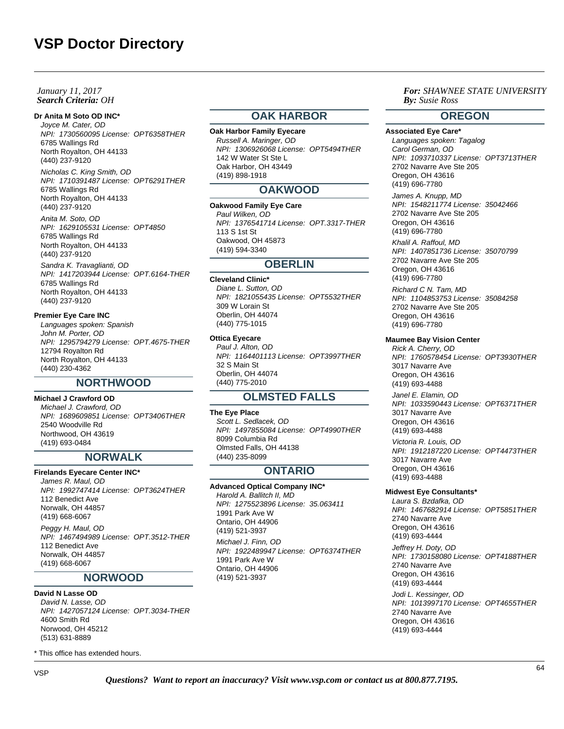# VSP Doctor Directory

*January 11, 2017*
***Search Criteria:** OH*

***For:** SHAWNEE STATE UNIVERSITY*
***By:** Susie Ross*

**Dr Anita M Soto OD INC***

*Joyce M. Cater, OD*
*NPI: 1730560095 License: OPT6358THER*
6785 Wallings Rd
North Royalton, OH 44133
(440) 237-9120

*Nicholas C. King Smith, OD*
*NPI: 1710391487 License: OPT6291THER*
6785 Wallings Rd
North Royalton, OH 44133
(440) 237-9120

*Anita M. Soto, OD*
*NPI: 1629105531 License: OPT4850*
6785 Wallings Rd
North Royalton, OH 44133
(440) 237-9120

*Sandra K. Travaglianti, OD*
*NPI: 1417203944 License: OPT.6164-THER*
6785 Wallings Rd
North Royalton, OH 44133
(440) 237-9120

**Premier Eye Care INC**

*Languages spoken: Spanish*
*John M. Porter, OD*
*NPI: 1295794279 License: OPT.4675-THER*
12794 Royalton Rd
North Royalton, OH 44133
(440) 230-4362

## NORTHWOOD

**Michael J Crawford OD**

*Michael J. Crawford, OD*
*NPI: 1689609851 License: OPT3406THER*
2540 Woodville Rd
Northwood, OH 43619
(419) 693-0484

## NORWALK

**Firelands Eyecare Center INC***

*James R. Maul, OD*
*NPI: 1992747414 License: OPT3624THER*
112 Benedict Ave
Norwalk, OH 44857
(419) 668-6067

*Peggy H. Maul, OD*
*NPI: 1467494989 License: OPT.3512-THER*
112 Benedict Ave
Norwalk, OH 44857
(419) 668-6067

## NORWOOD

**David N Lasse OD**

*David N. Lasse, OD*
*NPI: 1427057124 License: OPT.3034-THER*
4600 Smith Rd
Norwood, OH 45212
(513) 631-8889

## OAK HARBOR

**Oak Harbor Family Eyecare**

*Russell A. Maringer, OD*
*NPI: 1306926068 License: OPT5494THER*
142 W Water St Ste L
Oak Harbor, OH 43449
(419) 898-1918

## OAKWOOD

**Oakwood Family Eye Care**

*Paul Wilken, OD*
*NPI: 1376541714 License: OPT.3317-THER*
113 S 1st St
Oakwood, OH 45873
(419) 594-3340

## OBERLIN

**Cleveland Clinic***

*Diane L. Sutton, OD*
*NPI: 1821055435 License: OPT5532THER*
309 W Lorain St
Oberlin, OH 44074
(440) 775-1015

**Ottica Eyecare**

*Paul J. Alton, OD*
*NPI: 1164401113 License: OPT3997THER*
32 S Main St
Oberlin, OH 44074
(440) 775-2010

## OLMSTED FALLS

**The Eye Place**

*Scott L. Sedlacek, OD*
*NPI: 1497855084 License: OPT4990THER*
8099 Columbia Rd
Olmsted Falls, OH 44138
(440) 235-8099

## ONTARIO

**Advanced Optical Company INC***

*Harold A. Ballitch II, MD*
*NPI: 1275523896 License: 35.063411*
1991 Park Ave W
Ontario, OH 44906
(419) 521-3937

*Michael J. Finn, OD*
*NPI: 1922489947 License: OPT6374THER*
1991 Park Ave W
Ontario, OH 44906
(419) 521-3937

## OREGON

**Associated Eye Care***

*Languages spoken: Tagalog*
*Carol German, OD*
*NPI: 1093710337 License: OPT3713THER*
2702 Navarre Ave Ste 205
Oregon, OH 43616
(419) 696-7780

*James A. Knupp, MD*
*NPI: 1548211774 License: 35042466*
2702 Navarre Ave Ste 205
Oregon, OH 43616
(419) 696-7780

*Khalil A. Raffoul, MD*
*NPI: 1407851736 License: 35070799*
2702 Navarre Ave Ste 205
Oregon, OH 43616
(419) 696-7780

*Richard C N. Tam, MD*
*NPI: 1104853753 License: 35084258*
2702 Navarre Ave Ste 205
Oregon, OH 43616
(419) 696-7780

**Maumee Bay Vision Center**

*Rick A. Cherry, OD*
*NPI: 1760578454 License: OPT3930THER*
3017 Navarre Ave
Oregon, OH 43616
(419) 693-4488

*Janel E. Elamin, OD*
*NPI: 1033590443 License: OPT6371THER*
3017 Navarre Ave
Oregon, OH 43616
(419) 693-4488

*Victoria R. Louis, OD*
*NPI: 1912187220 License: OPT4473THER*
3017 Navarre Ave
Oregon, OH 43616
(419) 693-4488

**Midwest Eye Consultants***

*Laura S. Bzdafka, OD*
*NPI: 1467682914 License: OPT5851THER*
2740 Navarre Ave
Oregon, OH 43616
(419) 693-4444

*Jeffrey H. Doty, OD*
*NPI: 1730158080 License: OPT4188THER*
2740 Navarre Ave
Oregon, OH 43616
(419) 693-4444

*Jodi L. Kessinger, OD*
*NPI: 1013997170 License: OPT4655THER*
2740 Navarre Ave
Oregon, OH 43616
(419) 693-4444

* This office has extended hours.

***Questions? Want to report an inaccuracy? Visit www.vsp.com or contact us at 800.877.7195.***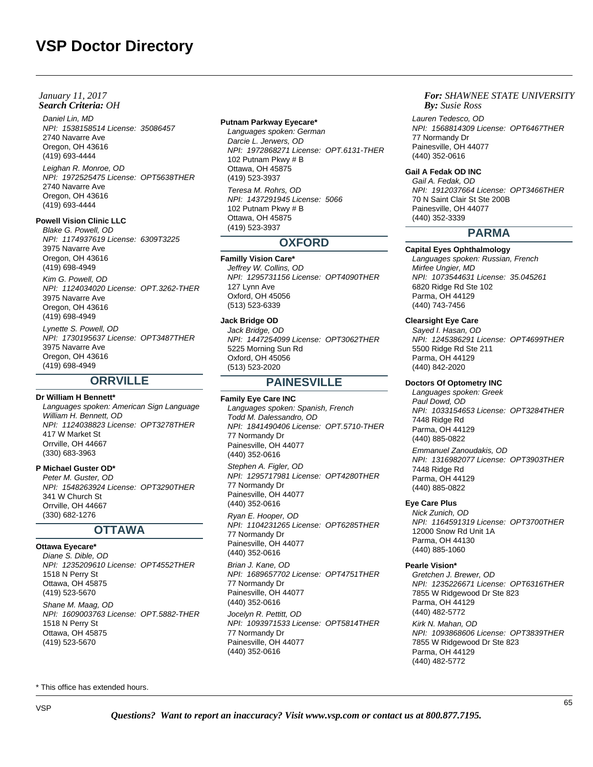# VSP Doctor Directory

*January 11, 2017*
***Search Criteria:** OH*

***For:** SHAWNEE STATE UNIVERSITY*
***By:** Susie Ross*

*Daniel Lin, MD*
*NPI: 1538158514 License: 35086457*
2740 Navarre Ave
Oregon, OH 43616
(419) 693-4444

*Leighan R. Monroe, OD*
*NPI: 1972525475 License: OPT5638THER*
2740 Navarre Ave
Oregon, OH 43616
(419) 693-4444

**Powell Vision Clinic LLC**

*Blake G. Powell, OD*
*NPI: 1174937619 License: 6309T3225*
3975 Navarre Ave
Oregon, OH 43616
(419) 698-4949

*Kim G. Powell, OD*
*NPI: 1124034020 License: OPT.3262-THER*
3975 Navarre Ave
Oregon, OH 43616
(419) 698-4949

*Lynette S. Powell, OD*
*NPI: 1730195637 License: OPT3487THER*
3975 Navarre Ave
Oregon, OH 43616
(419) 698-4949

## ORRVILLE

**Dr William H Bennett***

*Languages spoken: American Sign Language*
*William H. Bennett, OD*
*NPI: 1124038823 License: OPT3278THER*
417 W Market St
Orrville, OH 44667
(330) 683-3963

**P Michael Guster OD***

*Peter M. Guster, OD*
*NPI: 1548263924 License: OPT3290THER*
341 W Church St
Orrville, OH 44667
(330) 682-1276

## OTTAWA

**Ottawa Eyecare***

*Diane S. Dible, OD*
*NPI: 1235209610 License: OPT4552THER*
1518 N Perry St
Ottawa, OH 45875
(419) 523-5670

*Shane M. Maag, OD*
*NPI: 1609003763 License: OPT.5882-THER*
1518 N Perry St
Ottawa, OH 45875
(419) 523-5670

**Putnam Parkway Eyecare***

*Languages spoken: German*
*Darcie L. Jerwers, OD*
*NPI: 1972868271 License: OPT.6131-THER*
102 Putnam Pkwy # B
Ottawa, OH 45875
(419) 523-3937

*Teresa M. Rohrs, OD*
*NPI: 1437291945 License: 5066*
102 Putnam Pkwy # B
Ottawa, OH 45875
(419) 523-3937

## OXFORD

**Familly Vision Care***

*Jeffrey W. Collins, OD*
*NPI: 1295731156 License: OPT4090THER*
127 Lynn Ave
Oxford, OH 45056
(513) 523-6339

**Jack Bridge OD**

*Jack Bridge, OD*
*NPI: 1447254099 License: OPT3062THER*
5225 Morning Sun Rd
Oxford, OH 45056
(513) 523-2020

## PAINESVILLE

**Family Eye Care INC**

*Languages spoken: Spanish, French*
*Todd M. Dalessandro, OD*
*NPI: 1841490406 License: OPT.5710-THER*
77 Normandy Dr
Painesville, OH 44077
(440) 352-0616

*Stephen A. Figler, OD*
*NPI: 1295717981 License: OPT4280THER*
77 Normandy Dr
Painesville, OH 44077
(440) 352-0616

*Ryan E. Hooper, OD*
*NPI: 1104231265 License: OPT6285THER*
77 Normandy Dr
Painesville, OH 44077
(440) 352-0616

*Brian J. Kane, OD*
*NPI: 1689657702 License: OPT4751THER*
77 Normandy Dr
Painesville, OH 44077
(440) 352-0616

*Jocelyn R. Pettitt, OD*
*NPI: 1093971533 License: OPT5814THER*
77 Normandy Dr
Painesville, OH 44077
(440) 352-0616

*Lauren Tedesco, OD*
*NPI: 1568814309 License: OPT6467THER*
77 Normandy Dr
Painesville, OH 44077
(440) 352-0616

**Gail A Fedak OD INC**

*Gail A. Fedak, OD*
*NPI: 1912037664 License: OPT3466THER*
70 N Saint Clair St Ste 200B
Painesville, OH 44077
(440) 352-3339

## PARMA

**Capital Eyes Ophthalmology**

*Languages spoken: Russian, French*
*Mirfee Ungier, MD*
*NPI: 1073544631 License: 35.045261*
6820 Ridge Rd Ste 102
Parma, OH 44129
(440) 743-7456

**Clearsight Eye Care**

*Sayed I. Hasan, OD*
*NPI: 1245386291 License: OPT4699THER*
5500 Ridge Rd Ste 211
Parma, OH 44129
(440) 842-2020

**Doctors Of Optometry INC**

*Languages spoken: Greek*
*Paul Dowd, OD*
*NPI: 1033154653 License: OPT3284THER*
7448 Ridge Rd
Parma, OH 44129
(440) 885-0822

*Emmanuel Zanoudakis, OD*
*NPI: 1316982077 License: OPT3903THER*
7448 Ridge Rd
Parma, OH 44129
(440) 885-0822

**Eye Care Plus**

*Nick Zunich, OD*
*NPI: 1164591319 License: OPT3700THER*
12000 Snow Rd Unit 1A
Parma, OH 44130
(440) 885-1060

**Pearle Vision***

*Gretchen J. Brewer, OD*
*NPI: 1235226671 License: OPT6316THER*
7855 W Ridgewood Dr Ste 823
Parma, OH 44129
(440) 482-5772

*Kirk N. Mahan, OD*
*NPI: 1093868606 License: OPT3839THER*
7855 W Ridgewood Dr Ste 823
Parma, OH 44129
(440) 482-5772

\* This office has extended hours.

***Questions? Want to report an inaccuracy? Visit www.vsp.com or contact us at 800.877.7195.***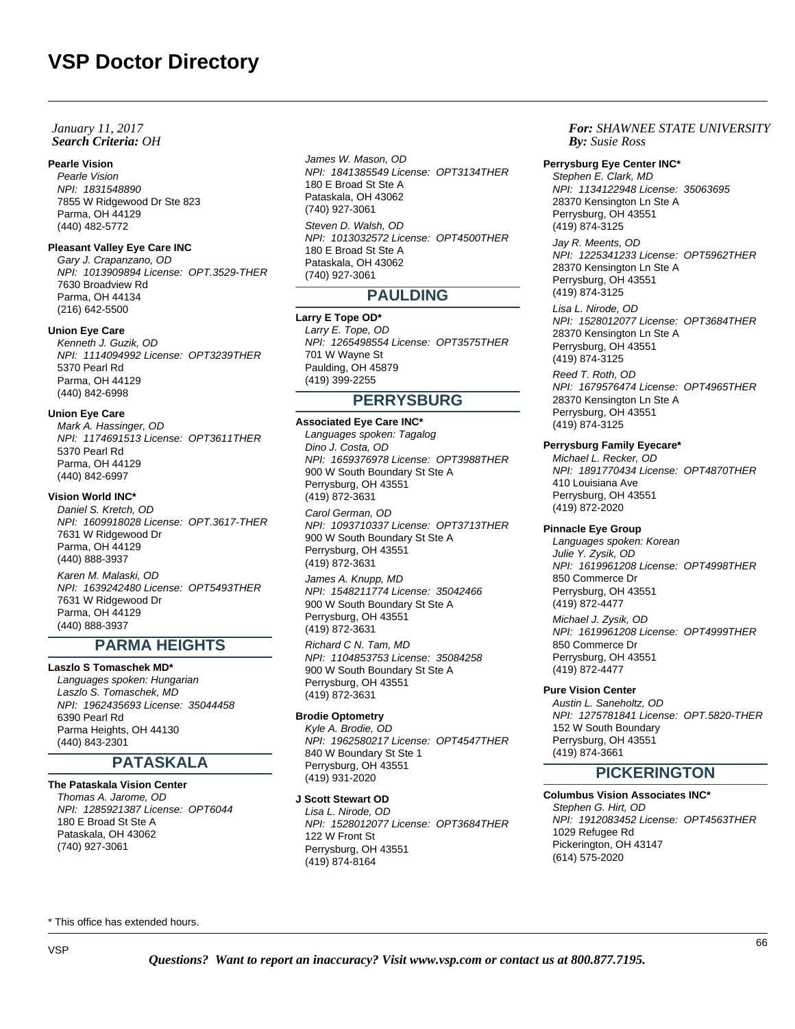# VSP Doctor Directory

*January 11, 2017*
***Search Criteria:*** *OH*

***For:*** *SHAWNEE STATE UNIVERSITY*
***By:*** *Susie Ross*

**Pearle Vision**
*Pearle Vision*
*NPI: 1831548890*
7855 W Ridgewood Dr Ste 823
Parma, OH 44129
(440) 482-5772

**Pleasant Valley Eye Care INC**
*Gary J. Crapanzano, OD*
*NPI: 1013909894 License: OPT.3529-THER*
7630 Broadview Rd
Parma, OH 44134
(216) 642-5500

**Union Eye Care**
*Kenneth J. Guzik, OD*
*NPI: 1114094992 License: OPT3239THER*
5370 Pearl Rd
Parma, OH 44129
(440) 842-6998

**Union Eye Care**
*Mark A. Hassinger, OD*
*NPI: 1174691513 License: OPT3611THER*
5370 Pearl Rd
Parma, OH 44129
(440) 842-6997

**Vision World INC***
*Daniel S. Kretch, OD*
*NPI: 1609918028 License: OPT.3617-THER*
7631 W Ridgewood Dr
Parma, OH 44129
(440) 888-3937

*Karen M. Malaski, OD*
*NPI: 1639242480 License: OPT5493THER*
7631 W Ridgewood Dr
Parma, OH 44129
(440) 888-3937

## PARMA HEIGHTS

**Laszlo S Tomaschek MD***
*Languages spoken: Hungarian*
*Laszlo S. Tomaschek, MD*
*NPI: 1962435693 License: 35044458*
6390 Pearl Rd
Parma Heights, OH 44130
(440) 843-2301

## PATASKALA

**The Pataskala Vision Center**
*Thomas A. Jarome, OD*
*NPI: 1285921387 License: OPT6044*
180 E Broad St Ste A
Pataskala, OH 43062
(740) 927-3061

*James W. Mason, OD*
*NPI: 1841385549 License: OPT3134THER*
180 E Broad St Ste A
Pataskala, OH 43062
(740) 927-3061

*Steven D. Walsh, OD*
*NPI: 1013032572 License: OPT4500THER*
180 E Broad St Ste A
Pataskala, OH 43062
(740) 927-3061

## PAULDING

**Larry E Tope OD***
*Larry E. Tope, OD*
*NPI: 1265498554 License: OPT3575THER*
701 W Wayne St
Paulding, OH 45879
(419) 399-2255

## PERRYSBURG

**Associated Eye Care INC***
*Languages spoken: Tagalog*
*Dino J. Costa, OD*
*NPI: 1659376978 License: OPT3988THER*
900 W South Boundary St Ste A
Perrysburg, OH 43551
(419) 872-3631

*Carol German, OD*
*NPI: 1093710337 License: OPT3713THER*
900 W South Boundary St Ste A
Perrysburg, OH 43551
(419) 872-3631

*James A. Knupp, MD*
*NPI: 1548211774 License: 35042466*
900 W South Boundary St Ste A
Perrysburg, OH 43551
(419) 872-3631

*Richard C N. Tam, MD*
*NPI: 1104853753 License: 35084258*
900 W South Boundary St Ste A
Perrysburg, OH 43551
(419) 872-3631

**Brodie Optometry**
*Kyle A. Brodie, OD*
*NPI: 1962580217 License: OPT4547THER*
840 W Boundary St Ste 1
Perrysburg, OH 43551
(419) 931-2020

**J Scott Stewart OD**
*Lisa L. Nirode, OD*
*NPI: 1528012077 License: OPT3684THER*
122 W Front St
Perrysburg, OH 43551
(419) 874-8164

**Perrysburg Eye Center INC***
*Stephen E. Clark, MD*
*NPI: 1134122948 License: 35063695*
28370 Kensington Ln Ste A
Perrysburg, OH 43551
(419) 874-3125

*Jay R. Meents, OD*
*NPI: 1225341233 License: OPT5962THER*
28370 Kensington Ln Ste A
Perrysburg, OH 43551
(419) 874-3125

*Lisa L. Nirode, OD*
*NPI: 1528012077 License: OPT3684THER*
28370 Kensington Ln Ste A
Perrysburg, OH 43551
(419) 874-3125

*Reed T. Roth, OD*
*NPI: 1679576474 License: OPT4965THER*
28370 Kensington Ln Ste A
Perrysburg, OH 43551
(419) 874-3125

**Perrysburg Family Eyecare***
*Michael L. Recker, OD*
*NPI: 1891770434 License: OPT4870THER*
410 Louisiana Ave
Perrysburg, OH 43551
(419) 872-2020

**Pinnacle Eye Group**
*Languages spoken: Korean*
*Julie Y. Zysik, OD*
*NPI: 1619961208 License: OPT4998THER*
850 Commerce Dr
Perrysburg, OH 43551
(419) 872-4477

*Michael J. Zysik, OD*
*NPI: 1619961208 License: OPT4999THER*
850 Commerce Dr
Perrysburg, OH 43551
(419) 872-4477

**Pure Vision Center**
*Austin L. Saneholtz, OD*
*NPI: 1275781841 License: OPT.5820-THER*
152 W South Boundary
Perrysburg, OH 43551
(419) 874-3661

## PICKERINGTON

**Columbus Vision Associates INC***
*Stephen G. Hirt, OD*
*NPI: 1912083452 License: OPT4563THER*
1029 Refugee Rd
Pickerington, OH 43147
(614) 575-2020

\* This office has extended hours.

***Questions? Want to report an inaccuracy? Visit www.vsp.com or contact us at 800.877.7195.***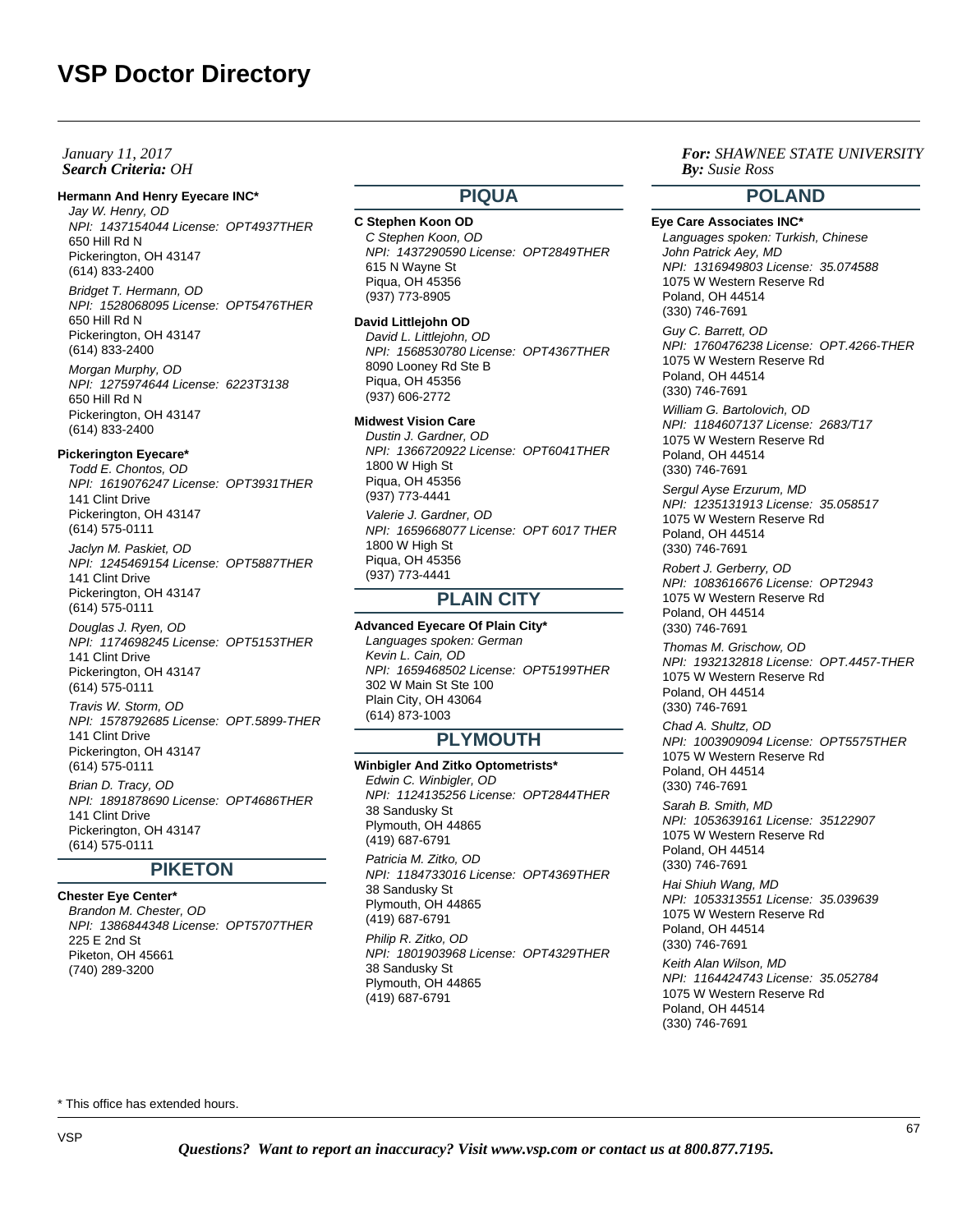*January 11, 2017*
***Search Criteria:** OH*

***For:** SHAWNEE STATE UNIVERSITY*
***By:** Susie Ross*

**Hermann And Henry Eyecare INC***

*Jay W. Henry, OD*
*NPI: 1437154044 License: OPT4937THER*
650 Hill Rd N
Pickerington, OH 43147
(614) 833-2400

*Bridget T. Hermann, OD*
*NPI: 1528068095 License: OPT5476THER*
650 Hill Rd N
Pickerington, OH 43147
(614) 833-2400

*Morgan Murphy, OD*
*NPI: 1275974644 License: 6223T3138*
650 Hill Rd N
Pickerington, OH 43147
(614) 833-2400

**Pickerington Eyecare***

*Todd E. Chontos, OD*
*NPI: 1619076247 License: OPT3931THER*
141 Clint Drive
Pickerington, OH 43147
(614) 575-0111

*Jaclyn M. Paskiet, OD*
*NPI: 1245469154 License: OPT5887THER*
141 Clint Drive
Pickerington, OH 43147
(614) 575-0111

*Douglas J. Ryen, OD*
*NPI: 1174698245 License: OPT5153THER*
141 Clint Drive
Pickerington, OH 43147
(614) 575-0111

*Travis W. Storm, OD*
*NPI: 1578792685 License: OPT.5899-THER*
141 Clint Drive
Pickerington, OH 43147
(614) 575-0111

*Brian D. Tracy, OD*
*NPI: 1891878690 License: OPT4686THER*
141 Clint Drive
Pickerington, OH 43147
(614) 575-0111

## PIKETON

**Chester Eye Center***

*Brandon M. Chester, OD*
*NPI: 1386844348 License: OPT5707THER*
225 E 2nd St
Piketon, OH 45661
(740) 289-3200

## PIQUA

**C Stephen Koon OD**

*C Stephen Koon, OD*
*NPI: 1437290590 License: OPT2849THER*
615 N Wayne St
Piqua, OH 45356
(937) 773-8905

**David Littlejohn OD**

*David L. Littlejohn, OD*
*NPI: 1568530780 License: OPT4367THER*
8090 Looney Rd Ste B
Piqua, OH 45356
(937) 606-2772

**Midwest Vision Care**

*Dustin J. Gardner, OD*
*NPI: 1366720922 License: OPT6041THER*
1800 W High St
Piqua, OH 45356
(937) 773-4441

*Valerie J. Gardner, OD*
*NPI: 1659668077 License: OPT 6017 THER*
1800 W High St
Piqua, OH 45356
(937) 773-4441

## PLAIN CITY

**Advanced Eyecare Of Plain City***

*Languages spoken: German*
*Kevin L. Cain, OD*
*NPI: 1659468502 License: OPT5199THER*
302 W Main St Ste 100
Plain City, OH 43064
(614) 873-1003

## PLYMOUTH

**Winbigler And Zitko Optometrists***

*Edwin C. Winbigler, OD*
*NPI: 1124135256 License: OPT2844THER*
38 Sandusky St
Plymouth, OH 44865
(419) 687-6791

*Patricia M. Zitko, OD*
*NPI: 1184733016 License: OPT4369THER*
38 Sandusky St
Plymouth, OH 44865
(419) 687-6791

*Philip R. Zitko, OD*
*NPI: 1801903968 License: OPT4329THER*
38 Sandusky St
Plymouth, OH 44865
(419) 687-6791

## POLAND

**Eye Care Associates INC***

*Languages spoken: Turkish, Chinese*
*John Patrick Aey, MD*
*NPI: 1316949803 License: 35.074588*
1075 W Western Reserve Rd
Poland, OH 44514
(330) 746-7691

*Guy C. Barrett, OD*
*NPI: 1760476238 License: OPT.4266-THER*
1075 W Western Reserve Rd
Poland, OH 44514
(330) 746-7691

*William G. Bartolovich, OD*
*NPI: 1184607137 License: 2683/T17*
1075 W Western Reserve Rd
Poland, OH 44514
(330) 746-7691

*Sergul Ayse Erzurum, MD*
*NPI: 1235131913 License: 35.058517*
1075 W Western Reserve Rd
Poland, OH 44514
(330) 746-7691

*Robert J. Gerberry, OD*
*NPI: 1083616676 License: OPT2943*
1075 W Western Reserve Rd
Poland, OH 44514
(330) 746-7691

*Thomas M. Grischow, OD*
*NPI: 1932132818 License: OPT.4457-THER*
1075 W Western Reserve Rd
Poland, OH 44514
(330) 746-7691

*Chad A. Shultz, OD*
*NPI: 1003909094 License: OPT5575THER*
1075 W Western Reserve Rd
Poland, OH 44514
(330) 746-7691

*Sarah B. Smith, MD*
*NPI: 1053639161 License: 35122907*
1075 W Western Reserve Rd
Poland, OH 44514
(330) 746-7691

*Hai Shiuh Wang, MD*
*NPI: 1053313551 License: 35.039639*
1075 W Western Reserve Rd
Poland, OH 44514
(330) 746-7691

*Keith Alan Wilson, MD*
*NPI: 1164424743 License: 35.052784*
1075 W Western Reserve Rd
Poland, OH 44514
(330) 746-7691

\* This office has extended hours.

***Questions? Want to report an inaccuracy? Visit www.vsp.com or contact us at 800.877.7195.***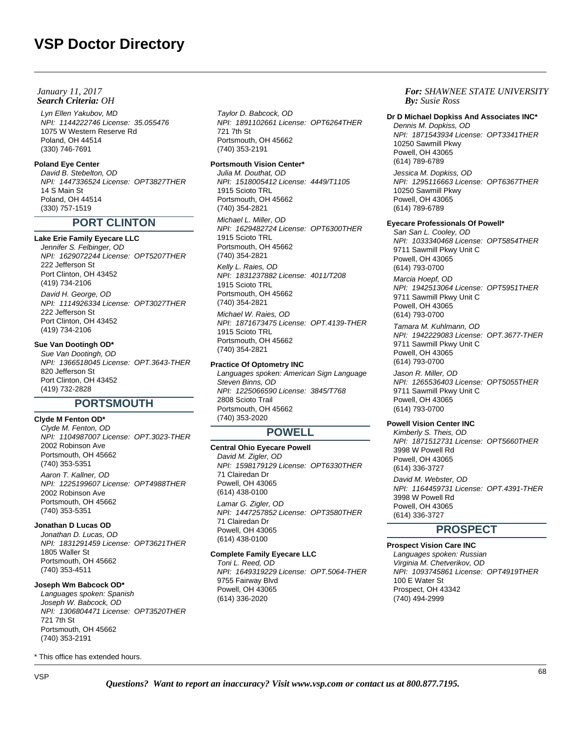# VSP Doctor Directory

*January 11, 2017*
***Search Criteria:*** *OH*

***For:*** *SHAWNEE STATE UNIVERSITY*
***By:*** *Susie Ross*

*Lyn Ellen Yakubov, MD*
*NPI: 1144222746 License: 35.055476*
1075 W Western Reserve Rd
Poland, OH 44514
(330) 746-7691

**Poland Eye Center**
*David B. Stebelton, OD*
*NPI: 1447336524 License: OPT3827THER*
14 S Main St
Poland, OH 44514
(330) 757-1519

## PORT CLINTON

**Lake Erie Family Eyecare LLC**
*Jennifer S. Felbinger, OD*
*NPI: 1629072244 License: OPT5207THER*
222 Jefferson St
Port Clinton, OH 43452
(419) 734-2106

*David H. George, OD*
*NPI: 1114926334 License: OPT3027THER*
222 Jefferson St
Port Clinton, OH 43452
(419) 734-2106

**Sue Van Dootingh OD***
*Sue Van Dootingh, OD*
*NPI: 1366518045 License: OPT.3643-THER*
820 Jefferson St
Port Clinton, OH 43452
(419) 732-2828

## PORTSMOUTH

**Clyde M Fenton OD***
*Clyde M. Fenton, OD*
*NPI: 1104987007 License: OPT.3023-THER*
2002 Robinson Ave
Portsmouth, OH 45662
(740) 353-5351

*Aaron T. Kallner, OD*
*NPI: 1225199607 License: OPT4988THER*
2002 Robinson Ave
Portsmouth, OH 45662
(740) 353-5351

**Jonathan D Lucas OD**
*Jonathan D. Lucas, OD*
*NPI: 1831291459 License: OPT3621THER*
1805 Waller St
Portsmouth, OH 45662
(740) 353-4511

**Joseph Wm Babcock OD***
*Languages spoken: Spanish*
*Joseph W. Babcock, OD*
*NPI: 1306804471 License: OPT3520THER*
721 7th St
Portsmouth, OH 45662
(740) 353-2191

*Taylor D. Babcock, OD*
*NPI: 1891102661 License: OPT6264THER*
721 7th St
Portsmouth, OH 45662
(740) 353-2191

**Portsmouth Vision Center***
*Julia M. Douthat, OD*
*NPI: 1518005412 License: 4449/T1105*
1915 Scioto TRL
Portsmouth, OH 45662
(740) 354-2821

*Michael L. Miller, OD*
*NPI: 1629482724 License: OPT6300THER*
1915 Scioto TRL
Portsmouth, OH 45662
(740) 354-2821

*Kelly L. Raies, OD*
*NPI: 1831237882 License: 4011/T208*
1915 Scioto TRL
Portsmouth, OH 45662
(740) 354-2821

*Michael W. Raies, OD*
*NPI: 1871673475 License: OPT.4139-THER*
1915 Scioto TRL
Portsmouth, OH 45662
(740) 354-2821

**Practice Of Optometry INC**
*Languages spoken: American Sign Language*
*Steven Binns, OD*
*NPI: 1225066590 License: 3845/T768*
2808 Scioto Trail
Portsmouth, OH 45662
(740) 353-2020

## POWELL

**Central Ohio Eyecare Powell**
*David M. Zigler, OD*
*NPI: 1598179129 License: OPT6330THER*
71 Clairedan Dr
Powell, OH 43065
(614) 438-0100

*Lamar G. Zigler, OD*
*NPI: 1447257852 License: OPT3580THER*
71 Clairedan Dr
Powell, OH 43065
(614) 438-0100

**Complete Family Eyecare LLC**
*Toni L. Reed, OD*
*NPI: 1649319229 License: OPT.5064-THER*
9755 Fairway Blvd
Powell, OH 43065
(614) 336-2020

**Dr D Michael Dopkiss And Associates INC***
*Dennis M. Dopkiss, OD*
*NPI: 1871543934 License: OPT3341THER*
10250 Sawmill Pkwy
Powell, OH 43065
(614) 789-6789

*Jessica M. Dopkiss, OD*
*NPI: 1295116663 License: OPT6367THER*
10250 Sawmill Pkwy
Powell, OH 43065
(614) 789-6789

**Eyecare Professionals Of Powell***
*San San L. Cooley, OD*
*NPI: 1033340468 License: OPT5854THER*
9711 Sawmill Pkwy Unit C
Powell, OH 43065
(614) 793-0700

*Marcia Hoepf, OD*
*NPI: 1942513064 License: OPT5951THER*
9711 Sawmill Pkwy Unit C
Powell, OH 43065
(614) 793-0700

*Tamara M. Kuhlmann, OD*
*NPI: 1942229083 License: OPT.3677-THER*
9711 Sawmill Pkwy Unit C
Powell, OH 43065
(614) 793-0700

*Jason R. Miller, OD*
*NPI: 1265536403 License: OPT5055THER*
9711 Sawmill Pkwy Unit C
Powell, OH 43065
(614) 793-0700

**Powell Vision Center INC**
*Kimberly S. Theis, OD*
*NPI: 1871512731 License: OPT5660THER*
3998 W Powell Rd
Powell, OH 43065
(614) 336-3727

*David M. Webster, OD*
*NPI: 1164459731 License: OPT.4391-THER*
3998 W Powell Rd
Powell, OH 43065
(614) 336-3727

## PROSPECT

**Prospect Vision Care INC**
*Languages spoken: Russian*
*Virginia M. Chetverikov, OD*
*NPI: 1093745861 License: OPT4919THER*
100 E Water St
Prospect, OH 43342
(740) 494-2999

\* This office has extended hours.

***Questions? Want to report an inaccuracy? Visit www.vsp.com or contact us at 800.877.7195.***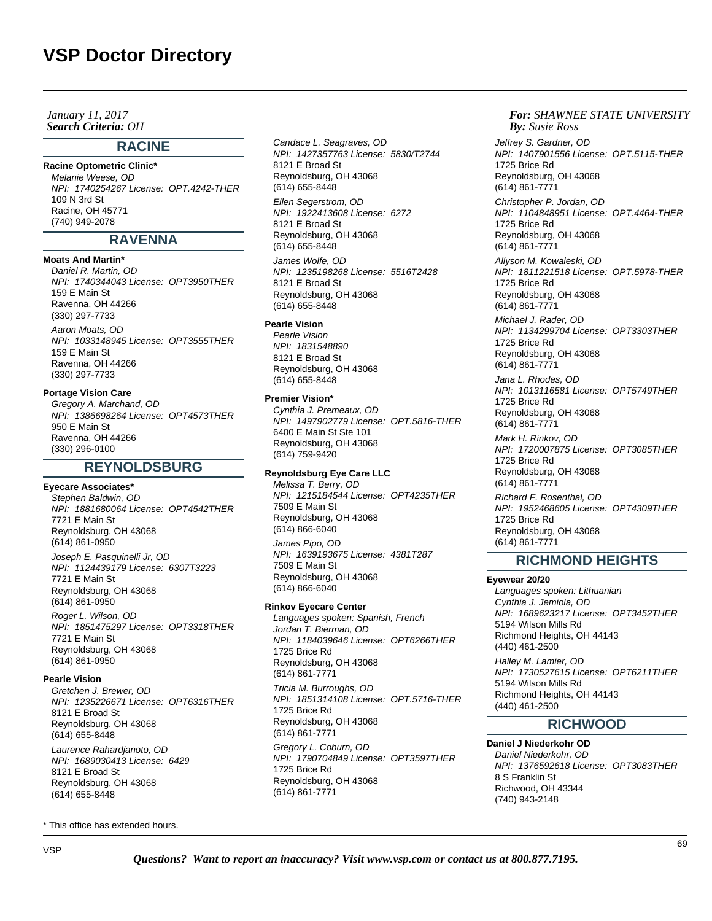# VSP Doctor Directory

*January 11, 2017*
***Search Criteria:*** *OH*

***For:*** *SHAWNEE STATE UNIVERSITY*
***By:*** *Susie Ross*

## RACINE

**Racine Optometric Clinic***
*Melanie Weese, OD*
*NPI: 1740254267 License: OPT.4242-THER*
109 N 3rd St
Racine, OH 45771
(740) 949-2078

## RAVENNA

**Moats And Martin***
*Daniel R. Martin, OD*
*NPI: 1740344043 License: OPT3950THER*
159 E Main St
Ravenna, OH 44266
(330) 297-7733

*Aaron Moats, OD*
*NPI: 1033148945 License: OPT3555THER*
159 E Main St
Ravenna, OH 44266
(330) 297-7733

**Portage Vision Care**
*Gregory A. Marchand, OD*
*NPI: 1386698264 License: OPT4573THER*
950 E Main St
Ravenna, OH 44266
(330) 296-0100

## REYNOLDSBURG

**Eyecare Associates***
*Stephen Baldwin, OD*
*NPI: 1881680064 License: OPT4542THER*
7721 E Main St
Reynoldsburg, OH 43068
(614) 861-0950

*Joseph E. Pasquinelli Jr, OD*
*NPI: 1124439179 License: 6307T3223*
7721 E Main St
Reynoldsburg, OH 43068
(614) 861-0950

*Roger L. Wilson, OD*
*NPI: 1851475297 License: OPT3318THER*
7721 E Main St
Reynoldsburg, OH 43068
(614) 861-0950

**Pearle Vision**
*Gretchen J. Brewer, OD*
*NPI: 1235226671 License: OPT6316THER*
8121 E Broad St
Reynoldsburg, OH 43068
(614) 655-8448

*Laurence Rahardjanoto, OD*
*NPI: 1689030413 License: 6429*
8121 E Broad St
Reynoldsburg, OH 43068
(614) 655-8448

*Candace L. Seagraves, OD*
*NPI: 1427357763 License: 5830/T2744*
8121 E Broad St
Reynoldsburg, OH 43068
(614) 655-8448

*Ellen Segerstrom, OD*
*NPI: 1922413608 License: 6272*
8121 E Broad St
Reynoldsburg, OH 43068
(614) 655-8448

*James Wolfe, OD*
*NPI: 1235198268 License: 5516T2428*
8121 E Broad St
Reynoldsburg, OH 43068
(614) 655-8448

**Pearle Vision**
*Pearle Vision*
*NPI: 1831548890*
8121 E Broad St
Reynoldsburg, OH 43068
(614) 655-8448

**Premier Vision***
*Cynthia J. Premeaux, OD*
*NPI: 1497902779 License: OPT.5816-THER*
6400 E Main St Ste 101
Reynoldsburg, OH 43068
(614) 759-9420

**Reynoldsburg Eye Care LLC**
*Melissa T. Berry, OD*
*NPI: 1215184544 License: OPT4235THER*
7509 E Main St
Reynoldsburg, OH 43068
(614) 866-6040

*James Pipo, OD*
*NPI: 1639193675 License: 4381T287*
7509 E Main St
Reynoldsburg, OH 43068
(614) 866-6040

**Rinkov Eyecare Center**
*Languages spoken: Spanish, French*
*Jordan T. Bierman, OD*
*NPI: 1184039646 License: OPT6266THER*
1725 Brice Rd
Reynoldsburg, OH 43068
(614) 861-7771

*Tricia M. Burroughs, OD*
*NPI: 1851314108 License: OPT.5716-THER*
1725 Brice Rd
Reynoldsburg, OH 43068
(614) 861-7771

*Gregory L. Coburn, OD*
*NPI: 1790704849 License: OPT3597THER*
1725 Brice Rd
Reynoldsburg, OH 43068
(614) 861-7771

*Jeffrey S. Gardner, OD*
*NPI: 1407901556 License: OPT.5115-THER*
1725 Brice Rd
Reynoldsburg, OH 43068
(614) 861-7771

*Christopher P. Jordan, OD*
*NPI: 1104848951 License: OPT.4464-THER*
1725 Brice Rd
Reynoldsburg, OH 43068
(614) 861-7771

*Allyson M. Kowaleski, OD*
*NPI: 1811221518 License: OPT.5978-THER*
1725 Brice Rd
Reynoldsburg, OH 43068
(614) 861-7771

*Michael J. Rader, OD*
*NPI: 1134299704 License: OPT3303THER*
1725 Brice Rd
Reynoldsburg, OH 43068
(614) 861-7771

*Jana L. Rhodes, OD*
*NPI: 1013116581 License: OPT5749THER*
1725 Brice Rd
Reynoldsburg, OH 43068
(614) 861-7771

*Mark H. Rinkov, OD*
*NPI: 1720007875 License: OPT3085THER*
1725 Brice Rd
Reynoldsburg, OH 43068
(614) 861-7771

*Richard F. Rosenthal, OD*
*NPI: 1952468605 License: OPT4309THER*
1725 Brice Rd
Reynoldsburg, OH 43068
(614) 861-7771

## RICHMOND HEIGHTS

**Eyewear 20/20**
*Languages spoken: Lithuanian*
*Cynthia J. Jemiola, OD*
*NPI: 1689623217 License: OPT3452THER*
5194 Wilson Mills Rd
Richmond Heights, OH 44143
(440) 461-2500

*Halley M. Lamier, OD*
*NPI: 1730527615 License: OPT6211THER*
5194 Wilson Mills Rd
Richmond Heights, OH 44143
(440) 461-2500

## RICHWOOD

**Daniel J Niederkohr OD**
*Daniel Niederkohr, OD*
*NPI: 1376592618 License: OPT3083THER*
8 S Franklin St
Richwood, OH 43344
(740) 943-2148

\* This office has extended hours.

***Questions? Want to report an inaccuracy? Visit www.vsp.com or contact us at 800.877.7195.***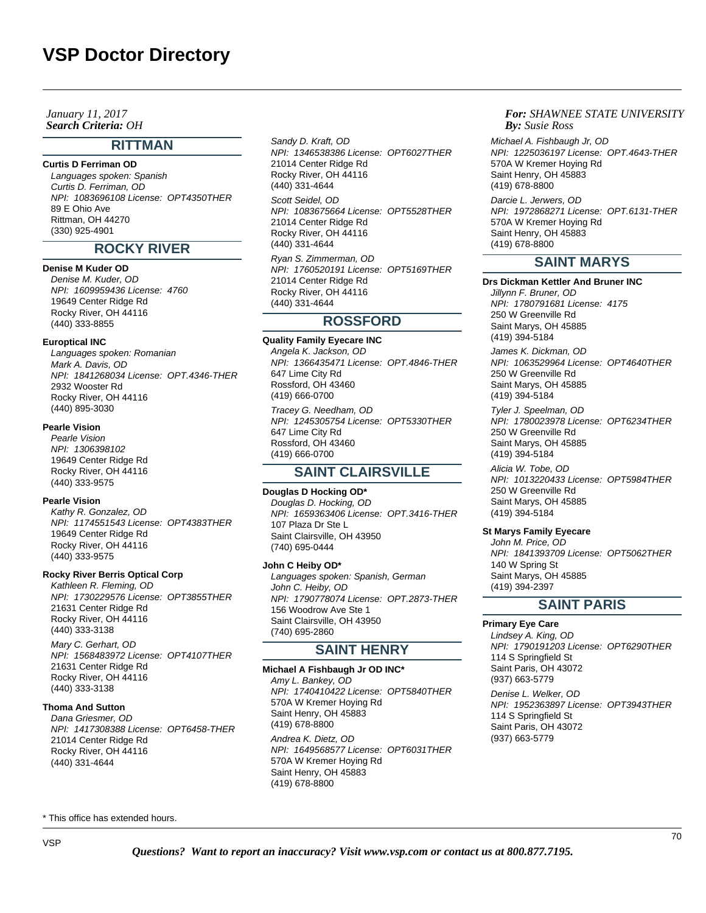# VSP Doctor Directory

*January 11, 2017*
***Search Criteria:*** *OH*

***For:*** *SHAWNEE STATE UNIVERSITY*
***By:*** *Susie Ross*

## RITTMAN

**Curtis D Ferriman OD**
*Languages spoken: Spanish*
*Curtis D. Ferriman, OD*
*NPI: 1083696108 License: OPT4350THER*
89 E Ohio Ave
Rittman, OH 44270
(330) 925-4901

## ROCKY RIVER

**Denise M Kuder OD**
*Denise M. Kuder, OD*
*NPI: 1609959436 License: 4760*
19649 Center Ridge Rd
Rocky River, OH 44116
(440) 333-8855

**Europtical INC**
*Languages spoken: Romanian*
*Mark A. Davis, OD*
*NPI: 1841268034 License: OPT.4346-THER*
2932 Wooster Rd
Rocky River, OH 44116
(440) 895-3030

**Pearle Vision**
*Pearle Vision*
*NPI: 1306398102*
19649 Center Ridge Rd
Rocky River, OH 44116
(440) 333-9575

**Pearle Vision**
*Kathy R. Gonzalez, OD*
*NPI: 1174551543 License: OPT4383THER*
19649 Center Ridge Rd
Rocky River, OH 44116
(440) 333-9575

**Rocky River Berris Optical Corp**
*Kathleen R. Fleming, OD*
*NPI: 1730229576 License: OPT3855THER*
21631 Center Ridge Rd
Rocky River, OH 44116
(440) 333-3138

*Mary C. Gerhart, OD*
*NPI: 1568483972 License: OPT4107THER*
21631 Center Ridge Rd
Rocky River, OH 44116
(440) 333-3138

**Thoma And Sutton**
*Dana Griesmer, OD*
*NPI: 1417308388 License: OPT6458-THER*
21014 Center Ridge Rd
Rocky River, OH 44116
(440) 331-4644

*Sandy D. Kraft, OD*
*NPI: 1346538386 License: OPT6027THER*
21014 Center Ridge Rd
Rocky River, OH 44116
(440) 331-4644

*Scott Seidel, OD*
*NPI: 1083675664 License: OPT5528THER*
21014 Center Ridge Rd
Rocky River, OH 44116
(440) 331-4644

*Ryan S. Zimmerman, OD*
*NPI: 1760520191 License: OPT5169THER*
21014 Center Ridge Rd
Rocky River, OH 44116
(440) 331-4644

## ROSSFORD

**Quality Family Eyecare INC**
*Angela K. Jackson, OD*
*NPI: 1366435471 License: OPT.4846-THER*
647 Lime City Rd
Rossford, OH 43460
(419) 666-0700

*Tracey G. Needham, OD*
*NPI: 1245305754 License: OPT5330THER*
647 Lime City Rd
Rossford, OH 43460
(419) 666-0700

## SAINT CLAIRSVILLE

**Douglas D Hocking OD***
*Douglas D. Hocking, OD*
*NPI: 1659363406 License: OPT.3416-THER*
107 Plaza Dr Ste L
Saint Clairsville, OH 43950
(740) 695-0444

**John C Heiby OD***
*Languages spoken: Spanish, German*
*John C. Heiby, OD*
*NPI: 1790778074 License: OPT.2873-THER*
156 Woodrow Ave Ste 1
Saint Clairsville, OH 43950
(740) 695-2860

## SAINT HENRY

**Michael A Fishbaugh Jr OD INC***
*Amy L. Bankey, OD*
*NPI: 1740410422 License: OPT5840THER*
570A W Kremer Hoying Rd
Saint Henry, OH 45883
(419) 678-8800

*Andrea K. Dietz, OD*
*NPI: 1649568577 License: OPT6031THER*
570A W Kremer Hoying Rd
Saint Henry, OH 45883
(419) 678-8800

*Michael A. Fishbaugh Jr, OD*
*NPI: 1225036197 License: OPT.4643-THER*
570A W Kremer Hoying Rd
Saint Henry, OH 45883
(419) 678-8800

*Darcie L. Jerwers, OD*
*NPI: 1972868271 License: OPT.6131-THER*
570A W Kremer Hoying Rd
Saint Henry, OH 45883
(419) 678-8800

## SAINT MARYS

**Drs Dickman Kettler And Bruner INC**
*Jillynn F. Bruner, OD*
*NPI: 1780791681 License: 4175*
250 W Greenville Rd
Saint Marys, OH 45885
(419) 394-5184

*James K. Dickman, OD*
*NPI: 1063529964 License: OPT4640THER*
250 W Greenville Rd
Saint Marys, OH 45885
(419) 394-5184

*Tyler J. Speelman, OD*
*NPI: 1780023978 License: OPT6234THER*
250 W Greenville Rd
Saint Marys, OH 45885
(419) 394-5184

*Alicia W. Tobe, OD*
*NPI: 1013220433 License: OPT5984THER*
250 W Greenville Rd
Saint Marys, OH 45885
(419) 394-5184

**St Marys Family Eyecare**
*John M. Price, OD*
*NPI: 1841393709 License: OPT5062THER*
140 W Spring St
Saint Marys, OH 45885
(419) 394-2397

## SAINT PARIS

**Primary Eye Care**
*Lindsey A. King, OD*
*NPI: 1790191203 License: OPT6290THER*
114 S Springfield St
Saint Paris, OH 43072
(937) 663-5779

*Denise L. Welker, OD*
*NPI: 1952363897 License: OPT3943THER*
114 S Springfield St
Saint Paris, OH 43072
(937) 663-5779

\* This office has extended hours.

VSP

***Questions? Want to report an inaccuracy? Visit www.vsp.com or contact us at 800.877.7195.***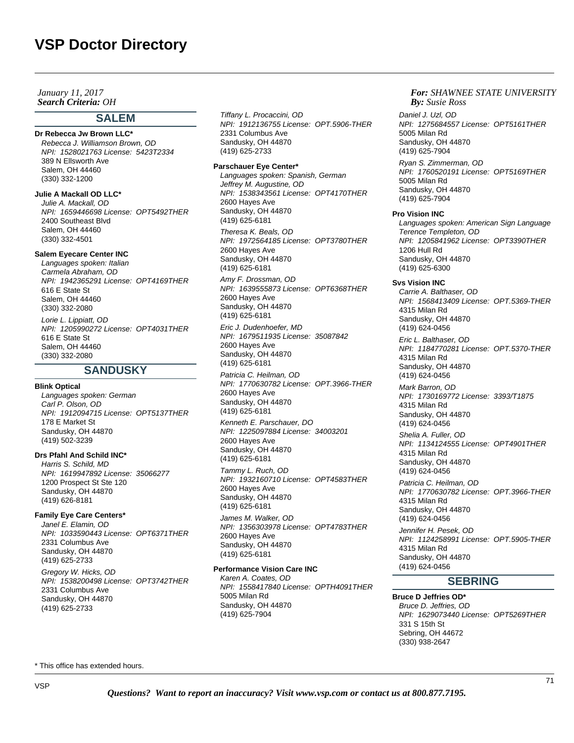# VSP Doctor Directory

*January 11, 2017*
***Search Criteria:*** *OH*

***For:*** *SHAWNEE STATE UNIVERSITY*
***By:*** *Susie Ross*

## SALEM

**Dr Rebecca Jw Brown LLC***

*Rebecca J. Williamson Brown, OD*
*NPI: 1528021763 License: 5423T2334*
389 N Ellsworth Ave
Salem, OH 44460
(330) 332-1200

**Julie A Mackall OD LLC***

*Julie A. Mackall, OD*
*NPI: 1659446698 License: OPT5492THER*
2400 Southeast Blvd
Salem, OH 44460
(330) 332-4501

**Salem Eyecare Center INC**

*Languages spoken: Italian*

*Carmela Abraham, OD*
*NPI: 1942365291 License: OPT4169THER*
616 E State St
Salem, OH 44460
(330) 332-2080

*Lorie L. Lippiatt, OD*
*NPI: 1205990272 License: OPT4031THER*
616 E State St
Salem, OH 44460
(330) 332-2080

## SANDUSKY

**Blink Optical**

*Languages spoken: German*

*Carl P. Olson, OD*
*NPI: 1912094715 License: OPT5137THER*
178 E Market St
Sandusky, OH 44870
(419) 502-3239

**Drs Pfahl And Schild INC***

*Harris S. Schild, MD*
*NPI: 1619947892 License: 35066277*
1200 Prospect St Ste 120
Sandusky, OH 44870
(419) 626-8181

**Family Eye Care Centers***

*Janel E. Elamin, OD*
*NPI: 1033590443 License: OPT6371THER*
2331 Columbus Ave
Sandusky, OH 44870
(419) 625-2733

*Gregory W. Hicks, OD*
*NPI: 1538200498 License: OPT3742THER*
2331 Columbus Ave
Sandusky, OH 44870
(419) 625-2733

*Tiffany L. Procaccini, OD*
*NPI: 1912136755 License: OPT.5906-THER*
2331 Columbus Ave
Sandusky, OH 44870
(419) 625-2733

**Parschauer Eye Center***

*Languages spoken: Spanish, German*

*Jeffrey M. Augustine, OD*
*NPI: 1538343561 License: OPT4170THER*
2600 Hayes Ave
Sandusky, OH 44870
(419) 625-6181

*Theresa K. Beals, OD*
*NPI: 1972564185 License: OPT3780THER*
2600 Hayes Ave
Sandusky, OH 44870
(419) 625-6181

*Amy F. Drossman, OD*
*NPI: 1639555873 License: OPT6368THER*
2600 Hayes Ave
Sandusky, OH 44870
(419) 625-6181

*Eric J. Dudenhoefer, MD*
*NPI: 1679511935 License: 35087842*
2600 Hayes Ave
Sandusky, OH 44870
(419) 625-6181

*Patricia C. Heilman, OD*
*NPI: 1770630782 License: OPT.3966-THER*
2600 Hayes Ave
Sandusky, OH 44870
(419) 625-6181

*Kenneth E. Parschauer, DO*
*NPI: 1225097884 License: 34003201*
2600 Hayes Ave
Sandusky, OH 44870
(419) 625-6181

*Tammy L. Ruch, OD*
*NPI: 1932160710 License: OPT4583THER*
2600 Hayes Ave
Sandusky, OH 44870
(419) 625-6181

*James M. Walker, OD*
*NPI: 1356303978 License: OPT4783THER*
2600 Hayes Ave
Sandusky, OH 44870
(419) 625-6181

**Performance Vision Care INC**

*Karen A. Coates, OD*
*NPI: 1558417840 License: OPTH4091THER*
5005 Milan Rd
Sandusky, OH 44870
(419) 625-7904

*Daniel J. Uzl, OD*
*NPI: 1275684557 License: OPT5161THER*
5005 Milan Rd
Sandusky, OH 44870
(419) 625-7904

*Ryan S. Zimmerman, OD*
*NPI: 1760520191 License: OPT5169THER*
5005 Milan Rd
Sandusky, OH 44870
(419) 625-7904

**Pro Vision INC**

*Languages spoken: American Sign Language*

*Terence Templeton, OD*
*NPI: 1205841962 License: OPT3390THER*
1206 Hull Rd
Sandusky, OH 44870
(419) 625-6300

**Svs Vision INC**

*Carrie A. Balthaser, OD*
*NPI: 1568413409 License: OPT.5369-THER*
4315 Milan Rd
Sandusky, OH 44870
(419) 624-0456

*Eric L. Balthaser, OD*
*NPI: 1184770281 License: OPT.5370-THER*
4315 Milan Rd
Sandusky, OH 44870
(419) 624-0456

*Mark Barron, OD*
*NPI: 1730169772 License: 3393/T1875*
4315 Milan Rd
Sandusky, OH 44870
(419) 624-0456

*Shelia A. Fuller, OD*
*NPI: 1134124555 License: OPT4901THER*
4315 Milan Rd
Sandusky, OH 44870
(419) 624-0456

*Patricia C. Heilman, OD*
*NPI: 1770630782 License: OPT.3966-THER*
4315 Milan Rd
Sandusky, OH 44870
(419) 624-0456

*Jennifer H. Pesek, OD*
*NPI: 1124258991 License: OPT.5905-THER*
4315 Milan Rd
Sandusky, OH 44870
(419) 624-0456

## SEBRING

**Bruce D Jeffries OD***

*Bruce D. Jeffries, OD*
*NPI: 1629073440 License: OPT5269THER*
331 S 15th St
Sebring, OH 44672
(330) 938-2647

\* This office has extended hours.

***Questions? Want to report an inaccuracy? Visit www.vsp.com or contact us at 800.877.7195.***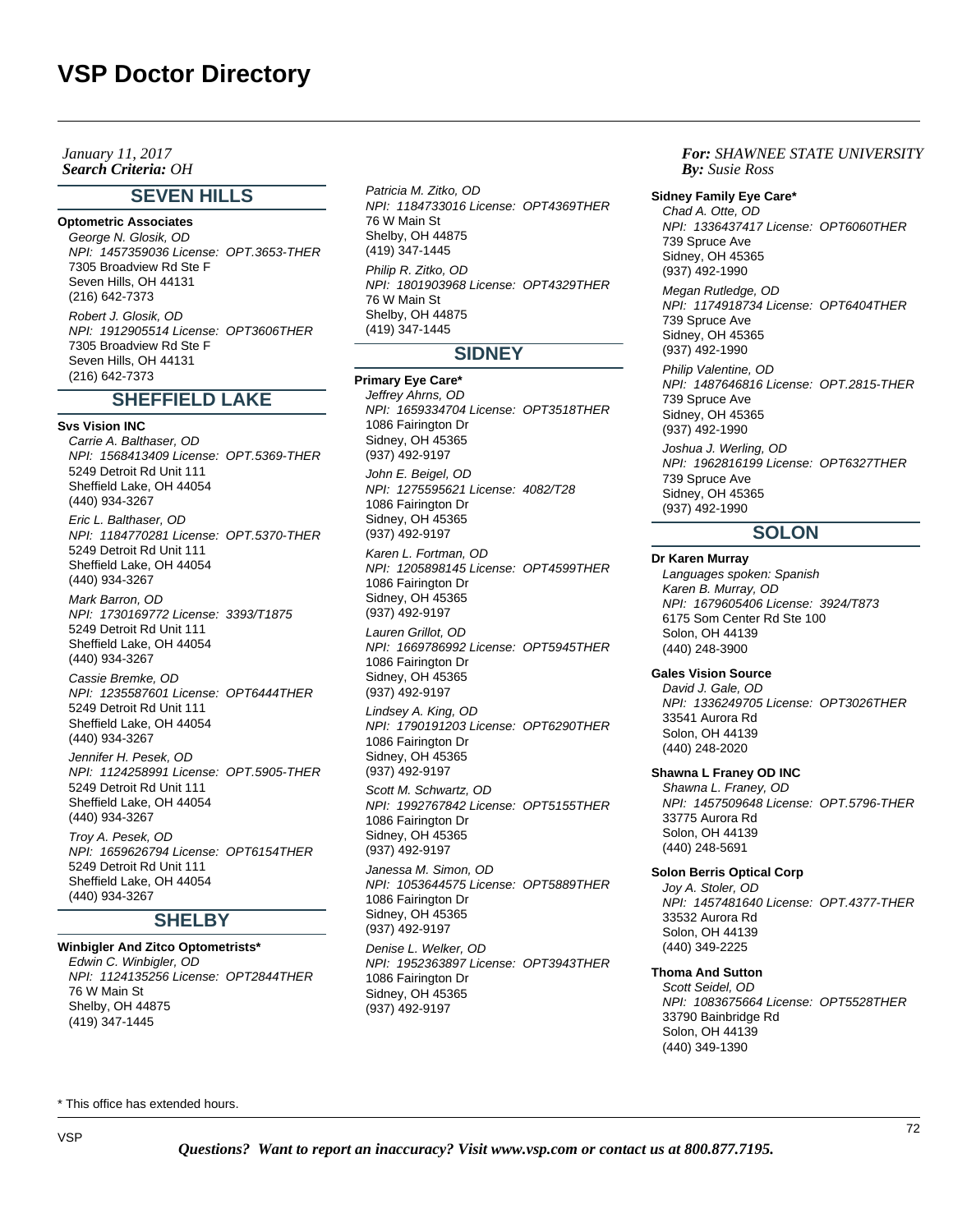# VSP Doctor Directory

*January 11, 2017*
***Search Criteria:*** *OH*

***For:*** *SHAWNEE STATE UNIVERSITY*
***By:*** *Susie Ross*

## SEVEN HILLS

**Optometric Associates**

*George N. Glosik, OD*
*NPI: 1457359036 License: OPT.3653-THER*
7305 Broadview Rd Ste F
Seven Hills, OH 44131
(216) 642-7373

*Robert J. Glosik, OD*
*NPI: 1912905514 License: OPT3606THER*
7305 Broadview Rd Ste F
Seven Hills, OH 44131
(216) 642-7373

## SHEFFIELD LAKE

**Svs Vision INC**

*Carrie A. Balthaser, OD*
*NPI: 1568413409 License: OPT.5369-THER*
5249 Detroit Rd Unit 111
Sheffield Lake, OH 44054
(440) 934-3267

*Eric L. Balthaser, OD*
*NPI: 1184770281 License: OPT.5370-THER*
5249 Detroit Rd Unit 111
Sheffield Lake, OH 44054
(440) 934-3267

*Mark Barron, OD*
*NPI: 1730169772 License: 3393/T1875*
5249 Detroit Rd Unit 111
Sheffield Lake, OH 44054
(440) 934-3267

*Cassie Bremke, OD*
*NPI: 1235587601 License: OPT6444THER*
5249 Detroit Rd Unit 111
Sheffield Lake, OH 44054
(440) 934-3267

*Jennifer H. Pesek, OD*
*NPI: 1124258991 License: OPT.5905-THER*
5249 Detroit Rd Unit 111
Sheffield Lake, OH 44054
(440) 934-3267

*Troy A. Pesek, OD*
*NPI: 1659626794 License: OPT6154THER*
5249 Detroit Rd Unit 111
Sheffield Lake, OH 44054
(440) 934-3267

## SHELBY

**Winbigler And Zitco Optometrists***

*Edwin C. Winbigler, OD*
*NPI: 1124135256 License: OPT2844THER*
76 W Main St
Shelby, OH 44875
(419) 347-1445

*Patricia M. Zitko, OD*
*NPI: 1184733016 License: OPT4369THER*
76 W Main St
Shelby, OH 44875
(419) 347-1445

*Philip R. Zitko, OD*
*NPI: 1801903968 License: OPT4329THER*
76 W Main St
Shelby, OH 44875
(419) 347-1445

## SIDNEY

**Primary Eye Care***

*Jeffrey Ahrns, OD*
*NPI: 1659334704 License: OPT3518THER*
1086 Fairington Dr
Sidney, OH 45365
(937) 492-9197

*John E. Beigel, OD*
*NPI: 1275595621 License: 4082/T28*
1086 Fairington Dr
Sidney, OH 45365
(937) 492-9197

*Karen L. Fortman, OD*
*NPI: 1205898145 License: OPT4599THER*
1086 Fairington Dr
Sidney, OH 45365
(937) 492-9197

*Lauren Grillot, OD*
*NPI: 1669786992 License: OPT5945THER*
1086 Fairington Dr
Sidney, OH 45365
(937) 492-9197

*Lindsey A. King, OD*
*NPI: 1790191203 License: OPT6290THER*
1086 Fairington Dr
Sidney, OH 45365
(937) 492-9197

*Scott M. Schwartz, OD*
*NPI: 1992767842 License: OPT5155THER*
1086 Fairington Dr
Sidney, OH 45365
(937) 492-9197

*Janessa M. Simon, OD*
*NPI: 1053644575 License: OPT5889THER*
1086 Fairington Dr
Sidney, OH 45365
(937) 492-9197

*Denise L. Welker, OD*
*NPI: 1952363897 License: OPT3943THER*
1086 Fairington Dr
Sidney, OH 45365
(937) 492-9197

**Sidney Family Eye Care***

*Chad A. Otte, OD*
*NPI: 1336437417 License: OPT6060THER*
739 Spruce Ave
Sidney, OH 45365
(937) 492-1990

*Megan Rutledge, OD*
*NPI: 1174918734 License: OPT6404THER*
739 Spruce Ave
Sidney, OH 45365
(937) 492-1990

*Philip Valentine, OD*
*NPI: 1487646816 License: OPT.2815-THER*
739 Spruce Ave
Sidney, OH 45365
(937) 492-1990

*Joshua J. Werling, OD*
*NPI: 1962816199 License: OPT6327THER*
739 Spruce Ave
Sidney, OH 45365
(937) 492-1990

## SOLON

**Dr Karen Murray**

*Languages spoken: Spanish*
*Karen B. Murray, OD*
*NPI: 1679605406 License: 3924/T873*
6175 Som Center Rd Ste 100
Solon, OH 44139
(440) 248-3900

**Gales Vision Source**

*David J. Gale, OD*
*NPI: 1336249705 License: OPT3026THER*
33541 Aurora Rd
Solon, OH 44139
(440) 248-2020

**Shawna L Franey OD INC**

*Shawna L. Franey, OD*
*NPI: 1457509648 License: OPT.5796-THER*
33775 Aurora Rd
Solon, OH 44139
(440) 248-5691

**Solon Berris Optical Corp**

*Joy A. Stoler, OD*
*NPI: 1457481640 License: OPT.4377-THER*
33532 Aurora Rd
Solon, OH 44139
(440) 349-2225

**Thoma And Sutton**

*Scott Seidel, OD*
*NPI: 1083675664 License: OPT5528THER*
33790 Bainbridge Rd
Solon, OH 44139
(440) 349-1390

* This office has extended hours.

***Questions? Want to report an inaccuracy? Visit www.vsp.com or contact us at 800.877.7195.***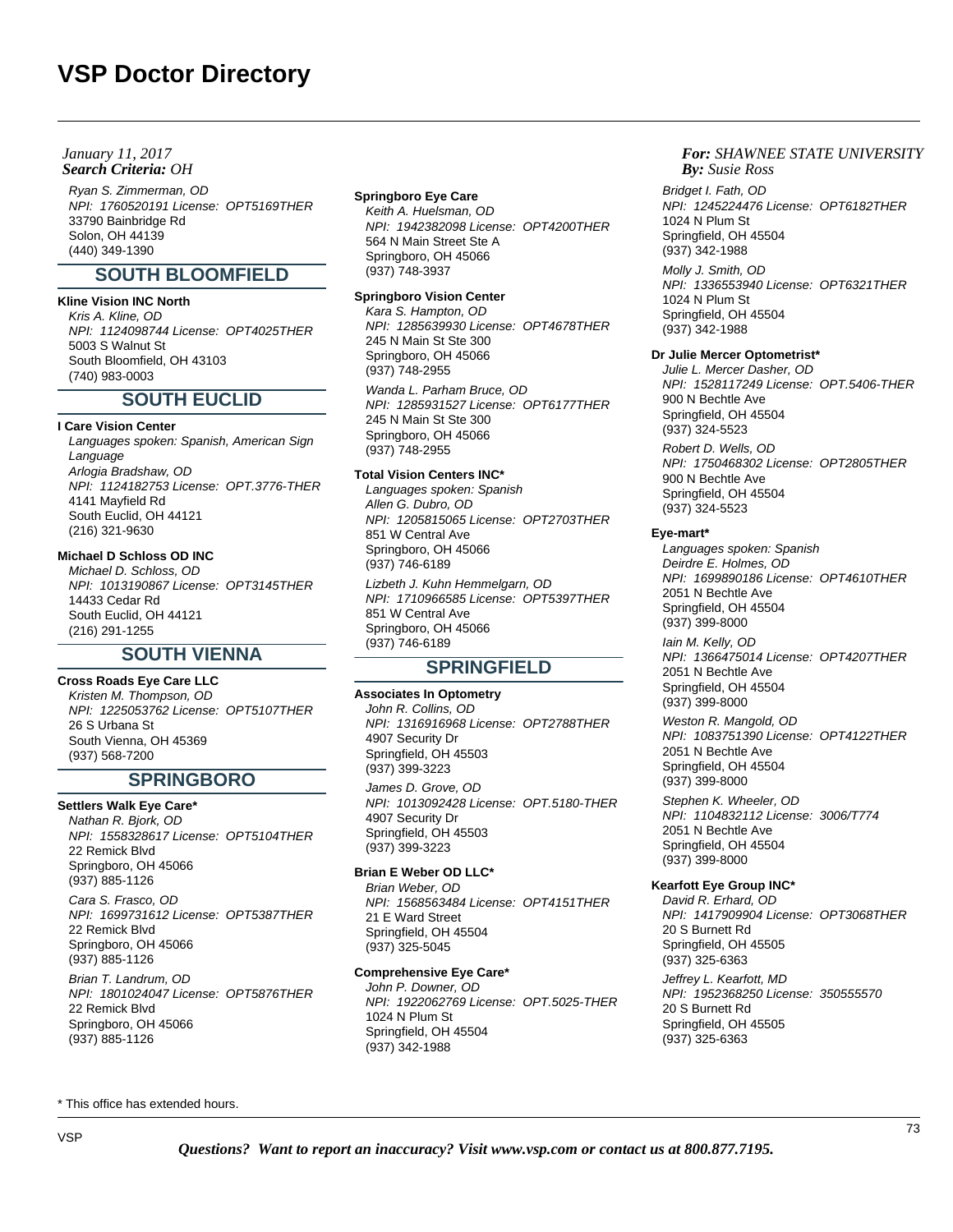# VSP Doctor Directory

*January 11, 2017*
***Search Criteria:*** *OH*

***For:*** *SHAWNEE STATE UNIVERSITY*
***By:*** *Susie Ross*

*Ryan S. Zimmerman, OD*
*NPI: 1760520191 License: OPT5169THER*
33790 Bainbridge Rd
Solon, OH 44139
(440) 349-1390

## SOUTH BLOOMFIELD

**Kline Vision INC North**
*Kris A. Kline, OD*
*NPI: 1124098744 License: OPT4025THER*
5003 S Walnut St
South Bloomfield, OH 43103
(740) 983-0003

## SOUTH EUCLID

**I Care Vision Center**
*Languages spoken: Spanish, American Sign Language*
*Arlogia Bradshaw, OD*
*NPI: 1124182753 License: OPT.3776-THER*
4141 Mayfield Rd
South Euclid, OH 44121
(216) 321-9630

**Michael D Schloss OD INC**
*Michael D. Schloss, OD*
*NPI: 1013190867 License: OPT3145THER*
14433 Cedar Rd
South Euclid, OH 44121
(216) 291-1255

## SOUTH VIENNA

**Cross Roads Eye Care LLC**
*Kristen M. Thompson, OD*
*NPI: 1225053762 License: OPT5107THER*
26 S Urbana St
South Vienna, OH 45369
(937) 568-7200

## SPRINGBORO

**Settlers Walk Eye Care***
*Nathan R. Bjork, OD*
*NPI: 1558328617 License: OPT5104THER*
22 Remick Blvd
Springboro, OH 45066
(937) 885-1126

*Cara S. Frasco, OD*
*NPI: 1699731612 License: OPT5387THER*
22 Remick Blvd
Springboro, OH 45066
(937) 885-1126

*Brian T. Landrum, OD*
*NPI: 1801024047 License: OPT5876THER*
22 Remick Blvd
Springboro, OH 45066
(937) 885-1126

**Springboro Eye Care**
*Keith A. Huelsman, OD*
*NPI: 1942382098 License: OPT4200THER*
564 N Main Street Ste A
Springboro, OH 45066
(937) 748-3937

**Springboro Vision Center**
*Kara S. Hampton, OD*
*NPI: 1285639930 License: OPT4678THER*
245 N Main St Ste 300
Springboro, OH 45066
(937) 748-2955

*Wanda L. Parham Bruce, OD*
*NPI: 1285931527 License: OPT6177THER*
245 N Main St Ste 300
Springboro, OH 45066
(937) 748-2955

**Total Vision Centers INC***
*Languages spoken: Spanish*
*Allen G. Dubro, OD*
*NPI: 1205815065 License: OPT2703THER*
851 W Central Ave
Springboro, OH 45066
(937) 746-6189

*Lizbeth J. Kuhn Hemmelgarn, OD*
*NPI: 1710966585 License: OPT5397THER*
851 W Central Ave
Springboro, OH 45066
(937) 746-6189

## SPRINGFIELD

**Associates In Optometry**
*John R. Collins, OD*
*NPI: 1316916968 License: OPT2788THER*
4907 Security Dr
Springfield, OH 45503
(937) 399-3223

*James D. Grove, OD*
*NPI: 1013092428 License: OPT.5180-THER*
4907 Security Dr
Springfield, OH 45503
(937) 399-3223

**Brian E Weber OD LLC***
*Brian Weber, OD*
*NPI: 1568563484 License: OPT4151THER*
21 E Ward Street
Springfield, OH 45504
(937) 325-5045

**Comprehensive Eye Care***
*John P. Downer, OD*
*NPI: 1922062769 License: OPT.5025-THER*
1024 N Plum St
Springfield, OH 45504
(937) 342-1988

*Bridget I. Fath, OD*
*NPI: 1245224476 License: OPT6182THER*
1024 N Plum St
Springfield, OH 45504
(937) 342-1988

*Molly J. Smith, OD*
*NPI: 1336553940 License: OPT6321THER*
1024 N Plum St
Springfield, OH 45504
(937) 342-1988

**Dr Julie Mercer Optometrist***
*Julie L. Mercer Dasher, OD*
*NPI: 1528117249 License: OPT.5406-THER*
900 N Bechtle Ave
Springfield, OH 45504
(937) 324-5523

*Robert D. Wells, OD*
*NPI: 1750468302 License: OPT2805THER*
900 N Bechtle Ave
Springfield, OH 45504
(937) 324-5523

**Eye-mart***
*Languages spoken: Spanish*
*Deirdre E. Holmes, OD*
*NPI: 1699890186 License: OPT4610THER*
2051 N Bechtle Ave
Springfield, OH 45504
(937) 399-8000

*Iain M. Kelly, OD*
*NPI: 1366475014 License: OPT4207THER*
2051 N Bechtle Ave
Springfield, OH 45504
(937) 399-8000

*Weston R. Mangold, OD*
*NPI: 1083751390 License: OPT4122THER*
2051 N Bechtle Ave
Springfield, OH 45504
(937) 399-8000

*Stephen K. Wheeler, OD*
*NPI: 1104832112 License: 3006/T774*
2051 N Bechtle Ave
Springfield, OH 45504
(937) 399-8000

**Kearfott Eye Group INC***
*David R. Erhard, OD*
*NPI: 1417909904 License: OPT3068THER*
20 S Burnett Rd
Springfield, OH 45505
(937) 325-6363

*Jeffrey L. Kearfott, MD*
*NPI: 1952368250 License: 350555570*
20 S Burnett Rd
Springfield, OH 45505
(937) 325-6363

\* This office has extended hours.

***Questions? Want to report an inaccuracy? Visit www.vsp.com or contact us at 800.877.7195.***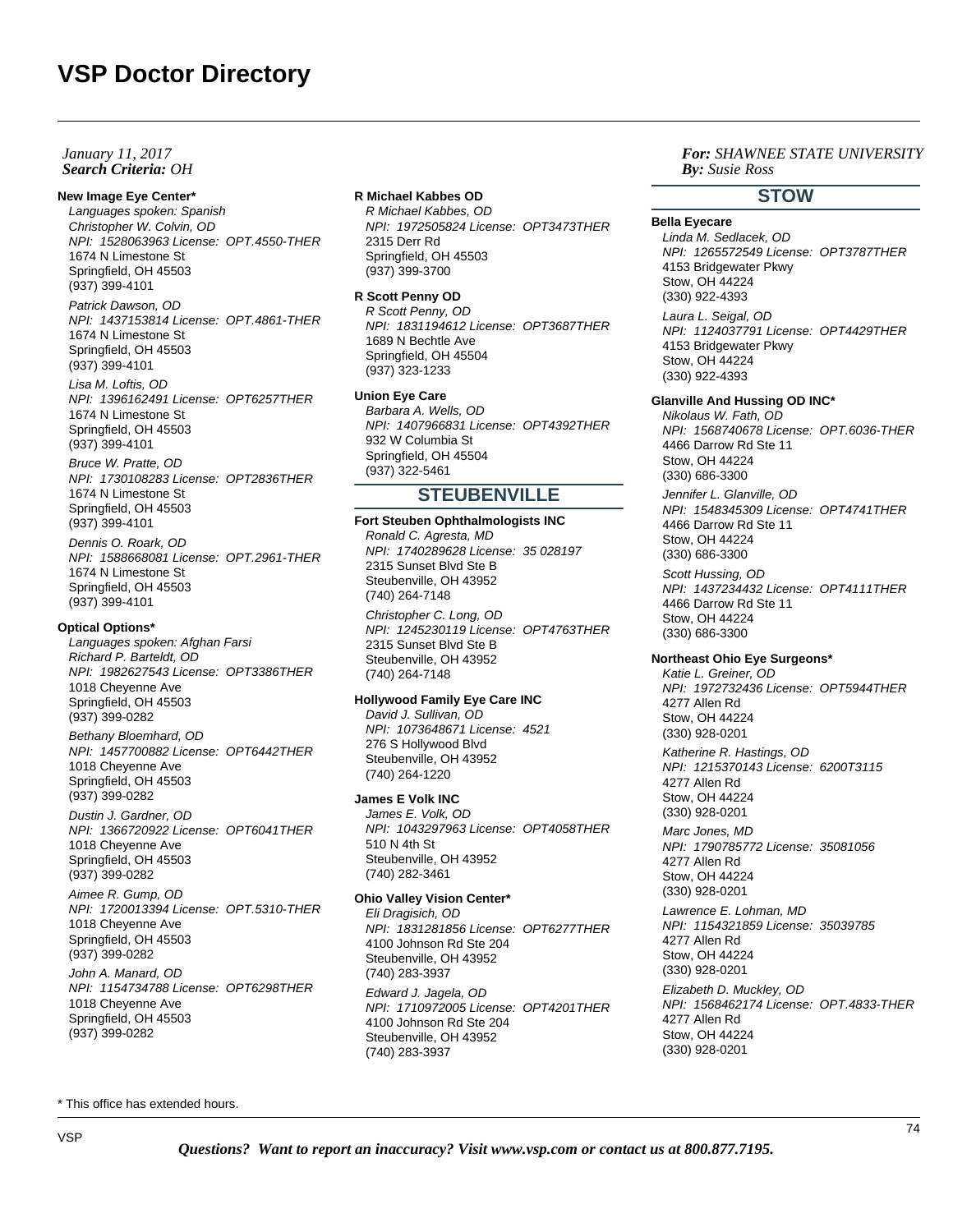# VSP Doctor Directory

*January 11, 2017*
***Search Criteria:*** *OH*

***For:*** *SHAWNEE STATE UNIVERSITY*
***By:*** *Susie Ross*

**New Image Eye Center***
*Languages spoken: Spanish*
*Christopher W. Colvin, OD*
*NPI: 1528063963 License: OPT.4550-THER*
1674 N Limestone St
Springfield, OH 45503
(937) 399-4101

*Patrick Dawson, OD*
*NPI: 1437153814 License: OPT.4861-THER*
1674 N Limestone St
Springfield, OH 45503
(937) 399-4101

*Lisa M. Loftis, OD*
*NPI: 1396162491 License: OPT6257THER*
1674 N Limestone St
Springfield, OH 45503
(937) 399-4101

*Bruce W. Pratte, OD*
*NPI: 1730108283 License: OPT2836THER*
1674 N Limestone St
Springfield, OH 45503
(937) 399-4101

*Dennis O. Roark, OD*
*NPI: 1588668081 License: OPT.2961-THER*
1674 N Limestone St
Springfield, OH 45503
(937) 399-4101

**Optical Options***
*Languages spoken: Afghan Farsi*
*Richard P. Barteldt, OD*
*NPI: 1982627543 License: OPT3386THER*
1018 Cheyenne Ave
Springfield, OH 45503
(937) 399-0282

*Bethany Bloemhard, OD*
*NPI: 1457700882 License: OPT6442THER*
1018 Cheyenne Ave
Springfield, OH 45503
(937) 399-0282

*Dustin J. Gardner, OD*
*NPI: 1366720922 License: OPT6041THER*
1018 Cheyenne Ave
Springfield, OH 45503
(937) 399-0282

*Aimee R. Gump, OD*
*NPI: 1720013394 License: OPT.5310-THER*
1018 Cheyenne Ave
Springfield, OH 45503
(937) 399-0282

*John A. Manard, OD*
*NPI: 1154734788 License: OPT6298THER*
1018 Cheyenne Ave
Springfield, OH 45503
(937) 399-0282

**R Michael Kabbes OD**
*R Michael Kabbes, OD*
*NPI: 1972505824 License: OPT3473THER*
2315 Derr Rd
Springfield, OH 45503
(937) 399-3700

**R Scott Penny OD**
*R Scott Penny, OD*
*NPI: 1831194612 License: OPT3687THER*
1689 N Bechtle Ave
Springfield, OH 45504
(937) 323-1233

**Union Eye Care**
*Barbara A. Wells, OD*
*NPI: 1407966831 License: OPT4392THER*
932 W Columbia St
Springfield, OH 45504
(937) 322-5461

## STEUBENVILLE

**Fort Steuben Ophthalmologists INC**
*Ronald C. Agresta, MD*
*NPI: 1740289628 License: 35 028197*
2315 Sunset Blvd Ste B
Steubenville, OH 43952
(740) 264-7148

*Christopher C. Long, OD*
*NPI: 1245230119 License: OPT4763THER*
2315 Sunset Blvd Ste B
Steubenville, OH 43952
(740) 264-7148

**Hollywood Family Eye Care INC**
*David J. Sullivan, OD*
*NPI: 1073648671 License: 4521*
276 S Hollywood Blvd
Steubenville, OH 43952
(740) 264-1220

**James E Volk INC**
*James E. Volk, OD*
*NPI: 1043297963 License: OPT4058THER*
510 N 4th St
Steubenville, OH 43952
(740) 282-3461

**Ohio Valley Vision Center***
*Eli Dragisich, OD*
*NPI: 1831281856 License: OPT6277THER*
4100 Johnson Rd Ste 204
Steubenville, OH 43952
(740) 283-3937

*Edward J. Jagela, OD*
*NPI: 1710972005 License: OPT4201THER*
4100 Johnson Rd Ste 204
Steubenville, OH 43952
(740) 283-3937

## STOW

**Bella Eyecare**
*Linda M. Sedlacek, OD*
*NPI: 1265572549 License: OPT3787THER*
4153 Bridgewater Pkwy
Stow, OH 44224
(330) 922-4393

*Laura L. Seigal, OD*
*NPI: 1124037791 License: OPT4429THER*
4153 Bridgewater Pkwy
Stow, OH 44224
(330) 922-4393

**Glanville And Hussing OD INC***
*Nikolaus W. Fath, OD*
*NPI: 1568740678 License: OPT.6036-THER*
4466 Darrow Rd Ste 11
Stow, OH 44224
(330) 686-3300

*Jennifer L. Glanville, OD*
*NPI: 1548345309 License: OPT4741THER*
4466 Darrow Rd Ste 11
Stow, OH 44224
(330) 686-3300

*Scott Hussing, OD*
*NPI: 1437234432 License: OPT4111THER*
4466 Darrow Rd Ste 11
Stow, OH 44224
(330) 686-3300

**Northeast Ohio Eye Surgeons***
*Katie L. Greiner, OD*
*NPI: 1972732436 License: OPT5944THER*
4277 Allen Rd
Stow, OH 44224
(330) 928-0201

*Katherine R. Hastings, OD*
*NPI: 1215370143 License: 6200T3115*
4277 Allen Rd
Stow, OH 44224
(330) 928-0201

*Marc Jones, MD*
*NPI: 1790785772 License: 35081056*
4277 Allen Rd
Stow, OH 44224
(330) 928-0201

*Lawrence E. Lohman, MD*
*NPI: 1154321859 License: 35039785*
4277 Allen Rd
Stow, OH 44224
(330) 928-0201

*Elizabeth D. Muckley, OD*
*NPI: 1568462174 License: OPT.4833-THER*
4277 Allen Rd
Stow, OH 44224
(330) 928-0201

\* This office has extended hours.

***Questions? Want to report an inaccuracy? Visit www.vsp.com or contact us at 800.877.7195.***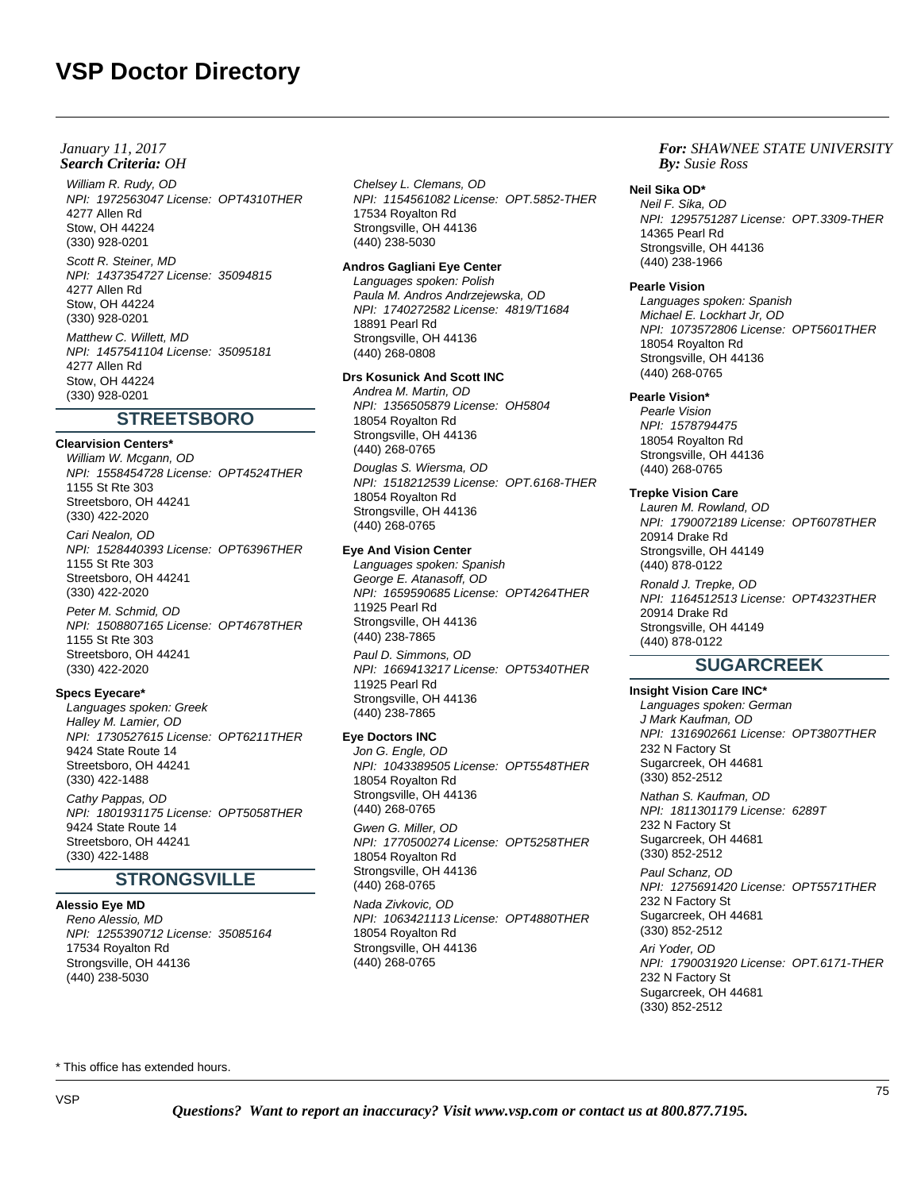# VSP Doctor Directory

*January 11, 2017*
***Search Criteria:** OH*

***For:** SHAWNEE STATE UNIVERSITY*
***By:** Susie Ross*

*William R. Rudy, OD*
*NPI: 1972563047 License: OPT4310THER*
4277 Allen Rd
Stow, OH 44224
(330) 928-0201

*Scott R. Steiner, MD*
*NPI: 1437354727 License: 35094815*
4277 Allen Rd
Stow, OH 44224
(330) 928-0201

*Matthew C. Willett, MD*
*NPI: 1457541104 License: 35095181*
4277 Allen Rd
Stow, OH 44224
(330) 928-0201

## STREETSBORO

**Clearvision Centers***

*William W. Mcgann, OD*
*NPI: 1558454728 License: OPT4524THER*
1155 St Rte 303
Streetsboro, OH 44241
(330) 422-2020

*Cari Nealon, OD*
*NPI: 1528440393 License: OPT6396THER*
1155 St Rte 303
Streetsboro, OH 44241
(330) 422-2020

*Peter M. Schmid, OD*
*NPI: 1508807165 License: OPT4678THER*
1155 St Rte 303
Streetsboro, OH 44241
(330) 422-2020

**Specs Eyecare***

*Languages spoken: Greek*
*Halley M. Lamier, OD*
*NPI: 1730527615 License: OPT6211THER*
9424 State Route 14
Streetsboro, OH 44241
(330) 422-1488

*Cathy Pappas, OD*
*NPI: 1801931175 License: OPT5058THER*
9424 State Route 14
Streetsboro, OH 44241
(330) 422-1488

## STRONGSVILLE

**Alessio Eye MD**

*Reno Alessio, MD*
*NPI: 1255390712 License: 35085164*
17534 Royalton Rd
Strongsville, OH 44136
(440) 238-5030

*Chelsey L. Clemans, OD*
*NPI: 1154561082 License: OPT.5852-THER*
17534 Royalton Rd
Strongsville, OH 44136
(440) 238-5030

**Andros Gagliani Eye Center**

*Languages spoken: Polish*
*Paula M. Andros Andrzejewska, OD*
*NPI: 1740272582 License: 4819/T1684*
18891 Pearl Rd
Strongsville, OH 44136
(440) 268-0808

**Drs Kosunick And Scott INC**

*Andrea M. Martin, OD*
*NPI: 1356505879 License: OH5804*
18054 Royalton Rd
Strongsville, OH 44136
(440) 268-0765

*Douglas S. Wiersma, OD*
*NPI: 1518212539 License: OPT.6168-THER*
18054 Royalton Rd
Strongsville, OH 44136
(440) 268-0765

**Eye And Vision Center**

*Languages spoken: Spanish*
*George E. Atanasoff, OD*
*NPI: 1659590685 License: OPT4264THER*
11925 Pearl Rd
Strongsville, OH 44136
(440) 238-7865

*Paul D. Simmons, OD*
*NPI: 1669413217 License: OPT5340THER*
11925 Pearl Rd
Strongsville, OH 44136
(440) 238-7865

**Eye Doctors INC**

*Jon G. Engle, OD*
*NPI: 1043389505 License: OPT5548THER*
18054 Royalton Rd
Strongsville, OH 44136
(440) 268-0765

*Gwen G. Miller, OD*
*NPI: 1770500274 License: OPT5258THER*
18054 Royalton Rd
Strongsville, OH 44136
(440) 268-0765

*Nada Zivkovic, OD*
*NPI: 1063421113 License: OPT4880THER*
18054 Royalton Rd
Strongsville, OH 44136
(440) 268-0765

**Neil Sika OD***

*Neil F. Sika, OD*
*NPI: 1295751287 License: OPT.3309-THER*
14365 Pearl Rd
Strongsville, OH 44136
(440) 238-1966

**Pearle Vision**

*Languages spoken: Spanish*
*Michael E. Lockhart Jr, OD*
*NPI: 1073572806 License: OPT5601THER*
18054 Royalton Rd
Strongsville, OH 44136
(440) 268-0765

**Pearle Vision***

*Pearle Vision*
*NPI: 1578794475*
18054 Royalton Rd
Strongsville, OH 44136
(440) 268-0765

**Trepke Vision Care**

*Lauren M. Rowland, OD*
*NPI: 1790072189 License: OPT6078THER*
20914 Drake Rd
Strongsville, OH 44149
(440) 878-0122

*Ronald J. Trepke, OD*
*NPI: 1164512513 License: OPT4323THER*
20914 Drake Rd
Strongsville, OH 44149
(440) 878-0122

## SUGARCREEK

**Insight Vision Care INC***

*Languages spoken: German*
*J Mark Kaufman, OD*
*NPI: 1316902661 License: OPT3807THER*
232 N Factory St
Sugarcreek, OH 44681
(330) 852-2512

*Nathan S. Kaufman, OD*
*NPI: 1811301179 License: 6289T*
232 N Factory St
Sugarcreek, OH 44681
(330) 852-2512

*Paul Schanz, OD*
*NPI: 1275691420 License: OPT5571THER*
232 N Factory St
Sugarcreek, OH 44681
(330) 852-2512

*Ari Yoder, OD*
*NPI: 1790031920 License: OPT.6171-THER*
232 N Factory St
Sugarcreek, OH 44681
(330) 852-2512

\* This office has extended hours.

***Questions? Want to report an inaccuracy? Visit www.vsp.com or contact us at 800.877.7195.***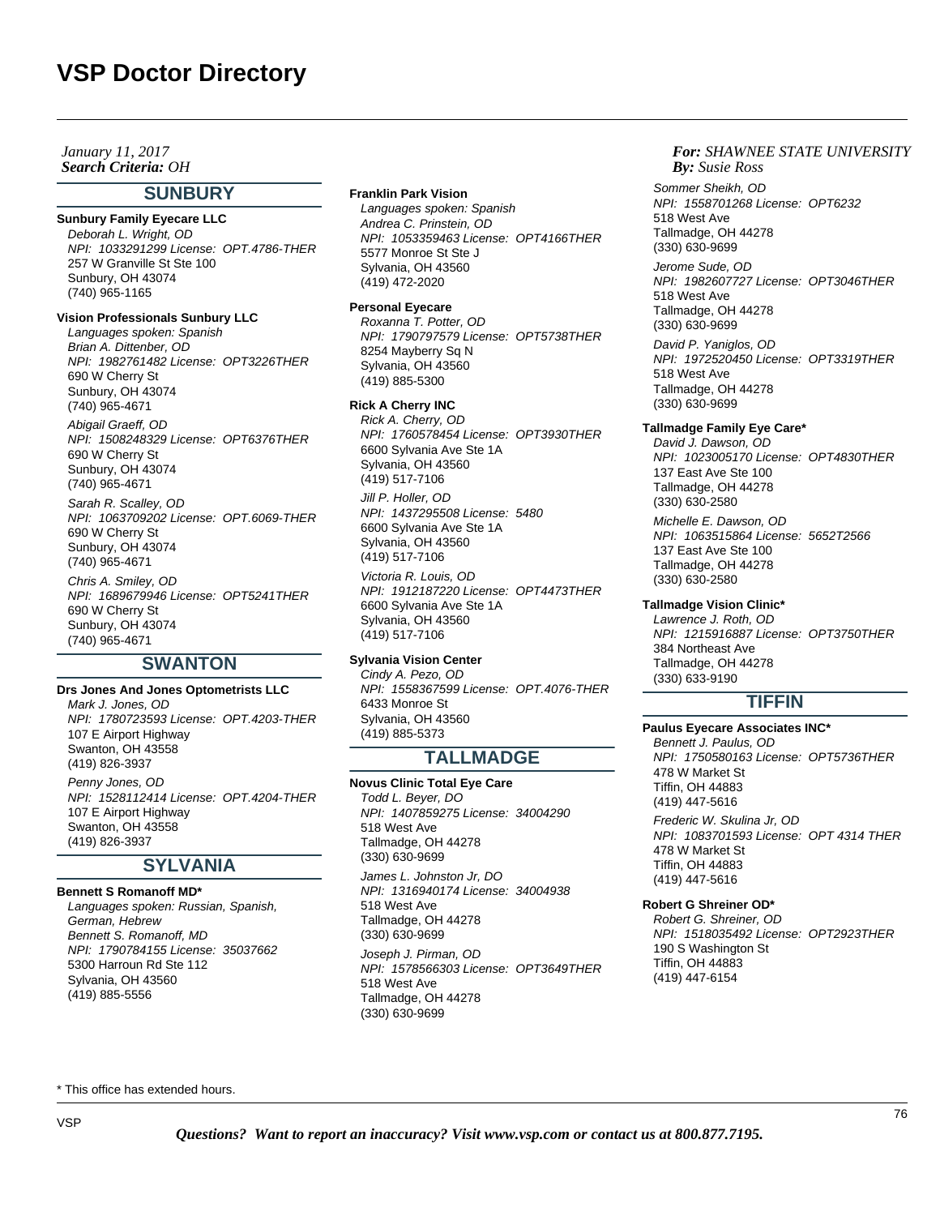# VSP Doctor Directory

*January 11, 2017*
***Search Criteria:*** *OH*

***For:*** *SHAWNEE STATE UNIVERSITY*
***By:*** *Susie Ross*

## SUNBURY

**Sunbury Family Eyecare LLC**
*Deborah L. Wright, OD*
*NPI: 1033291299 License: OPT.4786-THER*
257 W Granville St Ste 100
Sunbury, OH 43074
(740) 965-1165

**Vision Professionals Sunbury LLC**
*Languages spoken: Spanish*
*Brian A. Dittenber, OD*
*NPI: 1982761482 License: OPT3226THER*
690 W Cherry St
Sunbury, OH 43074
(740) 965-4671

*Abigail Graeff, OD*
*NPI: 1508248329 License: OPT6376THER*
690 W Cherry St
Sunbury, OH 43074
(740) 965-4671

*Sarah R. Scalley, OD*
*NPI: 1063709202 License: OPT.6069-THER*
690 W Cherry St
Sunbury, OH 43074
(740) 965-4671

*Chris A. Smiley, OD*
*NPI: 1689679946 License: OPT5241THER*
690 W Cherry St
Sunbury, OH 43074
(740) 965-4671

## SWANTON

**Drs Jones And Jones Optometrists LLC**
*Mark J. Jones, OD*
*NPI: 1780723593 License: OPT.4203-THER*
107 E Airport Highway
Swanton, OH 43558
(419) 826-3937

*Penny Jones, OD*
*NPI: 1528112414 License: OPT.4204-THER*
107 E Airport Highway
Swanton, OH 43558
(419) 826-3937

## SYLVANIA

**Bennett S Romanoff MD***
*Languages spoken: Russian, Spanish, German, Hebrew*
*Bennett S. Romanoff, MD*
*NPI: 1790784155 License: 35037662*
5300 Harroun Rd Ste 112
Sylvania, OH 43560
(419) 885-5556

**Franklin Park Vision**
*Languages spoken: Spanish*
*Andrea C. Prinstein, OD*
*NPI: 1053359463 License: OPT4166THER*
5577 Monroe St Ste J
Sylvania, OH 43560
(419) 472-2020

**Personal Eyecare**
*Roxanna T. Potter, OD*
*NPI: 1790797579 License: OPT5738THER*
8254 Mayberry Sq N
Sylvania, OH 43560
(419) 885-5300

**Rick A Cherry INC**
*Rick A. Cherry, OD*
*NPI: 1760578454 License: OPT3930THER*
6600 Sylvania Ave Ste 1A
Sylvania, OH 43560
(419) 517-7106

*Jill P. Holler, OD*
*NPI: 1437295508 License: 5480*
6600 Sylvania Ave Ste 1A
Sylvania, OH 43560
(419) 517-7106

*Victoria R. Louis, OD*
*NPI: 1912187220 License: OPT4473THER*
6600 Sylvania Ave Ste 1A
Sylvania, OH 43560
(419) 517-7106

**Sylvania Vision Center**
*Cindy A. Pezo, OD*
*NPI: 1558367599 License: OPT.4076-THER*
6433 Monroe St
Sylvania, OH 43560
(419) 885-5373

## TALLMADGE

**Novus Clinic Total Eye Care**
*Todd L. Beyer, DO*
*NPI: 1407859275 License: 34004290*
518 West Ave
Tallmadge, OH 44278
(330) 630-9699

*James L. Johnston Jr, DO*
*NPI: 1316940174 License: 34004938*
518 West Ave
Tallmadge, OH 44278
(330) 630-9699

*Joseph J. Pirman, OD*
*NPI: 1578566303 License: OPT3649THER*
518 West Ave
Tallmadge, OH 44278
(330) 630-9699

*Sommer Sheikh, OD*
*NPI: 1558701268 License: OPT6232*
518 West Ave
Tallmadge, OH 44278
(330) 630-9699

*Jerome Sude, OD*
*NPI: 1982607727 License: OPT3046THER*
518 West Ave
Tallmadge, OH 44278
(330) 630-9699

*David P. Yaniglos, OD*
*NPI: 1972520450 License: OPT3319THER*
518 West Ave
Tallmadge, OH 44278
(330) 630-9699

**Tallmadge Family Eye Care***
*David J. Dawson, OD*
*NPI: 1023005170 License: OPT4830THER*
137 East Ave Ste 100
Tallmadge, OH 44278
(330) 630-2580

*Michelle E. Dawson, OD*
*NPI: 1063515864 License: 5652T2566*
137 East Ave Ste 100
Tallmadge, OH 44278
(330) 630-2580

**Tallmadge Vision Clinic***
*Lawrence J. Roth, OD*
*NPI: 1215916887 License: OPT3750THER*
384 Northeast Ave
Tallmadge, OH 44278
(330) 633-9190

## TIFFIN

**Paulus Eyecare Associates INC***
*Bennett J. Paulus, OD*
*NPI: 1750580163 License: OPT5736THER*
478 W Market St
Tiffin, OH 44883
(419) 447-5616

*Frederic W. Skulina Jr, OD*
*NPI: 1083701593 License: OPT 4314 THER*
478 W Market St
Tiffin, OH 44883
(419) 447-5616

**Robert G Shreiner OD***
*Robert G. Shreiner, OD*
*NPI: 1518035492 License: OPT2923THER*
190 S Washington St
Tiffin, OH 44883
(419) 447-6154

\* This office has extended hours.

***Questions? Want to report an inaccuracy? Visit www.vsp.com or contact us at 800.877.7195.***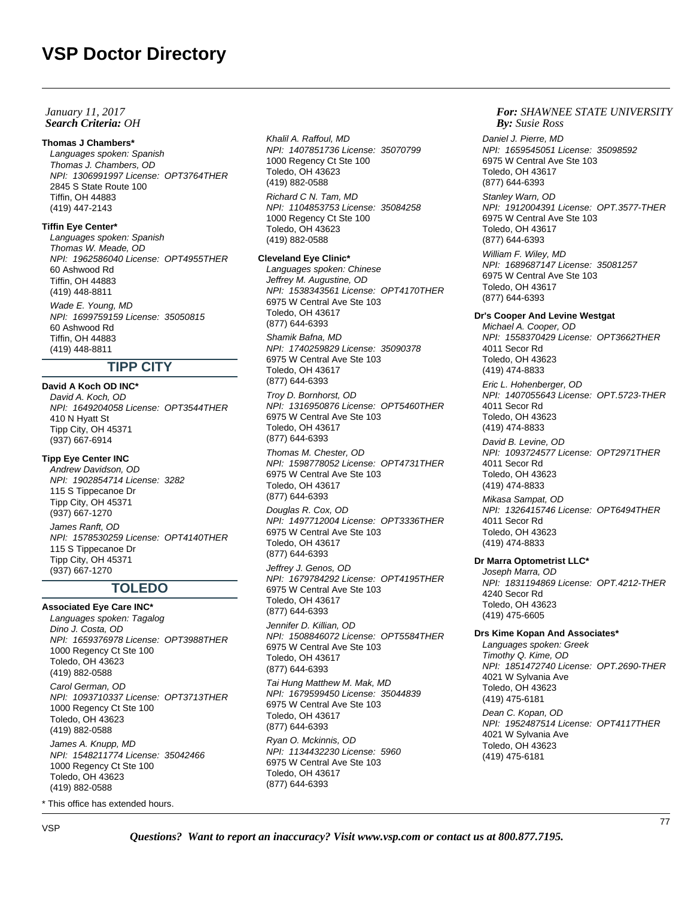# VSP Doctor Directory

*January 11, 2017*
***Search Criteria:*** *OH*

***For:*** *SHAWNEE STATE UNIVERSITY*
***By:*** *Susie Ross*

**Thomas J Chambers***
Languages spoken: Spanish
*Thomas J. Chambers, OD*
*NPI: 1306991997 License: OPT3764THER*
2845 S State Route 100
Tiffin, OH 44883
(419) 447-2143

**Tiffin Eye Center***
Languages spoken: Spanish
*Thomas W. Meade, OD*
*NPI: 1962586040 License: OPT4955THER*
60 Ashwood Rd
Tiffin, OH 44883
(419) 448-8811

*Wade E. Young, MD*
*NPI: 1699759159 License: 35050815*
60 Ashwood Rd
Tiffin, OH 44883
(419) 448-8811

## TIPP CITY

**David A Koch OD INC***
*David A. Koch, OD*
*NPI: 1649204058 License: OPT3544THER*
410 N Hyatt St
Tipp City, OH 45371
(937) 667-6914

**Tipp Eye Center INC**
*Andrew Davidson, OD*
*NPI: 1902854714 License: 3282*
115 S Tippecanoe Dr
Tipp City, OH 45371
(937) 667-1270

*James Ranft, OD*
*NPI: 1578530259 License: OPT4140THER*
115 S Tippecanoe Dr
Tipp City, OH 45371
(937) 667-1270

## TOLEDO

**Associated Eye Care INC***
Languages spoken: Tagalog
*Dino J. Costa, OD*
*NPI: 1659376978 License: OPT3988THER*
1000 Regency Ct Ste 100
Toledo, OH 43623
(419) 882-0588

*Carol German, OD*
*NPI: 1093710337 License: OPT3713THER*
1000 Regency Ct Ste 100
Toledo, OH 43623
(419) 882-0588

*James A. Knupp, MD*
*NPI: 1548211774 License: 35042466*
1000 Regency Ct Ste 100
Toledo, OH 43623
(419) 882-0588

*Khalil A. Raffoul, MD*
*NPI: 1407851736 License: 35070799*
1000 Regency Ct Ste 100
Toledo, OH 43623
(419) 882-0588

*Richard C N. Tam, MD*
*NPI: 1104853753 License: 35084258*
1000 Regency Ct Ste 100
Toledo, OH 43623
(419) 882-0588

**Cleveland Eye Clinic***
Languages spoken: Chinese
*Jeffrey M. Augustine, OD*
*NPI: 1538343561 License: OPT4170THER*
6975 W Central Ave Ste 103
Toledo, OH 43617
(877) 644-6393

*Shamik Bafna, MD*
*NPI: 1740259829 License: 35090378*
6975 W Central Ave Ste 103
Toledo, OH 43617
(877) 644-6393

*Troy D. Bornhorst, OD*
*NPI: 1316950876 License: OPT5460THER*
6975 W Central Ave Ste 103
Toledo, OH 43617
(877) 644-6393

*Thomas M. Chester, OD*
*NPI: 1598778052 License: OPT4731THER*
6975 W Central Ave Ste 103
Toledo, OH 43617
(877) 644-6393

*Douglas R. Cox, OD*
*NPI: 1497712004 License: OPT3336THER*
6975 W Central Ave Ste 103
Toledo, OH 43617
(877) 644-6393

*Jeffrey J. Genos, OD*
*NPI: 1679784292 License: OPT4195THER*
6975 W Central Ave Ste 103
Toledo, OH 43617
(877) 644-6393

*Jennifer D. Killian, OD*
*NPI: 1508846072 License: OPT5584THER*
6975 W Central Ave Ste 103
Toledo, OH 43617
(877) 644-6393

*Tai Hung Matthew M. Mak, MD*
*NPI: 1679599450 License: 35044839*
6975 W Central Ave Ste 103
Toledo, OH 43617
(877) 644-6393

*Ryan O. Mckinnis, OD*
*NPI: 1134432230 License: 5960*
6975 W Central Ave Ste 103
Toledo, OH 43617
(877) 644-6393

*Daniel J. Pierre, MD*
*NPI: 1659545051 License: 35098592*
6975 W Central Ave Ste 103
Toledo, OH 43617
(877) 644-6393

*Stanley Warn, OD*
*NPI: 1912004391 License: OPT.3577-THER*
6975 W Central Ave Ste 103
Toledo, OH 43617
(877) 644-6393

*William F. Wiley, MD*
*NPI: 1689687147 License: 35081257*
6975 W Central Ave Ste 103
Toledo, OH 43617
(877) 644-6393

**Dr's Cooper And Levine Westgat**
*Michael A. Cooper, OD*
*NPI: 1558370429 License: OPT3662THER*
4011 Secor Rd
Toledo, OH 43623
(419) 474-8833

*Eric L. Hohenberger, OD*
*NPI: 1407055643 License: OPT.5723-THER*
4011 Secor Rd
Toledo, OH 43623
(419) 474-8833

*David B. Levine, OD*
*NPI: 1093724577 License: OPT2971THER*
4011 Secor Rd
Toledo, OH 43623
(419) 474-8833

*Mikasa Sampat, OD*
*NPI: 1326415746 License: OPT6494THER*
4011 Secor Rd
Toledo, OH 43623
(419) 474-8833

**Dr Marra Optometrist LLC***
*Joseph Marra, OD*
*NPI: 1831194869 License: OPT.4212-THER*
4240 Secor Rd
Toledo, OH 43623
(419) 475-6605

**Drs Kime Kopan And Associates***
Languages spoken: Greek
*Timothy Q. Kime, OD*
*NPI: 1851472740 License: OPT.2690-THER*
4021 W Sylvania Ave
Toledo, OH 43623
(419) 475-6181

*Dean C. Kopan, OD*
*NPI: 1952487514 License: OPT4117THER*
4021 W Sylvania Ave
Toledo, OH 43623
(419) 475-6181

\* This office has extended hours.

***Questions? Want to report an inaccuracy? Visit www.vsp.com or contact us at 800.877.7195.***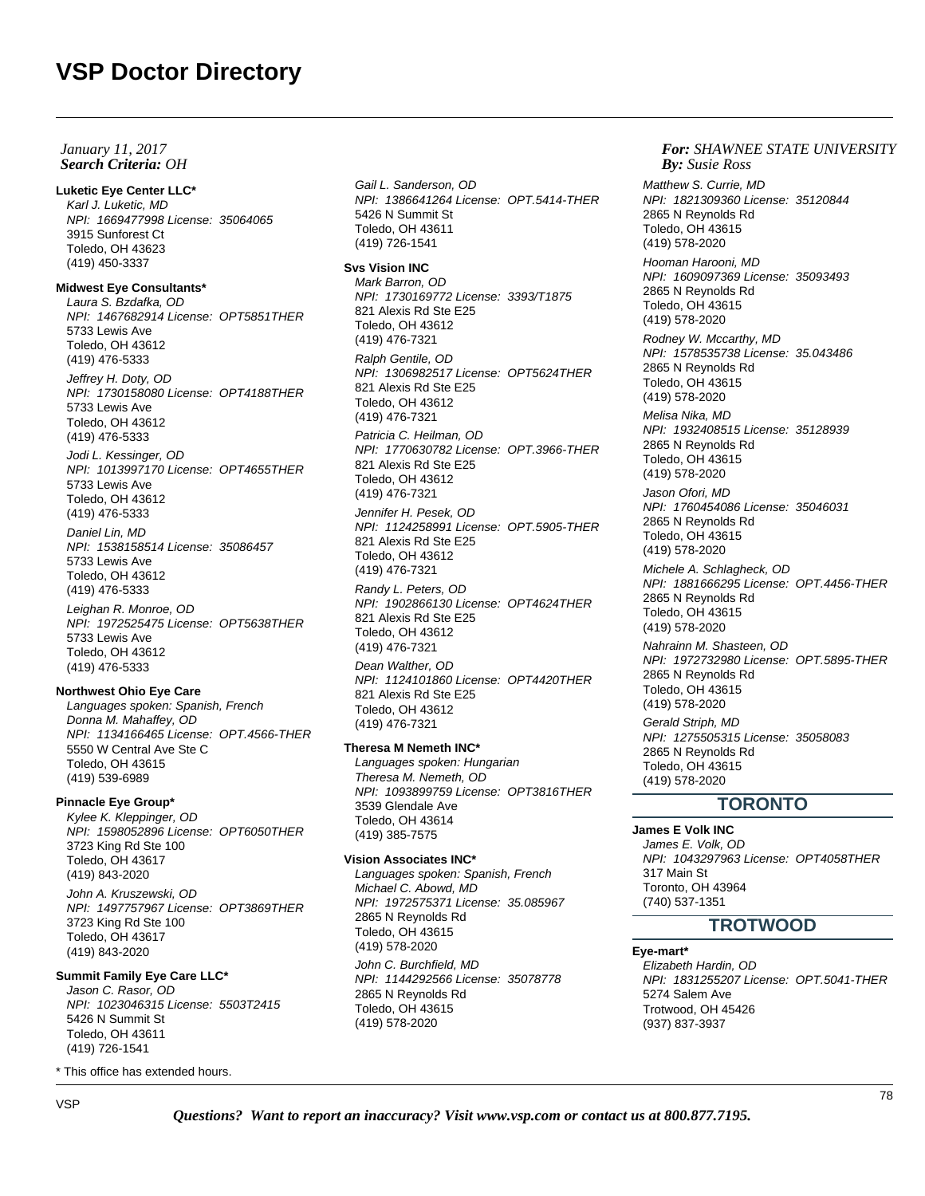# VSP Doctor Directory

*January 11, 2017*
***Search Criteria:** OH*

***For:** SHAWNEE STATE UNIVERSITY*
***By:** Susie Ross*

**Luketic Eye Center LLC***
*Karl J. Luketic, MD*
*NPI: 1669477998 License: 35064065*
3915 Sunforest Ct
Toledo, OH 43623
(419) 450-3337

**Midwest Eye Consultants***
*Laura S. Bzdafka, OD*
*NPI: 1467682914 License: OPT5851THER*
5733 Lewis Ave
Toledo, OH 43612
(419) 476-5333

*Jeffrey H. Doty, OD*
*NPI: 1730158080 License: OPT4188THER*
5733 Lewis Ave
Toledo, OH 43612
(419) 476-5333

*Jodi L. Kessinger, OD*
*NPI: 1013997170 License: OPT4655THER*
5733 Lewis Ave
Toledo, OH 43612
(419) 476-5333

*Daniel Lin, MD*
*NPI: 1538158514 License: 35086457*
5733 Lewis Ave
Toledo, OH 43612
(419) 476-5333

*Leighan R. Monroe, OD*
*NPI: 1972525475 License: OPT5638THER*
5733 Lewis Ave
Toledo, OH 43612
(419) 476-5333

**Northwest Ohio Eye Care**
*Languages spoken: Spanish, French*
*Donna M. Mahaffey, OD*
*NPI: 1134166465 License: OPT.4566-THER*
5550 W Central Ave Ste C
Toledo, OH 43615
(419) 539-6989

**Pinnacle Eye Group***
*Kylee K. Kleppinger, OD*
*NPI: 1598052896 License: OPT6050THER*
3723 King Rd Ste 100
Toledo, OH 43617
(419) 843-2020

*John A. Kruszewski, OD*
*NPI: 1497757967 License: OPT3869THER*
3723 King Rd Ste 100
Toledo, OH 43617
(419) 843-2020

**Summit Family Eye Care LLC***
*Jason C. Rasor, OD*
*NPI: 1023046315 License: 5503T2415*
5426 N Summit St
Toledo, OH 43611
(419) 726-1541

*Gail L. Sanderson, OD*
*NPI: 1386641264 License: OPT.5414-THER*
5426 N Summit St
Toledo, OH 43611
(419) 726-1541

**Svs Vision INC**
*Mark Barron, OD*
*NPI: 1730169772 License: 3393/T1875*
821 Alexis Rd Ste E25
Toledo, OH 43612
(419) 476-7321

*Ralph Gentile, OD*
*NPI: 1306982517 License: OPT5624THER*
821 Alexis Rd Ste E25
Toledo, OH 43612
(419) 476-7321

*Patricia C. Heilman, OD*
*NPI: 1770630782 License: OPT.3966-THER*
821 Alexis Rd Ste E25
Toledo, OH 43612
(419) 476-7321

*Jennifer H. Pesek, OD*
*NPI: 1124258991 License: OPT.5905-THER*
821 Alexis Rd Ste E25
Toledo, OH 43612
(419) 476-7321

*Randy L. Peters, OD*
*NPI: 1902866130 License: OPT4624THER*
821 Alexis Rd Ste E25
Toledo, OH 43612
(419) 476-7321

*Dean Walther, OD*
*NPI: 1124101860 License: OPT4420THER*
821 Alexis Rd Ste E25
Toledo, OH 43612
(419) 476-7321

**Theresa M Nemeth INC***
*Languages spoken: Hungarian*
*Theresa M. Nemeth, OD*
*NPI: 1093899759 License: OPT3816THER*
3539 Glendale Ave
Toledo, OH 43614
(419) 385-7575

**Vision Associates INC***
*Languages spoken: Spanish, French*
*Michael C. Abowd, MD*
*NPI: 1972575371 License: 35.085967*
2865 N Reynolds Rd
Toledo, OH 43615
(419) 578-2020

*John C. Burchfield, MD*
*NPI: 1144292566 License: 35078778*
2865 N Reynolds Rd
Toledo, OH 43615
(419) 578-2020

*Matthew S. Currie, MD*
*NPI: 1821309360 License: 35120844*
2865 N Reynolds Rd
Toledo, OH 43615
(419) 578-2020

*Hooman Harooni, MD*
*NPI: 1609097369 License: 35093493*
2865 N Reynolds Rd
Toledo, OH 43615
(419) 578-2020

*Rodney W. Mccarthy, MD*
*NPI: 1578535738 License: 35.043486*
2865 N Reynolds Rd
Toledo, OH 43615
(419) 578-2020

*Melisa Nika, MD*
*NPI: 1932408515 License: 35128939*
2865 N Reynolds Rd
Toledo, OH 43615
(419) 578-2020

*Jason Ofori, MD*
*NPI: 1760454086 License: 35046031*
2865 N Reynolds Rd
Toledo, OH 43615
(419) 578-2020

*Michele A. Schlagheck, OD*
*NPI: 1881666295 License: OPT.4456-THER*
2865 N Reynolds Rd
Toledo, OH 43615
(419) 578-2020

*Nahrainn M. Shasteen, OD*
*NPI: 1972732980 License: OPT.5895-THER*
2865 N Reynolds Rd
Toledo, OH 43615
(419) 578-2020

*Gerald Striph, MD*
*NPI: 1275505315 License: 35058083*
2865 N Reynolds Rd
Toledo, OH 43615
(419) 578-2020

## TORONTO

**James E Volk INC**
*James E. Volk, OD*
*NPI: 1043297963 License: OPT4058THER*
317 Main St
Toronto, OH 43964
(740) 537-1351

## TROTWOOD

**Eye-mart***
*Elizabeth Hardin, OD*
*NPI: 1831255207 License: OPT.5041-THER*
5274 Salem Ave
Trotwood, OH 45426
(937) 837-3937

\* This office has extended hours.

***Questions? Want to report an inaccuracy? Visit www.vsp.com or contact us at 800.877.7195.***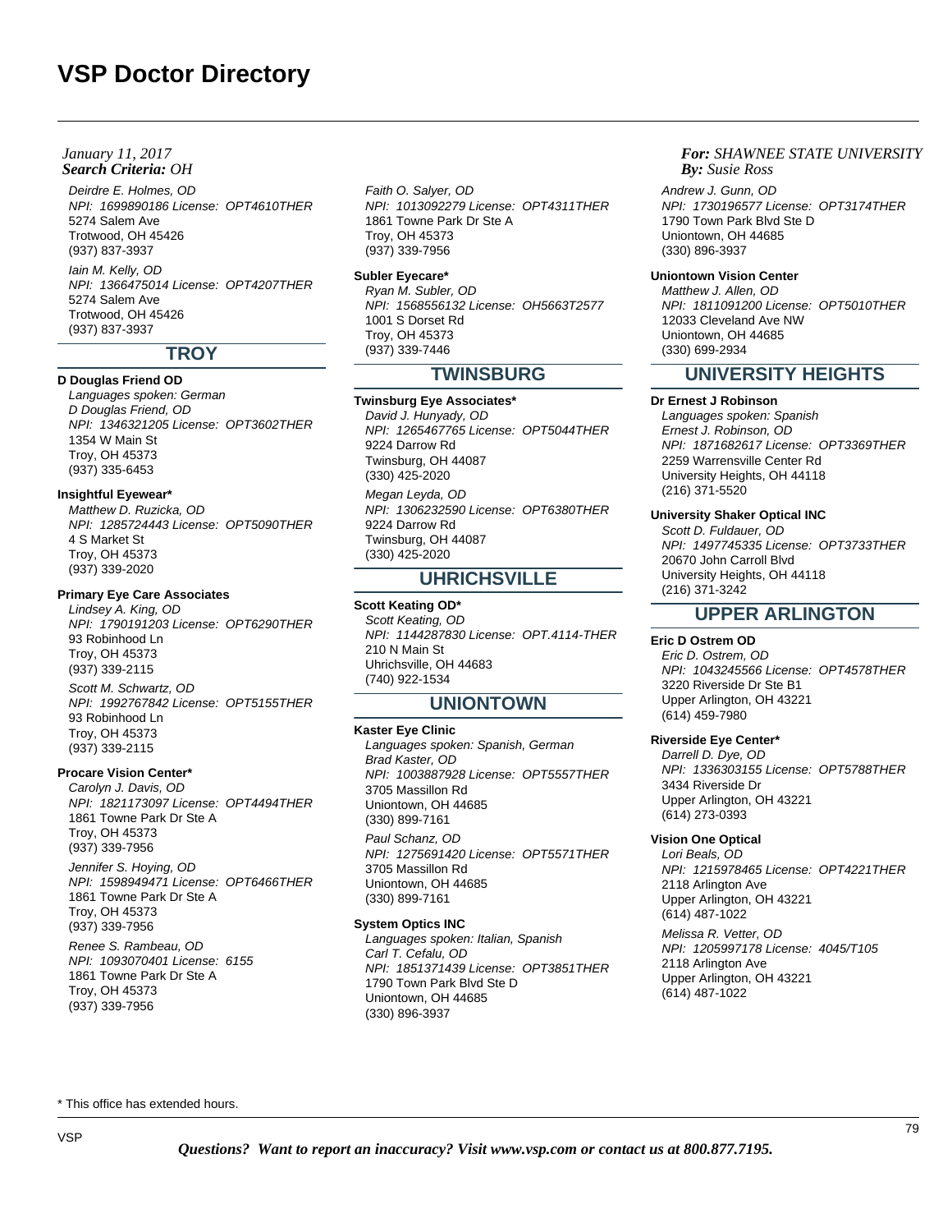# VSP Doctor Directory

*January 11, 2017*
***Search Criteria:*** *OH*

***For:*** *SHAWNEE STATE UNIVERSITY*
***By:*** *Susie Ross*

*Deirdre E. Holmes, OD*
*NPI: 1699890186 License: OPT4610THER*
5274 Salem Ave
Trotwood, OH 45426
(937) 837-3937

*Iain M. Kelly, OD*
*NPI: 1366475014 License: OPT4207THER*
5274 Salem Ave
Trotwood, OH 45426
(937) 837-3937

## TROY

**D Douglas Friend OD**
*Languages spoken: German*
*D Douglas Friend, OD*
*NPI: 1346321205 License: OPT3602THER*
1354 W Main St
Troy, OH 45373
(937) 335-6453

**Insightful Eyewear***
*Matthew D. Ruzicka, OD*
*NPI: 1285724443 License: OPT5090THER*
4 S Market St
Troy, OH 45373
(937) 339-2020

**Primary Eye Care Associates**
*Lindsey A. King, OD*
*NPI: 1790191203 License: OPT6290THER*
93 Robinhood Ln
Troy, OH 45373
(937) 339-2115

*Scott M. Schwartz, OD*
*NPI: 1992767842 License: OPT5155THER*
93 Robinhood Ln
Troy, OH 45373
(937) 339-2115

**Procare Vision Center***
*Carolyn J. Davis, OD*
*NPI: 1821173097 License: OPT4494THER*
1861 Towne Park Dr Ste A
Troy, OH 45373
(937) 339-7956

*Jennifer S. Hoying, OD*
*NPI: 1598949471 License: OPT6466THER*
1861 Towne Park Dr Ste A
Troy, OH 45373
(937) 339-7956

*Renee S. Rambeau, OD*
*NPI: 1093070401 License: 6155*
1861 Towne Park Dr Ste A
Troy, OH 45373
(937) 339-7956

*Faith O. Salyer, OD*
*NPI: 1013092279 License: OPT4311THER*
1861 Towne Park Dr Ste A
Troy, OH 45373
(937) 339-7956

**Subler Eyecare***
*Ryan M. Subler, OD*
*NPI: 1568556132 License: OH5663T2577*
1001 S Dorset Rd
Troy, OH 45373
(937) 339-7446

## TWINSBURG

**Twinsburg Eye Associates***
*David J. Hunyady, OD*
*NPI: 1265467765 License: OPT5044THER*
9224 Darrow Rd
Twinsburg, OH 44087
(330) 425-2020

*Megan Leyda, OD*
*NPI: 1306232590 License: OPT6380THER*
9224 Darrow Rd
Twinsburg, OH 44087
(330) 425-2020

## UHRICHSVILLE

**Scott Keating OD***
*Scott Keating, OD*
*NPI: 1144287830 License: OPT.4114-THER*
210 N Main St
Uhrichsville, OH 44683
(740) 922-1534

## UNIONTOWN

**Kaster Eye Clinic**
*Languages spoken: Spanish, German*
*Brad Kaster, OD*
*NPI: 1003887928 License: OPT5557THER*
3705 Massillon Rd
Uniontown, OH 44685
(330) 899-7161

*Paul Schanz, OD*
*NPI: 1275691420 License: OPT5571THER*
3705 Massillon Rd
Uniontown, OH 44685
(330) 899-7161

**System Optics INC**
*Languages spoken: Italian, Spanish*
*Carl T. Cefalu, OD*
*NPI: 1851371439 License: OPT3851THER*
1790 Town Park Blvd Ste D
Uniontown, OH 44685
(330) 896-3937

*Andrew J. Gunn, OD*
*NPI: 1730196577 License: OPT3174THER*
1790 Town Park Blvd Ste D
Uniontown, OH 44685
(330) 896-3937

**Uniontown Vision Center**
*Matthew J. Allen, OD*
*NPI: 1811091200 License: OPT5010THER*
12033 Cleveland Ave NW
Uniontown, OH 44685
(330) 699-2934

## UNIVERSITY HEIGHTS

**Dr Ernest J Robinson**
*Languages spoken: Spanish*
*Ernest J. Robinson, OD*
*NPI: 1871682617 License: OPT3369THER*
2259 Warrensville Center Rd
University Heights, OH 44118
(216) 371-5520

**University Shaker Optical INC**
*Scott D. Fuldauer, OD*
*NPI: 1497745335 License: OPT3733THER*
20670 John Carroll Blvd
University Heights, OH 44118
(216) 371-3242

## UPPER ARLINGTON

**Eric D Ostrem OD**
*Eric D. Ostrem, OD*
*NPI: 1043245566 License: OPT4578THER*
3220 Riverside Dr Ste B1
Upper Arlington, OH 43221
(614) 459-7980

**Riverside Eye Center***
*Darrell D. Dye, OD*
*NPI: 1336303155 License: OPT5788THER*
3434 Riverside Dr
Upper Arlington, OH 43221
(614) 273-0393

**Vision One Optical**
*Lori Beals, OD*
*NPI: 1215978465 License: OPT4221THER*
2118 Arlington Ave
Upper Arlington, OH 43221
(614) 487-1022

*Melissa R. Vetter, OD*
*NPI: 1205997178 License: 4045/T105*
2118 Arlington Ave
Upper Arlington, OH 43221
(614) 487-1022

\* This office has extended hours.

***Questions? Want to report an inaccuracy? Visit www.vsp.com or contact us at 800.877.7195.***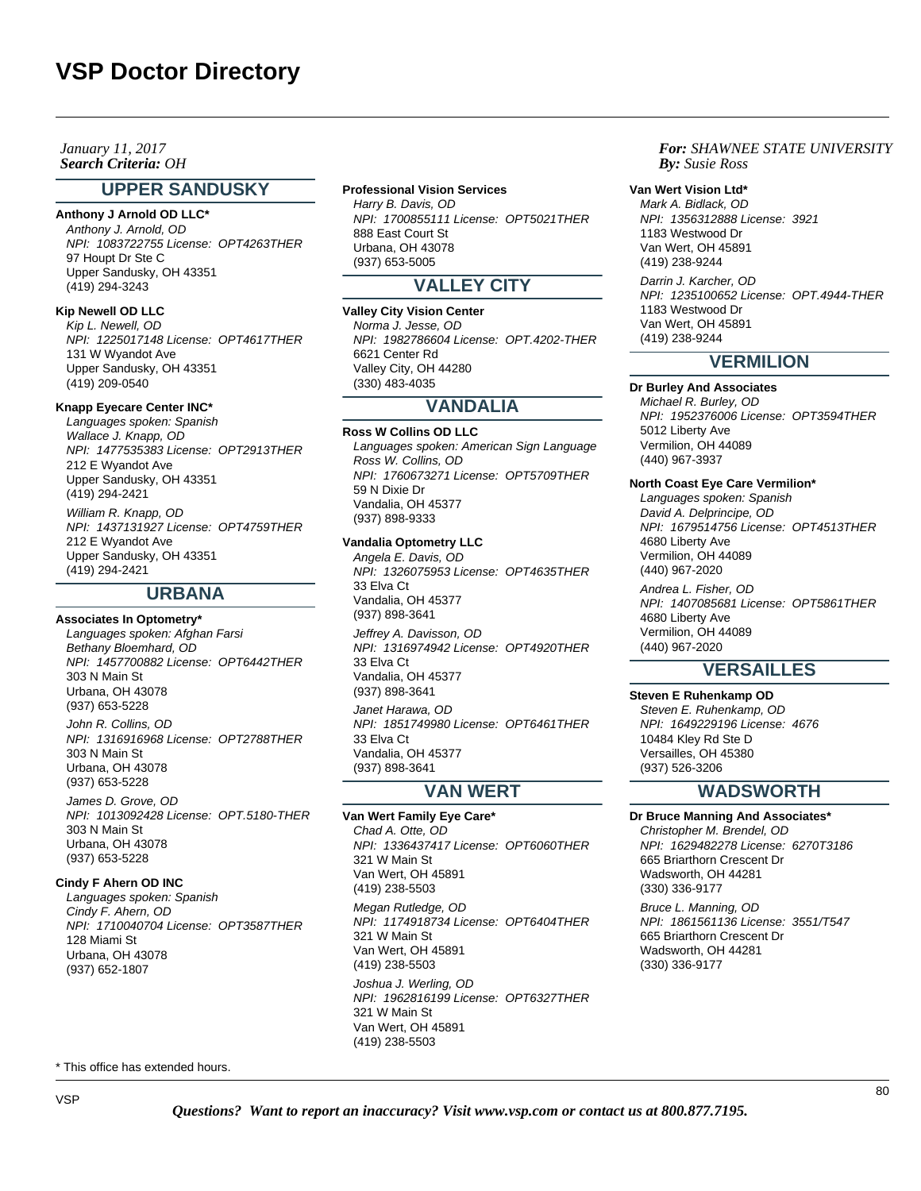# VSP Doctor Directory

*January 11, 2017*
***Search Criteria:*** *OH*

***For:*** *SHAWNEE STATE UNIVERSITY*
***By:*** *Susie Ross*

## UPPER SANDUSKY

**Anthony J Arnold OD LLC***
*Anthony J. Arnold, OD*
*NPI: 1083722755 License: OPT4263THER*
97 Houpt Dr Ste C
Upper Sandusky, OH 43351
(419) 294-3243

**Kip Newell OD LLC**
*Kip L. Newell, OD*
*NPI: 1225017148 License: OPT4617THER*
131 W Wyandot Ave
Upper Sandusky, OH 43351
(419) 209-0540

**Knapp Eyecare Center INC***
*Languages spoken: Spanish*
*Wallace J. Knapp, OD*
*NPI: 1477535383 License: OPT2913THER*
212 E Wyandot Ave
Upper Sandusky, OH 43351
(419) 294-2421

*William R. Knapp, OD*
*NPI: 1437131927 License: OPT4759THER*
212 E Wyandot Ave
Upper Sandusky, OH 43351
(419) 294-2421

## URBANA

**Associates In Optometry***
*Languages spoken: Afghan Farsi*
*Bethany Bloemhard, OD*
*NPI: 1457700882 License: OPT6442THER*
303 N Main St
Urbana, OH 43078
(937) 653-5228

*John R. Collins, OD*
*NPI: 1316916968 License: OPT2788THER*
303 N Main St
Urbana, OH 43078
(937) 653-5228

*James D. Grove, OD*
*NPI: 1013092428 License: OPT.5180-THER*
303 N Main St
Urbana, OH 43078
(937) 653-5228

**Cindy F Ahern OD INC**
*Languages spoken: Spanish*
*Cindy F. Ahern, OD*
*NPI: 1710040704 License: OPT3587THER*
128 Miami St
Urbana, OH 43078
(937) 652-1807

**Professional Vision Services**
*Harry B. Davis, OD*
*NPI: 1700855111 License: OPT5021THER*
888 East Court St
Urbana, OH 43078
(937) 653-5005

## VALLEY CITY

**Valley City Vision Center**
*Norma J. Jesse, OD*
*NPI: 1982786604 License: OPT.4202-THER*
6621 Center Rd
Valley City, OH 44280
(330) 483-4035

## VANDALIA

**Ross W Collins OD LLC**
*Languages spoken: American Sign Language*
*Ross W. Collins, OD*
*NPI: 1760673271 License: OPT5709THER*
59 N Dixie Dr
Vandalia, OH 45377
(937) 898-9333

**Vandalia Optometry LLC**
*Angela E. Davis, OD*
*NPI: 1326075953 License: OPT4635THER*
33 Elva Ct
Vandalia, OH 45377
(937) 898-3641

*Jeffrey A. Davisson, OD*
*NPI: 1316974942 License: OPT4920THER*
33 Elva Ct
Vandalia, OH 45377
(937) 898-3641

*Janet Harawa, OD*
*NPI: 1851749980 License: OPT6461THER*
33 Elva Ct
Vandalia, OH 45377
(937) 898-3641

## VAN WERT

**Van Wert Family Eye Care***
*Chad A. Otte, OD*
*NPI: 1336437417 License: OPT6060THER*
321 W Main St
Van Wert, OH 45891
(419) 238-5503

*Megan Rutledge, OD*
*NPI: 1174918734 License: OPT6404THER*
321 W Main St
Van Wert, OH 45891
(419) 238-5503

*Joshua J. Werling, OD*
*NPI: 1962816199 License: OPT6327THER*
321 W Main St
Van Wert, OH 45891
(419) 238-5503

**Van Wert Vision Ltd***
*Mark A. Bidlack, OD*
*NPI: 1356312888 License: 3921*
1183 Westwood Dr
Van Wert, OH 45891
(419) 238-9244

*Darrin J. Karcher, OD*
*NPI: 1235100652 License: OPT.4944-THER*
1183 Westwood Dr
Van Wert, OH 45891
(419) 238-9244

## VERMILION

**Dr Burley And Associates**
*Michael R. Burley, OD*
*NPI: 1952376006 License: OPT3594THER*
5012 Liberty Ave
Vermilion, OH 44089
(440) 967-3937

**North Coast Eye Care Vermilion***
*Languages spoken: Spanish*
*David A. Delprincipe, OD*
*NPI: 1679514756 License: OPT4513THER*
4680 Liberty Ave
Vermilion, OH 44089
(440) 967-2020

*Andrea L. Fisher, OD*
*NPI: 1407085681 License: OPT5861THER*
4680 Liberty Ave
Vermilion, OH 44089
(440) 967-2020

## VERSAILLES

**Steven E Ruhenkamp OD**
*Steven E. Ruhenkamp, OD*
*NPI: 1649229196 License: 4676*
10484 Kley Rd Ste D
Versailles, OH 45380
(937) 526-3206

## WADSWORTH

**Dr Bruce Manning And Associates***
*Christopher M. Brendel, OD*
*NPI: 1629482278 License: 6270T3186*
665 Briarthorn Crescent Dr
Wadsworth, OH 44281
(330) 336-9177

*Bruce L. Manning, OD*
*NPI: 1861561136 License: 3551/T547*
665 Briarthorn Crescent Dr
Wadsworth, OH 44281
(330) 336-9177

\* This office has extended hours.

***Questions? Want to report an inaccuracy? Visit www.vsp.com or contact us at 800.877.7195.***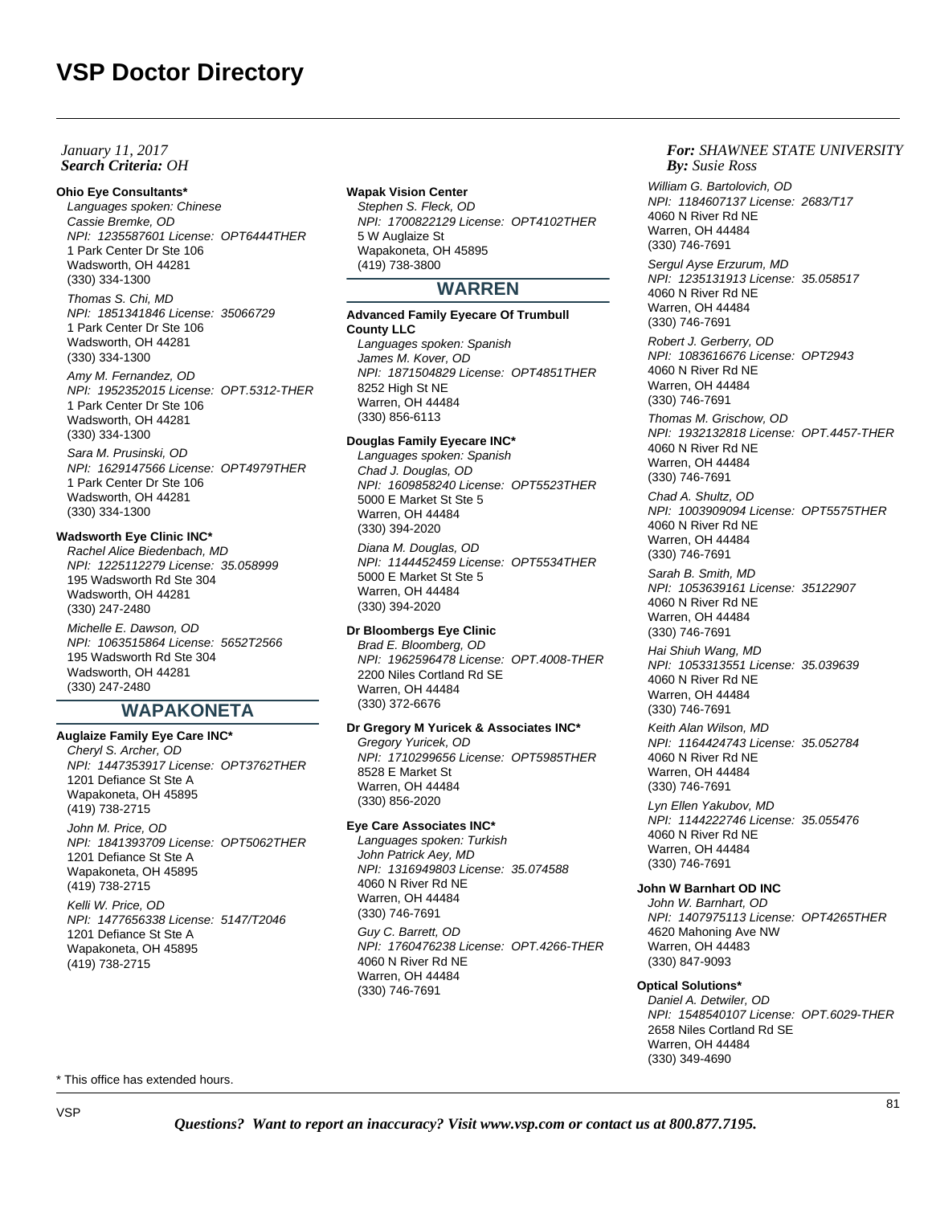# VSP Doctor Directory

*January 11, 2017*
***Search Criteria:** OH*

***For:** SHAWNEE STATE UNIVERSITY*
***By:** Susie Ross*

**Ohio Eye Consultants***
*Languages spoken: Chinese*
*Cassie Bremke, OD*
*NPI: 1235587601 License: OPT6444THER*
1 Park Center Dr Ste 106
Wadsworth, OH 44281
(330) 334-1300

*Thomas S. Chi, MD*
*NPI: 1851341846 License: 35066729*
1 Park Center Dr Ste 106
Wadsworth, OH 44281
(330) 334-1300

*Amy M. Fernandez, OD*
*NPI: 1952352015 License: OPT.5312-THER*
1 Park Center Dr Ste 106
Wadsworth, OH 44281
(330) 334-1300

*Sara M. Prusinski, OD*
*NPI: 1629147566 License: OPT4979THER*
1 Park Center Dr Ste 106
Wadsworth, OH 44281
(330) 334-1300

**Wadsworth Eye Clinic INC***
*Rachel Alice Biedenbach, MD*
*NPI: 1225112279 License: 35.058999*
195 Wadsworth Rd Ste 304
Wadsworth, OH 44281
(330) 247-2480

*Michelle E. Dawson, OD*
*NPI: 1063515864 License: 5652T2566*
195 Wadsworth Rd Ste 304
Wadsworth, OH 44281
(330) 247-2480

## WAPAKONETA

**Auglaize Family Eye Care INC***
*Cheryl S. Archer, OD*
*NPI: 1447353917 License: OPT3762THER*
1201 Defiance St Ste A
Wapakoneta, OH 45895
(419) 738-2715

*John M. Price, OD*
*NPI: 1841393709 License: OPT5062THER*
1201 Defiance St Ste A
Wapakoneta, OH 45895
(419) 738-2715

*Kelli W. Price, OD*
*NPI: 1477656338 License: 5147/T2046*
1201 Defiance St Ste A
Wapakoneta, OH 45895
(419) 738-2715

**Wapak Vision Center**
*Stephen S. Fleck, OD*
*NPI: 1700822129 License: OPT4102THER*
5 W Auglaize St
Wapakoneta, OH 45895
(419) 738-3800

## WARREN

**Advanced Family Eyecare Of Trumbull County LLC**
*Languages spoken: Spanish*
*James M. Kover, OD*
*NPI: 1871504829 License: OPT4851THER*
8252 High St NE
Warren, OH 44484
(330) 856-6113

**Douglas Family Eyecare INC***
*Languages spoken: Spanish*
*Chad J. Douglas, OD*
*NPI: 1609858240 License: OPT5523THER*
5000 E Market St Ste 5
Warren, OH 44484
(330) 394-2020

*Diana M. Douglas, OD*
*NPI: 1144452459 License: OPT5534THER*
5000 E Market St Ste 5
Warren, OH 44484
(330) 394-2020

**Dr Bloombergs Eye Clinic**
*Brad E. Bloomberg, OD*
*NPI: 1962596478 License: OPT.4008-THER*
2200 Niles Cortland Rd SE
Warren, OH 44484
(330) 372-6676

**Dr Gregory M Yuricek & Associates INC***
*Gregory Yuricek, OD*
*NPI: 1710299656 License: OPT5985THER*
8528 E Market St
Warren, OH 44484
(330) 856-2020

**Eye Care Associates INC***
*Languages spoken: Turkish*
*John Patrick Aey, MD*
*NPI: 1316949803 License: 35.074588*
4060 N River Rd NE
Warren, OH 44484
(330) 746-7691

*Guy C. Barrett, OD*
*NPI: 1760476238 License: OPT.4266-THER*
4060 N River Rd NE
Warren, OH 44484
(330) 746-7691

*William G. Bartolovich, OD*
*NPI: 1184607137 License: 2683/T17*
4060 N River Rd NE
Warren, OH 44484
(330) 746-7691

*Sergul Ayse Erzurum, MD*
*NPI: 1235131913 License: 35.058517*
4060 N River Rd NE
Warren, OH 44484
(330) 746-7691

*Robert J. Gerberry, OD*
*NPI: 1083616676 License: OPT2943*
4060 N River Rd NE
Warren, OH 44484
(330) 746-7691

*Thomas M. Grischow, OD*
*NPI: 1932132818 License: OPT.4457-THER*
4060 N River Rd NE
Warren, OH 44484
(330) 746-7691

*Chad A. Shultz, OD*
*NPI: 1003909094 License: OPT5575THER*
4060 N River Rd NE
Warren, OH 44484
(330) 746-7691

*Sarah B. Smith, MD*
*NPI: 1053639161 License: 35122907*
4060 N River Rd NE
Warren, OH 44484
(330) 746-7691

*Hai Shiuh Wang, MD*
*NPI: 1053313551 License: 35.039639*
4060 N River Rd NE
Warren, OH 44484
(330) 746-7691

*Keith Alan Wilson, MD*
*NPI: 1164424743 License: 35.052784*
4060 N River Rd NE
Warren, OH 44484
(330) 746-7691

*Lyn Ellen Yakubov, MD*
*NPI: 1144222746 License: 35.055476*
4060 N River Rd NE
Warren, OH 44484
(330) 746-7691

**John W Barnhart OD INC**
*John W. Barnhart, OD*
*NPI: 1407975113 License: OPT4265THER*
4620 Mahoning Ave NW
Warren, OH 44483
(330) 847-9093

**Optical Solutions***
*Daniel A. Detwiler, OD*
*NPI: 1548540107 License: OPT.6029-THER*
2658 Niles Cortland Rd SE
Warren, OH 44484
(330) 349-4690

\* This office has extended hours.

***Questions? Want to report an inaccuracy? Visit www.vsp.com or contact us at 800.877.7195.***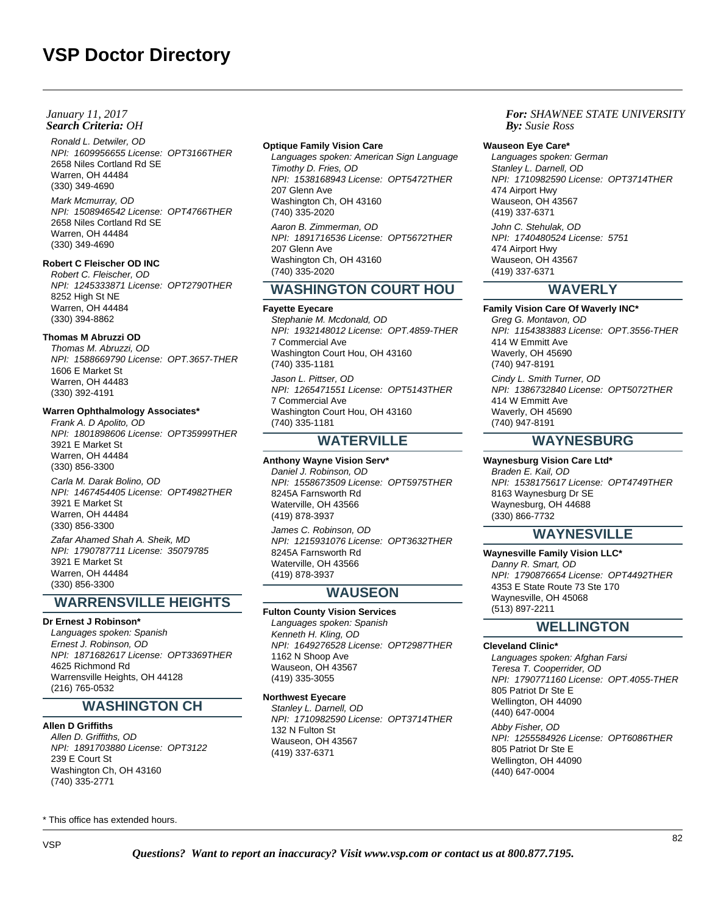# VSP Doctor Directory

*January 11, 2017*
***Search Criteria:** OH*

***For:** SHAWNEE STATE UNIVERSITY*
***By:** Susie Ross*

*Ronald L. Detwiler, OD*
*NPI: 1609956655 License: OPT3166THER*
2658 Niles Cortland Rd SE
Warren, OH 44484
(330) 349-4690

*Mark Mcmurray, OD*
*NPI: 1508946542 License: OPT4766THER*
2658 Niles Cortland Rd SE
Warren, OH 44484
(330) 349-4690

**Robert C Fleischer OD INC**
*Robert C. Fleischer, OD*
*NPI: 1245333871 License: OPT2790THER*
8252 High St NE
Warren, OH 44484
(330) 394-8862

**Thomas M Abruzzi OD**
*Thomas M. Abruzzi, OD*
*NPI: 1588669790 License: OPT.3657-THER*
1606 E Market St
Warren, OH 44483
(330) 392-4191

**Warren Ophthalmology Associates***
*Frank A. D Apolito, OD*
*NPI: 1801898606 License: OPT35999THER*
3921 E Market St
Warren, OH 44484
(330) 856-3300

*Carla M. Darak Bolino, OD*
*NPI: 1467454405 License: OPT4982THER*
3921 E Market St
Warren, OH 44484
(330) 856-3300

*Zafar Ahamed Shah A. Sheik, MD*
*NPI: 1790787711 License: 35079785*
3921 E Market St
Warren, OH 44484
(330) 856-3300

## WARRENSVILLE HEIGHTS

**Dr Ernest J Robinson***
*Languages spoken: Spanish*
*Ernest J. Robinson, OD*
*NPI: 1871682617 License: OPT3369THER*
4625 Richmond Rd
Warrensville Heights, OH 44128
(216) 765-0532

## WASHINGTON CH

**Allen D Griffiths**
*Allen D. Griffiths, OD*
*NPI: 1891703880 License: OPT3122*
239 E Court St
Washington Ch, OH 43160
(740) 335-2771

**Optique Family Vision Care**
*Languages spoken: American Sign Language*
*Timothy D. Fries, OD*
*NPI: 1538168943 License: OPT5472THER*
207 Glenn Ave
Washington Ch, OH 43160
(740) 335-2020

*Aaron B. Zimmerman, OD*
*NPI: 1891716536 License: OPT5672THER*
207 Glenn Ave
Washington Ch, OH 43160
(740) 335-2020

## WASHINGTON COURT HOU

**Fayette Eyecare**
*Stephanie M. Mcdonald, OD*
*NPI: 1932148012 License: OPT.4859-THER*
7 Commercial Ave
Washington Court Hou, OH 43160
(740) 335-1181

*Jason L. Pittser, OD*
*NPI: 1265471551 License: OPT5143THER*
7 Commercial Ave
Washington Court Hou, OH 43160
(740) 335-1181

## WATERVILLE

**Anthony Wayne Vision Serv***
*Daniel J. Robinson, OD*
*NPI: 1558673509 License: OPT5975THER*
8245A Farnsworth Rd
Waterville, OH 43566
(419) 878-3937

*James C. Robinson, OD*
*NPI: 1215931076 License: OPT3632THER*
8245A Farnsworth Rd
Waterville, OH 43566
(419) 878-3937

## WAUSEON

**Fulton County Vision Services**
*Languages spoken: Spanish*
*Kenneth H. Kling, OD*
*NPI: 1649276528 License: OPT2987THER*
1162 N Shoop Ave
Wauseon, OH 43567
(419) 335-3055

**Northwest Eyecare**
*Stanley L. Darnell, OD*
*NPI: 1710982590 License: OPT3714THER*
132 N Fulton St
Wauseon, OH 43567
(419) 337-6371

**Wauseon Eye Care***
*Languages spoken: German*
*Stanley L. Darnell, OD*
*NPI: 1710982590 License: OPT3714THER*
474 Airport Hwy
Wauseon, OH 43567
(419) 337-6371

*John C. Stehulak, OD*
*NPI: 1740480524 License: 5751*
474 Airport Hwy
Wauseon, OH 43567
(419) 337-6371

## WAVERLY

**Family Vision Care Of Waverly INC***
*Greg G. Montavon, OD*
*NPI: 1154383883 License: OPT.3556-THER*
414 W Emmitt Ave
Waverly, OH 45690
(740) 947-8191

*Cindy L. Smith Turner, OD*
*NPI: 1386732840 License: OPT5072THER*
414 W Emmitt Ave
Waverly, OH 45690
(740) 947-8191

## WAYNESBURG

**Waynesburg Vision Care Ltd***
*Braden E. Kail, OD*
*NPI: 1538175617 License: OPT4749THER*
8163 Waynesburg Dr SE
Waynesburg, OH 44688
(330) 866-7732

## WAYNESVILLE

**Waynesville Family Vision LLC***
*Danny R. Smart, OD*
*NPI: 1790876654 License: OPT4492THER*
4353 E State Route 73 Ste 170
Waynesville, OH 45068
(513) 897-2211

## WELLINGTON

**Cleveland Clinic***
*Languages spoken: Afghan Farsi*
*Teresa T. Cooperrider, OD*
*NPI: 1790771160 License: OPT.4055-THER*
805 Patriot Dr Ste E
Wellington, OH 44090
(440) 647-0004

*Abby Fisher, OD*
*NPI: 1255584926 License: OPT6086THER*
805 Patriot Dr Ste E
Wellington, OH 44090
(440) 647-0004

\* This office has extended hours.

***Questions? Want to report an inaccuracy? Visit www.vsp.com or contact us at 800.877.7195.***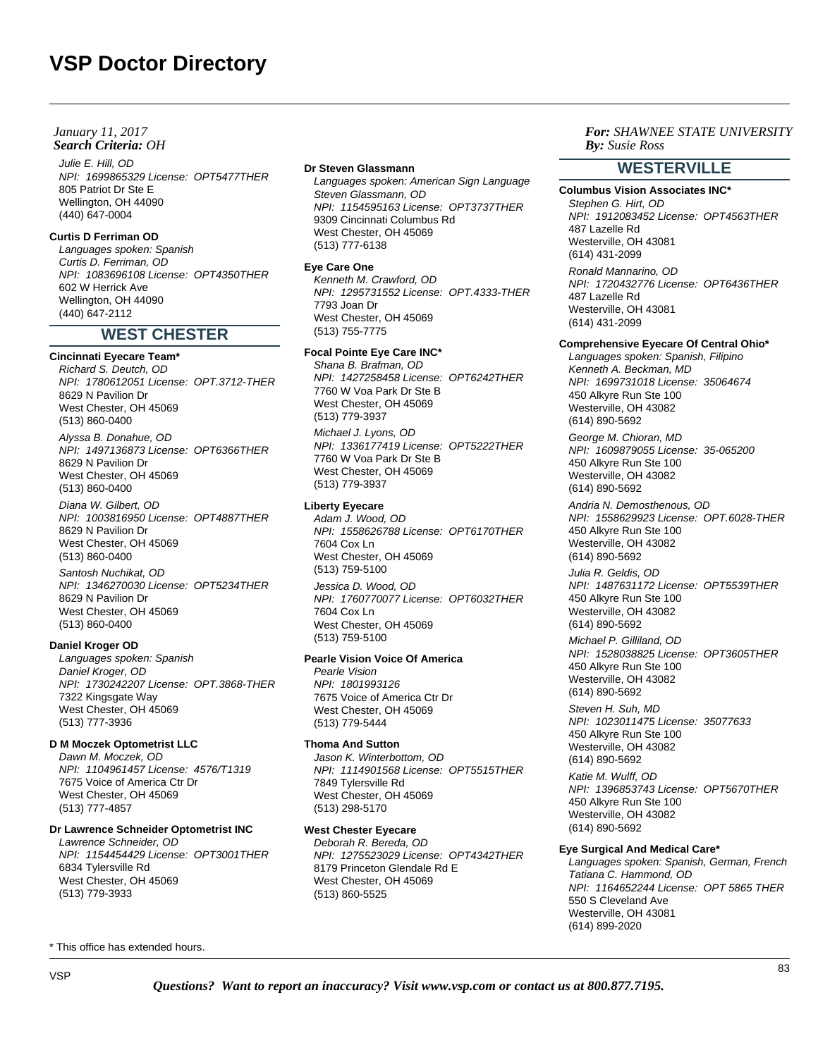# VSP Doctor Directory

*January 11, 2017*
***Search Criteria:*** *OH*

***For:*** *SHAWNEE STATE UNIVERSITY*
***By:*** *Susie Ross*

*Julie E. Hill, OD*
*NPI: 1699865329 License: OPT5477THER*
805 Patriot Dr Ste E
Wellington, OH 44090
(440) 647-0004

**Curtis D Ferriman OD**
*Languages spoken: Spanish*
*Curtis D. Ferriman, OD*
*NPI: 1083696108 License: OPT4350THER*
602 W Herrick Ave
Wellington, OH 44090
(440) 647-2112

## WEST CHESTER

**Cincinnati Eyecare Team***
*Richard S. Deutch, OD*
*NPI: 1780612051 License: OPT.3712-THER*
8629 N Pavilion Dr
West Chester, OH 45069
(513) 860-0400

*Alyssa B. Donahue, OD*
*NPI: 1497136873 License: OPT6366THER*
8629 N Pavilion Dr
West Chester, OH 45069
(513) 860-0400

*Diana W. Gilbert, OD*
*NPI: 1003816950 License: OPT4887THER*
8629 N Pavilion Dr
West Chester, OH 45069
(513) 860-0400

*Santosh Nuchikat, OD*
*NPI: 1346270030 License: OPT5234THER*
8629 N Pavilion Dr
West Chester, OH 45069
(513) 860-0400

**Daniel Kroger OD**
*Languages spoken: Spanish*
*Daniel Kroger, OD*
*NPI: 1730242207 License: OPT.3868-THER*
7322 Kingsgate Way
West Chester, OH 45069
(513) 777-3936

**D M Moczek Optometrist LLC**
*Dawn M. Moczek, OD*
*NPI: 1104961457 License: 4576/T1319*
7675 Voice of America Ctr Dr
West Chester, OH 45069
(513) 777-4857

**Dr Lawrence Schneider Optometrist INC**
*Lawrence Schneider, OD*
*NPI: 1154454429 License: OPT3001THER*
6834 Tylersville Rd
West Chester, OH 45069
(513) 779-3933

**Dr Steven Glassmann**
*Languages spoken: American Sign Language*
*Steven Glassmann, OD*
*NPI: 1154595163 License: OPT3737THER*
9309 Cincinnati Columbus Rd
West Chester, OH 45069
(513) 777-6138

**Eye Care One**
*Kenneth M. Crawford, OD*
*NPI: 1295731552 License: OPT.4333-THER*
7793 Joan Dr
West Chester, OH 45069
(513) 755-7775

**Focal Pointe Eye Care INC***
*Shana B. Brafman, OD*
*NPI: 1427258458 License: OPT6242THER*
7760 W Voa Park Dr Ste B
West Chester, OH 45069
(513) 779-3937

*Michael J. Lyons, OD*
*NPI: 1336177419 License: OPT5222THER*
7760 W Voa Park Dr Ste B
West Chester, OH 45069
(513) 779-3937

**Liberty Eyecare**
*Adam J. Wood, OD*
*NPI: 1558626788 License: OPT6170THER*
7604 Cox Ln
West Chester, OH 45069
(513) 759-5100

*Jessica D. Wood, OD*
*NPI: 1760770077 License: OPT6032THER*
7604 Cox Ln
West Chester, OH 45069
(513) 759-5100

**Pearle Vision Voice Of America**
*Pearle Vision*
*NPI: 1801993126*
7675 Voice of America Ctr Dr
West Chester, OH 45069
(513) 779-5444

**Thoma And Sutton**
*Jason K. Winterbottom, OD*
*NPI: 1114901568 License: OPT5515THER*
7849 Tylersville Rd
West Chester, OH 45069
(513) 298-5170

**West Chester Eyecare**
*Deborah R. Bereda, OD*
*NPI: 1275523029 License: OPT4342THER*
8179 Princeton Glendale Rd E
West Chester, OH 45069
(513) 860-5525

## WESTERVILLE

**Columbus Vision Associates INC***
*Stephen G. Hirt, OD*
*NPI: 1912083452 License: OPT4563THER*
487 Lazelle Rd
Westerville, OH 43081
(614) 431-2099

*Ronald Mannarino, OD*
*NPI: 1720432776 License: OPT6436THER*
487 Lazelle Rd
Westerville, OH 43081
(614) 431-2099

**Comprehensive Eyecare Of Central Ohio***
*Languages spoken: Spanish, Filipino*
*Kenneth A. Beckman, MD*
*NPI: 1699731018 License: 35064674*
450 Alkyre Run Ste 100
Westerville, OH 43082
(614) 890-5692

*George M. Chioran, MD*
*NPI: 1609879055 License: 35-065200*
450 Alkyre Run Ste 100
Westerville, OH 43082
(614) 890-5692

*Andria N. Demosthenous, OD*
*NPI: 1558629923 License: OPT.6028-THER*
450 Alkyre Run Ste 100
Westerville, OH 43082
(614) 890-5692

*Julia R. Geldis, OD*
*NPI: 1487631172 License: OPT5539THER*
450 Alkyre Run Ste 100
Westerville, OH 43082
(614) 890-5692

*Michael P. Gilliland, OD*
*NPI: 1528038825 License: OPT3605THER*
450 Alkyre Run Ste 100
Westerville, OH 43082
(614) 890-5692

*Steven H. Suh, MD*
*NPI: 1023011475 License: 35077633*
450 Alkyre Run Ste 100
Westerville, OH 43082
(614) 890-5692

*Katie M. Wulff, OD*
*NPI: 1396853743 License: OPT5670THER*
450 Alkyre Run Ste 100
Westerville, OH 43082
(614) 890-5692

**Eye Surgical And Medical Care***
*Languages spoken: Spanish, German, French*
*Tatiana C. Hammond, OD*
*NPI: 1164652244 License: OPT 5865 THER*
550 S Cleveland Ave
Westerville, OH 43081
(614) 899-2020

\* This office has extended hours.

***Questions? Want to report an inaccuracy? Visit www.vsp.com or contact us at 800.877.7195.***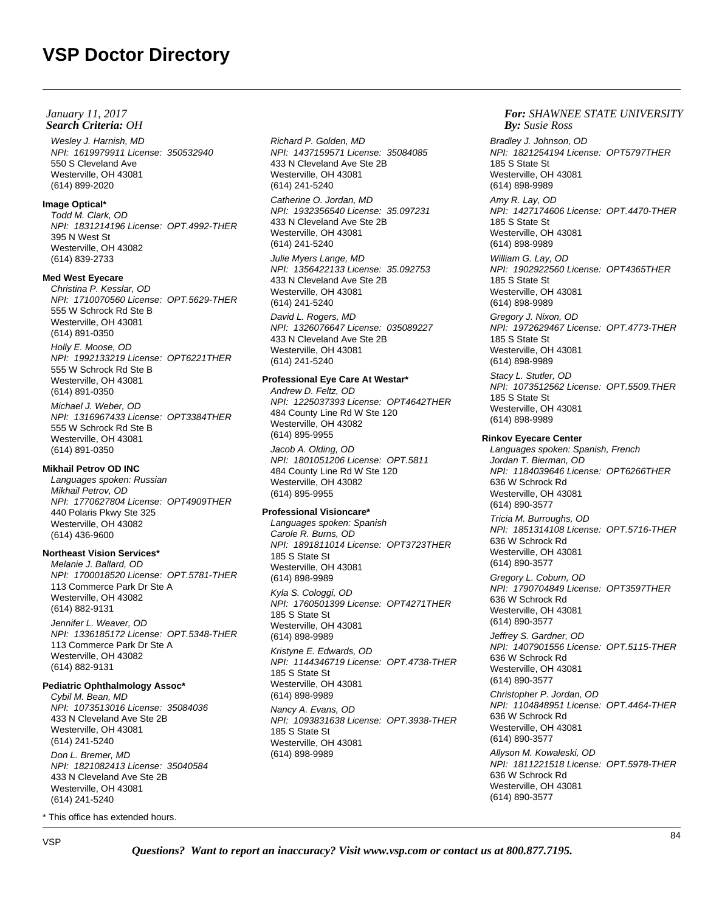# VSP Doctor Directory

*January 11, 2017*
***Search Criteria:*** *OH*

***For:*** *SHAWNEE STATE UNIVERSITY*
***By:*** *Susie Ross*

*Wesley J. Harnish, MD*
*NPI: 1619979911 License: 350532940*
550 S Cleveland Ave
Westerville, OH 43081
(614) 899-2020

**Image Optical***

*Todd M. Clark, OD*
*NPI: 1831214196 License: OPT.4992-THER*
395 N West St
Westerville, OH 43082
(614) 839-2733

**Med West Eyecare**

*Christina P. Kesslar, OD*
*NPI: 1710070560 License: OPT.5629-THER*
555 W Schrock Rd Ste B
Westerville, OH 43081
(614) 891-0350

*Holly E. Moose, OD*
*NPI: 1992133219 License: OPT6221THER*
555 W Schrock Rd Ste B
Westerville, OH 43081
(614) 891-0350

*Michael J. Weber, OD*
*NPI: 1316967433 License: OPT3384THER*
555 W Schrock Rd Ste B
Westerville, OH 43081
(614) 891-0350

**Mikhail Petrov OD INC**

*Languages spoken: Russian*
*Mikhail Petrov, OD*
*NPI: 1770627804 License: OPT4909THER*
440 Polaris Pkwy Ste 325
Westerville, OH 43082
(614) 436-9600

**Northeast Vision Services***

*Melanie J. Ballard, OD*
*NPI: 1700018520 License: OPT.5781-THER*
113 Commerce Park Dr Ste A
Westerville, OH 43082
(614) 882-9131

*Jennifer L. Weaver, OD*
*NPI: 1336185172 License: OPT.5348-THER*
113 Commerce Park Dr Ste A
Westerville, OH 43082
(614) 882-9131

**Pediatric Ophthalmology Assoc***

*Cybil M. Bean, MD*
*NPI: 1073513016 License: 35084036*
433 N Cleveland Ave Ste 2B
Westerville, OH 43081
(614) 241-5240

*Don L. Bremer, MD*
*NPI: 1821082413 License: 35040584*
433 N Cleveland Ave Ste 2B
Westerville, OH 43081
(614) 241-5240

*Richard P. Golden, MD*
*NPI: 1437159571 License: 35084085*
433 N Cleveland Ave Ste 2B
Westerville, OH 43081
(614) 241-5240

*Catherine O. Jordan, MD*
*NPI: 1932356540 License: 35.097231*
433 N Cleveland Ave Ste 2B
Westerville, OH 43081
(614) 241-5240

*Julie Myers Lange, MD*
*NPI: 1356422133 License: 35.092753*
433 N Cleveland Ave Ste 2B
Westerville, OH 43081
(614) 241-5240

*David L. Rogers, MD*
*NPI: 1326076647 License: 035089227*
433 N Cleveland Ave Ste 2B
Westerville, OH 43081
(614) 241-5240

**Professional Eye Care At Westar***

*Andrew D. Feltz, OD*
*NPI: 1225037393 License: OPT4642THER*
484 County Line Rd W Ste 120
Westerville, OH 43082
(614) 895-9955

*Jacob A. Olding, OD*
*NPI: 1801051206 License: OPT.5811*
484 County Line Rd W Ste 120
Westerville, OH 43082
(614) 895-9955

**Professional Visioncare***

*Languages spoken: Spanish*
*Carole R. Burns, OD*
*NPI: 1891811014 License: OPT3723THER*
185 S State St
Westerville, OH 43081
(614) 898-9989

*Kyla S. Cologgi, OD*
*NPI: 1760501399 License: OPT4271THER*
185 S State St
Westerville, OH 43081
(614) 898-9989

*Kristyne E. Edwards, OD*
*NPI: 1144346719 License: OPT.4738-THER*
185 S State St
Westerville, OH 43081
(614) 898-9989

*Nancy A. Evans, OD*
*NPI: 1093831638 License: OPT.3938-THER*
185 S State St
Westerville, OH 43081
(614) 898-9989

*Bradley J. Johnson, OD*
*NPI: 1821254194 License: OPT5797THER*
185 S State St
Westerville, OH 43081
(614) 898-9989

*Amy R. Lay, OD*
*NPI: 1427174606 License: OPT.4470-THER*
185 S State St
Westerville, OH 43081
(614) 898-9989

*William G. Lay, OD*
*NPI: 1902922560 License: OPT4365THER*
185 S State St
Westerville, OH 43081
(614) 898-9989

*Gregory J. Nixon, OD*
*NPI: 1972629467 License: OPT.4773-THER*
185 S State St
Westerville, OH 43081
(614) 898-9989

*Stacy L. Stutler, OD*
*NPI: 1073512562 License: OPT.5509.THER*
185 S State St
Westerville, OH 43081
(614) 898-9989

**Rinkov Eyecare Center**

*Languages spoken: Spanish, French*
*Jordan T. Bierman, OD*
*NPI: 1184039646 License: OPT6266THER*
636 W Schrock Rd
Westerville, OH 43081
(614) 890-3577

*Tricia M. Burroughs, OD*
*NPI: 1851314108 License: OPT.5716-THER*
636 W Schrock Rd
Westerville, OH 43081
(614) 890-3577

*Gregory L. Coburn, OD*
*NPI: 1790704849 License: OPT3597THER*
636 W Schrock Rd
Westerville, OH 43081
(614) 890-3577

*Jeffrey S. Gardner, OD*
*NPI: 1407901556 License: OPT.5115-THER*
636 W Schrock Rd
Westerville, OH 43081
(614) 890-3577

*Christopher P. Jordan, OD*
*NPI: 1104848951 License: OPT.4464-THER*
636 W Schrock Rd
Westerville, OH 43081
(614) 890-3577

*Allyson M. Kowaleski, OD*
*NPI: 1811221518 License: OPT.5978-THER*
636 W Schrock Rd
Westerville, OH 43081
(614) 890-3577

\* This office has extended hours.

***Questions? Want to report an inaccuracy? Visit www.vsp.com or contact us at 800.877.7195.***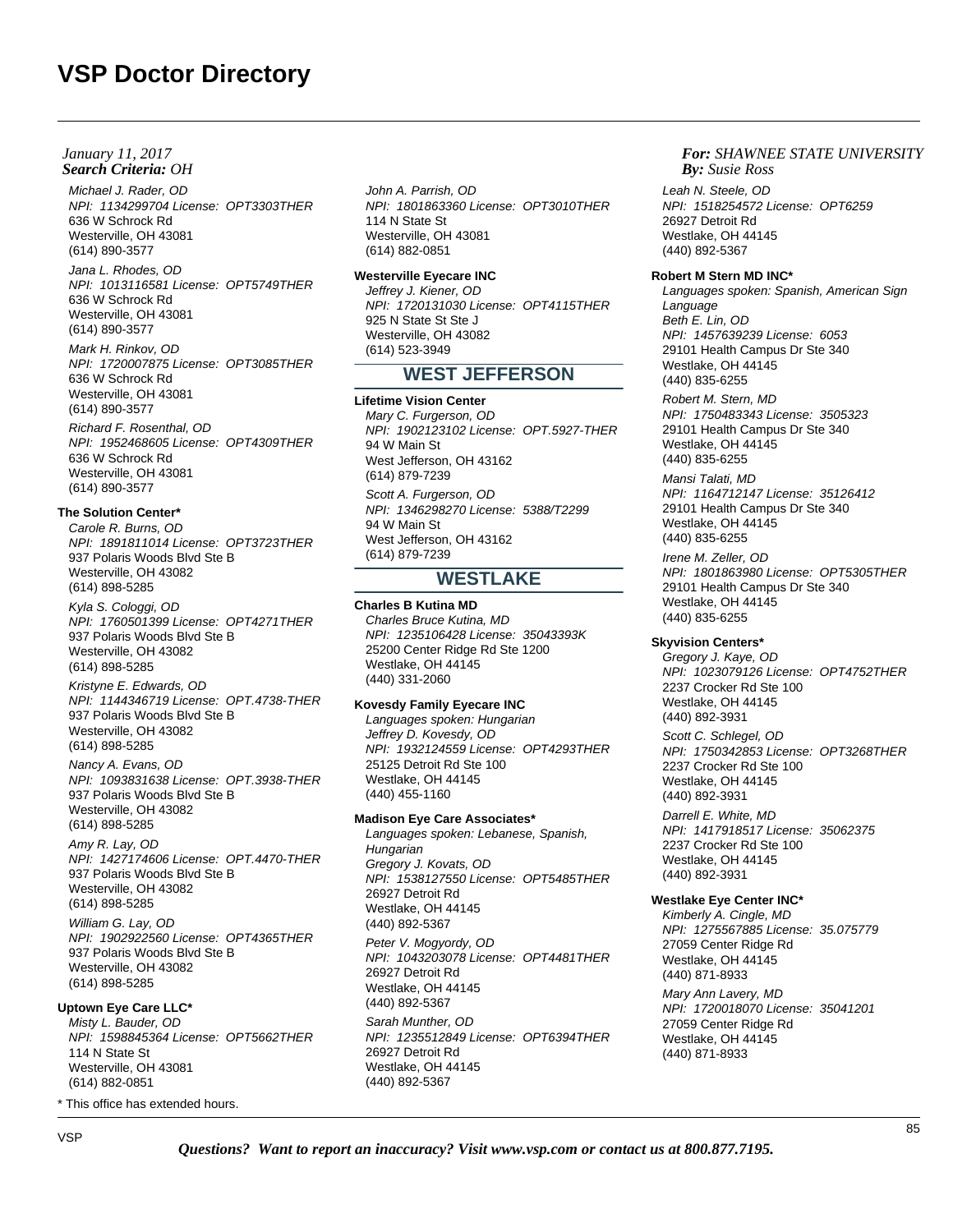# VSP Doctor Directory

*January 11, 2017*
***Search Criteria:*** *OH*

***For:*** *SHAWNEE STATE UNIVERSITY*
***By:*** *Susie Ross*

*Michael J. Rader, OD*
*NPI: 1134299704 License: OPT3303THER*
636 W Schrock Rd
Westerville, OH 43081
(614) 890-3577

*Jana L. Rhodes, OD*
*NPI: 1013116581 License: OPT5749THER*
636 W Schrock Rd
Westerville, OH 43081
(614) 890-3577

*Mark H. Rinkov, OD*
*NPI: 1720007875 License: OPT3085THER*
636 W Schrock Rd
Westerville, OH 43081
(614) 890-3577

*Richard F. Rosenthal, OD*
*NPI: 1952468605 License: OPT4309THER*
636 W Schrock Rd
Westerville, OH 43081
(614) 890-3577

**The Solution Center***

*Carole R. Burns, OD*
*NPI: 1891811014 License: OPT3723THER*
937 Polaris Woods Blvd Ste B
Westerville, OH 43082
(614) 898-5285

*Kyla S. Cologgi, OD*
*NPI: 1760501399 License: OPT4271THER*
937 Polaris Woods Blvd Ste B
Westerville, OH 43082
(614) 898-5285

*Kristyne E. Edwards, OD*
*NPI: 1144346719 License: OPT.4738-THER*
937 Polaris Woods Blvd Ste B
Westerville, OH 43082
(614) 898-5285

*Nancy A. Evans, OD*
*NPI: 1093831638 License: OPT.3938-THER*
937 Polaris Woods Blvd Ste B
Westerville, OH 43082
(614) 898-5285

*Amy R. Lay, OD*
*NPI: 1427174606 License: OPT.4470-THER*
937 Polaris Woods Blvd Ste B
Westerville, OH 43082
(614) 898-5285

*William G. Lay, OD*
*NPI: 1902922560 License: OPT4365THER*
937 Polaris Woods Blvd Ste B
Westerville, OH 43082
(614) 898-5285

**Uptown Eye Care LLC***

*Misty L. Bauder, OD*
*NPI: 1598845364 License: OPT5662THER*
114 N State St
Westerville, OH 43081
(614) 882-0851

*John A. Parrish, OD*
*NPI: 1801863360 License: OPT3010THER*
114 N State St
Westerville, OH 43081
(614) 882-0851

**Westerville Eyecare INC**

*Jeffrey J. Kiener, OD*
*NPI: 1720131030 License: OPT4115THER*
925 N State St Ste J
Westerville, OH 43082
(614) 523-3949

## WEST JEFFERSON

**Lifetime Vision Center**

*Mary C. Furgerson, OD*
*NPI: 1902123102 License: OPT.5927-THER*
94 W Main St
West Jefferson, OH 43162
(614) 879-7239

*Scott A. Furgerson, OD*
*NPI: 1346298270 License: 5388/T2299*
94 W Main St
West Jefferson, OH 43162
(614) 879-7239

## WESTLAKE

**Charles B Kutina MD**

*Charles Bruce Kutina, MD*
*NPI: 1235106428 License: 35043393K*
25200 Center Ridge Rd Ste 1200
Westlake, OH 44145
(440) 331-2060

**Kovesdy Family Eyecare INC**

*Languages spoken: Hungarian*
*Jeffrey D. Kovesdy, OD*
*NPI: 1932124559 License: OPT4293THER*
25125 Detroit Rd Ste 100
Westlake, OH 44145
(440) 455-1160

**Madison Eye Care Associates***

*Languages spoken: Lebanese, Spanish, Hungarian*
*Gregory J. Kovats, OD*
*NPI: 1538127550 License: OPT5485THER*
26927 Detroit Rd
Westlake, OH 44145
(440) 892-5367

*Peter V. Mogyordy, OD*
*NPI: 1043203078 License: OPT4481THER*
26927 Detroit Rd
Westlake, OH 44145
(440) 892-5367

*Sarah Munther, OD*
*NPI: 1235512849 License: OPT6394THER*
26927 Detroit Rd
Westlake, OH 44145
(440) 892-5367

*Leah N. Steele, OD*
*NPI: 1518254572 License: OPT6259*
26927 Detroit Rd
Westlake, OH 44145
(440) 892-5367

**Robert M Stern MD INC***

*Languages spoken: Spanish, American Sign Language*
*Beth E. Lin, OD*
*NPI: 1457639239 License: 6053*
29101 Health Campus Dr Ste 340
Westlake, OH 44145
(440) 835-6255

*Robert M. Stern, MD*
*NPI: 1750483343 License: 3505323*
29101 Health Campus Dr Ste 340
Westlake, OH 44145
(440) 835-6255

*Mansi Talati, MD*
*NPI: 1164712147 License: 35126412*
29101 Health Campus Dr Ste 340
Westlake, OH 44145
(440) 835-6255

*Irene M. Zeller, OD*
*NPI: 1801863980 License: OPT5305THER*
29101 Health Campus Dr Ste 340
Westlake, OH 44145
(440) 835-6255

**Skyvision Centers***

*Gregory J. Kaye, OD*
*NPI: 1023079126 License: OPT4752THER*
2237 Crocker Rd Ste 100
Westlake, OH 44145
(440) 892-3931

*Scott C. Schlegel, OD*
*NPI: 1750342853 License: OPT3268THER*
2237 Crocker Rd Ste 100
Westlake, OH 44145
(440) 892-3931

*Darrell E. White, MD*
*NPI: 1417918517 License: 35062375*
2237 Crocker Rd Ste 100
Westlake, OH 44145
(440) 892-3931

**Westlake Eye Center INC***

*Kimberly A. Cingle, MD*
*NPI: 1275567885 License: 35.075779*
27059 Center Ridge Rd
Westlake, OH 44145
(440) 871-8933

*Mary Ann Lavery, MD*
*NPI: 1720018070 License: 35041201*
27059 Center Ridge Rd
Westlake, OH 44145
(440) 871-8933

\* This office has extended hours.

***Questions? Want to report an inaccuracy? Visit www.vsp.com or contact us at 800.877.7195.***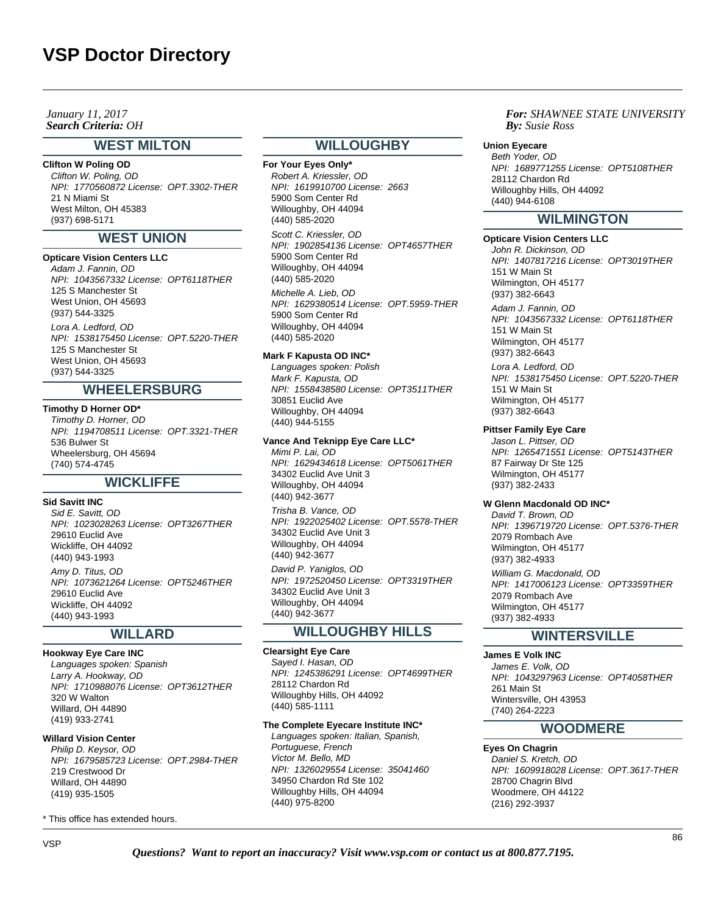# VSP Doctor Directory

*January 11, 2017*
***Search Criteria:** OH*

***For:** SHAWNEE STATE UNIVERSITY*
***By:** Susie Ross*

## WEST MILTON

**Clifton W Poling OD**
*Clifton W. Poling, OD*
*NPI: 1770560872 License: OPT.3302-THER*
21 N Miami St
West Milton, OH 45383
(937) 698-5171

## WEST UNION

**Opticare Vision Centers LLC**
*Adam J. Fannin, OD*
*NPI: 1043567332 License: OPT6118THER*
125 S Manchester St
West Union, OH 45693
(937) 544-3325

*Lora A. Ledford, OD*
*NPI: 1538175450 License: OPT.5220-THER*
125 S Manchester St
West Union, OH 45693
(937) 544-3325

## WHEELERSBURG

**Timothy D Horner OD***
*Timothy D. Horner, OD*
*NPI: 1194708511 License: OPT.3321-THER*
536 Bulwer St
Wheelersburg, OH 45694
(740) 574-4745

## WICKLIFFE

**Sid Savitt INC**
*Sid E. Savitt, OD*
*NPI: 1023028263 License: OPT3267THER*
29610 Euclid Ave
Wickliffe, OH 44092
(440) 943-1993

*Amy D. Titus, OD*
*NPI: 1073621264 License: OPT5246THER*
29610 Euclid Ave
Wickliffe, OH 44092
(440) 943-1993

## WILLARD

**Hookway Eye Care INC**
*Languages spoken: Spanish*
*Larry A. Hookway, OD*
*NPI: 1710988076 License: OPT3612THER*
320 W Walton
Willard, OH 44890
(419) 933-2741

**Willard Vision Center**
*Philip D. Keysor, OD*
*NPI: 1679585723 License: OPT.2984-THER*
219 Crestwood Dr
Willard, OH 44890
(419) 935-1505

## WILLOUGHBY

**For Your Eyes Only***
*Robert A. Kriessler, OD*
*NPI: 1619910700 License: 2663*
5900 Som Center Rd
Willoughby, OH 44094
(440) 585-2020

*Scott C. Kriessler, OD*
*NPI: 1902854136 License: OPT4657THER*
5900 Som Center Rd
Willoughby, OH 44094
(440) 585-2020

*Michelle A. Lieb, OD*
*NPI: 1629380514 License: OPT.5959-THER*
5900 Som Center Rd
Willoughby, OH 44094
(440) 585-2020

**Mark F Kapusta OD INC***
*Languages spoken: Polish*
*Mark F. Kapusta, OD*
*NPI: 1558438580 License: OPT3511THER*
30851 Euclid Ave
Willoughby, OH 44094
(440) 944-5155

**Vance And Teknipp Eye Care LLC***
*Mimi P. Lai, OD*
*NPI: 1629434618 License: OPT5061THER*
34302 Euclid Ave Unit 3
Willoughby, OH 44094
(440) 942-3677

*Trisha B. Vance, OD*
*NPI: 1922025402 License: OPT.5578-THER*
34302 Euclid Ave Unit 3
Willoughby, OH 44094
(440) 942-3677

*David P. Yaniglos, OD*
*NPI: 1972520450 License: OPT3319THER*
34302 Euclid Ave Unit 3
Willoughby, OH 44094
(440) 942-3677

## WILLOUGHBY HILLS

**Clearsight Eye Care**
*Sayed I. Hasan, OD*
*NPI: 1245386291 License: OPT4699THER*
28112 Chardon Rd
Willoughby Hills, OH 44092
(440) 585-1111

**The Complete Eyecare Institute INC***
*Languages spoken: Italian, Spanish, Portuguese, French*
*Victor M. Bello, MD*
*NPI: 1326029554 License: 35041460*
34950 Chardon Rd Ste 102
Willoughby Hills, OH 44094
(440) 975-8200

**Union Eyecare**
*Beth Yoder, OD*
*NPI: 1689771255 License: OPT5108THER*
28112 Chardon Rd
Willoughby Hills, OH 44092
(440) 944-6108

## WILMINGTON

**Opticare Vision Centers LLC**
*John R. Dickinson, OD*
*NPI: 1407817216 License: OPT3019THER*
151 W Main St
Wilmington, OH 45177
(937) 382-6643

*Adam J. Fannin, OD*
*NPI: 1043567332 License: OPT6118THER*
151 W Main St
Wilmington, OH 45177
(937) 382-6643

*Lora A. Ledford, OD*
*NPI: 1538175450 License: OPT.5220-THER*
151 W Main St
Wilmington, OH 45177
(937) 382-6643

**Pittser Family Eye Care**
*Jason L. Pittser, OD*
*NPI: 1265471551 License: OPT5143THER*
87 Fairway Dr Ste 125
Wilmington, OH 45177
(937) 382-2433

**W Glenn Macdonald OD INC***
*David T. Brown, OD*
*NPI: 1396719720 License: OPT.5376-THER*
2079 Rombach Ave
Wilmington, OH 45177
(937) 382-4933

*William G. Macdonald, OD*
*NPI: 1417006123 License: OPT3359THER*
2079 Rombach Ave
Wilmington, OH 45177
(937) 382-4933

## WINTERSVILLE

**James E Volk INC**
*James E. Volk, OD*
*NPI: 1043297963 License: OPT4058THER*
261 Main St
Wintersville, OH 43953
(740) 264-2223

## WOODMERE

**Eyes On Chagrin**
*Daniel S. Kretch, OD*
*NPI: 1609918028 License: OPT.3617-THER*
28700 Chagrin Blvd
Woodmere, OH 44122
(216) 292-3937

* This office has extended hours.

*Questions? Want to report an inaccuracy? Visit www.vsp.com or contact us at 800.877.7195.*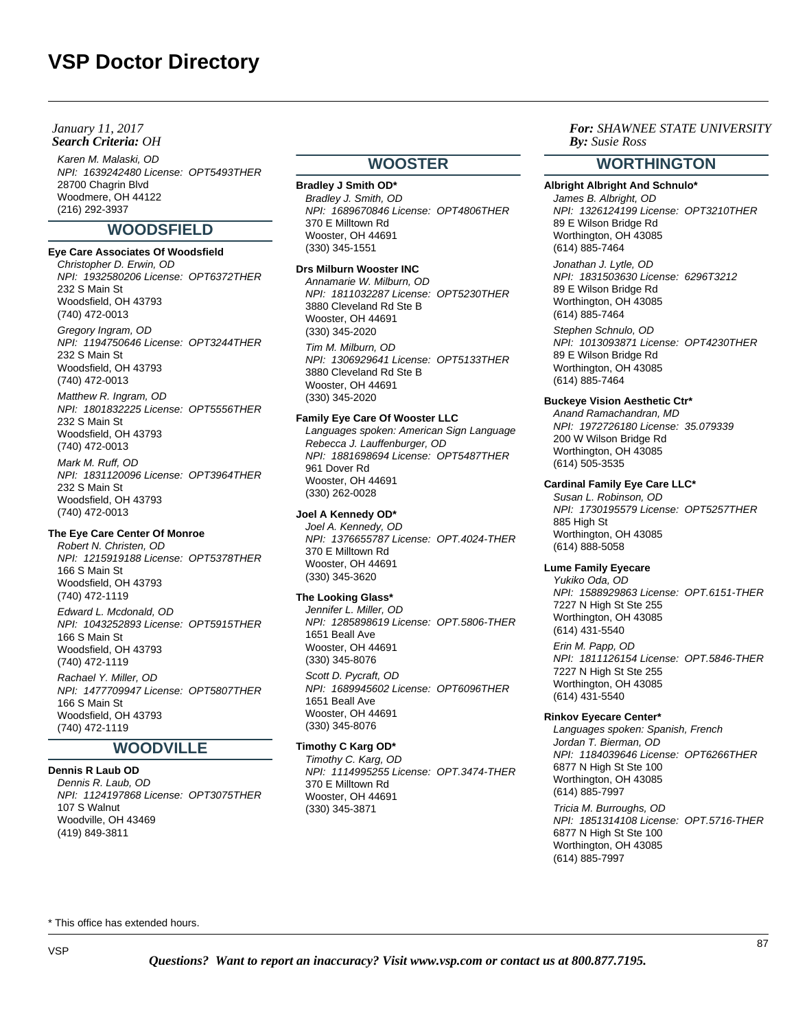# VSP Doctor Directory

*January 11, 2017*
***Search Criteria:** OH*

***For:** SHAWNEE STATE UNIVERSITY*
***By:** Susie Ross*

*Karen M. Malaski, OD*
*NPI: 1639242480 License: OPT5493THER*
28700 Chagrin Blvd
Woodmere, OH 44122
(216) 292-3937

## WOODSFIELD

**Eye Care Associates Of Woodsfield**

*Christopher D. Erwin, OD*
*NPI: 1932580206 License: OPT6372THER*
232 S Main St
Woodsfield, OH 43793
(740) 472-0013

*Gregory Ingram, OD*
*NPI: 1194750646 License: OPT3244THER*
232 S Main St
Woodsfield, OH 43793
(740) 472-0013

*Matthew R. Ingram, OD*
*NPI: 1801832225 License: OPT5556THER*
232 S Main St
Woodsfield, OH 43793
(740) 472-0013

*Mark M. Ruff, OD*
*NPI: 1831120096 License: OPT3964THER*
232 S Main St
Woodsfield, OH 43793
(740) 472-0013

**The Eye Care Center Of Monroe**

*Robert N. Christen, OD*
*NPI: 1215919188 License: OPT5378THER*
166 S Main St
Woodsfield, OH 43793
(740) 472-1119

*Edward L. Mcdonald, OD*
*NPI: 1043252893 License: OPT5915THER*
166 S Main St
Woodsfield, OH 43793
(740) 472-1119

*Rachael Y. Miller, OD*
*NPI: 1477709947 License: OPT5807THER*
166 S Main St
Woodsfield, OH 43793
(740) 472-1119

## WOODVILLE

**Dennis R Laub OD**

*Dennis R. Laub, OD*
*NPI: 1124197868 License: OPT3075THER*
107 S Walnut
Woodville, OH 43469
(419) 849-3811

## WOOSTER

**Bradley J Smith OD***

*Bradley J. Smith, OD*
*NPI: 1689670846 License: OPT4806THER*
370 E Milltown Rd
Wooster, OH 44691
(330) 345-1551

**Drs Milburn Wooster INC**

*Annamarie W. Milburn, OD*
*NPI: 1811032287 License: OPT5230THER*
3880 Cleveland Rd Ste B
Wooster, OH 44691
(330) 345-2020

*Tim M. Milburn, OD*
*NPI: 1306929641 License: OPT5133THER*
3880 Cleveland Rd Ste B
Wooster, OH 44691
(330) 345-2020

**Family Eye Care Of Wooster LLC**

*Languages spoken: American Sign Language*
*Rebecca J. Lauffenburger, OD*
*NPI: 1881698694 License: OPT5487THER*
961 Dover Rd
Wooster, OH 44691
(330) 262-0028

**Joel A Kennedy OD***

*Joel A. Kennedy, OD*
*NPI: 1376655787 License: OPT.4024-THER*
370 E Milltown Rd
Wooster, OH 44691
(330) 345-3620

**The Looking Glass***

*Jennifer L. Miller, OD*
*NPI: 1285898619 License: OPT.5806-THER*
1651 Beall Ave
Wooster, OH 44691
(330) 345-8076

*Scott D. Pycraft, OD*
*NPI: 1689945602 License: OPT6096THER*
1651 Beall Ave
Wooster, OH 44691
(330) 345-8076

**Timothy C Karg OD***

*Timothy C. Karg, OD*
*NPI: 1114995255 License: OPT.3474-THER*
370 E Milltown Rd
Wooster, OH 44691
(330) 345-3871

## WORTHINGTON

**Albright Albright And Schnulo***

*James B. Albright, OD*
*NPI: 1326124199 License: OPT3210THER*
89 E Wilson Bridge Rd
Worthington, OH 43085
(614) 885-7464

*Jonathan J. Lytle, OD*
*NPI: 1831503630 License: 6296T3212*
89 E Wilson Bridge Rd
Worthington, OH 43085
(614) 885-7464

*Stephen Schnulo, OD*
*NPI: 1013093871 License: OPT4230THER*
89 E Wilson Bridge Rd
Worthington, OH 43085
(614) 885-7464

**Buckeye Vision Aesthetic Ctr***

*Anand Ramachandran, MD*
*NPI: 1972726180 License: 35.079339*
200 W Wilson Bridge Rd
Worthington, OH 43085
(614) 505-3535

**Cardinal Family Eye Care LLC***

*Susan L. Robinson, OD*
*NPI: 1730195579 License: OPT5257THER*
885 High St
Worthington, OH 43085
(614) 888-5058

**Lume Family Eyecare**

*Yukiko Oda, OD*
*NPI: 1588929863 License: OPT.6151-THER*
7227 N High St Ste 255
Worthington, OH 43085
(614) 431-5540

*Erin M. Papp, OD*
*NPI: 1811126154 License: OPT.5846-THER*
7227 N High St Ste 255
Worthington, OH 43085
(614) 431-5540

**Rinkov Eyecare Center***

*Languages spoken: Spanish, French*
*Jordan T. Bierman, OD*
*NPI: 1184039646 License: OPT6266THER*
6877 N High St Ste 100
Worthington, OH 43085
(614) 885-7997

*Tricia M. Burroughs, OD*
*NPI: 1851314108 License: OPT.5716-THER*
6877 N High St Ste 100
Worthington, OH 43085
(614) 885-7997

\* This office has extended hours.

VSP

***Questions? Want to report an inaccuracy? Visit www.vsp.com or contact us at 800.877.7195.***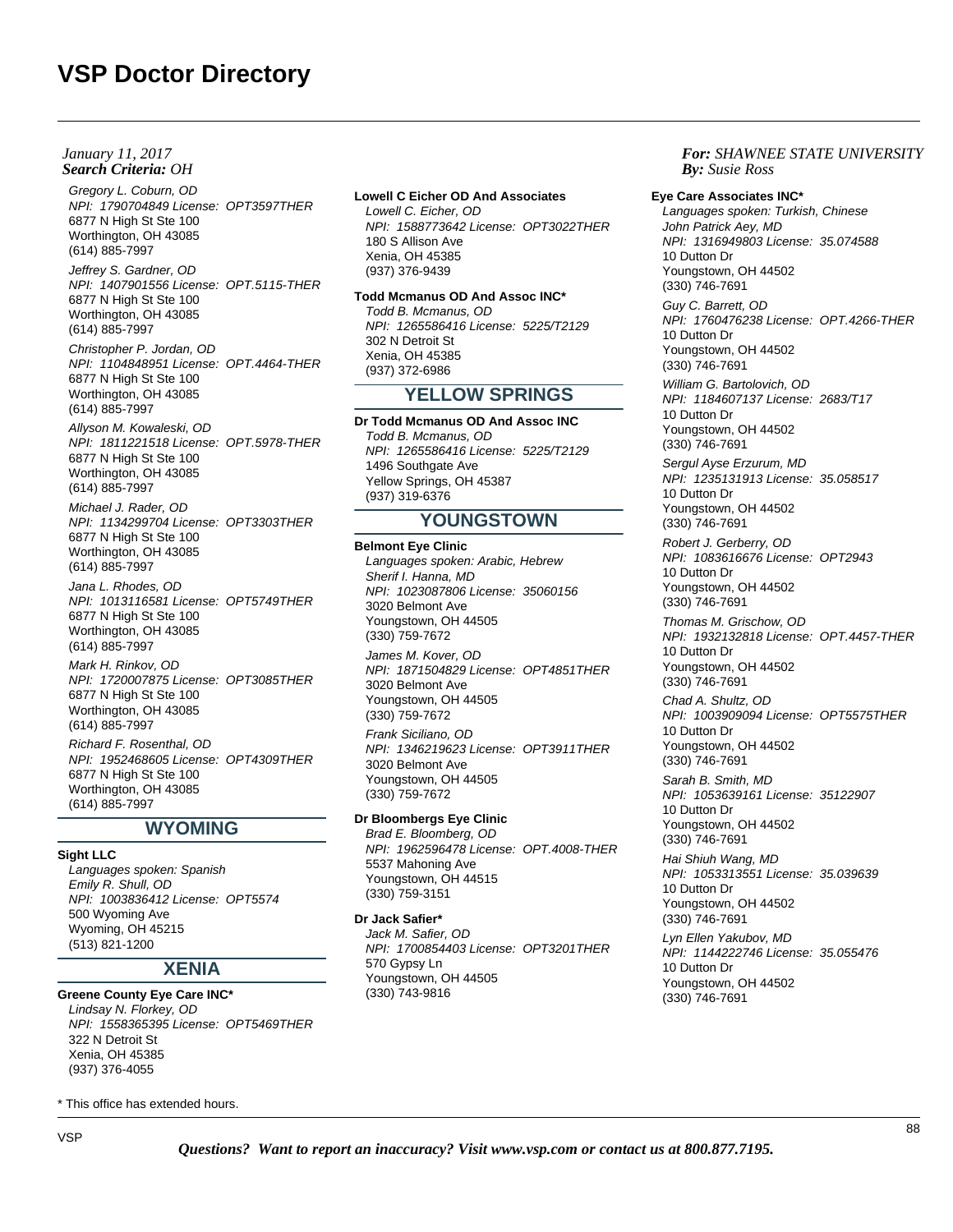# VSP Doctor Directory

*January 11, 2017*
***Search Criteria:*** *OH*

***For:*** *SHAWNEE STATE UNIVERSITY*
***By:*** *Susie Ross*

*Gregory L. Coburn, OD*
*NPI: 1790704849 License: OPT3597THER*
6877 N High St Ste 100
Worthington, OH 43085
(614) 885-7997

*Jeffrey S. Gardner, OD*
*NPI: 1407901556 License: OPT.5115-THER*
6877 N High St Ste 100
Worthington, OH 43085
(614) 885-7997

*Christopher P. Jordan, OD*
*NPI: 1104848951 License: OPT.4464-THER*
6877 N High St Ste 100
Worthington, OH 43085
(614) 885-7997

*Allyson M. Kowaleski, OD*
*NPI: 1811221518 License: OPT.5978-THER*
6877 N High St Ste 100
Worthington, OH 43085
(614) 885-7997

*Michael J. Rader, OD*
*NPI: 1134299704 License: OPT3303THER*
6877 N High St Ste 100
Worthington, OH 43085
(614) 885-7997

*Jana L. Rhodes, OD*
*NPI: 1013116581 License: OPT5749THER*
6877 N High St Ste 100
Worthington, OH 43085
(614) 885-7997

*Mark H. Rinkov, OD*
*NPI: 1720007875 License: OPT3085THER*
6877 N High St Ste 100
Worthington, OH 43085
(614) 885-7997

*Richard F. Rosenthal, OD*
*NPI: 1952468605 License: OPT4309THER*
6877 N High St Ste 100
Worthington, OH 43085
(614) 885-7997

## WYOMING

**Sight LLC**
*Languages spoken: Spanish*
*Emily R. Shull, OD*
*NPI: 1003836412 License: OPT5574*
500 Wyoming Ave
Wyoming, OH 45215
(513) 821-1200

## XENIA

**Greene County Eye Care INC***
*Lindsay N. Florkey, OD*
*NPI: 1558365395 License: OPT5469THER*
322 N Detroit St
Xenia, OH 45385
(937) 376-4055

**Lowell C Eicher OD And Associates**
*Lowell C. Eicher, OD*
*NPI: 1588773642 License: OPT3022THER*
180 S Allison Ave
Xenia, OH 45385
(937) 376-9439

**Todd Mcmanus OD And Assoc INC***
*Todd B. Mcmanus, OD*
*NPI: 1265586416 License: 5225/T2129*
302 N Detroit St
Xenia, OH 45385
(937) 372-6986

## YELLOW SPRINGS

**Dr Todd Mcmanus OD And Assoc INC**
*Todd B. Mcmanus, OD*
*NPI: 1265586416 License: 5225/T2129*
1496 Southgate Ave
Yellow Springs, OH 45387
(937) 319-6376

## YOUNGSTOWN

**Belmont Eye Clinic**
*Languages spoken: Arabic, Hebrew*
*Sherif I. Hanna, MD*
*NPI: 1023087806 License: 35060156*
3020 Belmont Ave
Youngstown, OH 44505
(330) 759-7672

*James M. Kover, OD*
*NPI: 1871504829 License: OPT4851THER*
3020 Belmont Ave
Youngstown, OH 44505
(330) 759-7672

*Frank Siciliano, OD*
*NPI: 1346219623 License: OPT3911THER*
3020 Belmont Ave
Youngstown, OH 44505
(330) 759-7672

**Dr Bloombergs Eye Clinic**
*Brad E. Bloomberg, OD*
*NPI: 1962596478 License: OPT.4008-THER*
5537 Mahoning Ave
Youngstown, OH 44515
(330) 759-3151

**Dr Jack Safier***
*Jack M. Safier, OD*
*NPI: 1700854403 License: OPT3201THER*
570 Gypsy Ln
Youngstown, OH 44505
(330) 743-9816

**Eye Care Associates INC***
*Languages spoken: Turkish, Chinese*
*John Patrick Aey, MD*
*NPI: 1316949803 License: 35.074588*
10 Dutton Dr
Youngstown, OH 44502
(330) 746-7691

*Guy C. Barrett, OD*
*NPI: 1760476238 License: OPT.4266-THER*
10 Dutton Dr
Youngstown, OH 44502
(330) 746-7691

*William G. Bartolovich, OD*
*NPI: 1184607137 License: 2683/T17*
10 Dutton Dr
Youngstown, OH 44502
(330) 746-7691

*Sergul Ayse Erzurum, MD*
*NPI: 1235131913 License: 35.058517*
10 Dutton Dr
Youngstown, OH 44502
(330) 746-7691

*Robert J. Gerberry, OD*
*NPI: 1083616676 License: OPT2943*
10 Dutton Dr
Youngstown, OH 44502
(330) 746-7691

*Thomas M. Grischow, OD*
*NPI: 1932132818 License: OPT.4457-THER*
10 Dutton Dr
Youngstown, OH 44502
(330) 746-7691

*Chad A. Shultz, OD*
*NPI: 1003909094 License: OPT5575THER*
10 Dutton Dr
Youngstown, OH 44502
(330) 746-7691

*Sarah B. Smith, MD*
*NPI: 1053639161 License: 35122907*
10 Dutton Dr
Youngstown, OH 44502
(330) 746-7691

*Hai Shiuh Wang, MD*
*NPI: 1053313551 License: 35.039639*
10 Dutton Dr
Youngstown, OH 44502
(330) 746-7691

*Lyn Ellen Yakubov, MD*
*NPI: 1144222746 License: 35.055476*
10 Dutton Dr
Youngstown, OH 44502
(330) 746-7691

\* This office has extended hours.

***Questions? Want to report an inaccuracy? Visit www.vsp.com or contact us at 800.877.7195.***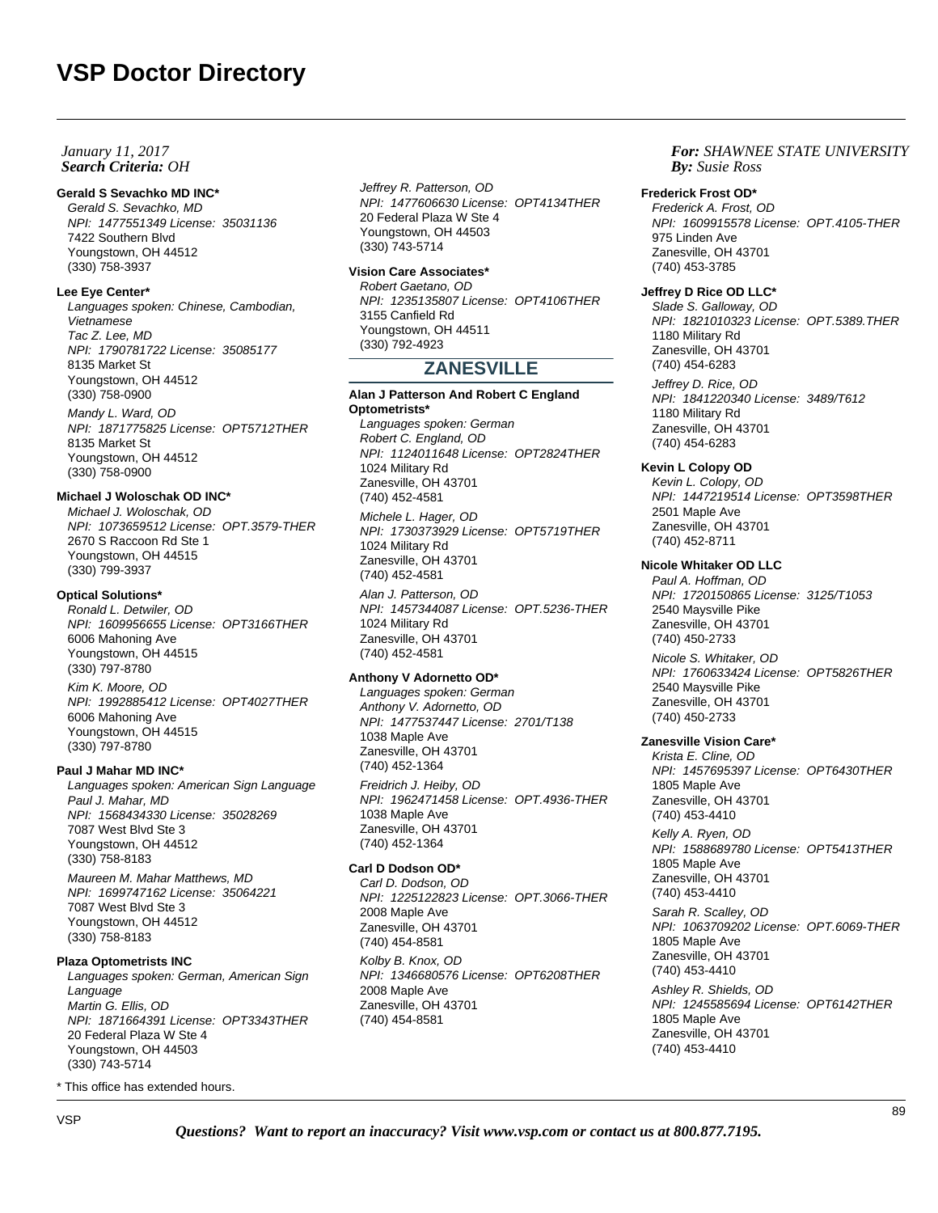# VSP Doctor Directory

*January 11, 2017*
***Search Criteria:*** *OH*

***For:*** *SHAWNEE STATE UNIVERSITY*
***By:*** *Susie Ross*

**Gerald S Sevachko MD INC***

*Gerald S. Sevachko, MD*
*NPI: 1477551349 License: 35031136*
7422 Southern Blvd
Youngstown, OH 44512
(330) 758-3937

**Lee Eye Center***

*Languages spoken: Chinese, Cambodian, Vietnamese*
*Tac Z. Lee, MD*
*NPI: 1790781722 License: 35085177*
8135 Market St
Youngstown, OH 44512
(330) 758-0900

*Mandy L. Ward, OD*
*NPI: 1871775825 License: OPT5712THER*
8135 Market St
Youngstown, OH 44512
(330) 758-0900

**Michael J Woloschak OD INC***

*Michael J. Woloschak, OD*
*NPI: 1073659512 License: OPT.3579-THER*
2670 S Raccoon Rd Ste 1
Youngstown, OH 44515
(330) 799-3937

**Optical Solutions***

*Ronald L. Detwiler, OD*
*NPI: 1609956655 License: OPT3166THER*
6006 Mahoning Ave
Youngstown, OH 44515
(330) 797-8780

*Kim K. Moore, OD*
*NPI: 1992885412 License: OPT4027THER*
6006 Mahoning Ave
Youngstown, OH 44515
(330) 797-8780

**Paul J Mahar MD INC***

*Languages spoken: American Sign Language*
*Paul J. Mahar, MD*
*NPI: 1568434330 License: 35028269*
7087 West Blvd Ste 3
Youngstown, OH 44512
(330) 758-8183

*Maureen M. Mahar Matthews, MD*
*NPI: 1699747162 License: 35064221*
7087 West Blvd Ste 3
Youngstown, OH 44512
(330) 758-8183

**Plaza Optometrists INC**

*Languages spoken: German, American Sign Language*
*Martin G. Ellis, OD*
*NPI: 1871664391 License: OPT3343THER*
20 Federal Plaza W Ste 4
Youngstown, OH 44503
(330) 743-5714

*Jeffrey R. Patterson, OD*
*NPI: 1477606630 License: OPT4134THER*
20 Federal Plaza W Ste 4
Youngstown, OH 44503
(330) 743-5714

**Vision Care Associates***

*Robert Gaetano, OD*
*NPI: 1235135807 License: OPT4106THER*
3155 Canfield Rd
Youngstown, OH 44511
(330) 792-4923

## ZANESVILLE

**Alan J Patterson And Robert C England Optometrists***

*Languages spoken: German*
*Robert C. England, OD*
*NPI: 1124011648 License: OPT2824THER*
1024 Military Rd
Zanesville, OH 43701
(740) 452-4581

*Michele L. Hager, OD*
*NPI: 1730373929 License: OPT5719THER*
1024 Military Rd
Zanesville, OH 43701
(740) 452-4581

*Alan J. Patterson, OD*
*NPI: 1457344087 License: OPT.5236-THER*
1024 Military Rd
Zanesville, OH 43701
(740) 452-4581

**Anthony V Adornetto OD***

*Languages spoken: German*
*Anthony V. Adornetto, OD*
*NPI: 1477537447 License: 2701/T138*
1038 Maple Ave
Zanesville, OH 43701
(740) 452-1364

*Freidrich J. Heiby, OD*
*NPI: 1962471458 License: OPT.4936-THER*
1038 Maple Ave
Zanesville, OH 43701
(740) 452-1364

**Carl D Dodson OD***

*Carl D. Dodson, OD*
*NPI: 1225122823 License: OPT.3066-THER*
2008 Maple Ave
Zanesville, OH 43701
(740) 454-8581

*Kolby B. Knox, OD*
*NPI: 1346680576 License: OPT6208THER*
2008 Maple Ave
Zanesville, OH 43701
(740) 454-8581

**Frederick Frost OD***

*Frederick A. Frost, OD*
*NPI: 1609915578 License: OPT.4105-THER*
975 Linden Ave
Zanesville, OH 43701
(740) 453-3785

**Jeffrey D Rice OD LLC***

*Slade S. Galloway, OD*
*NPI: 1821010323 License: OPT.5389.THER*
1180 Military Rd
Zanesville, OH 43701
(740) 454-6283

*Jeffrey D. Rice, OD*
*NPI: 1841220340 License: 3489/T612*
1180 Military Rd
Zanesville, OH 43701
(740) 454-6283

**Kevin L Colopy OD**

*Kevin L. Colopy, OD*
*NPI: 1447219514 License: OPT3598THER*
2501 Maple Ave
Zanesville, OH 43701
(740) 452-8711

**Nicole Whitaker OD LLC**

*Paul A. Hoffman, OD*
*NPI: 1720150865 License: 3125/T1053*
2540 Maysville Pike
Zanesville, OH 43701
(740) 450-2733

*Nicole S. Whitaker, OD*
*NPI: 1760633424 License: OPT5826THER*
2540 Maysville Pike
Zanesville, OH 43701
(740) 450-2733

**Zanesville Vision Care***

*Krista E. Cline, OD*
*NPI: 1457695397 License: OPT6430THER*
1805 Maple Ave
Zanesville, OH 43701
(740) 453-4410

*Kelly A. Ryen, OD*
*NPI: 1588689780 License: OPT5413THER*
1805 Maple Ave
Zanesville, OH 43701
(740) 453-4410

*Sarah R. Scalley, OD*
*NPI: 1063709202 License: OPT.6069-THER*
1805 Maple Ave
Zanesville, OH 43701
(740) 453-4410

*Ashley R. Shields, OD*
*NPI: 1245585694 License: OPT6142THER*
1805 Maple Ave
Zanesville, OH 43701
(740) 453-4410

* This office has extended hours.

***Questions? Want to report an inaccuracy? Visit www.vsp.com or contact us at 800.877.7195.***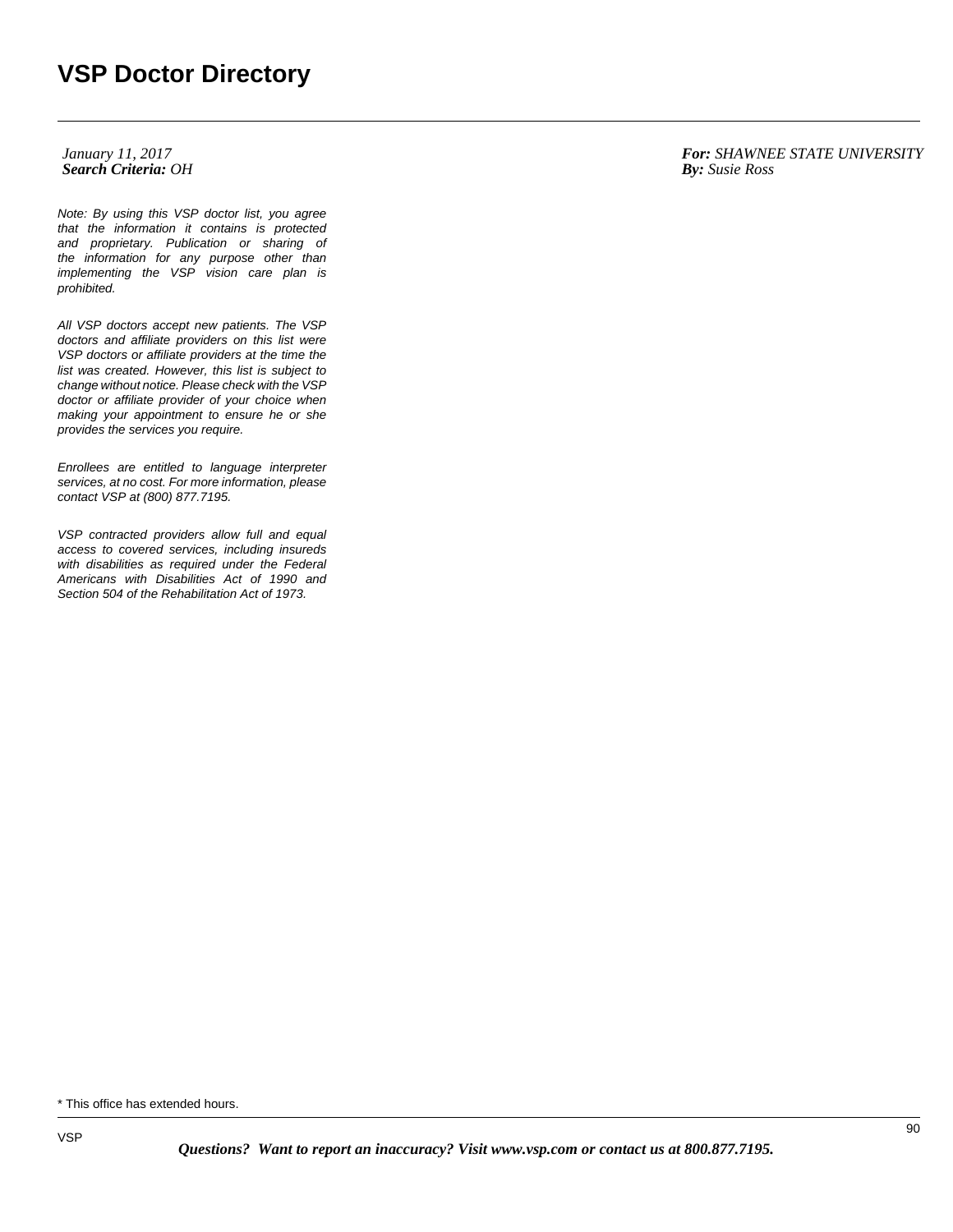# VSP Doctor Directory

*January 11, 2017*
***Search Criteria:*** *OH*

***For:*** *SHAWNEE STATE UNIVERSITY*
***By:*** *Susie Ross*

*Note: By using this VSP doctor list, you agree that the information it contains is protected and proprietary. Publication or sharing of the information for any purpose other than implementing the VSP vision care plan is prohibited.*

*All VSP doctors accept new patients. The VSP doctors and affiliate providers on this list were VSP doctors or affiliate providers at the time the list was created. However, this list is subject to change without notice. Please check with the VSP doctor or affiliate provider of your choice when making your appointment to ensure he or she provides the services you require.*

*Enrollees are entitled to language interpreter services, at no cost. For more information, please contact VSP at (800) 877.7195.*

*VSP contracted providers allow full and equal access to covered services, including insureds with disabilities as required under the Federal Americans with Disabilities Act of 1990 and Section 504 of the Rehabilitation Act of 1973.*

* This office has extended hours.